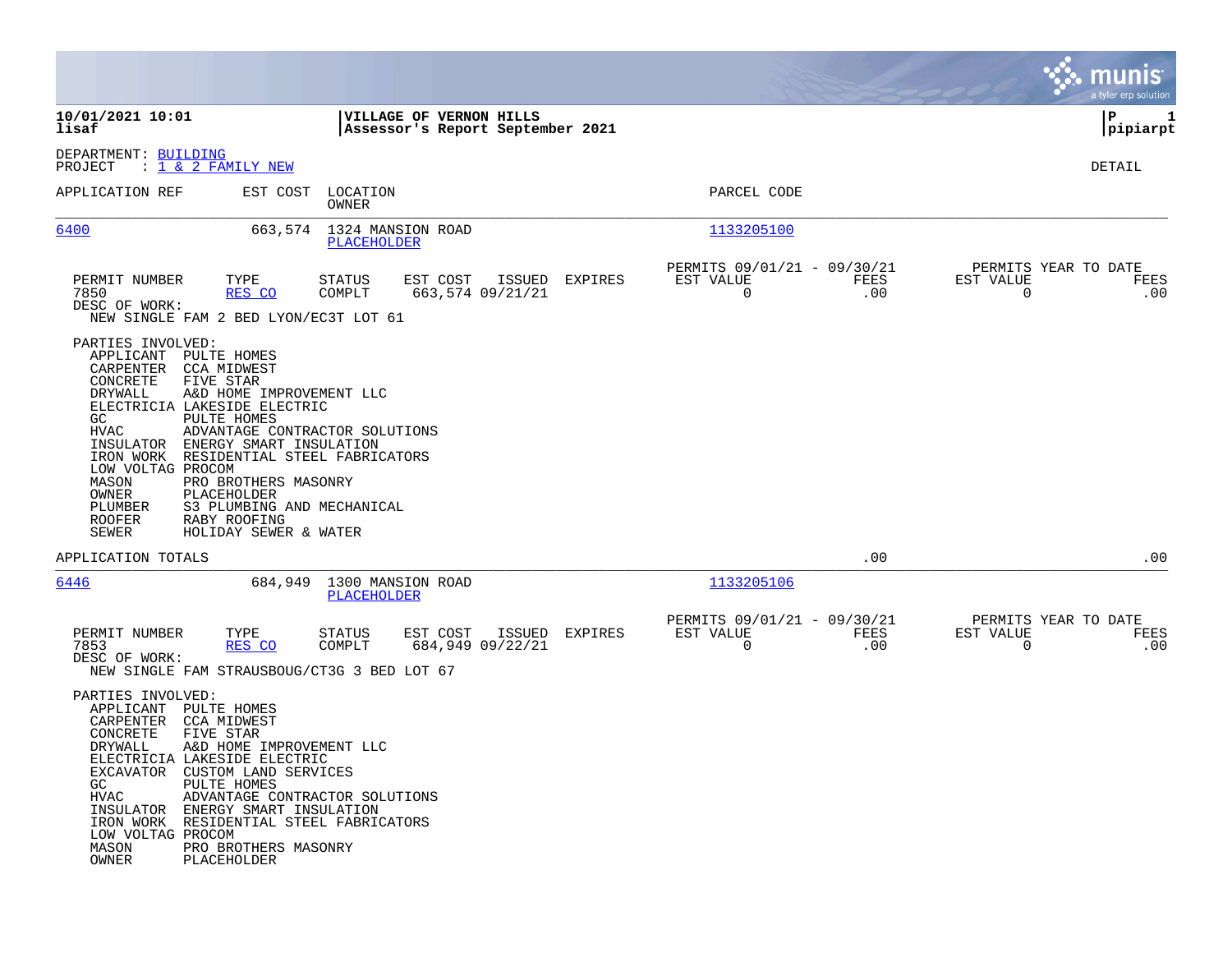**10/01/2021 10:01** — **VILLAGE OF VERNON HILLS**
**lisaf** — **Assessor's Report September 2021** — **P 1** — **pipiarpt**

DEPARTMENT: BUILDING
PROJECT : 1 & 2 FAMILY NEW

DETAIL

| APPLICATION REF | EST COST | LOCATION / OWNER | PARCEL CODE |
|---|---|---|---|
| 6400 | 663,574 | 1324 MANSION ROAD / PLACEHOLDER | 1133205100 |

| PERMIT NUMBER | TYPE | STATUS | EST COST | ISSUED | EXPIRES | PERMITS 09/01/21 - 09/30/21 EST VALUE | FEES | PERMITS YEAR TO DATE EST VALUE | FEES |
|---|---|---|---|---|---|---|---|---|---|
| 7850 | RES CO | COMPLT | 663,574 | 09/21/21 | | 0 | .00 | 0 | .00 |

DESC OF WORK:
NEW SINGLE FAM 2 BED LYON/EC3T LOT 61

PARTIES INVOLVED:

| Role | Party |
|---|---|
| APPLICANT | PULTE HOMES |
| CARPENTER | CCA MIDWEST |
| CONCRETE | FIVE STAR |
| DRYWALL | A&D HOME IMPROVEMENT LLC |
| ELECTRICIA | LAKESIDE ELECTRIC |
| GC | PULTE HOMES |
| HVAC | ADVANTAGE CONTRACTOR SOLUTIONS |
| INSULATOR | ENERGY SMART INSULATION |
| IRON WORK | RESIDENTIAL STEEL FABRICATORS |
| LOW VOLTAG | PROCOM |
| MASON | PRO BROTHERS MASONRY |
| OWNER | PLACEHOLDER |
| PLUMBER | S3 PLUMBING AND MECHANICAL |
| ROOFER | RABY ROOFING |
| SEWER | HOLIDAY SEWER & WATER |

APPLICATION TOTALS — .00 — .00

| APPLICATION REF | EST COST | LOCATION / OWNER | PARCEL CODE |
|---|---|---|---|
| 6446 | 684,949 | 1300 MANSION ROAD / PLACEHOLDER | 1133205106 |

| PERMIT NUMBER | TYPE | STATUS | EST COST | ISSUED | EXPIRES | PERMITS 09/01/21 - 09/30/21 EST VALUE | FEES | PERMITS YEAR TO DATE EST VALUE | FEES |
|---|---|---|---|---|---|---|---|---|---|
| 7853 | RES CO | COMPLT | 684,949 | 09/22/21 | | 0 | .00 | 0 | .00 |

DESC OF WORK:
NEW SINGLE FAM STRAUSBOUG/CT3G 3 BED LOT 67

PARTIES INVOLVED:

| Role | Party |
|---|---|
| APPLICANT | PULTE HOMES |
| CARPENTER | CCA MIDWEST |
| CONCRETE | FIVE STAR |
| DRYWALL | A&D HOME IMPROVEMENT LLC |
| ELECTRICIA | LAKESIDE ELECTRIC |
| EXCAVATOR | CUSTOM LAND SERVICES |
| GC | PULTE HOMES |
| HVAC | ADVANTAGE CONTRACTOR SOLUTIONS |
| INSULATOR | ENERGY SMART INSULATION |
| IRON WORK | RESIDENTIAL STEEL FABRICATORS |
| LOW VOLTAG | PROCOM |
| MASON | PRO BROTHERS MASONRY |
| OWNER | PLACEHOLDER |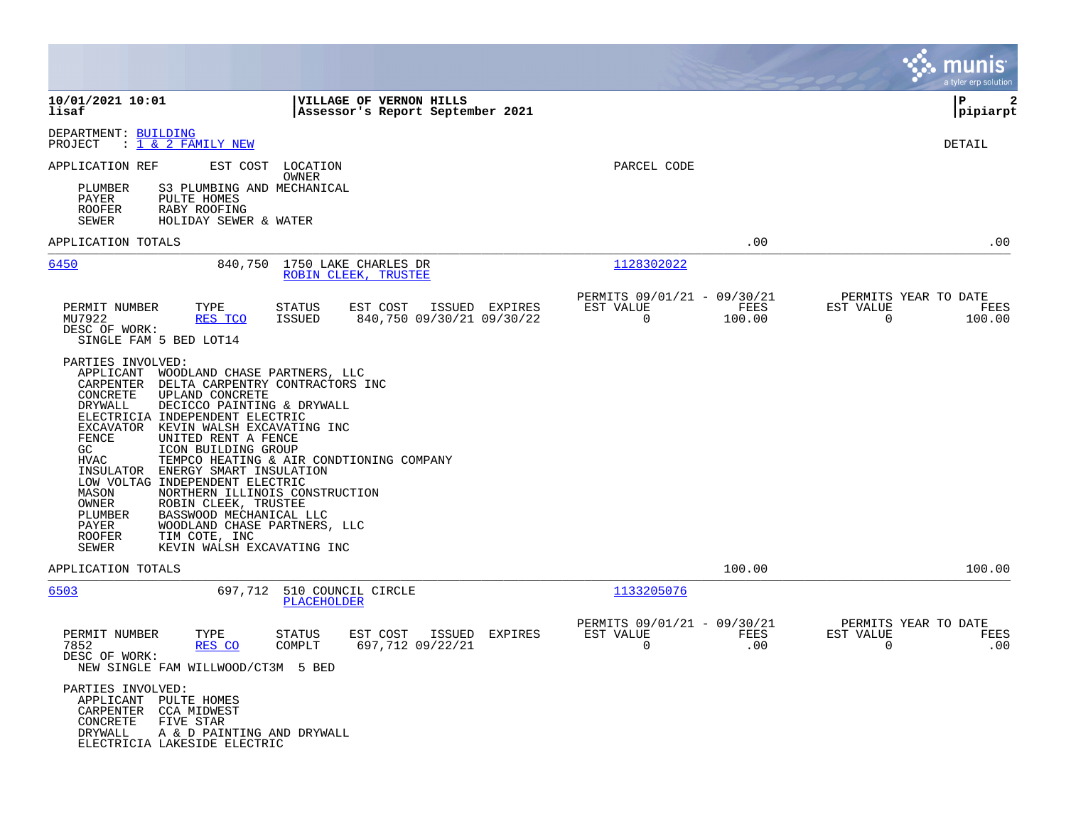**10/01/2021 10:01** — **VILLAGE OF VERNON HILLS**
**lisaf** — **Assessor's Report September 2021** — **pipiarpt**

DEPARTMENT: BUILDING
PROJECT : 1 & 2 FAMILY NEW

DETAIL

| APPLICATION REF | EST COST | LOCATION / OWNER | PARCEL CODE |
|---|---|---|---|

PLUMBER S3 PLUMBING AND MECHANICAL
PAYER PULTE HOMES
ROOFER RABY ROOFING
SEWER HOLIDAY SEWER & WATER

APPLICATION TOTALS .00 .00

---

**6450** 840,750 1750 LAKE CHARLES DR — ROBIN CLEEK, TRUSTEE — Parcel 1128302022

| PERMIT NUMBER | TYPE | STATUS | EST COST | ISSUED | EXPIRES | PERMITS 09/01/21 - 09/30/21 EST VALUE | FEES | PERMITS YEAR TO DATE EST VALUE | FEES |
|---|---|---|---|---|---|---|---|---|---|
| MU7922 | RES TCO | ISSUED | 840,750 | 09/30/21 | 09/30/22 | 0 | 100.00 | 0 | 100.00 |

DESC OF WORK:
SINGLE FAM 5 BED LOT14

PARTIES INVOLVED:
- APPLICANT WOODLAND CHASE PARTNERS, LLC
- CARPENTER DELTA CARPENTRY CONTRACTORS INC
- CONCRETE UPLAND CONCRETE
- DRYWALL DECICCO PAINTING & DRYWALL
- ELECTRICIA INDEPENDENT ELECTRIC
- EXCAVATOR KEVIN WALSH EXCAVATING INC
- FENCE UNITED RENT A FENCE
- GC ICON BUILDING GROUP
- HVAC TEMPCO HEATING & AIR CONDTIONING COMPANY
- INSULATOR ENERGY SMART INSULATION
- LOW VOLTAG INDEPENDENT ELECTRIC
- MASON NORTHERN ILLINOIS CONSTRUCTION
- OWNER ROBIN CLEEK, TRUSTEE
- PLUMBER BASSWOOD MECHANICAL LLC
- PAYER WOODLAND CHASE PARTNERS, LLC
- ROOFER TIM COTE, INC
- SEWER KEVIN WALSH EXCAVATING INC

APPLICATION TOTALS 100.00 100.00

---

**6503** 697,712 510 COUNCIL CIRCLE — PLACEHOLDER — Parcel 1133205076

| PERMIT NUMBER | TYPE | STATUS | EST COST | ISSUED | EXPIRES | PERMITS 09/01/21 - 09/30/21 EST VALUE | FEES | PERMITS YEAR TO DATE EST VALUE | FEES |
|---|---|---|---|---|---|---|---|---|---|
| 7852 | RES CO | COMPLT | 697,712 | 09/22/21 | | 0 | .00 | 0 | .00 |

DESC OF WORK:
NEW SINGLE FAM WILLWOOD/CT3M 5 BED

PARTIES INVOLVED:
- APPLICANT PULTE HOMES
- CARPENTER CCA MIDWEST
- CONCRETE FIVE STAR
- DRYWALL A & D PAINTING AND DRYWALL
- ELECTRICIA LAKESIDE ELECTRIC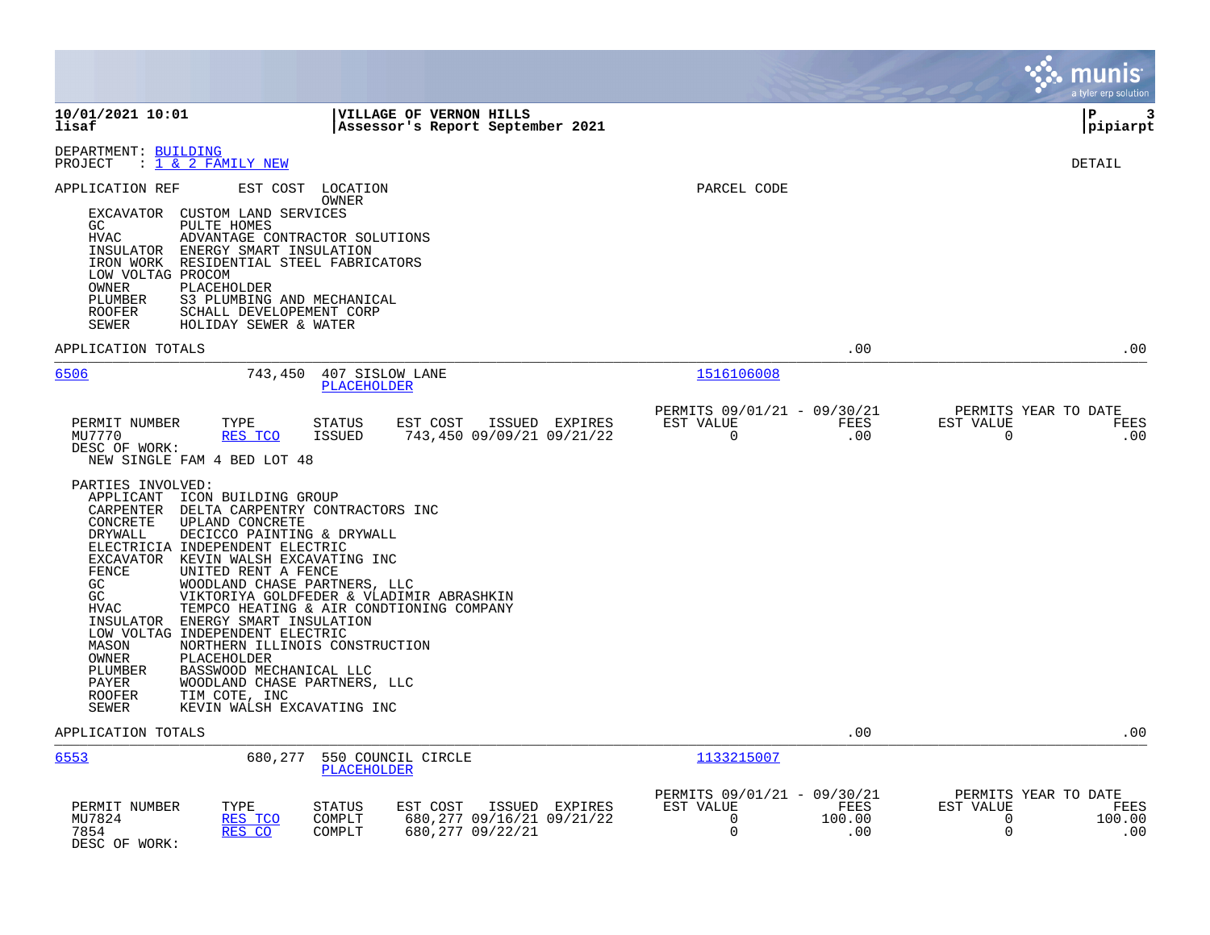**10/01/2021 10:01** | **VILLAGE OF VERNON HILLS** | **P 3**
**lisaf** | **Assessor's Report September 2021** | **pipiarpt**

DEPARTMENT: BUILDING
PROJECT : 1 & 2 FAMILY NEW

DETAIL

APPLICATION REF    EST COST    LOCATION / OWNER    PARCEL CODE

| Role | Name |
|---|---|
| EXCAVATOR | CUSTOM LAND SERVICES |
| GC | PULTE HOMES |
| HVAC | ADVANTAGE CONTRACTOR SOLUTIONS |
| INSULATOR | ENERGY SMART INSULATION |
| IRON WORK | RESIDENTIAL STEEL FABRICATORS |
| LOW VOLTAG | PROCOM |
| OWNER | PLACEHOLDER |
| PLUMBER | S3 PLUMBING AND MECHANICAL |
| ROOFER | SCHALL DEVELOPEMENT CORP |
| SEWER | HOLIDAY SEWER & WATER |

APPLICATION TOTALS .00 .00

---

**6506** 743,450 407 SISLOW LANE PLACEHOLDER Parcel: 1516106008

| PERMIT NUMBER | TYPE | STATUS | EST COST | ISSUED | EXPIRES | PERMITS 09/01/21 - 09/30/21 EST VALUE | FEES | PERMITS YEAR TO DATE EST VALUE | FEES |
|---|---|---|---|---|---|---|---|---|---|
| MU7770 | RES TCO | ISSUED | 743,450 | 09/09/21 | 09/21/22 | 0 | .00 | 0 | .00 |

DESC OF WORK:
NEW SINGLE FAM 4 BED LOT 48

PARTIES INVOLVED:

| Role | Name |
|---|---|
| APPLICANT | ICON BUILDING GROUP |
| CARPENTER | DELTA CARPENTRY CONTRACTORS INC |
| CONCRETE | UPLAND CONCRETE |
| DRYWALL | DECICCO PAINTING & DRYWALL |
| ELECTRICIA | INDEPENDENT ELECTRIC |
| EXCAVATOR | KEVIN WALSH EXCAVATING INC |
| FENCE | UNITED RENT A FENCE |
| GC | WOODLAND CHASE PARTNERS, LLC |
| GC | VIKTORIYA GOLDFEDER & VLADIMIR ABRASHKIN |
| HVAC | TEMPCO HEATING & AIR CONDTIONING COMPANY |
| INSULATOR | ENERGY SMART INSULATION |
| LOW VOLTAG | INDEPENDENT ELECTRIC |
| MASON | NORTHERN ILLINOIS CONSTRUCTION |
| OWNER | PLACEHOLDER |
| PLUMBER | BASSWOOD MECHANICAL LLC |
| PAYER | WOODLAND CHASE PARTNERS, LLC |
| ROOFER | TIM COTE, INC |
| SEWER | KEVIN WALSH EXCAVATING INC |

APPLICATION TOTALS .00 .00

---

**6553** 680,277 550 COUNCIL CIRCLE PLACEHOLDER Parcel: 1133215007

| PERMIT NUMBER | TYPE | STATUS | EST COST | ISSUED | EXPIRES | PERMITS 09/01/21 - 09/30/21 EST VALUE | FEES | PERMITS YEAR TO DATE EST VALUE | FEES |
|---|---|---|---|---|---|---|---|---|---|
| MU7824 | RES TCO | COMPLT | 680,277 | 09/16/21 | 09/21/22 | 0 | 100.00 | 0 | 100.00 |
| 7854 | RES CO | COMPLT | 680,277 | 09/22/21 | | 0 | .00 | 0 | .00 |

DESC OF WORK: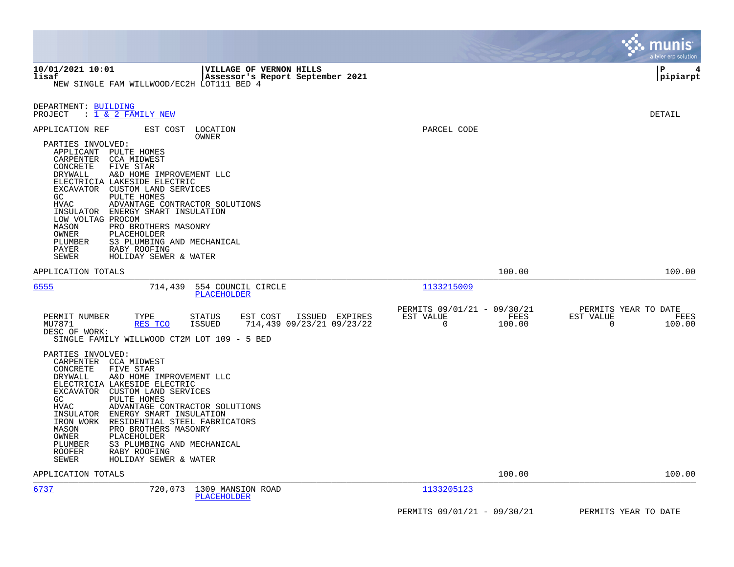10/01/2021 10:01 | VILLAGE OF VERNON HILLS
lisaf | Assessor's Report September 2021

NEW SINGLE FAM WILLWOOD/EC2H LOT111 BED 4

DEPARTMENT: BUILDING
PROJECT : 1 & 2 FAMILY NEW

DETAIL

APPLICATION REF | EST COST | LOCATION / OWNER | PARCEL CODE

PARTIES INVOLVED:

- APPLICANT PULTE HOMES
- CARPENTER CCA MIDWEST
- CONCRETE FIVE STAR
- DRYWALL A&D HOME IMPROVEMENT LLC
- ELECTRICIA LAKESIDE ELECTRIC
- EXCAVATOR CUSTOM LAND SERVICES
- GC PULTE HOMES
- HVAC ADVANTAGE CONTRACTOR SOLUTIONS
- INSULATOR ENERGY SMART INSULATION
- LOW VOLTAG PROCOM
- MASON PRO BROTHERS MASONRY
- OWNER PLACEHOLDER
- PLUMBER S3 PLUMBING AND MECHANICAL
- PAYER RABY ROOFING
- SEWER HOLIDAY SEWER & WATER

APPLICATION TOTALS | 100.00 | 100.00

---

6555 | 714,439 | 554 COUNCIL CIRCLE | 1133215009
PLACEHOLDER

| PERMIT NUMBER | TYPE | STATUS | EST COST | ISSUED | EXPIRES | PERMITS 09/01/21 - 09/30/21 EST VALUE | FEES | PERMITS YEAR TO DATE EST VALUE | FEES |
|---|---|---|---|---|---|---|---|---|---|
| MU7871 | RES TCO | ISSUED | 714,439 | 09/23/21 | 09/23/22 | 0 | 100.00 | 0 | 100.00 |

DESC OF WORK:
SINGLE FAMILY WILLWOOD CT2M LOT 109 - 5 BED

PARTIES INVOLVED:

- CARPENTER CCA MIDWEST
- CONCRETE FIVE STAR
- DRYWALL A&D HOME IMPROVEMENT LLC
- ELECTRICIA LAKESIDE ELECTRIC
- EXCAVATOR CUSTOM LAND SERVICES
- GC PULTE HOMES
- HVAC ADVANTAGE CONTRACTOR SOLUTIONS
- INSULATOR ENERGY SMART INSULATION
- IRON WORK RESIDENTIAL STEEL FABRICATORS
- MASON PRO BROTHERS MASONRY
- OWNER PLACEHOLDER
- PLUMBER S3 PLUMBING AND MECHANICAL
- ROOFER RABY ROOFING
- SEWER HOLIDAY SEWER & WATER

APPLICATION TOTALS | 100.00 | 100.00

---

6737 | 720,073 | 1309 MANSION ROAD | 1133205123
PLACEHOLDER

PERMITS 09/01/21 - 09/30/21 | PERMITS YEAR TO DATE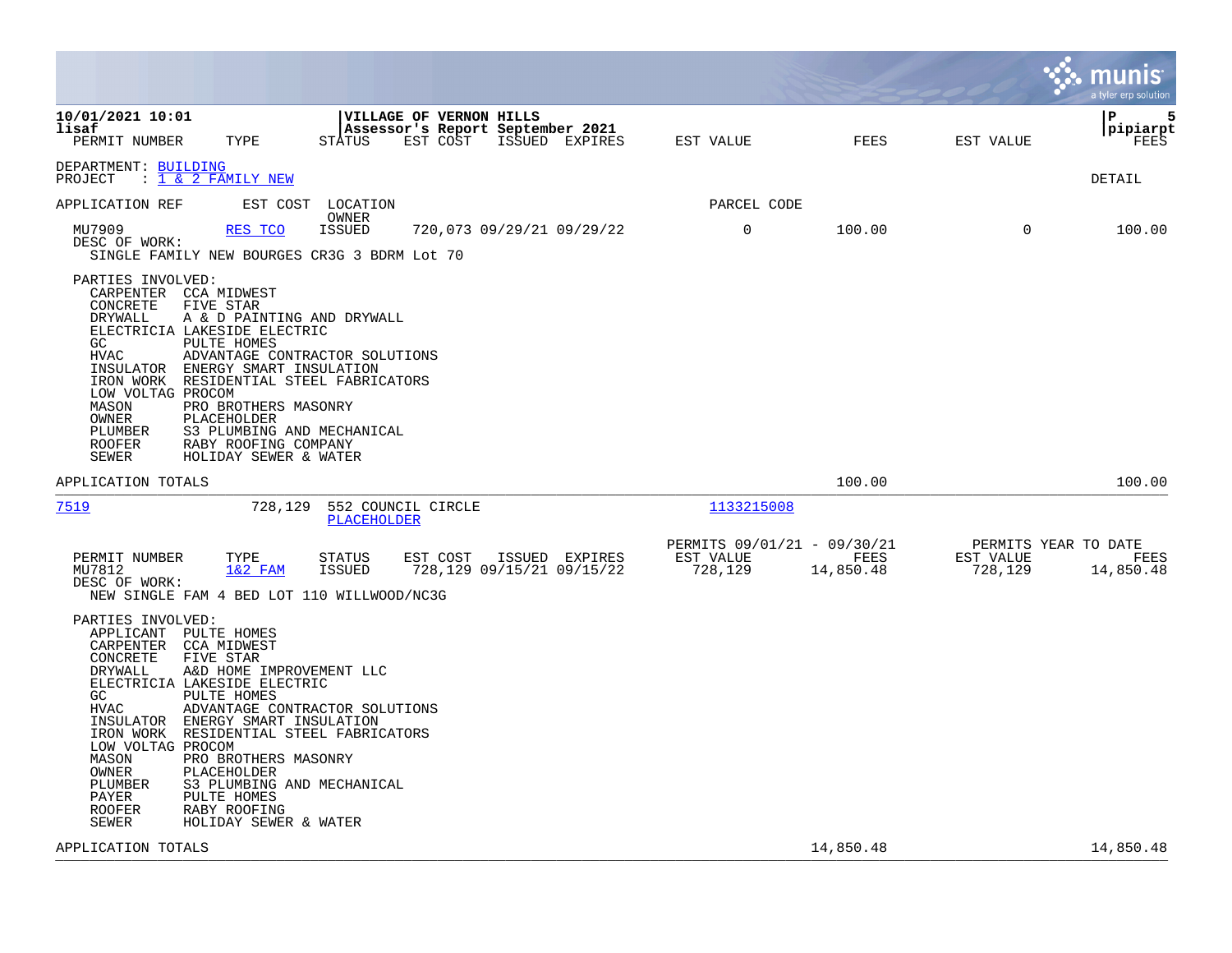10/01/2021 10:01 | VILLAGE OF VERNON HILLS | pipiarpt
lisaf | Assessor's Report September 2021

DEPARTMENT: BUILDING
PROJECT : 1 & 2 FAMILY NEW

DETAIL

| APPLICATION REF | EST COST | LOCATION / OWNER | | | PARCEL CODE | | | |
|---|---|---|---|---|---|---|---|---|
| PERMIT NUMBER | TYPE | STATUS | EST COST | ISSUED EXPIRES | EST VALUE | FEES | EST VALUE | FEES |
| MU7909 | RES TCO | ISSUED | 720,073 | 09/29/21 09/29/22 | 0 | 100.00 | 0 | 100.00 |

DESC OF WORK:
SINGLE FAMILY NEW BOURGES CR3G 3 BDRM Lot 70

PARTIES INVOLVED:
- CARPENTER CCA MIDWEST
- CONCRETE FIVE STAR
- DRYWALL A & D PAINTING AND DRYWALL
- ELECTRICIA LAKESIDE ELECTRIC
- GC PULTE HOMES
- HVAC ADVANTAGE CONTRACTOR SOLUTIONS
- INSULATOR ENERGY SMART INSULATION
- IRON WORK RESIDENTIAL STEEL FABRICATORS
- LOW VOLTAG PROCOM
- MASON PRO BROTHERS MASONRY
- OWNER PLACEHOLDER
- PLUMBER S3 PLUMBING AND MECHANICAL
- ROOFER RABY ROOFING COMPANY
- SEWER HOLIDAY SEWER & WATER

APPLICATION TOTALS — FEES: 100.00 — YEAR TO DATE FEES: 100.00

---

| APPLICATION REF | EST COST | LOCATION | OWNER | PARCEL CODE |
|---|---|---|---|---|
| 7519 | 728,129 | 552 COUNCIL CIRCLE | PLACEHOLDER | 1133215008 |

| PERMIT NUMBER | TYPE | STATUS | EST COST | ISSUED | EXPIRES | PERMITS 09/01/21 - 09/30/21 EST VALUE | FEES | PERMITS YEAR TO DATE EST VALUE | FEES |
|---|---|---|---|---|---|---|---|---|---|
| MU7812 | 1&2 FAM | ISSUED | 728,129 | 09/15/21 | 09/15/22 | 728,129 | 14,850.48 | 728,129 | 14,850.48 |

DESC OF WORK:
NEW SINGLE FAM 4 BED LOT 110 WILLWOOD/NC3G

PARTIES INVOLVED:
- APPLICANT PULTE HOMES
- CARPENTER CCA MIDWEST
- CONCRETE FIVE STAR
- DRYWALL A&D HOME IMPROVEMENT LLC
- ELECTRICIA LAKESIDE ELECTRIC
- GC PULTE HOMES
- HVAC ADVANTAGE CONTRACTOR SOLUTIONS
- INSULATOR ENERGY SMART INSULATION
- IRON WORK RESIDENTIAL STEEL FABRICATORS
- LOW VOLTAG PROCOM
- MASON PRO BROTHERS MASONRY
- OWNER PLACEHOLDER
- PLUMBER S3 PLUMBING AND MECHANICAL
- PAYER PULTE HOMES
- ROOFER RABY ROOFING
- SEWER HOLIDAY SEWER & WATER

APPLICATION TOTALS — FEES: 14,850.48 — YEAR TO DATE FEES: 14,850.48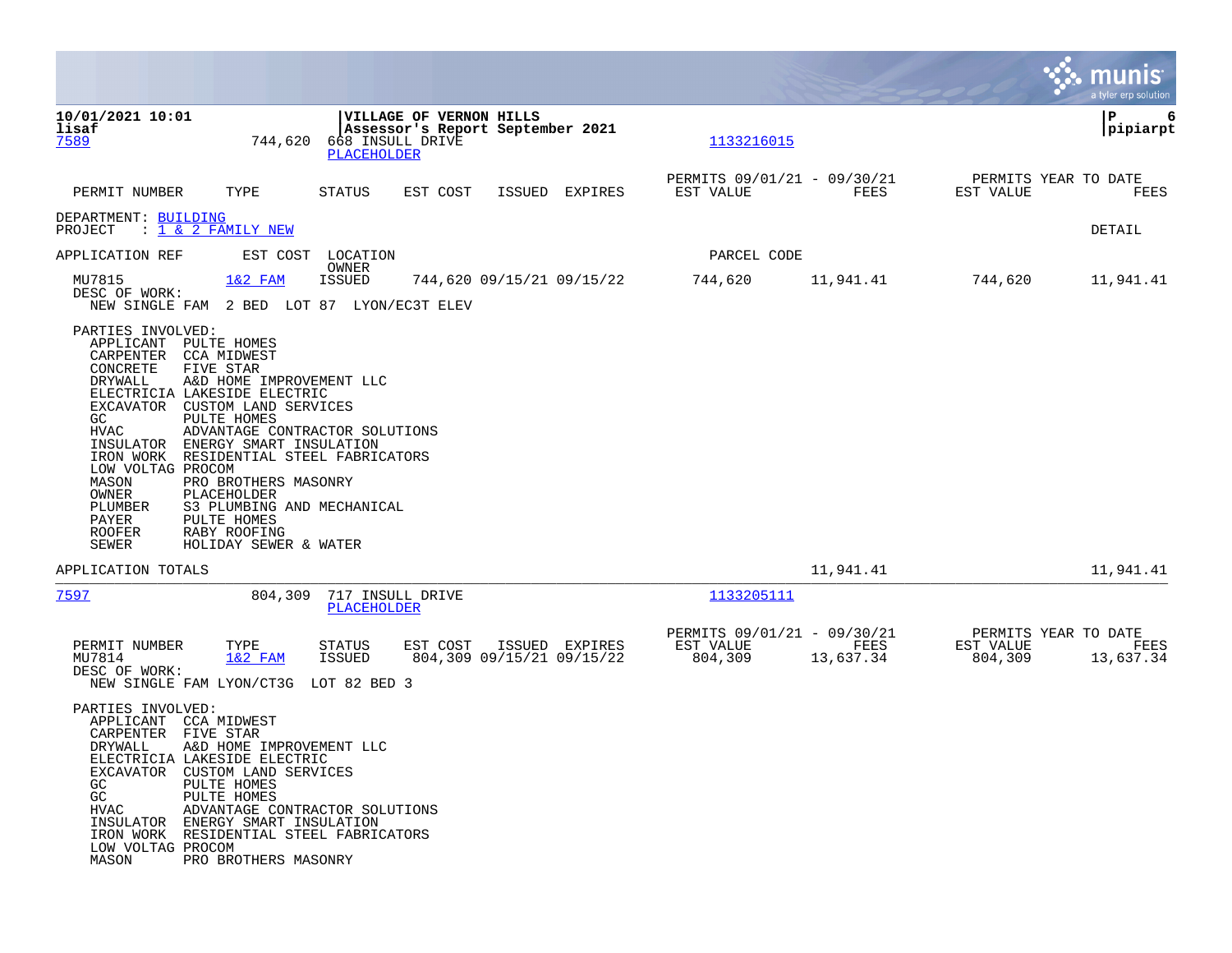**10/01/2021 10:01** | **VILLAGE OF VERNON HILLS** | **P 6**
**lisaf** | **Assessor's Report September 2021** | **pipiarpt**

7589 744,620 668 INSULL DRIVE 1133216015
PLACEHOLDER

| PERMIT NUMBER | TYPE | STATUS | EST COST | ISSUED | EXPIRES | PERMITS 09/01/21 - 09/30/21 EST VALUE | FEES | PERMITS YEAR TO DATE EST VALUE | FEES |
|---|---|---|---|---|---|---|---|---|---|

DEPARTMENT: BUILDING
PROJECT : 1 & 2 FAMILY NEW DETAIL

| APPLICATION REF | EST COST | LOCATION OWNER | | | | PARCEL CODE | | | |
|---|---|---|---|---|---|---|---|---|---|
| MU7815 | 1&2 FAM | ISSUED | 744,620 | 09/15/21 | 09/15/22 | 744,620 | 11,941.41 | 744,620 | 11,941.41 |

DESC OF WORK:
NEW SINGLE FAM 2 BED LOT 87 LYON/EC3T ELEV

PARTIES INVOLVED:

| Role | Party |
|---|---|
| APPLICANT | PULTE HOMES |
| CARPENTER | CCA MIDWEST |
| CONCRETE | FIVE STAR |
| DRYWALL | A&D HOME IMPROVEMENT LLC |
| ELECTRICIA | LAKESIDE ELECTRIC |
| EXCAVATOR | CUSTOM LAND SERVICES |
| GC | PULTE HOMES |
| HVAC | ADVANTAGE CONTRACTOR SOLUTIONS |
| INSULATOR | ENERGY SMART INSULATION |
| IRON WORK | RESIDENTIAL STEEL FABRICATORS |
| LOW VOLTAG | PROCOM |
| MASON | PRO BROTHERS MASONRY |
| OWNER | PLACEHOLDER |
| PLUMBER | S3 PLUMBING AND MECHANICAL |
| PAYER | PULTE HOMES |
| ROOFER | RABY ROOFING |
| SEWER | HOLIDAY SEWER & WATER |

APPLICATION TOTALS 11,941.41 11,941.41

---

7597 804,309 717 INSULL DRIVE 1133205111
PLACEHOLDER

| PERMIT NUMBER | TYPE | STATUS | EST COST | ISSUED | EXPIRES | PERMITS 09/01/21 - 09/30/21 EST VALUE | FEES | PERMITS YEAR TO DATE EST VALUE | FEES |
|---|---|---|---|---|---|---|---|---|---|
| MU7814 | 1&2 FAM | ISSUED | 804,309 | 09/15/21 | 09/15/22 | 804,309 | 13,637.34 | 804,309 | 13,637.34 |

DESC OF WORK:
NEW SINGLE FAM LYON/CT3G LOT 82 BED 3

PARTIES INVOLVED:

| Role | Party |
|---|---|
| APPLICANT | CCA MIDWEST |
| CARPENTER | FIVE STAR |
| DRYWALL | A&D HOME IMPROVEMENT LLC |
| ELECTRICIA | LAKESIDE ELECTRIC |
| EXCAVATOR | CUSTOM LAND SERVICES |
| GC | PULTE HOMES |
| GC | PULTE HOMES |
| HVAC | ADVANTAGE CONTRACTOR SOLUTIONS |
| INSULATOR | ENERGY SMART INSULATION |
| IRON WORK | RESIDENTIAL STEEL FABRICATORS |
| LOW VOLTAG | PROCOM |
| MASON | PRO BROTHERS MASONRY |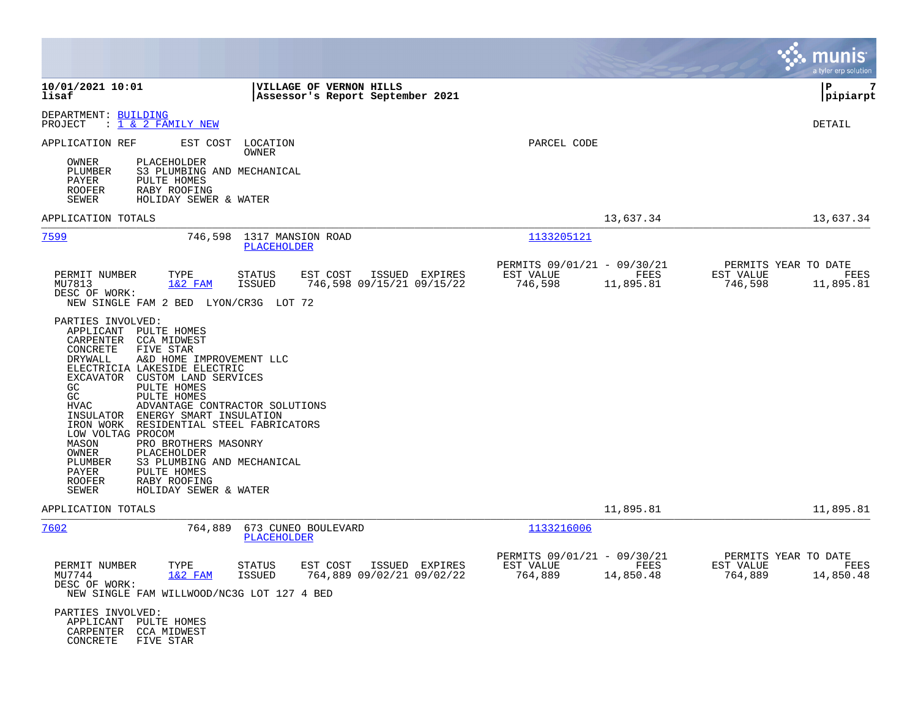**10/01/2021 10:01** | **VILLAGE OF VERNON HILLS**
**lisaf** | **Assessor's Report September 2021**

DEPARTMENT: BUILDING
PROJECT : 1 & 2 FAMILY NEW

DETAIL

| APPLICATION REF | EST COST | LOCATION / OWNER | PARCEL CODE |
|---|---|---|---|

| Role | Party |
|---|---|
| OWNER | PLACEHOLDER |
| PLUMBER | S3 PLUMBING AND MECHANICAL |
| PAYER | PULTE HOMES |
| ROOFER | RABY ROOFING |
| SEWER | HOLIDAY SEWER & WATER |

APPLICATION TOTALS: 13,637.34 | 13,637.34

---

**7599** — 746,598 — 1317 MANSION ROAD — PLACEHOLDER — Parcel: 1133205121

| PERMIT NUMBER | TYPE | STATUS | EST COST | ISSUED | EXPIRES | PERMITS 09/01/21 - 09/30/21 EST VALUE | FEES | PERMITS YEAR TO DATE EST VALUE | FEES |
|---|---|---|---|---|---|---|---|---|---|
| MU7813 | 1&2 FAM | ISSUED | 746,598 | 09/15/21 | 09/15/22 | 746,598 | 11,895.81 | 746,598 | 11,895.81 |

DESC OF WORK:
NEW SINGLE FAM 2 BED LYON/CR3G LOT 72

PARTIES INVOLVED:

| Role | Party |
|---|---|
| APPLICANT | PULTE HOMES |
| CARPENTER | CCA MIDWEST |
| CONCRETE | FIVE STAR |
| DRYWALL | A&D HOME IMPROVEMENT LLC |
| ELECTRICIA | LAKESIDE ELECTRIC |
| EXCAVATOR | CUSTOM LAND SERVICES |
| GC | PULTE HOMES |
| GC | PULTE HOMES |
| HVAC | ADVANTAGE CONTRACTOR SOLUTIONS |
| INSULATOR | ENERGY SMART INSULATION |
| IRON WORK | RESIDENTIAL STEEL FABRICATORS |
| LOW VOLTAG | PROCOM |
| MASON | PRO BROTHERS MASONRY |
| OWNER | PLACEHOLDER |
| PLUMBER | S3 PLUMBING AND MECHANICAL |
| PAYER | PULTE HOMES |
| ROOFER | RABY ROOFING |
| SEWER | HOLIDAY SEWER & WATER |

APPLICATION TOTALS: 11,895.81 | 11,895.81

---

**7602** — 764,889 — 673 CUNEO BOULEVARD — PLACEHOLDER — Parcel: 1133216006

| PERMIT NUMBER | TYPE | STATUS | EST COST | ISSUED | EXPIRES | PERMITS 09/01/21 - 09/30/21 EST VALUE | FEES | PERMITS YEAR TO DATE EST VALUE | FEES |
|---|---|---|---|---|---|---|---|---|---|
| MU7744 | 1&2 FAM | ISSUED | 764,889 | 09/02/21 | 09/02/22 | 764,889 | 14,850.48 | 764,889 | 14,850.48 |

DESC OF WORK:
NEW SINGLE FAM WILLWOOD/NC3G LOT 127 4 BED

PARTIES INVOLVED:

| Role | Party |
|---|---|
| APPLICANT | PULTE HOMES |
| CARPENTER | CCA MIDWEST |
| CONCRETE | FIVE STAR |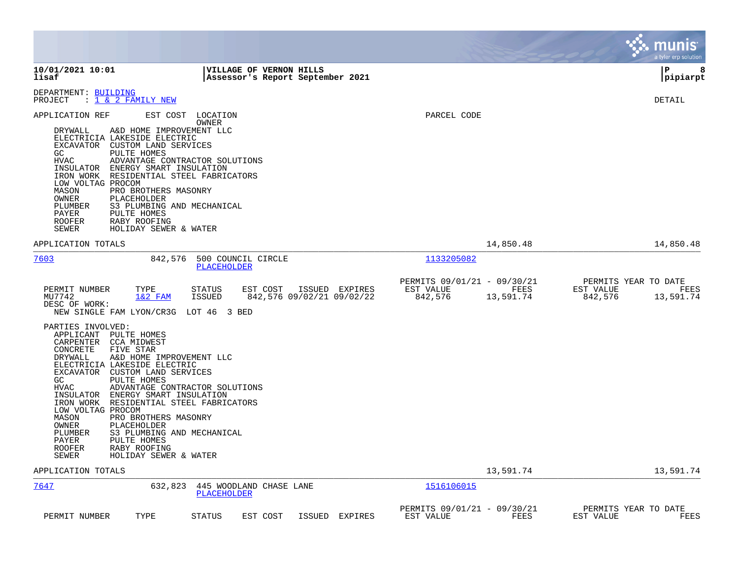10/01/2021 10:01 | VILLAGE OF VERNON HILLS
lisaf | Assessor's Report September 2021

DEPARTMENT: BUILDING
PROJECT : 1 & 2 FAMILY NEW

DETAIL

APPLICATION REF | EST COST | LOCATION / OWNER | PARCEL CODE

DRYWALL A&D HOME IMPROVEMENT LLC
ELECTRICIA LAKESIDE ELECTRIC
EXCAVATOR CUSTOM LAND SERVICES
GC PULTE HOMES
HVAC ADVANTAGE CONTRACTOR SOLUTIONS
INSULATOR ENERGY SMART INSULATION
IRON WORK RESIDENTIAL STEEL FABRICATORS
LOW VOLTAG PROCOM
MASON PRO BROTHERS MASONRY
OWNER PLACEHOLDER
PLUMBER S3 PLUMBING AND MECHANICAL
PAYER PULTE HOMES
ROOFER RABY ROOFING
SEWER HOLIDAY SEWER & WATER

APPLICATION TOTALS 14,850.48 14,850.48

---

**7603** 842,576 500 COUNCIL CIRCLE
PLACEHOLDER
Parcel: 1133205082

| PERMIT NUMBER | TYPE | STATUS | EST COST | ISSUED | EXPIRES | PERMITS 09/01/21 - 09/30/21 EST VALUE | FEES | PERMITS YEAR TO DATE EST VALUE | FEES |
|---|---|---|---|---|---|---|---|---|---|
| MU7742 | 1&2 FAM | ISSUED | 842,576 | 09/02/21 | 09/02/22 | 842,576 | 13,591.74 | 842,576 | 13,591.74 |

DESC OF WORK:
NEW SINGLE FAM LYON/CR3G LOT 46 3 BED

PARTIES INVOLVED:
APPLICANT PULTE HOMES
CARPENTER CCA MIDWEST
CONCRETE FIVE STAR
DRYWALL A&D HOME IMPROVEMENT LLC
ELECTRICIA LAKESIDE ELECTRIC
EXCAVATOR CUSTOM LAND SERVICES
GC PULTE HOMES
HVAC ADVANTAGE CONTRACTOR SOLUTIONS
INSULATOR ENERGY SMART INSULATION
IRON WORK RESIDENTIAL STEEL FABRICATORS
LOW VOLTAG PROCOM
MASON PRO BROTHERS MASONRY
OWNER PLACEHOLDER
PLUMBER S3 PLUMBING AND MECHANICAL
PAYER PULTE HOMES
ROOFER RABY ROOFING
SEWER HOLIDAY SEWER & WATER

APPLICATION TOTALS 13,591.74 13,591.74

---

**7647** 632,823 445 WOODLAND CHASE LANE
PLACEHOLDER
Parcel: 1516106015

| PERMIT NUMBER | TYPE | STATUS | EST COST | ISSUED | EXPIRES | PERMITS 09/01/21 - 09/30/21 EST VALUE | FEES | PERMITS YEAR TO DATE EST VALUE | FEES |
|---|---|---|---|---|---|---|---|---|---|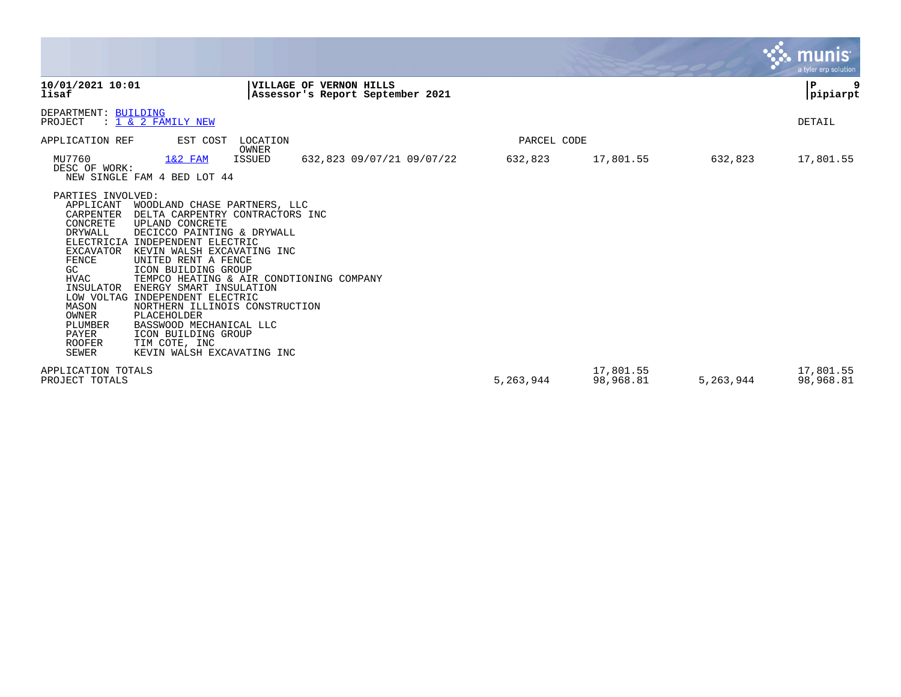10/01/2021 10:01 | VILLAGE OF VERNON HILLS
lisaf | Assessor's Report September 2021

DEPARTMENT: BUILDING
PROJECT : 1 & 2 FAMILY NEW

DETAIL

| APPLICATION REF | EST COST | LOCATION / OWNER | | PARCEL CODE | | | |
|---|---|---|---|---|---|---|---|
| MU7760 | 1&2 FAM | ISSUED | 632,823 09/07/21 09/07/22 | 632,823 | 17,801.55 | 632,823 | 17,801.55 |

DESC OF WORK:
NEW SINGLE FAM 4 BED LOT 44

PARTIES INVOLVED:

| | |
|---|---|
| APPLICANT | WOODLAND CHASE PARTNERS, LLC |
| CARPENTER | DELTA CARPENTRY CONTRACTORS INC |
| CONCRETE | UPLAND CONCRETE |
| DRYWALL | DECICCO PAINTING & DRYWALL |
| ELECTRICIA | INDEPENDENT ELECTRIC |
| EXCAVATOR | KEVIN WALSH EXCAVATING INC |
| FENCE | UNITED RENT A FENCE |
| GC | ICON BUILDING GROUP |
| HVAC | TEMPCO HEATING & AIR CONDTIONING COMPANY |
| INSULATOR | ENERGY SMART INSULATION |
| LOW VOLTAG | INDEPENDENT ELECTRIC |
| MASON | NORTHERN ILLINOIS CONSTRUCTION |
| OWNER | PLACEHOLDER |
| PLUMBER | BASSWOOD MECHANICAL LLC |
| PAYER | ICON BUILDING GROUP |
| ROOFER | TIM COTE, INC |
| SEWER | KEVIN WALSH EXCAVATING INC |

| | | | | |
|---|---|---|---|---|
| APPLICATION TOTALS | | 17,801.55 | | 17,801.55 |
| PROJECT TOTALS | 5,263,944 | 98,968.81 | 5,263,944 | 98,968.81 |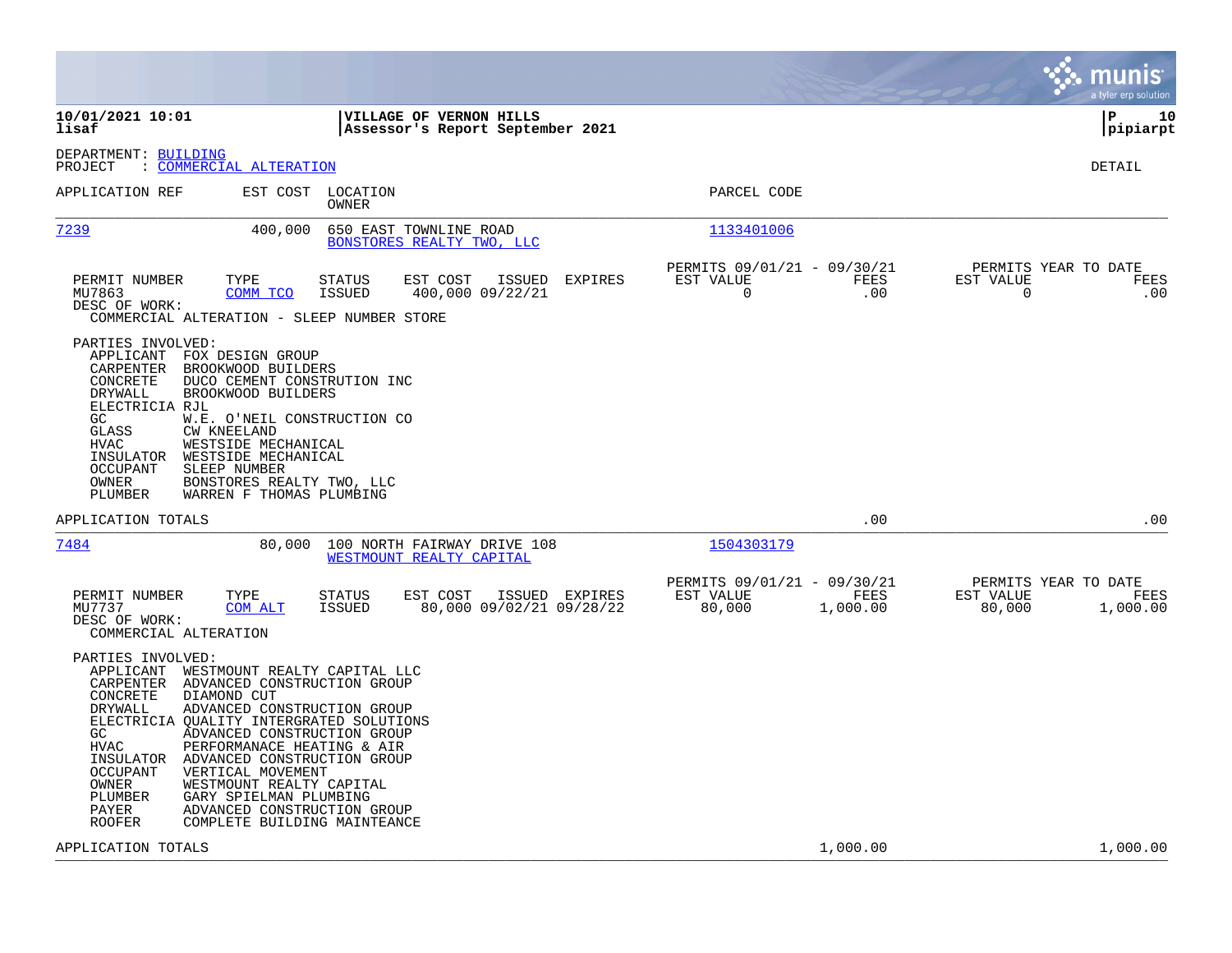**10/01/2021 10:01**
**lisaf**

**VILLAGE OF VERNON HILLS**
**Assessor's Report September 2021**

**P 10**
**pipiarpt**

DEPARTMENT: BUILDING
PROJECT : COMMERCIAL ALTERATION

DETAIL

| APPLICATION REF | EST COST | LOCATION / OWNER | PARCEL CODE |
|---|---|---|---|
| 7239 | 400,000 | 650 EAST TOWNLINE ROAD / BONSTORES REALTY TWO, LLC | 1133401006 |

| PERMIT NUMBER | TYPE | STATUS | EST COST | ISSUED | EXPIRES | PERMITS 09/01/21 - 09/30/21 EST VALUE | FEES | PERMITS YEAR TO DATE EST VALUE | FEES |
|---|---|---|---|---|---|---|---|---|---|
| MU7863 | COMM TCO | ISSUED | 400,000 | 09/22/21 | | 0 | .00 | 0 | .00 |

DESC OF WORK:
COMMERCIAL ALTERATION - SLEEP NUMBER STORE

PARTIES INVOLVED:

| | |
|---|---|
| APPLICANT | FOX DESIGN GROUP |
| CARPENTER | BROOKWOOD BUILDERS |
| CONCRETE | DUCO CEMENT CONSTRUTION INC |
| DRYWALL | BROOKWOOD BUILDERS |
| ELECTRICIA | RJL |
| GC | W.E. O'NEIL CONSTRUCTION CO |
| GLASS | CW KNEELAND |
| HVAC | WESTSIDE MECHANICAL |
| INSULATOR | WESTSIDE MECHANICAL |
| OCCUPANT | SLEEP NUMBER |
| OWNER | BONSTORES REALTY TWO, LLC |
| PLUMBER | WARREN F THOMAS PLUMBING |

APPLICATION TOTALS .00 .00

| APPLICATION REF | EST COST | LOCATION / OWNER | PARCEL CODE |
|---|---|---|---|
| 7484 | 80,000 | 100 NORTH FAIRWAY DRIVE 108 / WESTMOUNT REALTY CAPITAL | 1504303179 |

| PERMIT NUMBER | TYPE | STATUS | EST COST | ISSUED | EXPIRES | PERMITS 09/01/21 - 09/30/21 EST VALUE | FEES | PERMITS YEAR TO DATE EST VALUE | FEES |
|---|---|---|---|---|---|---|---|---|---|
| MU7737 | COM ALT | ISSUED | 80,000 | 09/02/21 | 09/28/22 | 80,000 | 1,000.00 | 80,000 | 1,000.00 |

DESC OF WORK:
COMMERCIAL ALTERATION

PARTIES INVOLVED:

| | |
|---|---|
| APPLICANT | WESTMOUNT REALTY CAPITAL LLC |
| CARPENTER | ADVANCED CONSTRUCTION GROUP |
| CONCRETE | DIAMOND CUT |
| DRYWALL | ADVANCED CONSTRUCTION GROUP |
| ELECTRICIA | QUALITY INTERGRATED SOLUTIONS |
| GC | ADVANCED CONSTRUCTION GROUP |
| HVAC | PERFORMANACE HEATING & AIR |
| INSULATOR | ADVANCED CONSTRUCTION GROUP |
| OCCUPANT | VERTICAL MOVEMENT |
| OWNER | WESTMOUNT REALTY CAPITAL |
| PLUMBER | GARY SPIELMAN PLUMBING |
| PAYER | ADVANCED CONSTRUCTION GROUP |
| ROOFER | COMPLETE BUILDING MAINTEANCE |

APPLICATION TOTALS 1,000.00 1,000.00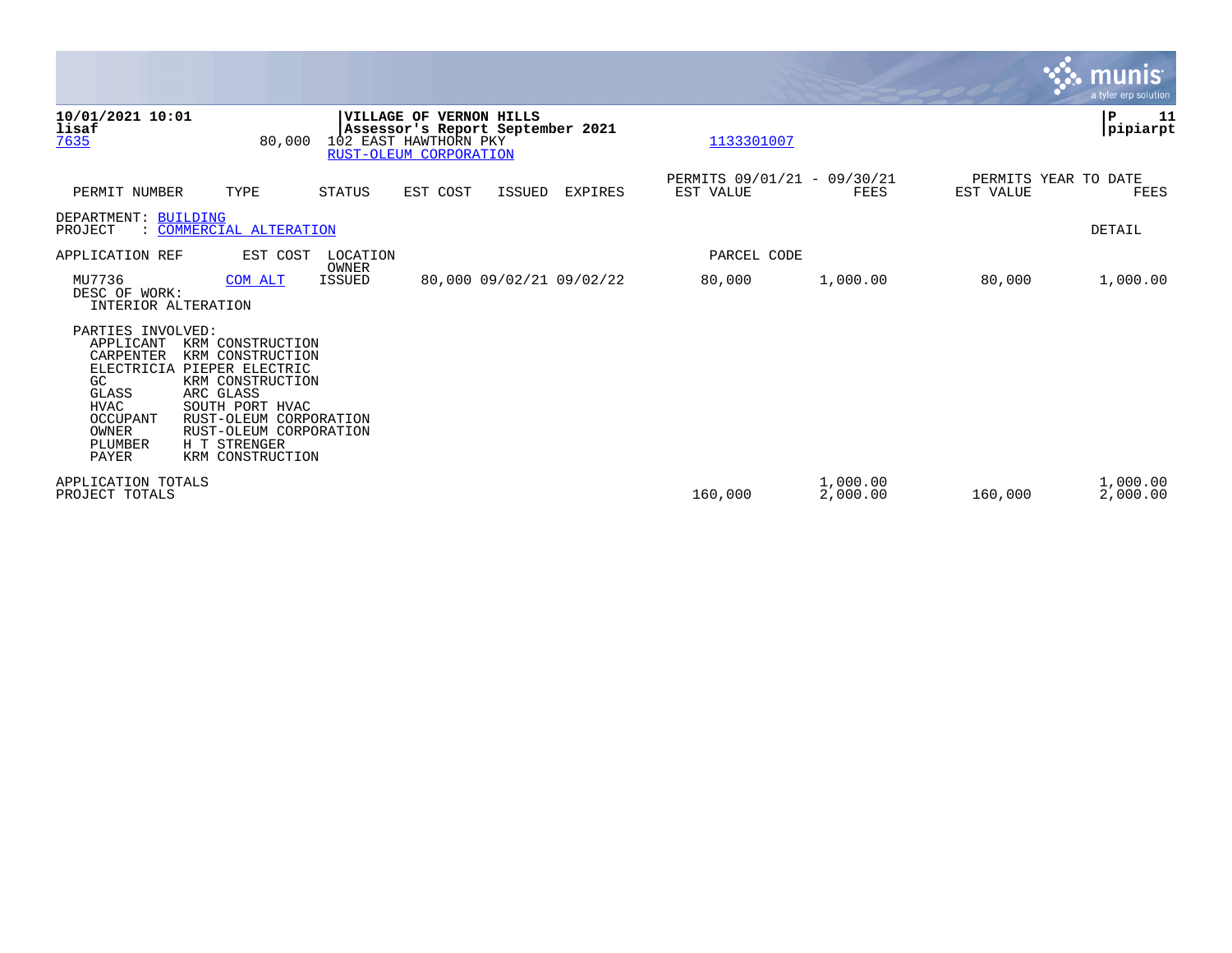**10/01/2021 10:01**
**lisaf**
7635 80,000

**VILLAGE OF VERNON HILLS**
**Assessor's Report September 2021**
102 EAST HAWTHORN PKY
RUST-OLEUM CORPORATION

1133301007

**P 11**
**pipiarpt**

| PERMIT NUMBER | TYPE | STATUS | EST COST | ISSUED | EXPIRES | PERMITS 09/01/21 - 09/30/21 EST VALUE | FEES | PERMITS YEAR TO DATE EST VALUE | FEES |
|---|---|---|---|---|---|---|---|---|---|

DEPARTMENT: BUILDING
PROJECT : COMMERCIAL ALTERATION

DETAIL

| APPLICATION REF | EST COST | LOCATION OWNER | | | | PARCEL CODE | | | |
|---|---|---|---|---|---|---|---|---|---|
| MU7736 | COM ALT | ISSUED | 80,000 | 09/02/21 | 09/02/22 | 80,000 | 1,000.00 | 80,000 | 1,000.00 |

DESC OF WORK:
INTERIOR ALTERATION

PARTIES INVOLVED:

| | |
|---|---|
| APPLICANT | KRM CONSTRUCTION |
| CARPENTER | KRM CONSTRUCTION |
| ELECTRICIA | PIEPER ELECTRIC |
| GC | KRM CONSTRUCTION |
| GLASS | ARC GLASS |
| HVAC | SOUTH PORT HVAC |
| OCCUPANT | RUST-OLEUM CORPORATION |
| OWNER | RUST-OLEUM CORPORATION |
| PLUMBER | H T STRENGER |
| PAYER | KRM CONSTRUCTION |

| | EST VALUE | FEES | EST VALUE | FEES |
|---|---|---|---|---|
| APPLICATION TOTALS | | 1,000.00 | | 1,000.00 |
| PROJECT TOTALS | 160,000 | 2,000.00 | 160,000 | 2,000.00 |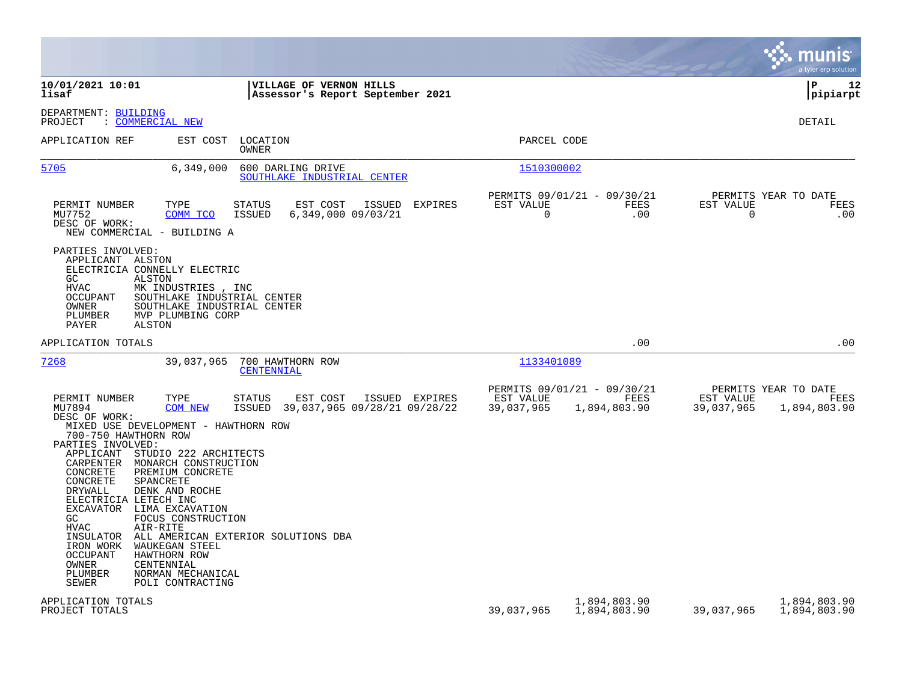**10/01/2021 10:01**
**lisaf**

**VILLAGE OF VERNON HILLS**
**Assessor's Report September 2021**

**P 12**
**pipiarpt**

DEPARTMENT: BUILDING
PROJECT : COMMERCIAL NEW

DETAIL

| APPLICATION REF | EST COST | LOCATION / OWNER | PARCEL CODE |
|---|---|---|---|
| 5705 | 6,349,000 | 600 DARLING DRIVE / SOUTHLAKE INDUSTRIAL CENTER | 1510300002 |

| PERMIT NUMBER | TYPE | STATUS | EST COST | ISSUED | EXPIRES | PERMITS 09/01/21 - 09/30/21 EST VALUE | FEES | PERMITS YEAR TO DATE EST VALUE | FEES |
|---|---|---|---|---|---|---|---|---|---|
| MU7752 | COMM TCO | ISSUED | 6,349,000 | 09/03/21 | | 0 | .00 | 0 | .00 |

DESC OF WORK:
NEW COMMERCIAL - BUILDING A

PARTIES INVOLVED:
- APPLICANT ALSTON
- ELECTRICIA CONNELLY ELECTRIC
- GC ALSTON
- HVAC MK INDUSTRIES , INC
- OCCUPANT SOUTHLAKE INDUSTRIAL CENTER
- OWNER SOUTHLAKE INDUSTRIAL CENTER
- PLUMBER MVP PLUMBING CORP
- PAYER ALSTON

APPLICATION TOTALS .00 .00

| APPLICATION REF | EST COST | LOCATION / OWNER | PARCEL CODE |
|---|---|---|---|
| 7268 | 39,037,965 | 700 HAWTHORN ROW / CENTENNIAL | 1133401089 |

| PERMIT NUMBER | TYPE | STATUS | EST COST | ISSUED | EXPIRES | PERMITS 09/01/21 - 09/30/21 EST VALUE | FEES | PERMITS YEAR TO DATE EST VALUE | FEES |
|---|---|---|---|---|---|---|---|---|---|
| MU7894 | COM NEW | ISSUED | 39,037,965 | 09/28/21 | 09/28/22 | 39,037,965 | 1,894,803.90 | 39,037,965 | 1,894,803.90 |

DESC OF WORK:
MIXED USE DEVELOPMENT - HAWTHORN ROW
700-750 HAWTHORN ROW

PARTIES INVOLVED:
- APPLICANT STUDIO 222 ARCHITECTS
- CARPENTER MONARCH CONSTRUCTION
- CONCRETE PREMIUM CONCRETE
- CONCRETE SPANCRETE
- DRYWALL DENK AND ROCHE
- ELECTRICIA LETECH INC
- EXCAVATOR LIMA EXCAVATION
- GC FOCUS CONSTRUCTION
- HVAC AIR-RITE
- INSULATOR ALL AMERICAN EXTERIOR SOLUTIONS DBA
- IRON WORK WAUKEGAN STEEL
- OCCUPANT HAWTHORN ROW
- OWNER CENTENNIAL
- PLUMBER NORMAN MECHANICAL
- SEWER POLI CONTRACTING

| | EST VALUE | FEES | YTD EST VALUE | YTD FEES |
|---|---|---|---|---|
| APPLICATION TOTALS | | 1,894,803.90 | | 1,894,803.90 |
| PROJECT TOTALS | 39,037,965 | 1,894,803.90 | 39,037,965 | 1,894,803.90 |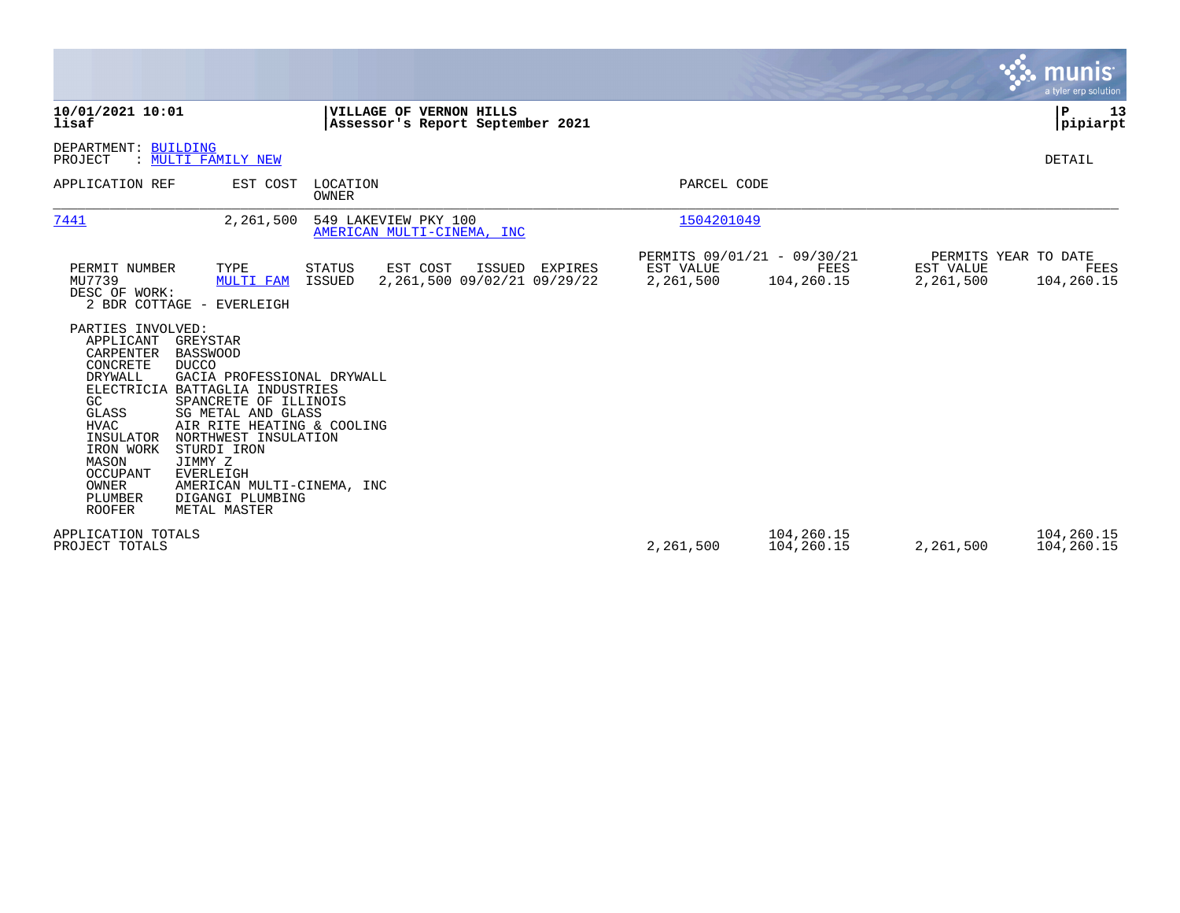**10/01/2021 10:01**
**lisaf**

**VILLAGE OF VERNON HILLS**
**Assessor's Report September 2021**

**P 13**
**pipiarpt**

DEPARTMENT: BUILDING
PROJECT : MULTI FAMILY NEW

DETAIL

| APPLICATION REF | EST COST | LOCATION / OWNER | PARCEL CODE |
|---|---|---|---|
| 7441 | 2,261,500 | 549 LAKEVIEW PKY 100 / AMERICAN MULTI-CINEMA, INC | 1504201049 |

| PERMIT NUMBER | TYPE | STATUS | EST COST | ISSUED | EXPIRES | PERMITS 09/01/21 - 09/30/21 EST VALUE | FEES | PERMITS YEAR TO DATE EST VALUE | FEES |
|---|---|---|---|---|---|---|---|---|---|
| MU7739 | MULTI FAM | ISSUED | 2,261,500 | 09/02/21 | 09/29/22 | 2,261,500 | 104,260.15 | 2,261,500 | 104,260.15 |

DESC OF WORK:
2 BDR COTTAGE - EVERLEIGH

PARTIES INVOLVED:

| ROLE | NAME |
|---|---|
| APPLICANT | GREYSTAR |
| CARPENTER | BASSWOOD |
| CONCRETE | DUCCO |
| DRYWALL | GACIA PROFESSIONAL DRYWALL |
| ELECTRICIA | BATTAGLIA INDUSTRIES |
| GC | SPANCRETE OF ILLINOIS |
| GLASS | SG METAL AND GLASS |
| HVAC | AIR RITE HEATING & COOLING |
| INSULATOR | NORTHWEST INSULATION |
| IRON WORK | STURDI IRON |
| MASON | JIMMY Z |
| OCCUPANT | EVERLEIGH |
| OWNER | AMERICAN MULTI-CINEMA, INC |
| PLUMBER | DIGANGI PLUMBING |
| ROOFER | METAL MASTER |

| | EST VALUE | FEES | EST VALUE (YTD) | FEES (YTD) |
|---|---|---|---|---|
| APPLICATION TOTALS | | 104,260.15 | | 104,260.15 |
| PROJECT TOTALS | 2,261,500 | 104,260.15 | 2,261,500 | 104,260.15 |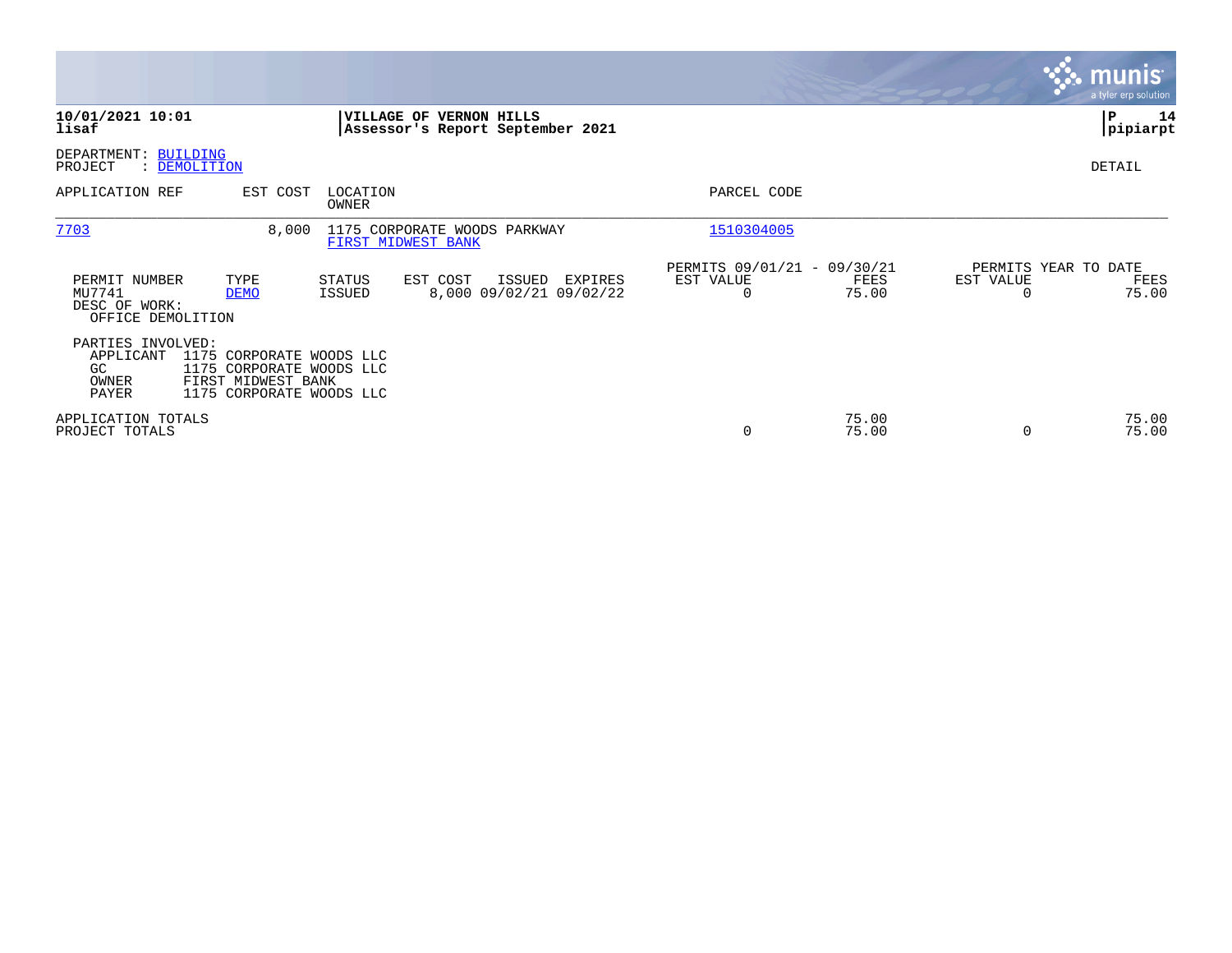**10/01/2021 10:01**
**lisaf**

**VILLAGE OF VERNON HILLS**
**Assessor's Report September 2021**

**P 14**
**pipiarpt**

DEPARTMENT: BUILDING
PROJECT : DEMOLITION

DETAIL

| APPLICATION REF | EST COST | LOCATION / OWNER | PARCEL CODE |
|---|---|---|---|
| 7703 | 8,000 | 1175 CORPORATE WOODS PARKWAY / FIRST MIDWEST BANK | 1510304005 |

| PERMIT NUMBER | TYPE | STATUS | EST COST | ISSUED | EXPIRES | PERMITS 09/01/21 - 09/30/21 EST VALUE | FEES | PERMITS YEAR TO DATE EST VALUE | FEES |
|---|---|---|---|---|---|---|---|---|---|
| MU7741 | DEMO | ISSUED | 8,000 | 09/02/21 | 09/02/22 | 0 | 75.00 | 0 | 75.00 |

DESC OF WORK:
OFFICE DEMOLITION

PARTIES INVOLVED:

| Role | Name |
|---|---|
| APPLICANT | 1175 CORPORATE WOODS LLC |
| GC | 1175 CORPORATE WOODS LLC |
| OWNER | FIRST MIDWEST BANK |
| PAYER | 1175 CORPORATE WOODS LLC |

| | EST VALUE | FEES | EST VALUE | FEES |
|---|---|---|---|---|
| APPLICATION TOTALS | | 75.00 | | 75.00 |
| PROJECT TOTALS | 0 | 75.00 | 0 | 75.00 |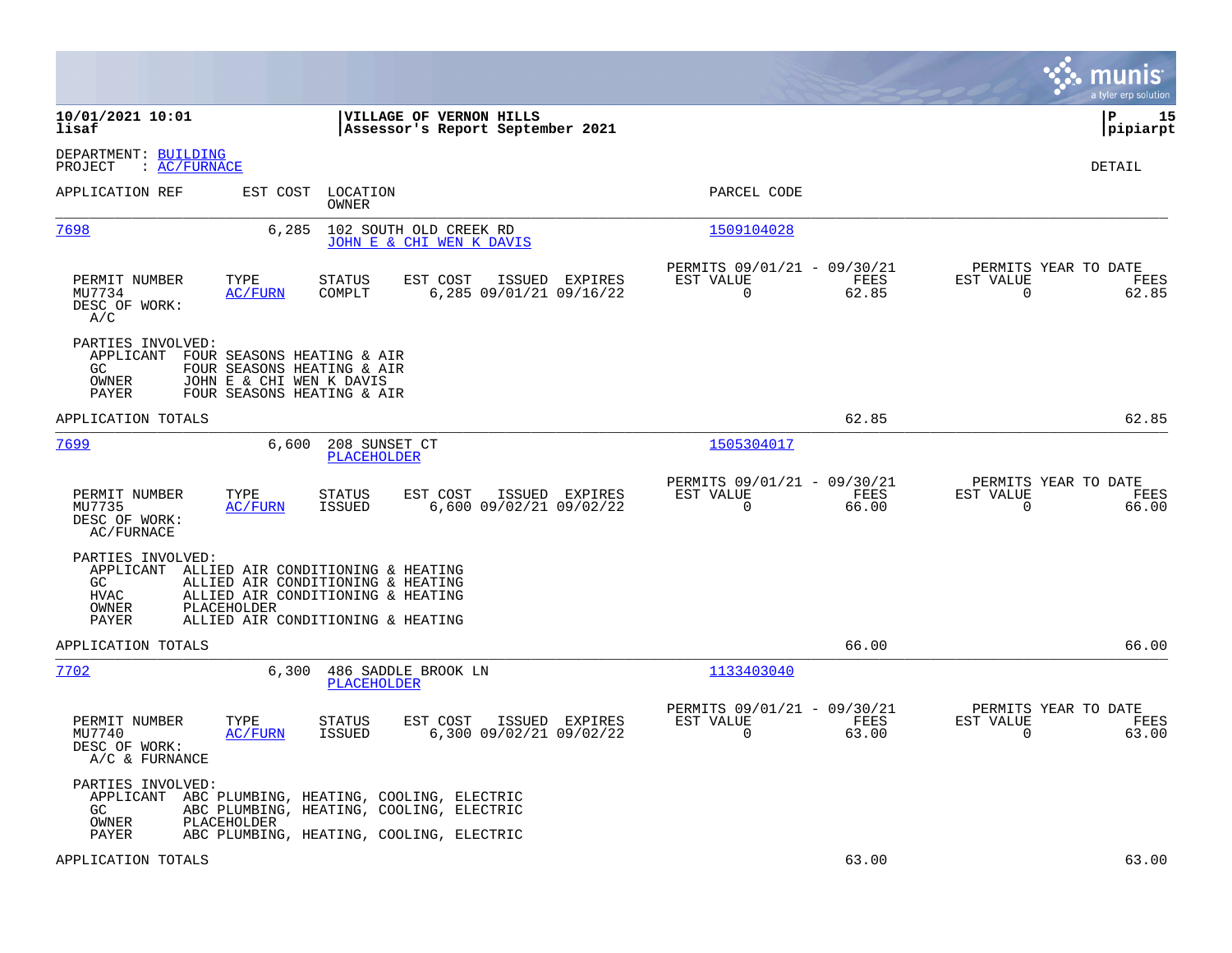**10/01/2021 10:01**
**lisaf**

**VILLAGE OF VERNON HILLS**
**Assessor's Report September 2021**

**P 15**
**pipiarpt**

DEPARTMENT: BUILDING
PROJECT : AC/FURNACE

DETAIL

| APPLICATION REF | EST COST | LOCATION / OWNER | PARCEL CODE |
|---|---|---|---|
| 7698 | 6,285 | 102 SOUTH OLD CREEK RD / JOHN E & CHI WEN K DAVIS | 1509104028 |

| PERMIT NUMBER | TYPE | STATUS | EST COST | ISSUED | EXPIRES | PERMITS 09/01/21 - 09/30/21 EST VALUE | FEES | PERMITS YEAR TO DATE EST VALUE | FEES |
|---|---|---|---|---|---|---|---|---|---|
| MU7734 | AC/FURN | COMPLT | 6,285 | 09/01/21 | 09/16/22 | 0 | 62.85 | 0 | 62.85 |

DESC OF WORK:
A/C

PARTIES INVOLVED:
- APPLICANT FOUR SEASONS HEATING & AIR
- GC FOUR SEASONS HEATING & AIR
- OWNER JOHN E & CHI WEN K DAVIS
- PAYER FOUR SEASONS HEATING & AIR

APPLICATION TOTALS 62.85 62.85

| APPLICATION REF | EST COST | LOCATION / OWNER | PARCEL CODE |
|---|---|---|---|
| 7699 | 6,600 | 208 SUNSET CT / PLACEHOLDER | 1505304017 |

| PERMIT NUMBER | TYPE | STATUS | EST COST | ISSUED | EXPIRES | PERMITS 09/01/21 - 09/30/21 EST VALUE | FEES | PERMITS YEAR TO DATE EST VALUE | FEES |
|---|---|---|---|---|---|---|---|---|---|
| MU7735 | AC/FURN | ISSUED | 6,600 | 09/02/21 | 09/02/22 | 0 | 66.00 | 0 | 66.00 |

DESC OF WORK:
AC/FURNACE

PARTIES INVOLVED:
- APPLICANT ALLIED AIR CONDITIONING & HEATING
- GC ALLIED AIR CONDITIONING & HEATING
- HVAC ALLIED AIR CONDITIONING & HEATING
- OWNER PLACEHOLDER
- PAYER ALLIED AIR CONDITIONING & HEATING

APPLICATION TOTALS 66.00 66.00

| APPLICATION REF | EST COST | LOCATION / OWNER | PARCEL CODE |
|---|---|---|---|
| 7702 | 6,300 | 486 SADDLE BROOK LN / PLACEHOLDER | 1133403040 |

| PERMIT NUMBER | TYPE | STATUS | EST COST | ISSUED | EXPIRES | PERMITS 09/01/21 - 09/30/21 EST VALUE | FEES | PERMITS YEAR TO DATE EST VALUE | FEES |
|---|---|---|---|---|---|---|---|---|---|
| MU7740 | AC/FURN | ISSUED | 6,300 | 09/02/21 | 09/02/22 | 0 | 63.00 | 0 | 63.00 |

DESC OF WORK:
A/C & FURNANCE

PARTIES INVOLVED:
- APPLICANT ABC PLUMBING, HEATING, COOLING, ELECTRIC
- GC ABC PLUMBING, HEATING, COOLING, ELECTRIC
- OWNER PLACEHOLDER
- PAYER ABC PLUMBING, HEATING, COOLING, ELECTRIC

APPLICATION TOTALS 63.00 63.00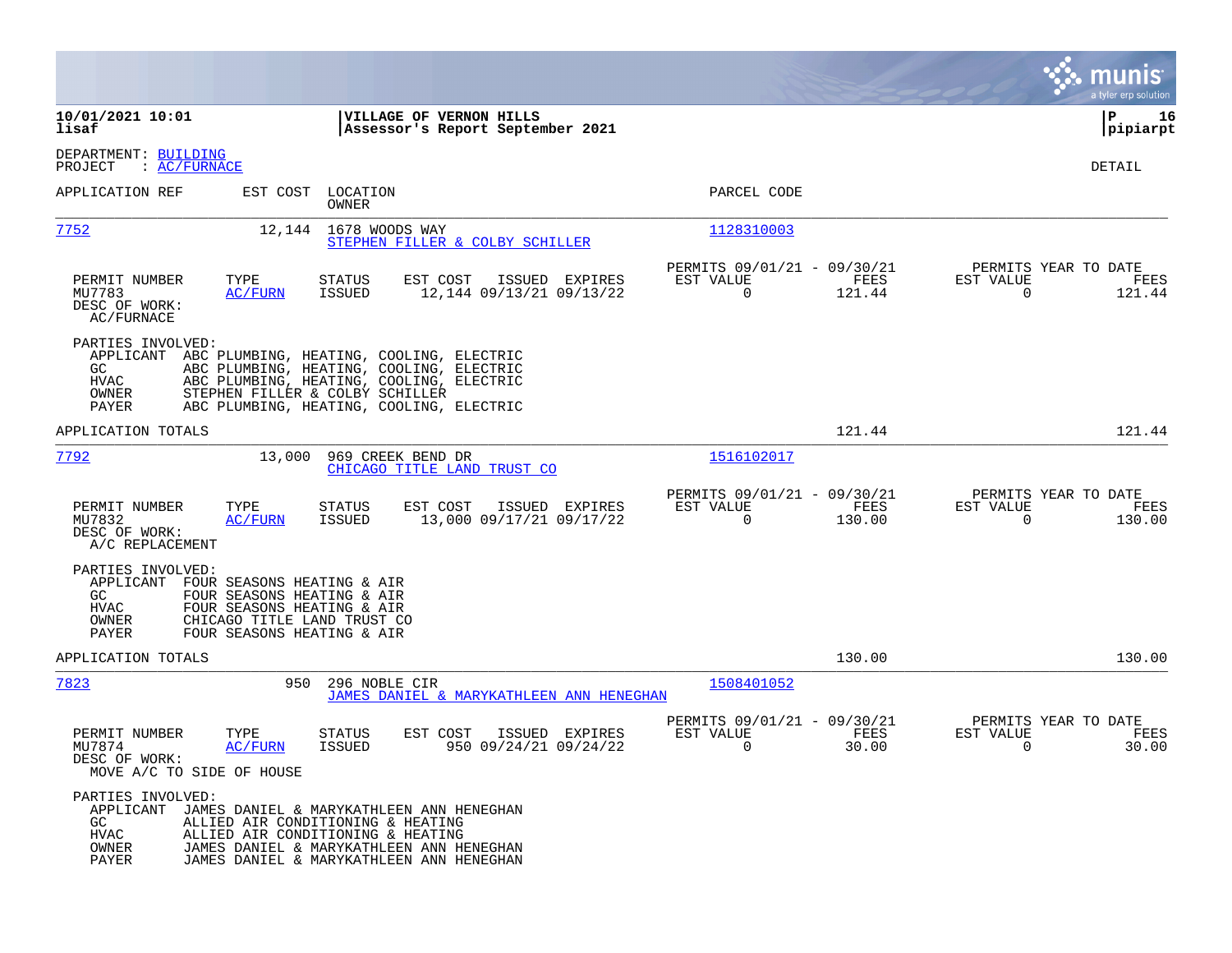**10/01/2021 10:01** | **VILLAGE OF VERNON HILLS** | **P 16**
**lisaf** | **Assessor's Report September 2021** | **pipiarpt**

DEPARTMENT: BUILDING
PROJECT : AC/FURNACE

DETAIL

| APPLICATION REF | EST COST | LOCATION / OWNER | PARCEL CODE |
|---|---|---|---|
| 7752 | 12,144 | 1678 WOODS WAY / STEPHEN FILLER & COLBY SCHILLER | 1128310003 |

| PERMIT NUMBER | TYPE | STATUS | EST COST | ISSUED | EXPIRES | PERMITS 09/01/21 - 09/30/21 EST VALUE | FEES | PERMITS YEAR TO DATE EST VALUE | FEES |
|---|---|---|---|---|---|---|---|---|---|
| MU7783 | AC/FURN | ISSUED | 12,144 | 09/13/21 | 09/13/22 | 0 | 121.44 | 0 | 121.44 |

DESC OF WORK:
AC/FURNACE

PARTIES INVOLVED:
- APPLICANT ABC PLUMBING, HEATING, COOLING, ELECTRIC
- GC ABC PLUMBING, HEATING, COOLING, ELECTRIC
- HVAC ABC PLUMBING, HEATING, COOLING, ELECTRIC
- OWNER STEPHEN FILLER & COLBY SCHILLER
- PAYER ABC PLUMBING, HEATING, COOLING, ELECTRIC

APPLICATION TOTALS: 121.44 | 121.44

| APPLICATION REF | EST COST | LOCATION / OWNER | PARCEL CODE |
|---|---|---|---|
| 7792 | 13,000 | 969 CREEK BEND DR / CHICAGO TITLE LAND TRUST CO | 1516102017 |

| PERMIT NUMBER | TYPE | STATUS | EST COST | ISSUED | EXPIRES | PERMITS 09/01/21 - 09/30/21 EST VALUE | FEES | PERMITS YEAR TO DATE EST VALUE | FEES |
|---|---|---|---|---|---|---|---|---|---|
| MU7832 | AC/FURN | ISSUED | 13,000 | 09/17/21 | 09/17/22 | 0 | 130.00 | 0 | 130.00 |

DESC OF WORK:
A/C REPLACEMENT

PARTIES INVOLVED:
- APPLICANT FOUR SEASONS HEATING & AIR
- GC FOUR SEASONS HEATING & AIR
- HVAC FOUR SEASONS HEATING & AIR
- OWNER CHICAGO TITLE LAND TRUST CO
- PAYER FOUR SEASONS HEATING & AIR

APPLICATION TOTALS: 130.00 | 130.00

| APPLICATION REF | EST COST | LOCATION / OWNER | PARCEL CODE |
|---|---|---|---|
| 7823 | 950 | 296 NOBLE CIR / JAMES DANIEL & MARYKATHLEEN ANN HENEGHAN | 1508401052 |

| PERMIT NUMBER | TYPE | STATUS | EST COST | ISSUED | EXPIRES | PERMITS 09/01/21 - 09/30/21 EST VALUE | FEES | PERMITS YEAR TO DATE EST VALUE | FEES |
|---|---|---|---|---|---|---|---|---|---|
| MU7874 | AC/FURN | ISSUED | 950 | 09/24/21 | 09/24/22 | 0 | 30.00 | 0 | 30.00 |

DESC OF WORK:
MOVE A/C TO SIDE OF HOUSE

PARTIES INVOLVED:
- APPLICANT JAMES DANIEL & MARYKATHLEEN ANN HENEGHAN
- GC ALLIED AIR CONDITIONING & HEATING
- HVAC ALLIED AIR CONDITIONING & HEATING
- OWNER JAMES DANIEL & MARYKATHLEEN ANN HENEGHAN
- PAYER JAMES DANIEL & MARYKATHLEEN ANN HENEGHAN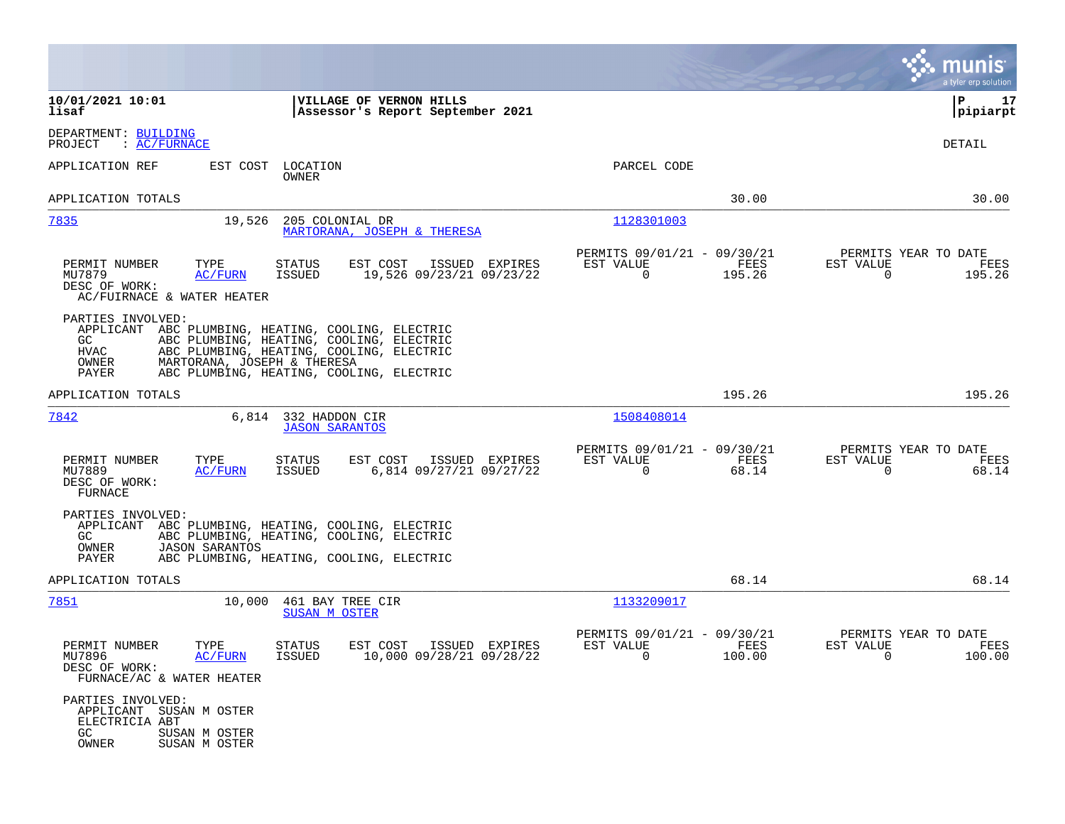**10/01/2021 10:01** | **VILLAGE OF VERNON HILLS**
**lisaf** | **Assessor's Report September 2021** | **pipiarpt**

DEPARTMENT: BUILDING
PROJECT : AC/FURNACE

DETAIL

| APPLICATION REF | EST COST | LOCATION / OWNER | PARCEL CODE | | |
|---|---|---|---|---|---|
| APPLICATION TOTALS | | | | 30.00 | 30.00 |
| 7835 | 19,526 | 205 COLONIAL DR / MARTORANA, JOSEPH & THERESA | 1128301003 | | |

| PERMIT NUMBER | TYPE | STATUS | EST COST | ISSUED | EXPIRES | PERMITS 09/01/21 - 09/30/21 EST VALUE | FEES | PERMITS YEAR TO DATE EST VALUE | FEES |
|---|---|---|---|---|---|---|---|---|---|
| MU7879 | AC/FURN | ISSUED | 19,526 | 09/23/21 | 09/23/22 | 0 | 195.26 | 0 | 195.26 |

DESC OF WORK:
AC/FUIRNACE & WATER HEATER

PARTIES INVOLVED:
- APPLICANT ABC PLUMBING, HEATING, COOLING, ELECTRIC
- GC ABC PLUMBING, HEATING, COOLING, ELECTRIC
- HVAC ABC PLUMBING, HEATING, COOLING, ELECTRIC
- OWNER MARTORANA, JOSEPH & THERESA
- PAYER ABC PLUMBING, HEATING, COOLING, ELECTRIC

| APPLICATION TOTALS | | | | 195.26 | 195.26 |
|---|---|---|---|---|---|
| 7842 | 6,814 | 332 HADDON CIR / JASON SARANTOS | 1508408014 | | |

| PERMIT NUMBER | TYPE | STATUS | EST COST | ISSUED | EXPIRES | PERMITS 09/01/21 - 09/30/21 EST VALUE | FEES | PERMITS YEAR TO DATE EST VALUE | FEES |
|---|---|---|---|---|---|---|---|---|---|
| MU7889 | AC/FURN | ISSUED | 6,814 | 09/27/21 | 09/27/22 | 0 | 68.14 | 0 | 68.14 |

DESC OF WORK:
FURNACE

PARTIES INVOLVED:
- APPLICANT ABC PLUMBING, HEATING, COOLING, ELECTRIC
- GC ABC PLUMBING, HEATING, COOLING, ELECTRIC
- OWNER JASON SARANTOS
- PAYER ABC PLUMBING, HEATING, COOLING, ELECTRIC

| APPLICATION TOTALS | | | | 68.14 | 68.14 |
|---|---|---|---|---|---|
| 7851 | 10,000 | 461 BAY TREE CIR / SUSAN M OSTER | 1133209017 | | |

| PERMIT NUMBER | TYPE | STATUS | EST COST | ISSUED | EXPIRES | PERMITS 09/01/21 - 09/30/21 EST VALUE | FEES | PERMITS YEAR TO DATE EST VALUE | FEES |
|---|---|---|---|---|---|---|---|---|---|
| MU7896 | AC/FURN | ISSUED | 10,000 | 09/28/21 | 09/28/22 | 0 | 100.00 | 0 | 100.00 |

DESC OF WORK:
FURNACE/AC & WATER HEATER

PARTIES INVOLVED:
- APPLICANT SUSAN M OSTER
- ELECTRICIA ABT
- GC SUSAN M OSTER
- OWNER SUSAN M OSTER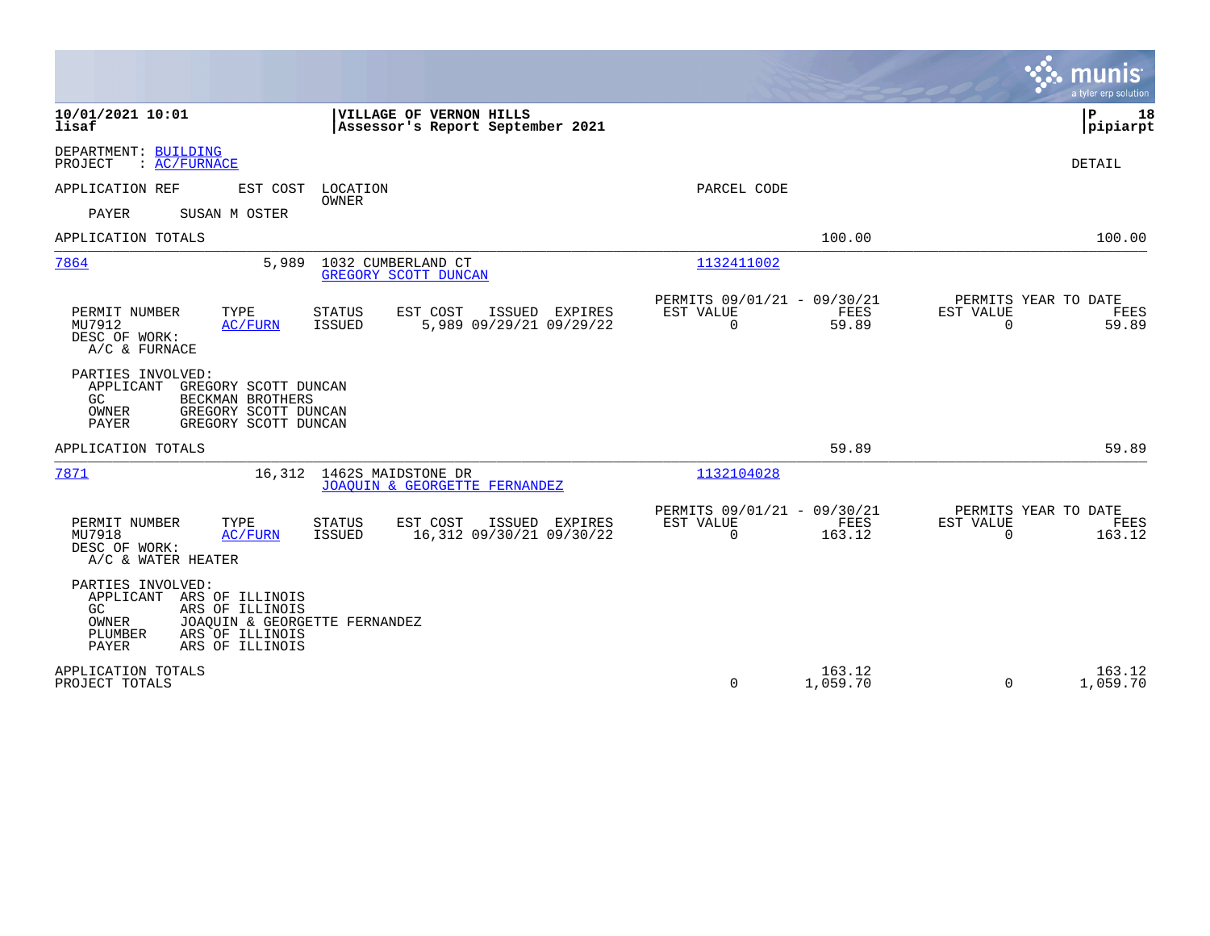**10/01/2021 10:01**
**lisaf**

**VILLAGE OF VERNON HILLS**
**Assessor's Report September 2021**

**P 18**
**pipiarpt**

DEPARTMENT: BUILDING
PROJECT : AC/FURNACE

DETAIL

| APPLICATION REF | EST COST | LOCATION / OWNER | PARCEL CODE |
|---|---|---|---|

PAYER SUSAN M OSTER

APPLICATION TOTALS 100.00 100.00

---

**7864** | 5,989 | 1032 CUMBERLAND CT | GREGORY SCOTT DUNCAN | 1132411002

| PERMIT NUMBER | TYPE | STATUS | EST COST | ISSUED | EXPIRES | PERMITS 09/01/21 - 09/30/21 EST VALUE | FEES | PERMITS YEAR TO DATE EST VALUE | FEES |
|---|---|---|---|---|---|---|---|---|---|
| MU7912 | AC/FURN | ISSUED | 5,989 | 09/29/21 | 09/29/22 | 0 | 59.89 | 0 | 59.89 |

DESC OF WORK:
A/C & FURNACE

PARTIES INVOLVED:
- APPLICANT GREGORY SCOTT DUNCAN
- GC BECKMAN BROTHERS
- OWNER GREGORY SCOTT DUNCAN
- PAYER GREGORY SCOTT DUNCAN

APPLICATION TOTALS 59.89 59.89

---

**7871** | 16,312 | 1462S MAIDSTONE DR | JOAQUIN & GEORGETTE FERNANDEZ | 1132104028

| PERMIT NUMBER | TYPE | STATUS | EST COST | ISSUED | EXPIRES | PERMITS 09/01/21 - 09/30/21 EST VALUE | FEES | PERMITS YEAR TO DATE EST VALUE | FEES |
|---|---|---|---|---|---|---|---|---|---|
| MU7918 | AC/FURN | ISSUED | 16,312 | 09/30/21 | 09/30/22 | 0 | 163.12 | 0 | 163.12 |

DESC OF WORK:
A/C & WATER HEATER

PARTIES INVOLVED:
- APPLICANT ARS OF ILLINOIS
- GC ARS OF ILLINOIS
- OWNER JOAQUIN & GEORGETTE FERNANDEZ
- PLUMBER ARS OF ILLINOIS
- PAYER ARS OF ILLINOIS

| | EST VALUE | FEES | EST VALUE | FEES |
|---|---|---|---|---|
| APPLICATION TOTALS | | 163.12 | | 163.12 |
| PROJECT TOTALS | 0 | 1,059.70 | 0 | 1,059.70 |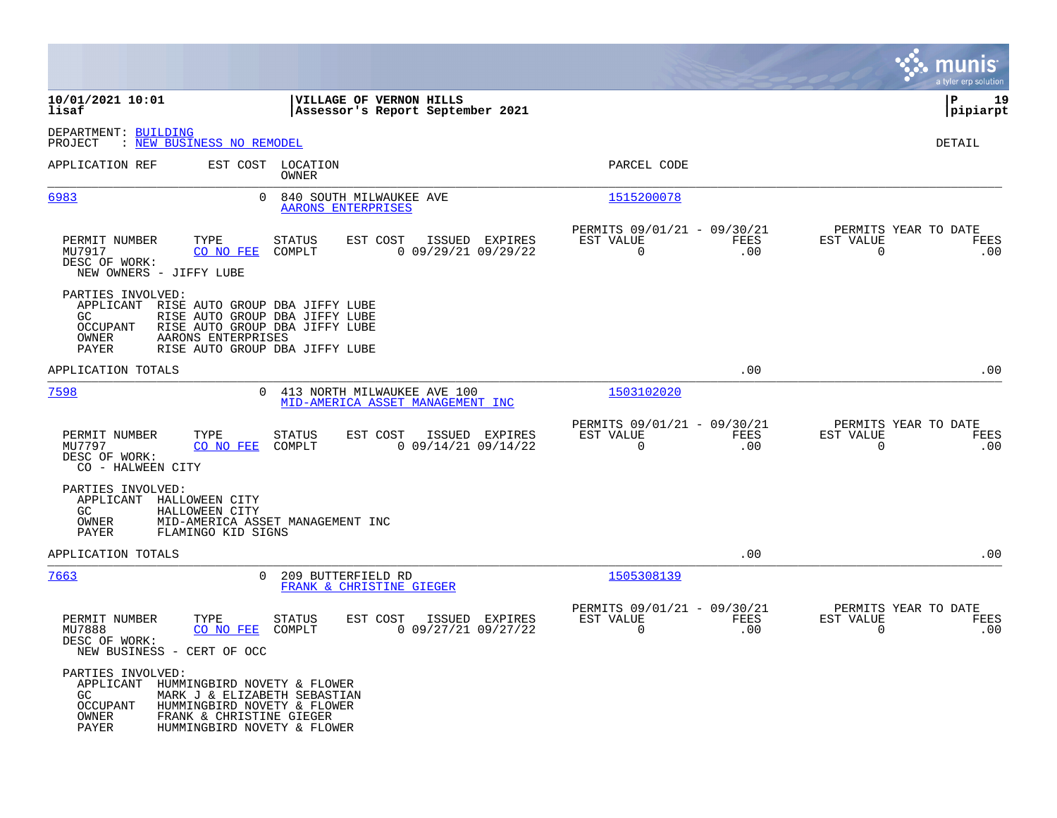**10/01/2021 10:01** | **VILLAGE OF VERNON HILLS**
**lisaf** | **Assessor's Report September 2021**

**pipiarpt**

DEPARTMENT: BUILDING
PROJECT : NEW BUSINESS NO REMODEL

DETAIL

| APPLICATION REF | EST COST | LOCATION / OWNER | PARCEL CODE |
|---|---|---|---|
| 6983 | 0 | 840 SOUTH MILWAUKEE AVE / AARONS ENTERPRISES | 1515200078 |

| PERMIT NUMBER | TYPE | STATUS | EST COST | ISSUED | EXPIRES | PERMITS 09/01/21 - 09/30/21 EST VALUE | FEES | PERMITS YEAR TO DATE EST VALUE | FEES |
|---|---|---|---|---|---|---|---|---|---|
| MU7917 | CO NO FEE | COMPLT | 0 | 09/29/21 | 09/29/22 | 0 | .00 | 0 | .00 |

DESC OF WORK:
NEW OWNERS - JIFFY LUBE

PARTIES INVOLVED:
- APPLICANT RISE AUTO GROUP DBA JIFFY LUBE
- GC RISE AUTO GROUP DBA JIFFY LUBE
- OCCUPANT RISE AUTO GROUP DBA JIFFY LUBE
- OWNER AARONS ENTERPRISES
- PAYER RISE AUTO GROUP DBA JIFFY LUBE

APPLICATION TOTALS .00 .00

| APPLICATION REF | EST COST | LOCATION / OWNER | PARCEL CODE |
|---|---|---|---|
| 7598 | 0 | 413 NORTH MILWAUKEE AVE 100 / MID-AMERICA ASSET MANAGEMENT INC | 1503102020 |

| PERMIT NUMBER | TYPE | STATUS | EST COST | ISSUED | EXPIRES | PERMITS 09/01/21 - 09/30/21 EST VALUE | FEES | PERMITS YEAR TO DATE EST VALUE | FEES |
|---|---|---|---|---|---|---|---|---|---|
| MU7797 | CO NO FEE | COMPLT | 0 | 09/14/21 | 09/14/22 | 0 | .00 | 0 | .00 |

DESC OF WORK:
CO - HALWEEN CITY

PARTIES INVOLVED:
- APPLICANT HALLOWEEN CITY
- GC HALLOWEEN CITY
- OWNER MID-AMERICA ASSET MANAGEMENT INC
- PAYER FLAMINGO KID SIGNS

APPLICATION TOTALS .00 .00

| APPLICATION REF | EST COST | LOCATION / OWNER | PARCEL CODE |
|---|---|---|---|
| 7663 | 0 | 209 BUTTERFIELD RD / FRANK & CHRISTINE GIEGER | 1505308139 |

| PERMIT NUMBER | TYPE | STATUS | EST COST | ISSUED | EXPIRES | PERMITS 09/01/21 - 09/30/21 EST VALUE | FEES | PERMITS YEAR TO DATE EST VALUE | FEES |
|---|---|---|---|---|---|---|---|---|---|
| MU7888 | CO NO FEE | COMPLT | 0 | 09/27/21 | 09/27/22 | 0 | .00 | 0 | .00 |

DESC OF WORK:
NEW BUSINESS - CERT OF OCC

PARTIES INVOLVED:
- APPLICANT HUMMINGBIRD NOVETY & FLOWER
- GC MARK J & ELIZABETH SEBASTIAN
- OCCUPANT HUMMINGBIRD NOVETY & FLOWER
- OWNER FRANK & CHRISTINE GIEGER
- PAYER HUMMINGBIRD NOVETY & FLOWER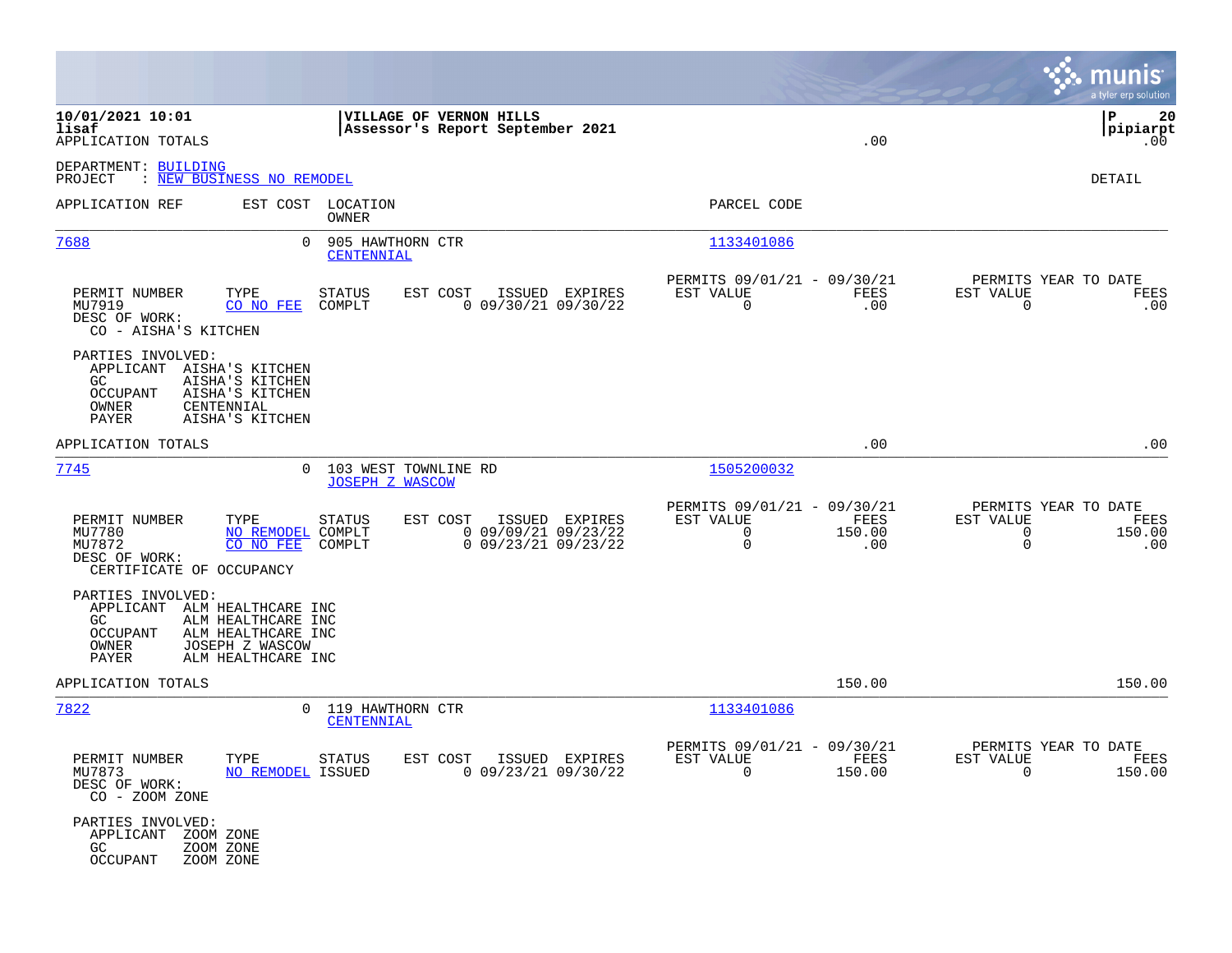**10/01/2021 10:01** | **VILLAGE OF VERNON HILLS**
**lisaf** | **Assessor's Report September 2021**
APPLICATION TOTALS .00 .00

DEPARTMENT: BUILDING
PROJECT : NEW BUSINESS NO REMODEL

DETAIL

| APPLICATION REF | EST COST | LOCATION / OWNER | PARCEL CODE |
|---|---|---|---|
| 7688 | 0 | 905 HAWTHORN CTR / CENTENNIAL | 1133401086 |

| PERMIT NUMBER | TYPE | STATUS | EST COST | ISSUED | EXPIRES | PERMITS 09/01/21 - 09/30/21 EST VALUE | FEES | PERMITS YEAR TO DATE EST VALUE | FEES |
|---|---|---|---|---|---|---|---|---|---|
| MU7919 | CO NO FEE | COMPLT | 0 | 09/30/21 | 09/30/22 | 0 | .00 | 0 | .00 |

DESC OF WORK:
CO - AISHA'S KITCHEN

PARTIES INVOLVED:
- APPLICANT AISHA'S KITCHEN
- GC AISHA'S KITCHEN
- OCCUPANT AISHA'S KITCHEN
- OWNER CENTENNIAL
- PAYER AISHA'S KITCHEN

APPLICATION TOTALS .00 .00

| APPLICATION REF | EST COST | LOCATION / OWNER | PARCEL CODE |
|---|---|---|---|
| 7745 | 0 | 103 WEST TOWNLINE RD / JOSEPH Z WASCOW | 1505200032 |

| PERMIT NUMBER | TYPE | STATUS | EST COST | ISSUED | EXPIRES | PERMITS 09/01/21 - 09/30/21 EST VALUE | FEES | PERMITS YEAR TO DATE EST VALUE | FEES |
|---|---|---|---|---|---|---|---|---|---|
| MU7780 | NO REMODEL | COMPLT | 0 | 09/09/21 | 09/23/22 | 0 | 150.00 | 0 | 150.00 |
| MU7872 | CO NO FEE | COMPLT | 0 | 09/23/21 | 09/23/22 | 0 | .00 | 0 | .00 |

DESC OF WORK:
CERTIFICATE OF OCCUPANCY

PARTIES INVOLVED:
- APPLICANT ALM HEALTHCARE INC
- GC ALM HEALTHCARE INC
- OCCUPANT ALM HEALTHCARE INC
- OWNER JOSEPH Z WASCOW
- PAYER ALM HEALTHCARE INC

APPLICATION TOTALS 150.00 150.00

| APPLICATION REF | EST COST | LOCATION / OWNER | PARCEL CODE |
|---|---|---|---|
| 7822 | 0 | 119 HAWTHORN CTR / CENTENNIAL | 1133401086 |

| PERMIT NUMBER | TYPE | STATUS | EST COST | ISSUED | EXPIRES | PERMITS 09/01/21 - 09/30/21 EST VALUE | FEES | PERMITS YEAR TO DATE EST VALUE | FEES |
|---|---|---|---|---|---|---|---|---|---|
| MU7873 | NO REMODEL | ISSUED | 0 | 09/23/21 | 09/30/22 | 0 | 150.00 | 0 | 150.00 |

DESC OF WORK:
CO - ZOOM ZONE

PARTIES INVOLVED:
- APPLICANT ZOOM ZONE
- GC ZOOM ZONE
- OCCUPANT ZOOM ZONE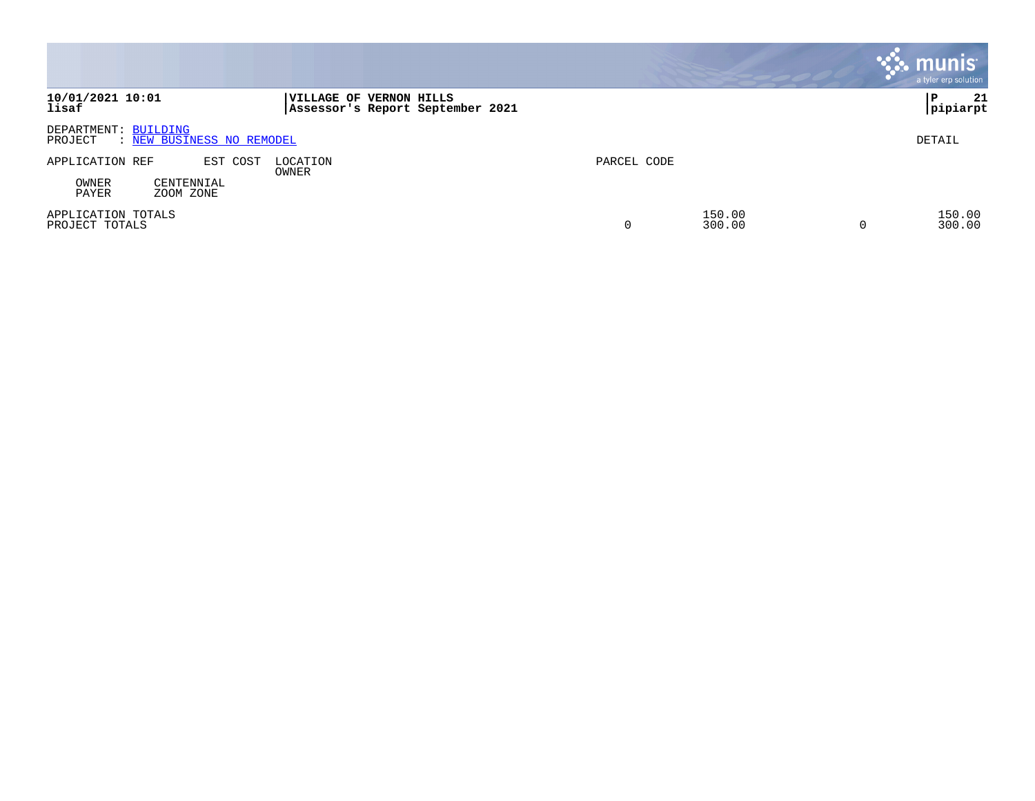**10/01/2021 10:01**
**lisaf**

**VILLAGE OF VERNON HILLS**
**Assessor's Report September 2021**

**P 21**
**pipiarpt**

DEPARTMENT: BUILDING
PROJECT : NEW BUSINESS NO REMODEL

DETAIL

| APPLICATION REF | EST COST | LOCATION / OWNER | PARCEL CODE | | | |
|---|---|---|---|---|---|---|
| OWNER | CENTENNIAL | | | | | |
| PAYER | ZOOM ZONE | | | | | |
| APPLICATION TOTALS | | | | 150.00 | | 150.00 |
| PROJECT TOTALS | | | 0 | 300.00 | 0 | 300.00 |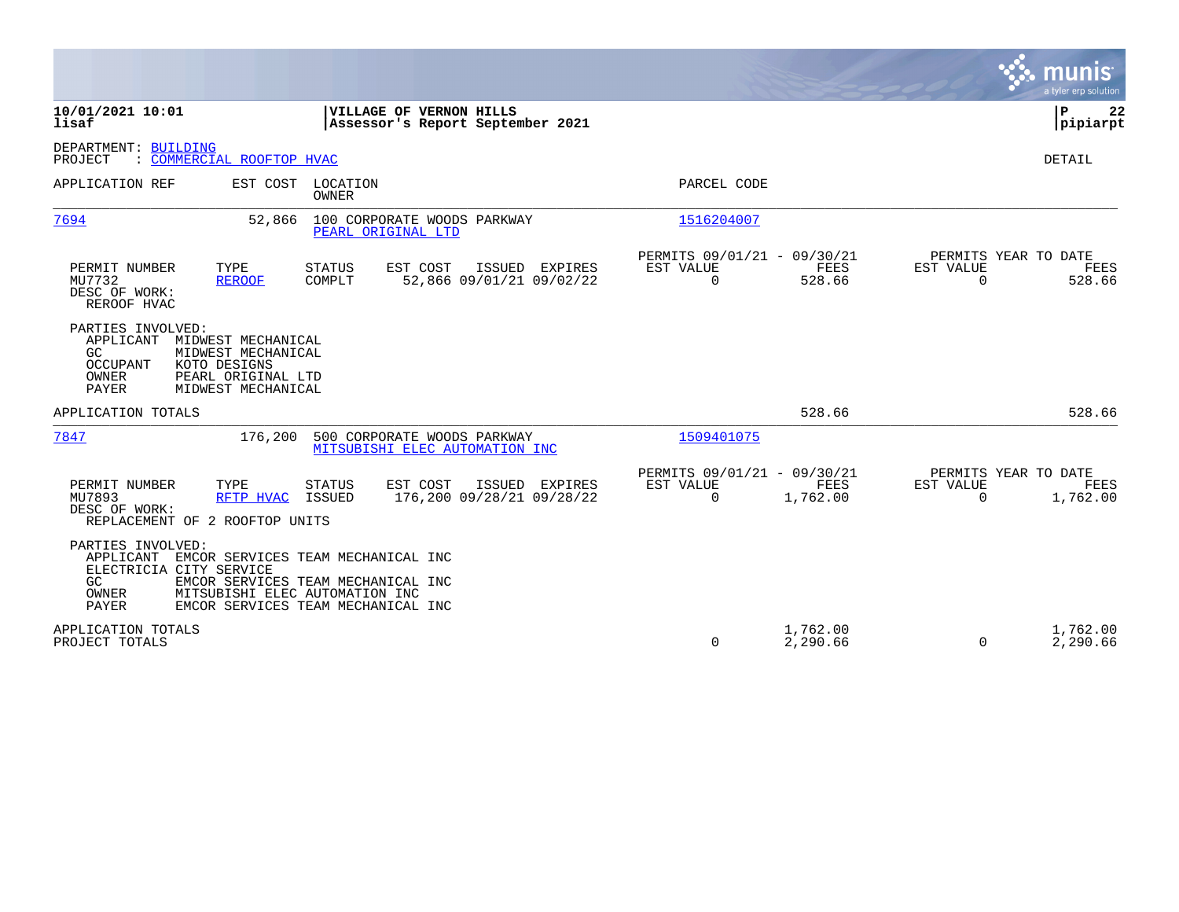**10/01/2021 10:01**
**lisaf**

**VILLAGE OF VERNON HILLS**
**Assessor's Report September 2021**

**P 22**
**pipiarpt**

DEPARTMENT: BUILDING
PROJECT : COMMERCIAL ROOFTOP HVAC

DETAIL

| APPLICATION REF | EST COST | LOCATION / OWNER | PARCEL CODE |
|---|---|---|---|
| 7694 | 52,866 | 100 CORPORATE WOODS PARKWAY / PEARL ORIGINAL LTD | 1516204007 |

| PERMIT NUMBER | TYPE | STATUS | EST COST | ISSUED | EXPIRES | PERMITS 09/01/21 - 09/30/21 EST VALUE | FEES | PERMITS YEAR TO DATE EST VALUE | FEES |
|---|---|---|---|---|---|---|---|---|---|
| MU7732 | REROOF | COMPLT | 52,866 | 09/01/21 | 09/02/22 | 0 | 528.66 | 0 | 528.66 |

DESC OF WORK:
REROOF HVAC

PARTIES INVOLVED:
- APPLICANT MIDWEST MECHANICAL
- GC MIDWEST MECHANICAL
- OCCUPANT KOTO DESIGNS
- OWNER PEARL ORIGINAL LTD
- PAYER MIDWEST MECHANICAL

APPLICATION TOTALS: 528.66 | 528.66

| APPLICATION REF | EST COST | LOCATION / OWNER | PARCEL CODE |
|---|---|---|---|
| 7847 | 176,200 | 500 CORPORATE WOODS PARKWAY / MITSUBISHI ELEC AUTOMATION INC | 1509401075 |

| PERMIT NUMBER | TYPE | STATUS | EST COST | ISSUED | EXPIRES | PERMITS 09/01/21 - 09/30/21 EST VALUE | FEES | PERMITS YEAR TO DATE EST VALUE | FEES |
|---|---|---|---|---|---|---|---|---|---|
| MU7893 | RFTP HVAC | ISSUED | 176,200 | 09/28/21 | 09/28/22 | 0 | 1,762.00 | 0 | 1,762.00 |

DESC OF WORK:
REPLACEMENT OF 2 ROOFTOP UNITS

PARTIES INVOLVED:
- APPLICANT EMCOR SERVICES TEAM MECHANICAL INC
- ELECTRICIA CITY SERVICE
- GC EMCOR SERVICES TEAM MECHANICAL INC
- OWNER MITSUBISHI ELEC AUTOMATION INC
- PAYER EMCOR SERVICES TEAM MECHANICAL INC

| | EST VALUE | FEES | YTD EST VALUE | YTD FEES |
|---|---|---|---|---|
| APPLICATION TOTALS | | 1,762.00 | | 1,762.00 |
| PROJECT TOTALS | 0 | 2,290.66 | 0 | 2,290.66 |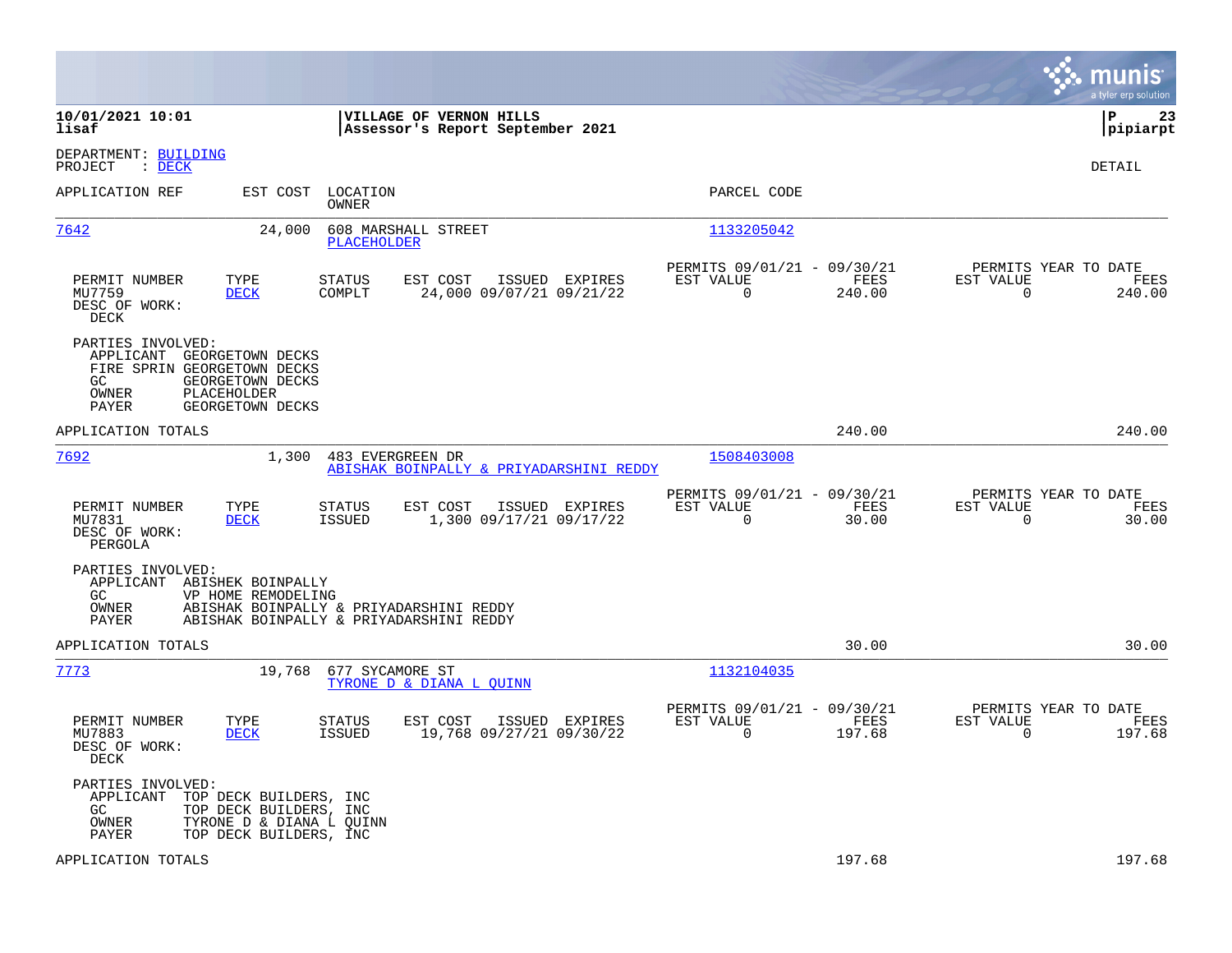**10/01/2021 10:01**
**lisaf**

**VILLAGE OF VERNON HILLS**
**Assessor's Report September 2021**

**P 23**
**pipiarpt**

DEPARTMENT: BUILDING
PROJECT : DECK

DETAIL

| APPLICATION REF | EST COST | LOCATION / OWNER | PARCEL CODE |
|---|---|---|---|
| 7642 | 24,000 | 608 MARSHALL STREET / PLACEHOLDER | 1133205042 |

| PERMIT NUMBER | TYPE | STATUS | EST COST | ISSUED | EXPIRES | PERMITS 09/01/21 - 09/30/21 EST VALUE | FEES | PERMITS YEAR TO DATE EST VALUE | FEES |
|---|---|---|---|---|---|---|---|---|---|
| MU7759 | DECK | COMPLT | 24,000 | 09/07/21 | 09/21/22 | 0 | 240.00 | 0 | 240.00 |

DESC OF WORK:
DECK

PARTIES INVOLVED:
- APPLICANT GEORGETOWN DECKS
- FIRE SPRIN GEORGETOWN DECKS
- GC GEORGETOWN DECKS
- OWNER PLACEHOLDER
- PAYER GEORGETOWN DECKS

APPLICATION TOTALS 240.00 240.00

| APPLICATION REF | EST COST | LOCATION / OWNER | PARCEL CODE |
|---|---|---|---|
| 7692 | 1,300 | 483 EVERGREEN DR / ABISHAK BOINPALLY & PRIYADARSHINI REDDY | 1508403008 |

| PERMIT NUMBER | TYPE | STATUS | EST COST | ISSUED | EXPIRES | PERMITS 09/01/21 - 09/30/21 EST VALUE | FEES | PERMITS YEAR TO DATE EST VALUE | FEES |
|---|---|---|---|---|---|---|---|---|---|
| MU7831 | DECK | ISSUED | 1,300 | 09/17/21 | 09/17/22 | 0 | 30.00 | 0 | 30.00 |

DESC OF WORK:
PERGOLA

PARTIES INVOLVED:
- APPLICANT ABISHEK BOINPALLY
- GC VP HOME REMODELING
- OWNER ABISHAK BOINPALLY & PRIYADARSHINI REDDY
- PAYER ABISHAK BOINPALLY & PRIYADARSHINI REDDY

APPLICATION TOTALS 30.00 30.00

| APPLICATION REF | EST COST | LOCATION / OWNER | PARCEL CODE |
|---|---|---|---|
| 7773 | 19,768 | 677 SYCAMORE ST / TYRONE D & DIANA L QUINN | 1132104035 |

| PERMIT NUMBER | TYPE | STATUS | EST COST | ISSUED | EXPIRES | PERMITS 09/01/21 - 09/30/21 EST VALUE | FEES | PERMITS YEAR TO DATE EST VALUE | FEES |
|---|---|---|---|---|---|---|---|---|---|
| MU7883 | DECK | ISSUED | 19,768 | 09/27/21 | 09/30/22 | 0 | 197.68 | 0 | 197.68 |

DESC OF WORK:
DECK

PARTIES INVOLVED:
- APPLICANT TOP DECK BUILDERS, INC
- GC TOP DECK BUILDERS, INC
- OWNER TYRONE D & DIANA L QUINN
- PAYER TOP DECK BUILDERS, INC

APPLICATION TOTALS 197.68 197.68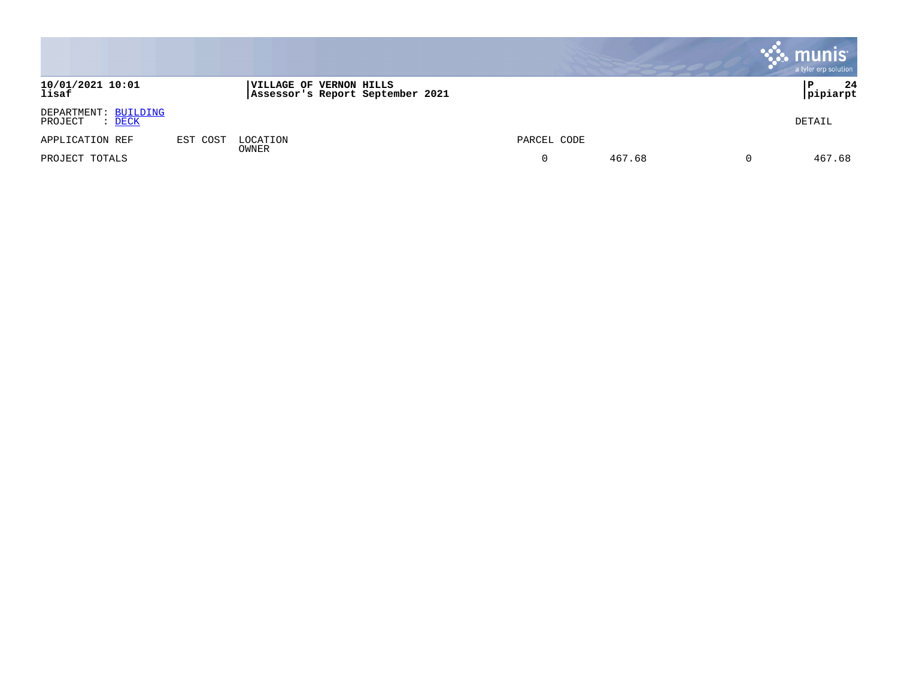**10/01/2021 10:01**
**lisaf**

**VILLAGE OF VERNON HILLS**
**Assessor's Report September 2021**

DEPARTMENT: BUILDING
PROJECT : DECK

DETAIL

| APPLICATION REF | EST COST | LOCATION<br>OWNER | PARCEL CODE | | | |
|---|---|---|---|---|---|---|
| PROJECT TOTALS | | | 0 | 467.68 | 0 | 467.68 |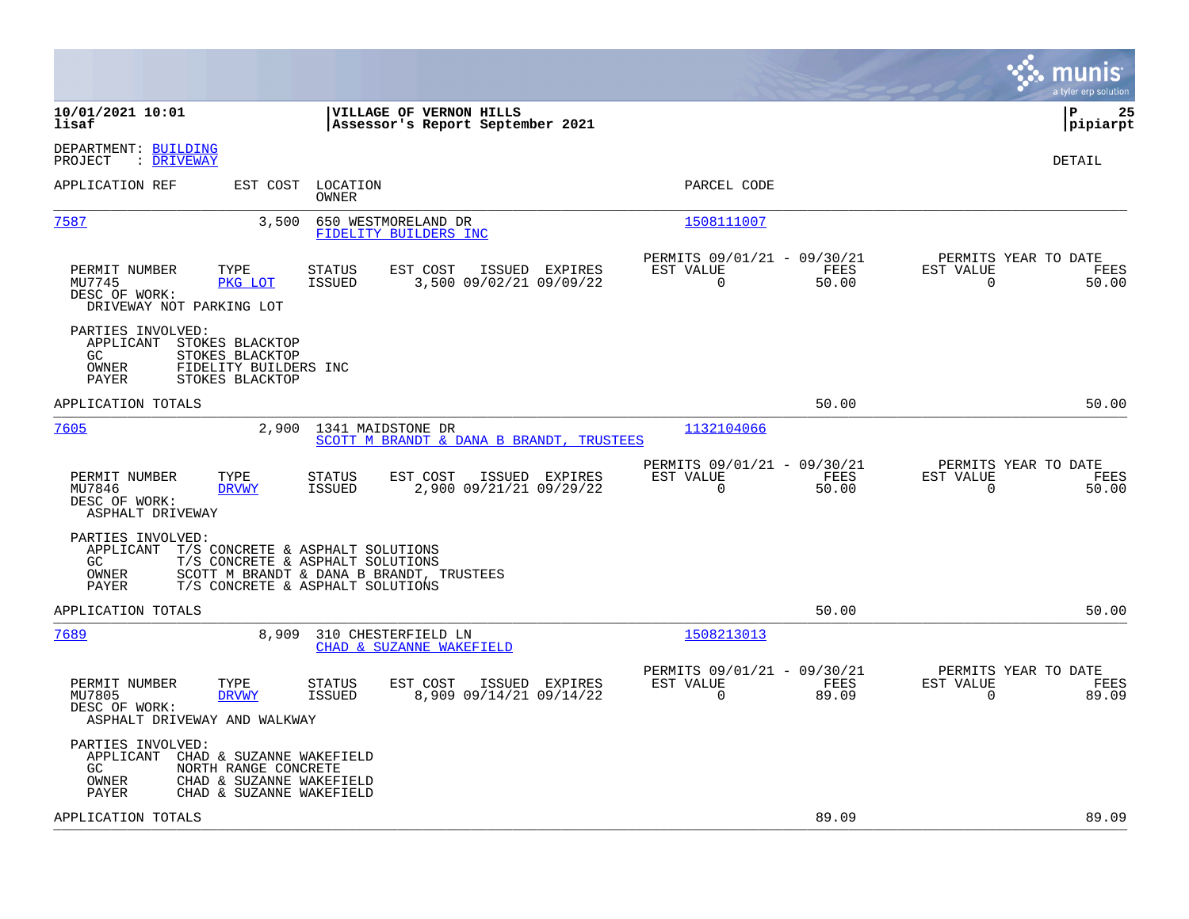**10/01/2021 10:01**
**lisaf**

**VILLAGE OF VERNON HILLS**
**Assessor's Report September 2021**

**P 25**
**pipiarpt**

DEPARTMENT: BUILDING
PROJECT : DRIVEWAY

DETAIL

| APPLICATION REF | EST COST | LOCATION / OWNER | PARCEL CODE |
|---|---|---|---|
| 7587 | 3,500 | 650 WESTMORELAND DR / FIDELITY BUILDERS INC | 1508111007 |

| PERMIT NUMBER | TYPE | STATUS | EST COST | ISSUED | EXPIRES | PERMITS 09/01/21 - 09/30/21 EST VALUE | FEES | PERMITS YEAR TO DATE EST VALUE | FEES |
|---|---|---|---|---|---|---|---|---|---|
| MU7745 | PKG LOT | ISSUED | 3,500 | 09/02/21 | 09/09/22 | 0 | 50.00 | 0 | 50.00 |

DESC OF WORK:
DRIVEWAY NOT PARKING LOT

PARTIES INVOLVED:
- APPLICANT STOKES BLACKTOP
- GC STOKES BLACKTOP
- OWNER FIDELITY BUILDERS INC
- PAYER STOKES BLACKTOP

APPLICATION TOTALS 50.00 50.00

| APPLICATION REF | EST COST | LOCATION / OWNER | PARCEL CODE |
|---|---|---|---|
| 7605 | 2,900 | 1341 MAIDSTONE DR / SCOTT M BRANDT & DANA B BRANDT, TRUSTEES | 1132104066 |

| PERMIT NUMBER | TYPE | STATUS | EST COST | ISSUED | EXPIRES | PERMITS 09/01/21 - 09/30/21 EST VALUE | FEES | PERMITS YEAR TO DATE EST VALUE | FEES |
|---|---|---|---|---|---|---|---|---|---|
| MU7846 | DRVWY | ISSUED | 2,900 | 09/21/21 | 09/29/22 | 0 | 50.00 | 0 | 50.00 |

DESC OF WORK:
ASPHALT DRIVEWAY

PARTIES INVOLVED:
- APPLICANT T/S CONCRETE & ASPHALT SOLUTIONS
- GC T/S CONCRETE & ASPHALT SOLUTIONS
- OWNER SCOTT M BRANDT & DANA B BRANDT, TRUSTEES
- PAYER T/S CONCRETE & ASPHALT SOLUTIONS

APPLICATION TOTALS 50.00 50.00

| APPLICATION REF | EST COST | LOCATION / OWNER | PARCEL CODE |
|---|---|---|---|
| 7689 | 8,909 | 310 CHESTERFIELD LN / CHAD & SUZANNE WAKEFIELD | 1508213013 |

| PERMIT NUMBER | TYPE | STATUS | EST COST | ISSUED | EXPIRES | PERMITS 09/01/21 - 09/30/21 EST VALUE | FEES | PERMITS YEAR TO DATE EST VALUE | FEES |
|---|---|---|---|---|---|---|---|---|---|
| MU7805 | DRVWY | ISSUED | 8,909 | 09/14/21 | 09/14/22 | 0 | 89.09 | 0 | 89.09 |

DESC OF WORK:
ASPHALT DRIVEWAY AND WALKWAY

PARTIES INVOLVED:
- APPLICANT CHAD & SUZANNE WAKEFIELD
- GC NORTH RANGE CONCRETE
- OWNER CHAD & SUZANNE WAKEFIELD
- PAYER CHAD & SUZANNE WAKEFIELD

APPLICATION TOTALS 89.09 89.09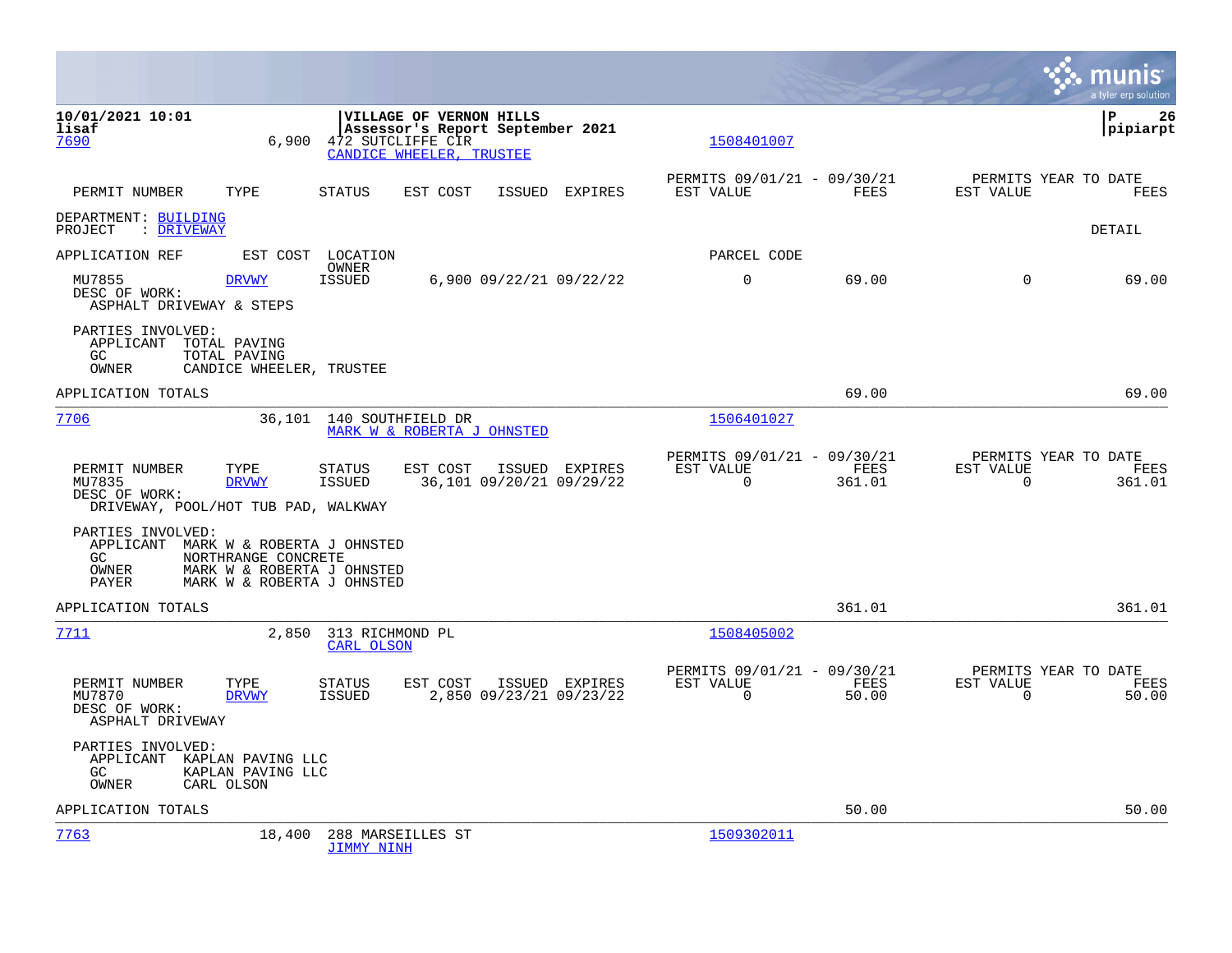| | | | | |
|---|---|---|---|---|
| 7690 | 6,900 | 472 SUTCLIFFE CIR<br>CANDICE WHEELER, TRUSTEE | 1508401007 | |

| PERMIT NUMBER | TYPE | STATUS | EST COST | ISSUED | EXPIRES | PERMITS 09/01/21 - 09/30/21 EST VALUE | FEES | PERMITS YEAR TO DATE EST VALUE | FEES |
|---|---|---|---|---|---|---|---|---|---|

DEPARTMENT: BUILDING
PROJECT : DRIVEWAY

DETAIL

| APPLICATION REF | | EST COST | LOCATION OWNER | | | PARCEL CODE | | | |
|---|---|---|---|---|---|---|---|---|---|
| MU7855 | DRVWY | | ISSUED | 6,900 | 09/22/21 09/22/22 | 0 | 69.00 | 0 | 69.00 |

DESC OF WORK:
ASPHALT DRIVEWAY & STEPS

PARTIES INVOLVED:
APPLICANT TOTAL PAVING
GC TOTAL PAVING
OWNER CANDICE WHEELER, TRUSTEE

APPLICATION TOTALS 69.00 69.00

---

| | | | |
|---|---|---|---|
| 7706 | 36,101 | 140 SOUTHFIELD DR<br>MARK W & ROBERTA J OHNSTED | 1506401027 |

| PERMIT NUMBER | TYPE | STATUS | EST COST | ISSUED | EXPIRES | PERMITS 09/01/21 - 09/30/21 EST VALUE | FEES | PERMITS YEAR TO DATE EST VALUE | FEES |
|---|---|---|---|---|---|---|---|---|---|
| MU7835 | DRVWY | ISSUED | 36,101 | 09/20/21 | 09/29/22 | 0 | 361.01 | 0 | 361.01 |

DESC OF WORK:
DRIVEWAY, POOL/HOT TUB PAD, WALKWAY

PARTIES INVOLVED:
APPLICANT MARK W & ROBERTA J OHNSTED
GC NORTHRANGE CONCRETE
OWNER MARK W & ROBERTA J OHNSTED
PAYER MARK W & ROBERTA J OHNSTED

APPLICATION TOTALS 361.01 361.01

---

| | | | |
|---|---|---|---|
| 7711 | 2,850 | 313 RICHMOND PL<br>CARL OLSON | 1508405002 |

| PERMIT NUMBER | TYPE | STATUS | EST COST | ISSUED | EXPIRES | PERMITS 09/01/21 - 09/30/21 EST VALUE | FEES | PERMITS YEAR TO DATE EST VALUE | FEES |
|---|---|---|---|---|---|---|---|---|---|
| MU7870 | DRVWY | ISSUED | 2,850 | 09/23/21 | 09/23/22 | 0 | 50.00 | 0 | 50.00 |

DESC OF WORK:
ASPHALT DRIVEWAY

PARTIES INVOLVED:
APPLICANT KAPLAN PAVING LLC
GC KAPLAN PAVING LLC
OWNER CARL OLSON

APPLICATION TOTALS 50.00 50.00

---

| | | | |
|---|---|---|---|
| 7763 | 18,400 | 288 MARSEILLES ST<br>JIMMY NINH | 1509302011 |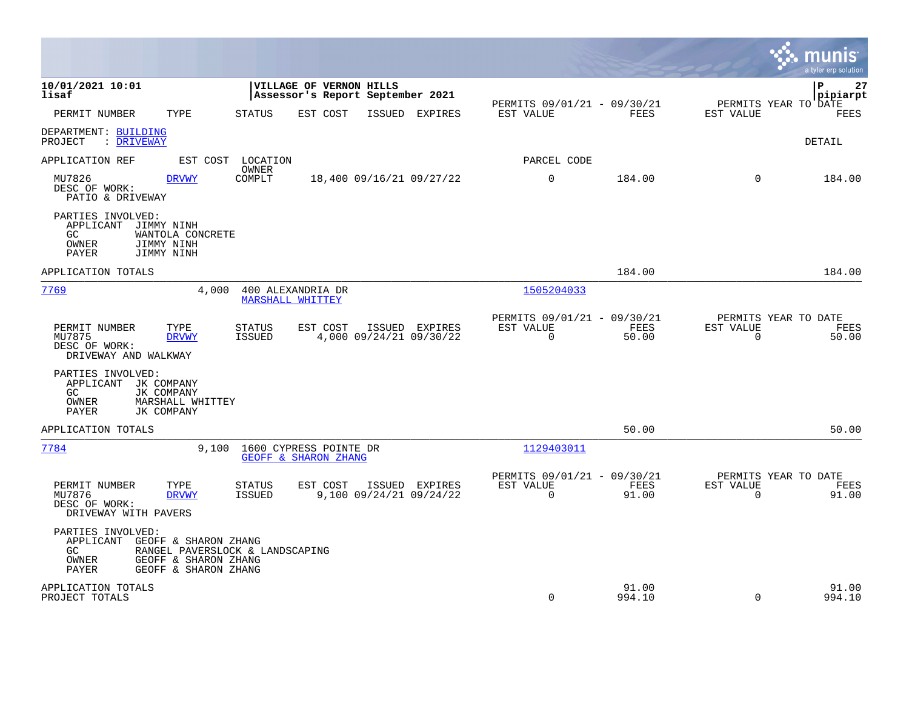**10/01/2021 10:01**
**lisaf**

**VILLAGE OF VERNON HILLS**
**Assessor's Report September 2021**

**P 27**
**pipiarpt**

| PERMIT NUMBER | TYPE | STATUS | EST COST | ISSUED | EXPIRES | PERMITS 09/01/21 - 09/30/21 EST VALUE | FEES | PERMITS YEAR TO DATE EST VALUE | FEES |
|---|---|---|---|---|---|---|---|---|---|

DEPARTMENT: BUILDING
PROJECT : DRIVEWAY

DETAIL

| APPLICATION REF | EST COST | LOCATION / OWNER | | | | PARCEL CODE | | | |
|---|---|---|---|---|---|---|---|---|---|
| MU7826 | DRVWY | COMPLT | 18,400 | 09/16/21 | 09/27/22 | 0 | 184.00 | 0 | 184.00 |

DESC OF WORK:
PATIO & DRIVEWAY

PARTIES INVOLVED:
APPLICANT JIMMY NINH
GC WANTOLA CONCRETE
OWNER JIMMY NINH
PAYER JIMMY NINH

APPLICATION TOTALS — 184.00 — 184.00

---

**7769** — 4,000 — 400 ALEXANDRIA DR — MARSHALL WHITTEY — 1505204033

| PERMIT NUMBER | TYPE | STATUS | EST COST | ISSUED | EXPIRES | PERMITS 09/01/21 - 09/30/21 EST VALUE | FEES | PERMITS YEAR TO DATE EST VALUE | FEES |
|---|---|---|---|---|---|---|---|---|---|
| MU7875 | DRVWY | ISSUED | 4,000 | 09/24/21 | 09/30/22 | 0 | 50.00 | 0 | 50.00 |

DESC OF WORK:
DRIVEWAY AND WALKWAY

PARTIES INVOLVED:
APPLICANT JK COMPANY
GC JK COMPANY
OWNER MARSHALL WHITTEY
PAYER JK COMPANY

APPLICATION TOTALS — 50.00 — 50.00

---

**7784** — 9,100 — 1600 CYPRESS POINTE DR — GEOFF & SHARON ZHANG — 1129403011

| PERMIT NUMBER | TYPE | STATUS | EST COST | ISSUED | EXPIRES | PERMITS 09/01/21 - 09/30/21 EST VALUE | FEES | PERMITS YEAR TO DATE EST VALUE | FEES |
|---|---|---|---|---|---|---|---|---|---|
| MU7876 | DRVWY | ISSUED | 9,100 | 09/24/21 | 09/24/22 | 0 | 91.00 | 0 | 91.00 |

DESC OF WORK:
DRIVEWAY WITH PAVERS

PARTIES INVOLVED:
APPLICANT GEOFF & SHARON ZHANG
GC RANGEL PAVERSLOCK & LANDSCAPING
OWNER GEOFF & SHARON ZHANG
PAYER GEOFF & SHARON ZHANG

| | PERMITS 09/01/21 - 09/30/21 EST VALUE | FEES | PERMITS YEAR TO DATE EST VALUE | FEES |
|---|---|---|---|---|
| APPLICATION TOTALS | | 91.00 | | 91.00 |
| PROJECT TOTALS | 0 | 994.10 | 0 | 994.10 |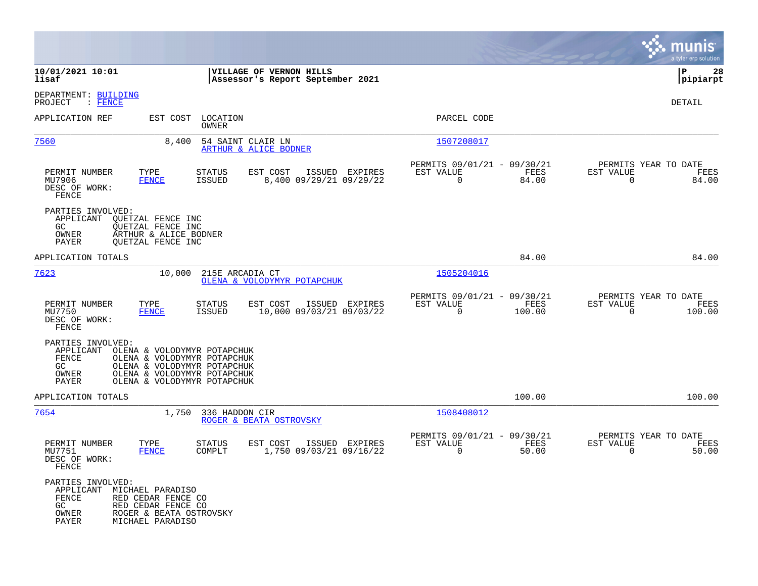**10/01/2021 10:01** **VILLAGE OF VERNON HILLS**
**lisaf** **Assessor's Report September 2021** **pipiarpt**

DEPARTMENT: BUILDING
PROJECT : FENCE

DETAIL

| APPLICATION REF | EST COST | LOCATION / OWNER | PARCEL CODE |
|---|---|---|---|
| 7560 | 8,400 | 54 SAINT CLAIR LN / ARTHUR & ALICE BODNER | 1507208017 |

| PERMIT NUMBER | TYPE | STATUS | EST COST | ISSUED | EXPIRES | PERMITS 09/01/21 - 09/30/21 EST VALUE | FEES | PERMITS YEAR TO DATE EST VALUE | FEES |
|---|---|---|---|---|---|---|---|---|---|
| MU7906 | FENCE | ISSUED | 8,400 | 09/29/21 | 09/29/22 | 0 | 84.00 | 0 | 84.00 |

DESC OF WORK:
FENCE

PARTIES INVOLVED:
- APPLICANT QUETZAL FENCE INC
- GC QUETZAL FENCE INC
- OWNER ARTHUR & ALICE BODNER
- PAYER QUETZAL FENCE INC

APPLICATION TOTALS 84.00 84.00

| APPLICATION REF | EST COST | LOCATION / OWNER | PARCEL CODE |
|---|---|---|---|
| 7623 | 10,000 | 215E ARCADIA CT / OLENA & VOLODYMYR POTAPCHUK | 1505204016 |

| PERMIT NUMBER | TYPE | STATUS | EST COST | ISSUED | EXPIRES | PERMITS 09/01/21 - 09/30/21 EST VALUE | FEES | PERMITS YEAR TO DATE EST VALUE | FEES |
|---|---|---|---|---|---|---|---|---|---|
| MU7750 | FENCE | ISSUED | 10,000 | 09/03/21 | 09/03/22 | 0 | 100.00 | 0 | 100.00 |

DESC OF WORK:
FENCE

PARTIES INVOLVED:
- APPLICANT OLENA & VOLODYMYR POTAPCHUK
- FENCE OLENA & VOLODYMYR POTAPCHUK
- GC OLENA & VOLODYMYR POTAPCHUK
- OWNER OLENA & VOLODYMYR POTAPCHUK
- PAYER OLENA & VOLODYMYR POTAPCHUK

APPLICATION TOTALS 100.00 100.00

| APPLICATION REF | EST COST | LOCATION / OWNER | PARCEL CODE |
|---|---|---|---|
| 7654 | 1,750 | 336 HADDON CIR / ROGER & BEATA OSTROVSKY | 1508408012 |

| PERMIT NUMBER | TYPE | STATUS | EST COST | ISSUED | EXPIRES | PERMITS 09/01/21 - 09/30/21 EST VALUE | FEES | PERMITS YEAR TO DATE EST VALUE | FEES |
|---|---|---|---|---|---|---|---|---|---|
| MU7751 | FENCE | COMPLT | 1,750 | 09/03/21 | 09/16/22 | 0 | 50.00 | 0 | 50.00 |

DESC OF WORK:
FENCE

PARTIES INVOLVED:
- APPLICANT MICHAEL PARADISO
- FENCE RED CEDAR FENCE CO
- GC RED CEDAR FENCE CO
- OWNER ROGER & BEATA OSTROVSKY
- PAYER MICHAEL PARADISO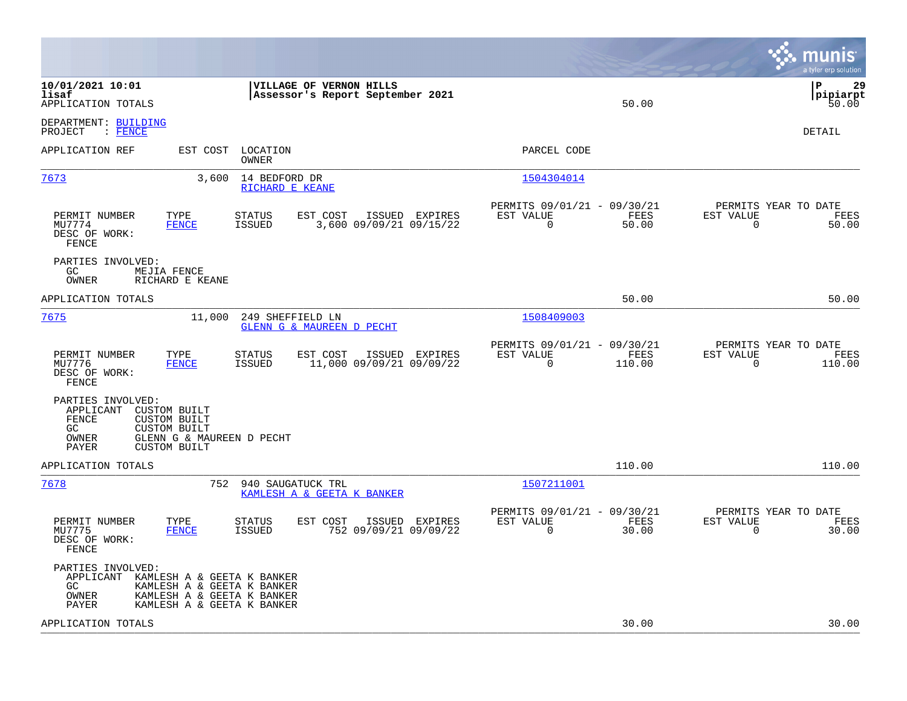**10/01/2021 10:01** | **VILLAGE OF VERNON HILLS**
**lisaf** | **Assessor's Report September 2021** | **pipiarpt**

APPLICATION TOTALS 50.00 50.00

DEPARTMENT: BUILDING
PROJECT : FENCE

DETAIL

| APPLICATION REF | EST COST | LOCATION / OWNER | PARCEL CODE |
|---|---|---|---|
| 7673 | 3,600 | 14 BEDFORD DR / RICHARD E KEANE | 1504304014 |

| PERMIT NUMBER | TYPE | STATUS | EST COST | ISSUED | EXPIRES | PERMITS 09/01/21 - 09/30/21 EST VALUE | FEES | PERMITS YEAR TO DATE EST VALUE | FEES |
|---|---|---|---|---|---|---|---|---|---|
| MU7774 | FENCE | ISSUED | 3,600 | 09/09/21 | 09/15/22 | 0 | 50.00 | 0 | 50.00 |

DESC OF WORK:
FENCE

PARTIES INVOLVED:
GC MEJIA FENCE
OWNER RICHARD E KEANE

APPLICATION TOTALS 50.00 50.00

| APPLICATION REF | EST COST | LOCATION / OWNER | PARCEL CODE |
|---|---|---|---|
| 7675 | 11,000 | 249 SHEFFIELD LN / GLENN G & MAUREEN D PECHT | 1508409003 |

| PERMIT NUMBER | TYPE | STATUS | EST COST | ISSUED | EXPIRES | PERMITS 09/01/21 - 09/30/21 EST VALUE | FEES | PERMITS YEAR TO DATE EST VALUE | FEES |
|---|---|---|---|---|---|---|---|---|---|
| MU7776 | FENCE | ISSUED | 11,000 | 09/09/21 | 09/09/22 | 0 | 110.00 | 0 | 110.00 |

DESC OF WORK:
FENCE

PARTIES INVOLVED:
APPLICANT CUSTOM BUILT
FENCE CUSTOM BUILT
GC CUSTOM BUILT
OWNER GLENN G & MAUREEN D PECHT
PAYER CUSTOM BUILT

APPLICATION TOTALS 110.00 110.00

| APPLICATION REF | EST COST | LOCATION / OWNER | PARCEL CODE |
|---|---|---|---|
| 7678 | 752 | 940 SAUGATUCK TRL / KAMLESH A & GEETA K BANKER | 1507211001 |

| PERMIT NUMBER | TYPE | STATUS | EST COST | ISSUED | EXPIRES | PERMITS 09/01/21 - 09/30/21 EST VALUE | FEES | PERMITS YEAR TO DATE EST VALUE | FEES |
|---|---|---|---|---|---|---|---|---|---|
| MU7775 | FENCE | ISSUED | 752 | 09/09/21 | 09/09/22 | 0 | 30.00 | 0 | 30.00 |

DESC OF WORK:
FENCE

PARTIES INVOLVED:
APPLICANT KAMLESH A & GEETA K BANKER
GC KAMLESH A & GEETA K BANKER
OWNER KAMLESH A & GEETA K BANKER
PAYER KAMLESH A & GEETA K BANKER

APPLICATION TOTALS 30.00 30.00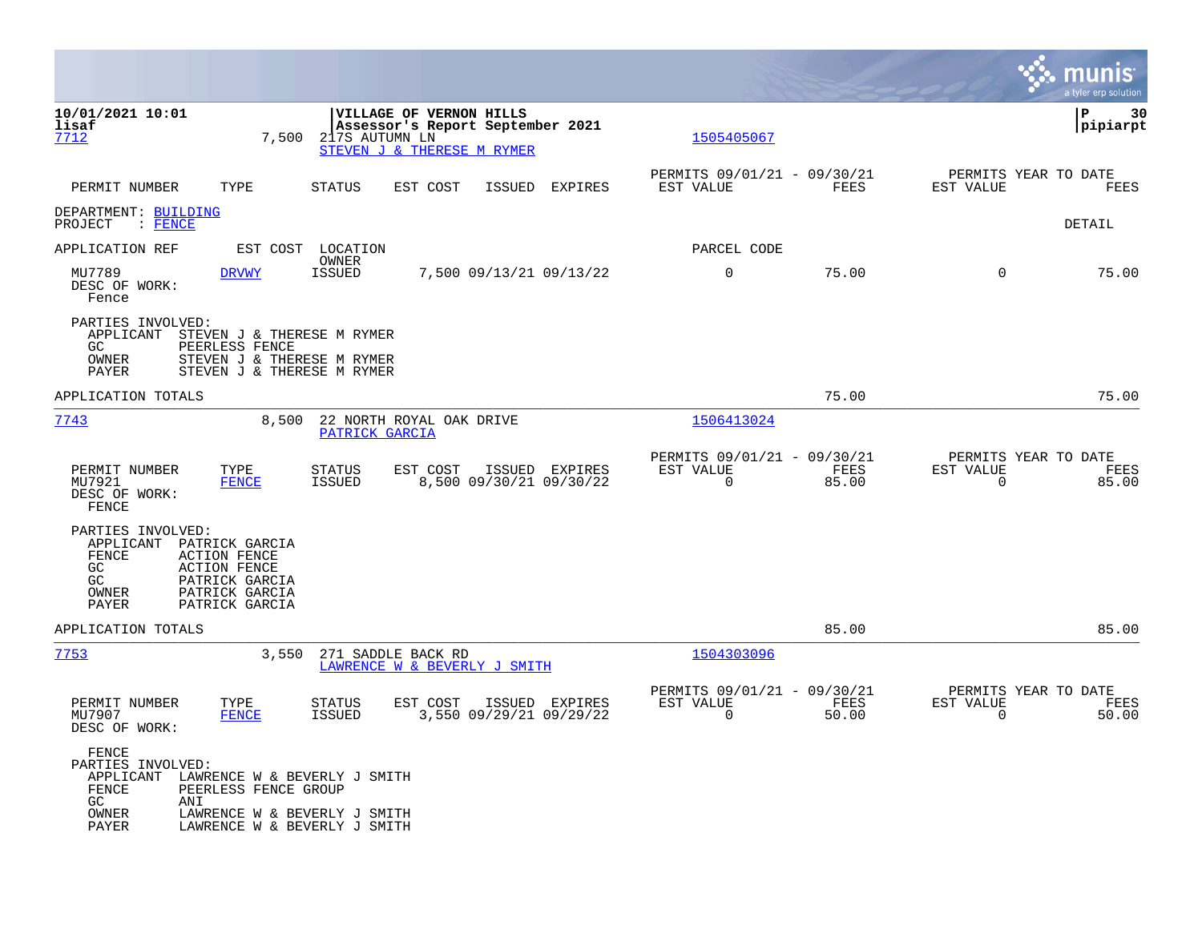10/01/2021 10:01 | VILLAGE OF VERNON HILLS
lisaf | Assessor's Report September 2021 | P 30 | pipiarpt

7712 — 7,500 — 217S AUTUMN LN — STEVEN J & THERESE M RYMER — 1505405067

| PERMIT NUMBER | TYPE | STATUS | EST COST | ISSUED | EXPIRES | PERMITS 09/01/21 - 09/30/21 EST VALUE | FEES | PERMITS YEAR TO DATE EST VALUE | FEES |
|---|---|---|---|---|---|---|---|---|---|

DEPARTMENT: BUILDING
PROJECT : FENCE

DETAIL

| APPLICATION REF | EST COST | LOCATION / OWNER | | | | PARCEL CODE | | | |
|---|---|---|---|---|---|---|---|---|---|
| MU7789 | DRVWY | ISSUED | 7,500 | 09/13/21 | 09/13/22 | 0 | 75.00 | 0 | 75.00 |

DESC OF WORK:
Fence

PARTIES INVOLVED:
- APPLICANT STEVEN J & THERESE M RYMER
- GC PEERLESS FENCE
- OWNER STEVEN J & THERESE M RYMER
- PAYER STEVEN J & THERESE M RYMER

APPLICATION TOTALS — 75.00 — 75.00

---

7743 — 8,500 — 22 NORTH ROYAL OAK DRIVE — PATRICK GARCIA — 1506413024

| PERMIT NUMBER | TYPE | STATUS | EST COST | ISSUED | EXPIRES | PERMITS 09/01/21 - 09/30/21 EST VALUE | FEES | PERMITS YEAR TO DATE EST VALUE | FEES |
|---|---|---|---|---|---|---|---|---|---|
| MU7921 | FENCE | ISSUED | 8,500 | 09/30/21 | 09/30/22 | 0 | 85.00 | 0 | 85.00 |

DESC OF WORK:
FENCE

PARTIES INVOLVED:
- APPLICANT PATRICK GARCIA
- FENCE ACTION FENCE
- GC ACTION FENCE
- GC PATRICK GARCIA
- OWNER PATRICK GARCIA
- PAYER PATRICK GARCIA

APPLICATION TOTALS — 85.00 — 85.00

---

7753 — 3,550 — 271 SADDLE BACK RD — LAWRENCE W & BEVERLY J SMITH — 1504303096

| PERMIT NUMBER | TYPE | STATUS | EST COST | ISSUED | EXPIRES | PERMITS 09/01/21 - 09/30/21 EST VALUE | FEES | PERMITS YEAR TO DATE EST VALUE | FEES |
|---|---|---|---|---|---|---|---|---|---|
| MU7907 | FENCE | ISSUED | 3,550 | 09/29/21 | 09/29/22 | 0 | 50.00 | 0 | 50.00 |

DESC OF WORK:
FENCE

PARTIES INVOLVED:
- APPLICANT LAWRENCE W & BEVERLY J SMITH
- FENCE PEERLESS FENCE GROUP
- GC ANI
- OWNER LAWRENCE W & BEVERLY J SMITH
- PAYER LAWRENCE W & BEVERLY J SMITH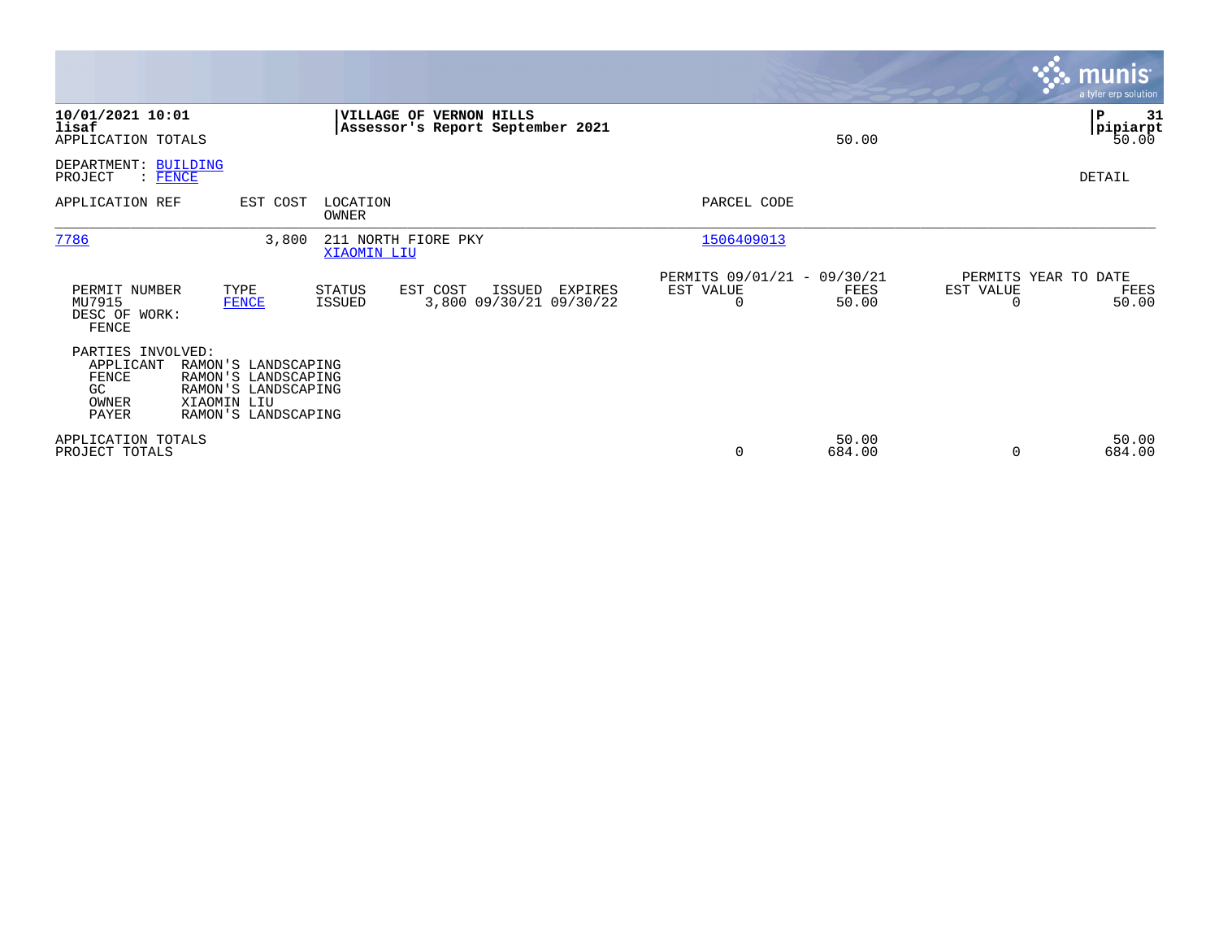**10/01/2021 10:01**
**lisaf**
APPLICATION TOTALS

**VILLAGE OF VERNON HILLS**
**Assessor's Report September 2021**

50.00

**pipiarpt**
50.00

DEPARTMENT: BUILDING
PROJECT : FENCE

DETAIL

| APPLICATION REF | EST COST | LOCATION / OWNER | PARCEL CODE |
|---|---|---|---|
| 7786 | 3,800 | 211 NORTH FIORE PKY / XIAOMIN LIU | 1506409013 |

| PERMIT NUMBER | TYPE | STATUS | EST COST | ISSUED | EXPIRES | PERMITS 09/01/21 - 09/30/21 EST VALUE | PERMITS 09/01/21 - 09/30/21 FEES | PERMITS YEAR TO DATE EST VALUE | PERMITS YEAR TO DATE FEES |
|---|---|---|---|---|---|---|---|---|---|
| MU7915 | FENCE | ISSUED | 3,800 | 09/30/21 | 09/30/22 | 0 | 50.00 | 0 | 50.00 |

DESC OF WORK:
FENCE

PARTIES INVOLVED:

| | |
|---|---|
| APPLICANT | RAMON'S LANDSCAPING |
| FENCE | RAMON'S LANDSCAPING |
| GC | RAMON'S LANDSCAPING |
| OWNER | XIAOMIN LIU |
| PAYER | RAMON'S LANDSCAPING |

| | EST VALUE | FEES | EST VALUE | FEES |
|---|---|---|---|---|
| APPLICATION TOTALS | | 50.00 | | 50.00 |
| PROJECT TOTALS | 0 | 684.00 | 0 | 684.00 |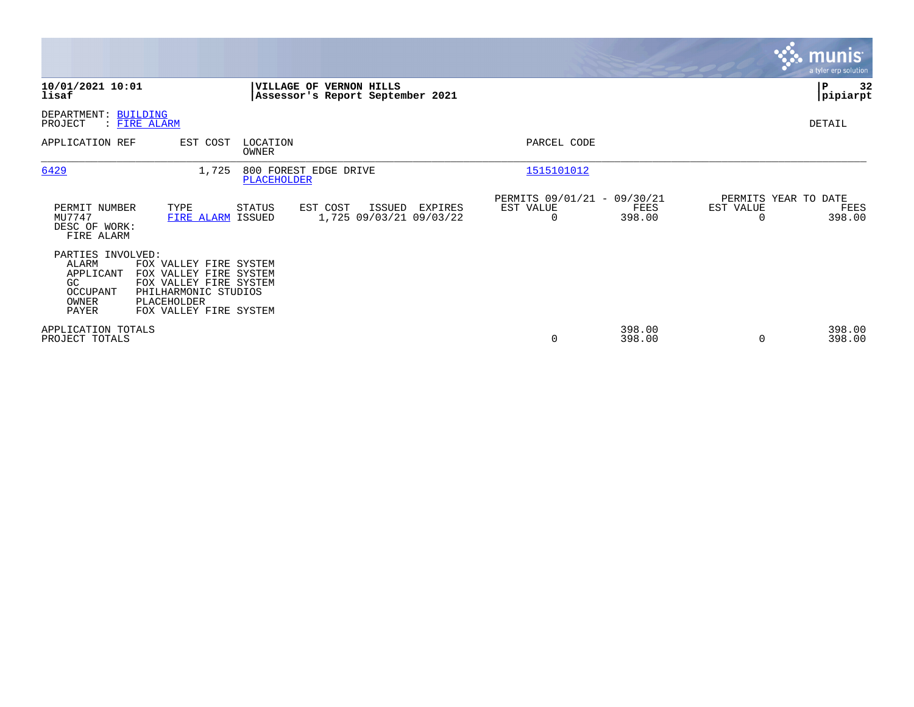**10/01/2021 10:01**
**lisaf**

**VILLAGE OF VERNON HILLS**
**Assessor's Report September 2021**

**P 32**
**pipiarpt**

DEPARTMENT: BUILDING
PROJECT : FIRE ALARM

DETAIL

| APPLICATION REF | EST COST | LOCATION / OWNER | PARCEL CODE |
|---|---|---|---|
| 6429 | 1,725 | 800 FOREST EDGE DRIVE / PLACEHOLDER | 1515101012 |

| PERMIT NUMBER | TYPE | STATUS | EST COST | ISSUED | EXPIRES | PERMITS 09/01/21 - 09/30/21 EST VALUE | FEES | PERMITS YEAR TO DATE EST VALUE | FEES |
|---|---|---|---|---|---|---|---|---|---|
| MU7747 | FIRE ALARM | ISSUED | 1,725 | 09/03/21 | 09/03/22 | 0 | 398.00 | 0 | 398.00 |

DESC OF WORK:
FIRE ALARM

PARTIES INVOLVED:

| Role | Name |
|---|---|
| ALARM | FOX VALLEY FIRE SYSTEM |
| APPLICANT | FOX VALLEY FIRE SYSTEM |
| GC | FOX VALLEY FIRE SYSTEM |
| OCCUPANT | PHILHARMONIC STUDIOS |
| OWNER | PLACEHOLDER |
| PAYER | FOX VALLEY FIRE SYSTEM |

| | EST VALUE | FEES | YTD EST VALUE | YTD FEES |
|---|---|---|---|---|
| APPLICATION TOTALS | | 398.00 | | 398.00 |
| PROJECT TOTALS | 0 | 398.00 | 0 | 398.00 |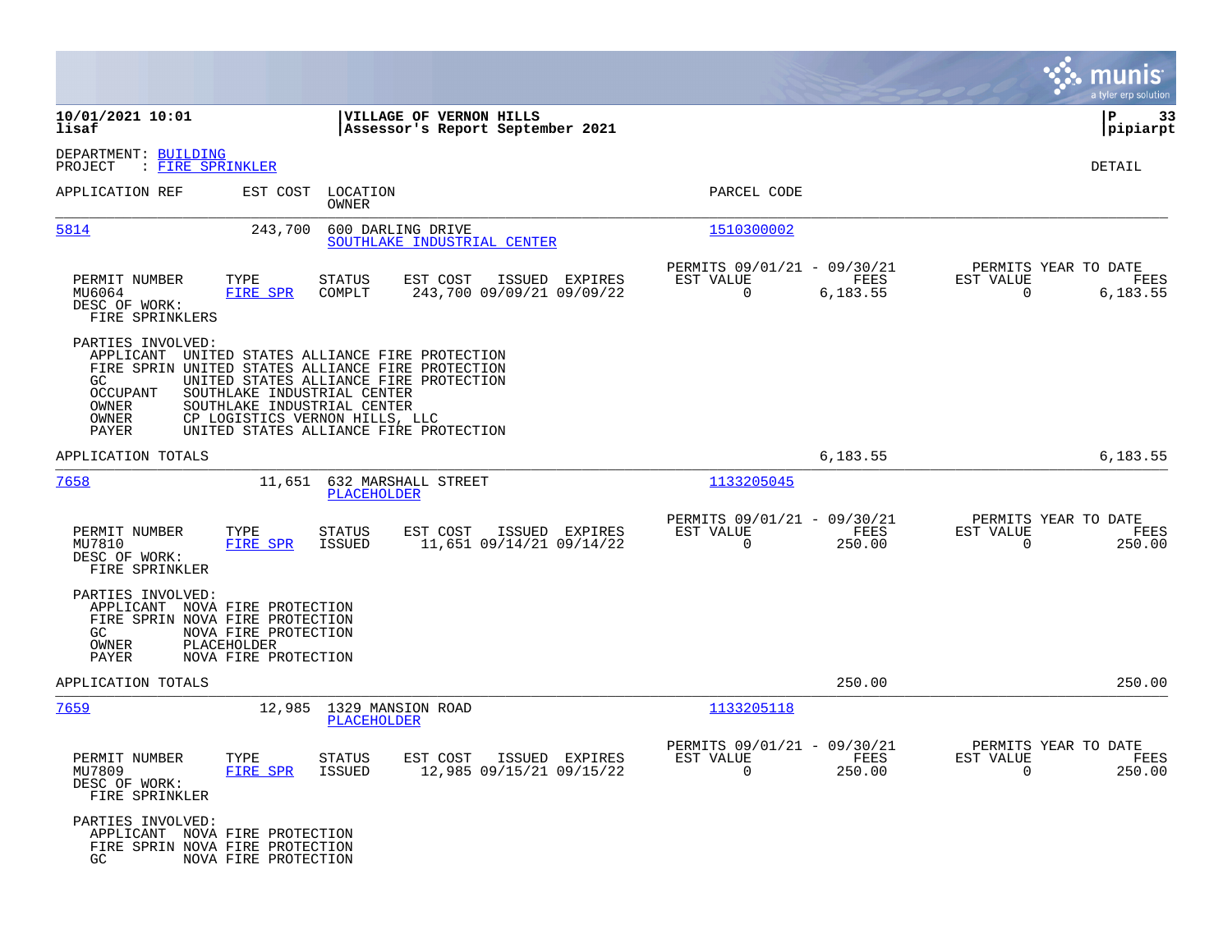**10/01/2021 10:01** | **VILLAGE OF VERNON HILLS** | **P 33**
**lisaf** | **Assessor's Report September 2021** | **pipiarpt**

DEPARTMENT: BUILDING
PROJECT : FIRE SPRINKLER

DETAIL

| APPLICATION REF | EST COST | LOCATION / OWNER | PARCEL CODE |
|---|---|---|---|
| 5814 | 243,700 | 600 DARLING DRIVE / SOUTHLAKE INDUSTRIAL CENTER | 1510300002 |

| PERMIT NUMBER | TYPE | STATUS | EST COST | ISSUED | EXPIRES | PERMITS 09/01/21 - 09/30/21 EST VALUE | FEES | PERMITS YEAR TO DATE EST VALUE | FEES |
|---|---|---|---|---|---|---|---|---|---|
| MU6064 | FIRE SPR | COMPLT | 243,700 | 09/09/21 | 09/09/22 | 0 | 6,183.55 | 0 | 6,183.55 |

DESC OF WORK:
FIRE SPRINKLERS

PARTIES INVOLVED:
- APPLICANT UNITED STATES ALLIANCE FIRE PROTECTION
- FIRE SPRIN UNITED STATES ALLIANCE FIRE PROTECTION
- GC UNITED STATES ALLIANCE FIRE PROTECTION
- OCCUPANT SOUTHLAKE INDUSTRIAL CENTER
- OWNER SOUTHLAKE INDUSTRIAL CENTER
- OWNER CP LOGISTICS VERNON HILLS, LLC
- PAYER UNITED STATES ALLIANCE FIRE PROTECTION

APPLICATION TOTALS — 6,183.55 — 6,183.55

| APPLICATION REF | EST COST | LOCATION / OWNER | PARCEL CODE |
|---|---|---|---|
| 7658 | 11,651 | 632 MARSHALL STREET / PLACEHOLDER | 1133205045 |

| PERMIT NUMBER | TYPE | STATUS | EST COST | ISSUED | EXPIRES | PERMITS 09/01/21 - 09/30/21 EST VALUE | FEES | PERMITS YEAR TO DATE EST VALUE | FEES |
|---|---|---|---|---|---|---|---|---|---|
| MU7810 | FIRE SPR | ISSUED | 11,651 | 09/14/21 | 09/14/22 | 0 | 250.00 | 0 | 250.00 |

DESC OF WORK:
FIRE SPRINKLER

PARTIES INVOLVED:
- APPLICANT NOVA FIRE PROTECTION
- FIRE SPRIN NOVA FIRE PROTECTION
- GC NOVA FIRE PROTECTION
- OWNER PLACEHOLDER
- PAYER NOVA FIRE PROTECTION

APPLICATION TOTALS — 250.00 — 250.00

| APPLICATION REF | EST COST | LOCATION / OWNER | PARCEL CODE |
|---|---|---|---|
| 7659 | 12,985 | 1329 MANSION ROAD / PLACEHOLDER | 1133205118 |

| PERMIT NUMBER | TYPE | STATUS | EST COST | ISSUED | EXPIRES | PERMITS 09/01/21 - 09/30/21 EST VALUE | FEES | PERMITS YEAR TO DATE EST VALUE | FEES |
|---|---|---|---|---|---|---|---|---|---|
| MU7809 | FIRE SPR | ISSUED | 12,985 | 09/15/21 | 09/15/22 | 0 | 250.00 | 0 | 250.00 |

DESC OF WORK:
FIRE SPRINKLER

PARTIES INVOLVED:
- APPLICANT NOVA FIRE PROTECTION
- FIRE SPRIN NOVA FIRE PROTECTION
- GC NOVA FIRE PROTECTION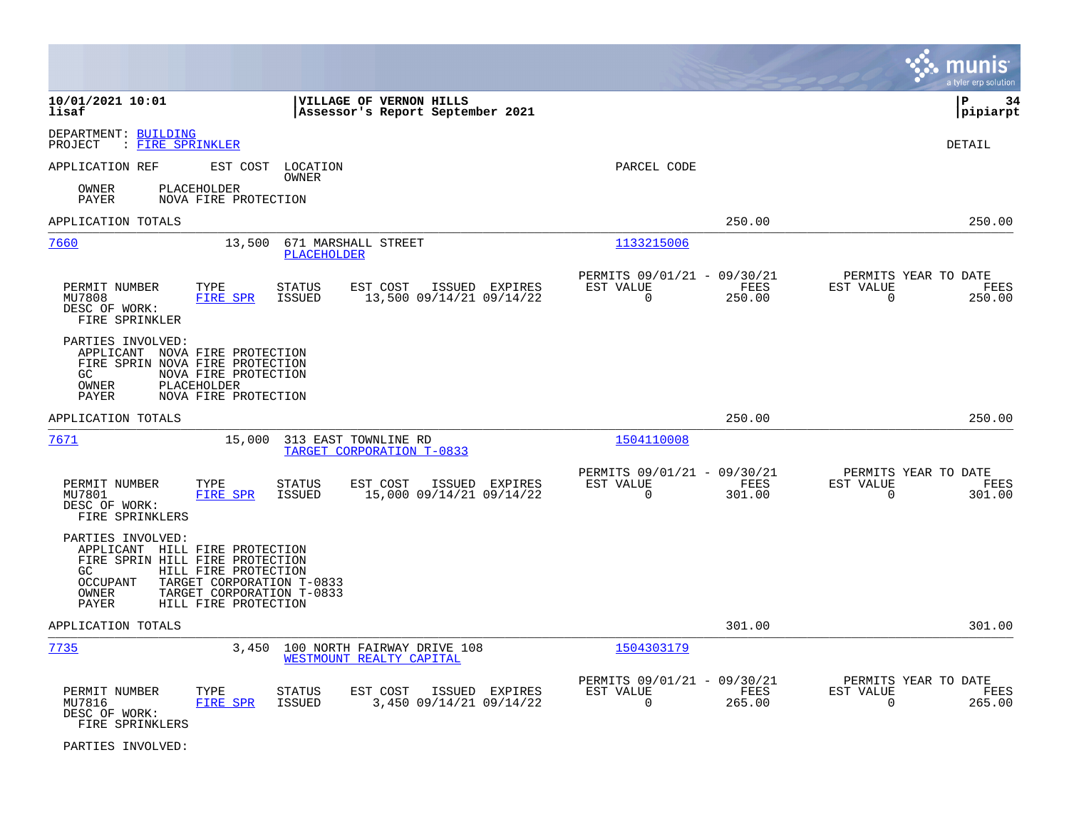10/01/2021 10:01
lisaf

VILLAGE OF VERNON HILLS
Assessor's Report September 2021

P 34
pipiarpt

DEPARTMENT: BUILDING
PROJECT : FIRE SPRINKLER

DETAIL

APPLICATION REF | EST COST | LOCATION / OWNER | PARCEL CODE

OWNER PLACEHOLDER
PAYER NOVA FIRE PROTECTION

APPLICATION TOTALS 250.00 250.00

---

**7660** 13,500 671 MARSHALL STREET
PLACEHOLDER
PARCEL CODE: 1133215006

| PERMIT NUMBER | TYPE | STATUS | EST COST | ISSUED | EXPIRES | PERMITS 09/01/21 - 09/30/21 EST VALUE | FEES | PERMITS YEAR TO DATE EST VALUE | FEES |
|---|---|---|---|---|---|---|---|---|---|
| MU7808 | FIRE SPR | ISSUED | 13,500 | 09/14/21 | 09/14/22 | 0 | 250.00 | 0 | 250.00 |

DESC OF WORK:
FIRE SPRINKLER

PARTIES INVOLVED:
APPLICANT NOVA FIRE PROTECTION
FIRE SPRIN NOVA FIRE PROTECTION
GC NOVA FIRE PROTECTION
OWNER PLACEHOLDER
PAYER NOVA FIRE PROTECTION

APPLICATION TOTALS 250.00 250.00

---

**7671** 15,000 313 EAST TOWNLINE RD
TARGET CORPORATION T-0833
PARCEL CODE: 1504110008

| PERMIT NUMBER | TYPE | STATUS | EST COST | ISSUED | EXPIRES | PERMITS 09/01/21 - 09/30/21 EST VALUE | FEES | PERMITS YEAR TO DATE EST VALUE | FEES |
|---|---|---|---|---|---|---|---|---|---|
| MU7801 | FIRE SPR | ISSUED | 15,000 | 09/14/21 | 09/14/22 | 0 | 301.00 | 0 | 301.00 |

DESC OF WORK:
FIRE SPRINKLERS

PARTIES INVOLVED:
APPLICANT HILL FIRE PROTECTION
FIRE SPRIN HILL FIRE PROTECTION
GC HILL FIRE PROTECTION
OCCUPANT TARGET CORPORATION T-0833
OWNER TARGET CORPORATION T-0833
PAYER HILL FIRE PROTECTION

APPLICATION TOTALS 301.00 301.00

---

**7735** 3,450 100 NORTH FAIRWAY DRIVE 108
WESTMOUNT REALTY CAPITAL
PARCEL CODE: 1504303179

| PERMIT NUMBER | TYPE | STATUS | EST COST | ISSUED | EXPIRES | PERMITS 09/01/21 - 09/30/21 EST VALUE | FEES | PERMITS YEAR TO DATE EST VALUE | FEES |
|---|---|---|---|---|---|---|---|---|---|
| MU7816 | FIRE SPR | ISSUED | 3,450 | 09/14/21 | 09/14/22 | 0 | 265.00 | 0 | 265.00 |

DESC OF WORK:
FIRE SPRINKLERS

PARTIES INVOLVED: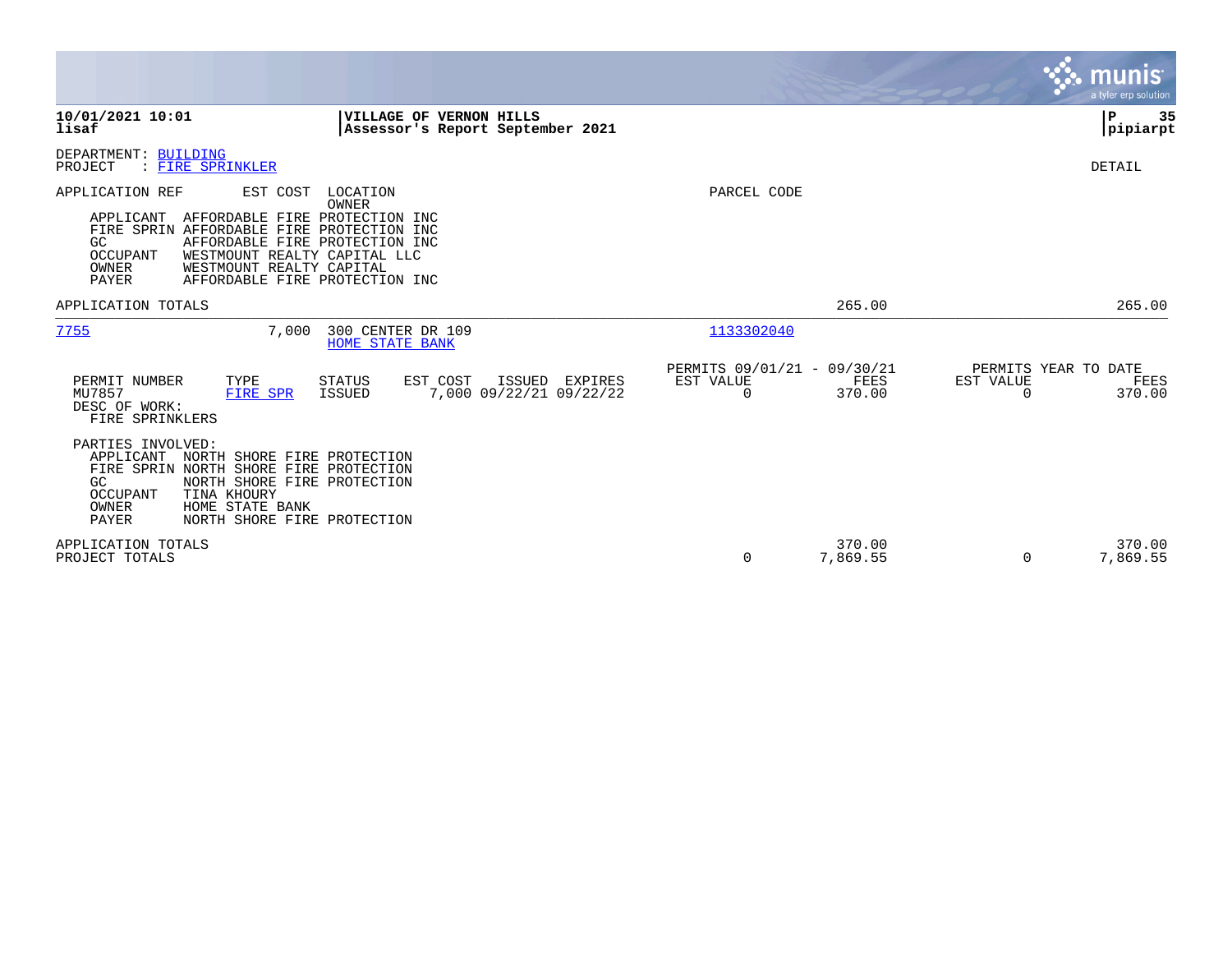**10/01/2021 10:01** | **VILLAGE OF VERNON HILLS**
**lisaf** | **Assessor's Report September 2021** | **pipiarpt**

DEPARTMENT: BUILDING
PROJECT : FIRE SPRINKLER

DETAIL

APPLICATION REF | EST COST | LOCATION / OWNER | PARCEL CODE

- APPLICANT: AFFORDABLE FIRE PROTECTION INC
- FIRE SPRIN: AFFORDABLE FIRE PROTECTION INC
- GC: AFFORDABLE FIRE PROTECTION INC
- OCCUPANT: WESTMOUNT REALTY CAPITAL LLC
- OWNER: WESTMOUNT REALTY CAPITAL
- PAYER: AFFORDABLE FIRE PROTECTION INC

APPLICATION TOTALS — 265.00 — 265.00

---

7755 | 7,000 | 300 CENTER DR 109 / HOME STATE BANK | 1133302040

| PERMIT NUMBER | TYPE | STATUS | EST COST | ISSUED | EXPIRES | PERMITS 09/01/21 - 09/30/21 EST VALUE | FEES | PERMITS YEAR TO DATE EST VALUE | FEES |
|---|---|---|---|---|---|---|---|---|---|
| MU7857 | FIRE SPR | ISSUED | 7,000 | 09/22/21 | 09/22/22 | 0 | 370.00 | 0 | 370.00 |

DESC OF WORK:
FIRE SPRINKLERS

PARTIES INVOLVED:
- APPLICANT: NORTH SHORE FIRE PROTECTION
- FIRE SPRIN: NORTH SHORE FIRE PROTECTION
- GC: NORTH SHORE FIRE PROTECTION
- OCCUPANT: TINA KHOURY
- OWNER: HOME STATE BANK
- PAYER: NORTH SHORE FIRE PROTECTION

| | EST VALUE | FEES | EST VALUE | FEES |
|---|---|---|---|---|
| APPLICATION TOTALS | | 370.00 | | 370.00 |
| PROJECT TOTALS | 0 | 7,869.55 | 0 | 7,869.55 |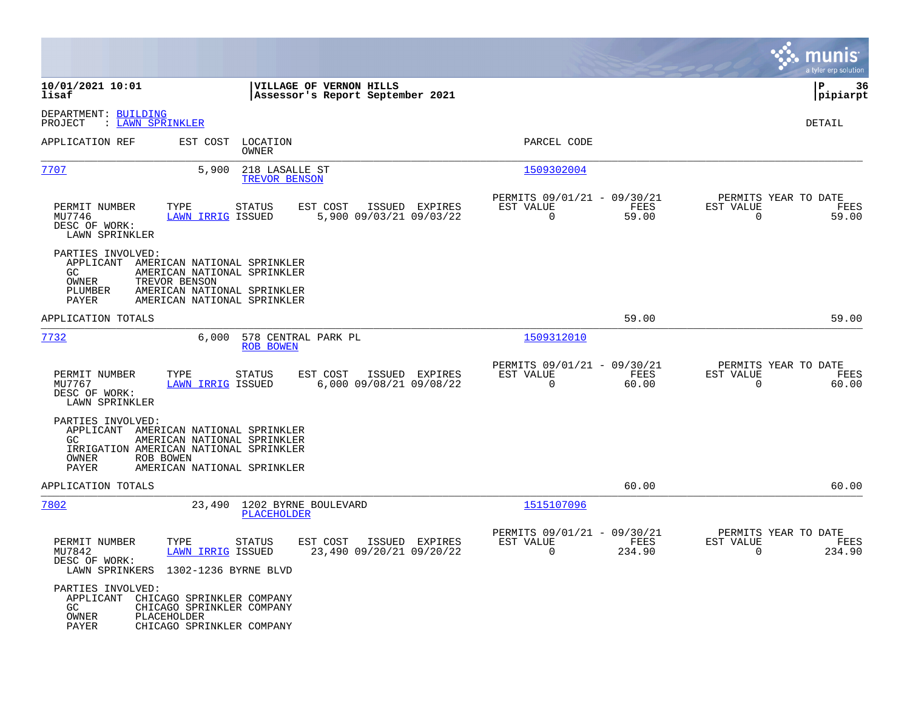**10/01/2021 10:01** | **VILLAGE OF VERNON HILLS** | **P 36**
**lisaf** | **Assessor's Report September 2021** | **pipiarpt**

DEPARTMENT: BUILDING
PROJECT : LAWN SPRINKLER

DETAIL

| APPLICATION REF | EST COST | LOCATION / OWNER | PARCEL CODE |
|---|---|---|---|
| 7707 | 5,900 | 218 LASALLE ST / TREVOR BENSON | 1509302004 |

| PERMIT NUMBER | TYPE | STATUS | EST COST | ISSUED | EXPIRES | PERMITS 09/01/21 - 09/30/21 EST VALUE | FEES | PERMITS YEAR TO DATE EST VALUE | FEES |
|---|---|---|---|---|---|---|---|---|---|
| MU7746 | LAWN IRRIG | ISSUED | 5,900 | 09/03/21 | 09/03/22 | 0 | 59.00 | 0 | 59.00 |

DESC OF WORK:
LAWN SPRINKLER

PARTIES INVOLVED:
- APPLICANT AMERICAN NATIONAL SPRINKLER
- GC AMERICAN NATIONAL SPRINKLER
- OWNER TREVOR BENSON
- PLUMBER AMERICAN NATIONAL SPRINKLER
- PAYER AMERICAN NATIONAL SPRINKLER

APPLICATION TOTALS: 59.00 | 59.00

| APPLICATION REF | EST COST | LOCATION / OWNER | PARCEL CODE |
|---|---|---|---|
| 7732 | 6,000 | 578 CENTRAL PARK PL / ROB BOWEN | 1509312010 |

| PERMIT NUMBER | TYPE | STATUS | EST COST | ISSUED | EXPIRES | PERMITS 09/01/21 - 09/30/21 EST VALUE | FEES | PERMITS YEAR TO DATE EST VALUE | FEES |
|---|---|---|---|---|---|---|---|---|---|
| MU7767 | LAWN IRRIG | ISSUED | 6,000 | 09/08/21 | 09/08/22 | 0 | 60.00 | 0 | 60.00 |

DESC OF WORK:
LAWN SPRINKLER

PARTIES INVOLVED:
- APPLICANT AMERICAN NATIONAL SPRINKLER
- GC AMERICAN NATIONAL SPRINKLER
- IRRIGATION AMERICAN NATIONAL SPRINKLER
- OWNER ROB BOWEN
- PAYER AMERICAN NATIONAL SPRINKLER

APPLICATION TOTALS: 60.00 | 60.00

| APPLICATION REF | EST COST | LOCATION / OWNER | PARCEL CODE |
|---|---|---|---|
| 7802 | 23,490 | 1202 BYRNE BOULEVARD / PLACEHOLDER | 1515107096 |

| PERMIT NUMBER | TYPE | STATUS | EST COST | ISSUED | EXPIRES | PERMITS 09/01/21 - 09/30/21 EST VALUE | FEES | PERMITS YEAR TO DATE EST VALUE | FEES |
|---|---|---|---|---|---|---|---|---|---|
| MU7842 | LAWN IRRIG | ISSUED | 23,490 | 09/20/21 | 09/20/22 | 0 | 234.90 | 0 | 234.90 |

DESC OF WORK:
LAWN SPRINKERS 1302-1236 BYRNE BLVD

PARTIES INVOLVED:
- APPLICANT CHICAGO SPRINKLER COMPANY
- GC CHICAGO SPRINKLER COMPANY
- OWNER PLACEHOLDER
- PAYER CHICAGO SPRINKLER COMPANY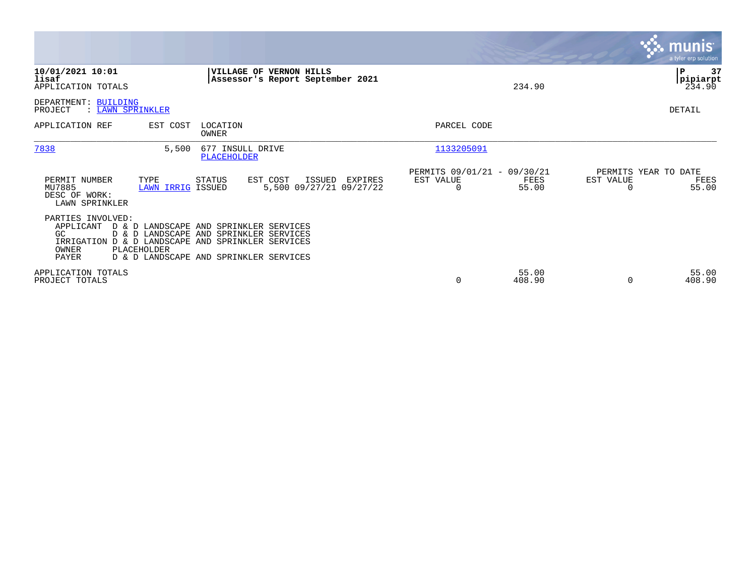10/01/2021 10:01 | VILLAGE OF VERNON HILLS | P 37
lisaf | Assessor's Report September 2021 | pipiarpt
APPLICATION TOTALS | 234.90 | 234.90

DEPARTMENT: BUILDING
PROJECT : LAWN SPRINKLER

DETAIL

| APPLICATION REF | EST COST | LOCATION / OWNER | PARCEL CODE |
|---|---|---|---|
| 7838 | 5,500 | 677 INSULL DRIVE / PLACEHOLDER | 1133205091 |

| PERMIT NUMBER | TYPE | STATUS | EST COST | ISSUED | EXPIRES | PERMITS 09/01/21 - 09/30/21 EST VALUE | PERMITS 09/01/21 - 09/30/21 FEES | PERMITS YEAR TO DATE EST VALUE | PERMITS YEAR TO DATE FEES |
|---|---|---|---|---|---|---|---|---|---|
| MU7885 | LAWN IRRIG | ISSUED | 5,500 | 09/27/21 | 09/27/22 | 0 | 55.00 | 0 | 55.00 |

DESC OF WORK:
LAWN SPRINKLER

PARTIES INVOLVED:

| Role | Name |
|---|---|
| APPLICANT | D & D LANDSCAPE AND SPRINKLER SERVICES |
| GC | D & D LANDSCAPE AND SPRINKLER SERVICES |
| IRRIGATION | D & D LANDSCAPE AND SPRINKLER SERVICES |
| OWNER | PLACEHOLDER |
| PAYER | D & D LANDSCAPE AND SPRINKLER SERVICES |

| | PERMITS 09/01/21 - 09/30/21 EST VALUE | PERMITS 09/01/21 - 09/30/21 FEES | PERMITS YEAR TO DATE EST VALUE | PERMITS YEAR TO DATE FEES |
|---|---|---|---|---|
| APPLICATION TOTALS | | 55.00 | | 55.00 |
| PROJECT TOTALS | 0 | 408.90 | 0 | 408.90 |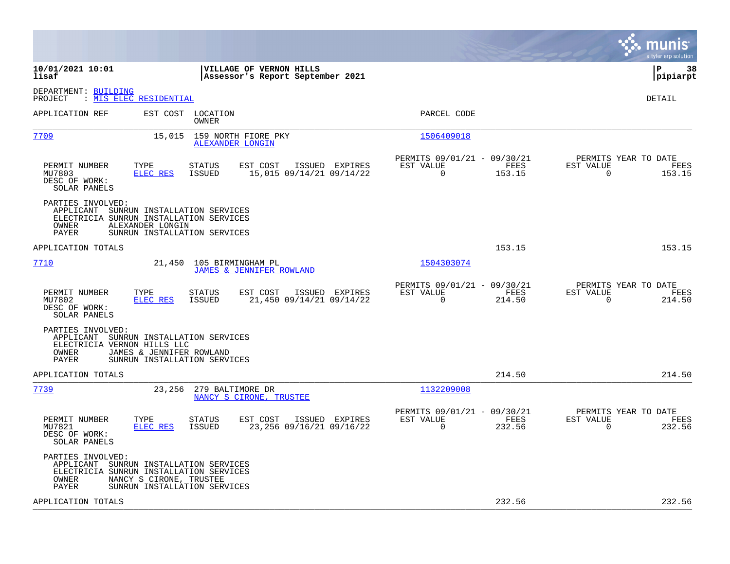**10/01/2021 10:01**
**lisaf**

**VILLAGE OF VERNON HILLS**
**Assessor's Report September 2021**

**P 38**
**pipiarpt**

DEPARTMENT: BUILDING
PROJECT : MIS ELEC RESIDENTIAL

DETAIL

| APPLICATION REF | EST COST | LOCATION / OWNER | PARCEL CODE |
|---|---|---|---|
| 7709 | 15,015 | 159 NORTH FIORE PKY / ALEXANDER LONGIN | 1506409018 |

| PERMIT NUMBER | TYPE | STATUS | EST COST | ISSUED | EXPIRES | PERMITS 09/01/21 - 09/30/21 EST VALUE | FEES | PERMITS YEAR TO DATE EST VALUE | FEES |
|---|---|---|---|---|---|---|---|---|---|
| MU7803 | ELEC RES | ISSUED | 15,015 | 09/14/21 | 09/14/22 | 0 | 153.15 | 0 | 153.15 |

DESC OF WORK:
SOLAR PANELS

PARTIES INVOLVED:
- APPLICANT SUNRUN INSTALLATION SERVICES
- ELECTRICIA SUNRUN INSTALLATION SERVICES
- OWNER ALEXANDER LONGIN
- PAYER SUNRUN INSTALLATION SERVICES

APPLICATION TOTALS: 153.15 | 153.15

| APPLICATION REF | EST COST | LOCATION / OWNER | PARCEL CODE |
|---|---|---|---|
| 7710 | 21,450 | 105 BIRMINGHAM PL / JAMES & JENNIFER ROWLAND | 1504303074 |

| PERMIT NUMBER | TYPE | STATUS | EST COST | ISSUED | EXPIRES | PERMITS 09/01/21 - 09/30/21 EST VALUE | FEES | PERMITS YEAR TO DATE EST VALUE | FEES |
|---|---|---|---|---|---|---|---|---|---|
| MU7802 | ELEC RES | ISSUED | 21,450 | 09/14/21 | 09/14/22 | 0 | 214.50 | 0 | 214.50 |

DESC OF WORK:
SOLAR PANELS

PARTIES INVOLVED:
- APPLICANT SUNRUN INSTALLATION SERVICES
- ELECTRICIA VERNON HILLS LLC
- OWNER JAMES & JENNIFER ROWLAND
- PAYER SUNRUN INSTALLATION SERVICES

APPLICATION TOTALS: 214.50 | 214.50

| APPLICATION REF | EST COST | LOCATION / OWNER | PARCEL CODE |
|---|---|---|---|
| 7739 | 23,256 | 279 BALTIMORE DR / NANCY S CIRONE, TRUSTEE | 1132209008 |

| PERMIT NUMBER | TYPE | STATUS | EST COST | ISSUED | EXPIRES | PERMITS 09/01/21 - 09/30/21 EST VALUE | FEES | PERMITS YEAR TO DATE EST VALUE | FEES |
|---|---|---|---|---|---|---|---|---|---|
| MU7821 | ELEC RES | ISSUED | 23,256 | 09/16/21 | 09/16/22 | 0 | 232.56 | 0 | 232.56 |

DESC OF WORK:
SOLAR PANELS

PARTIES INVOLVED:
- APPLICANT SUNRUN INSTALLATION SERVICES
- ELECTRICIA SUNRUN INSTALLATION SERVICES
- OWNER NANCY S CIRONE, TRUSTEE
- PAYER SUNRUN INSTALLATION SERVICES

APPLICATION TOTALS: 232.56 | 232.56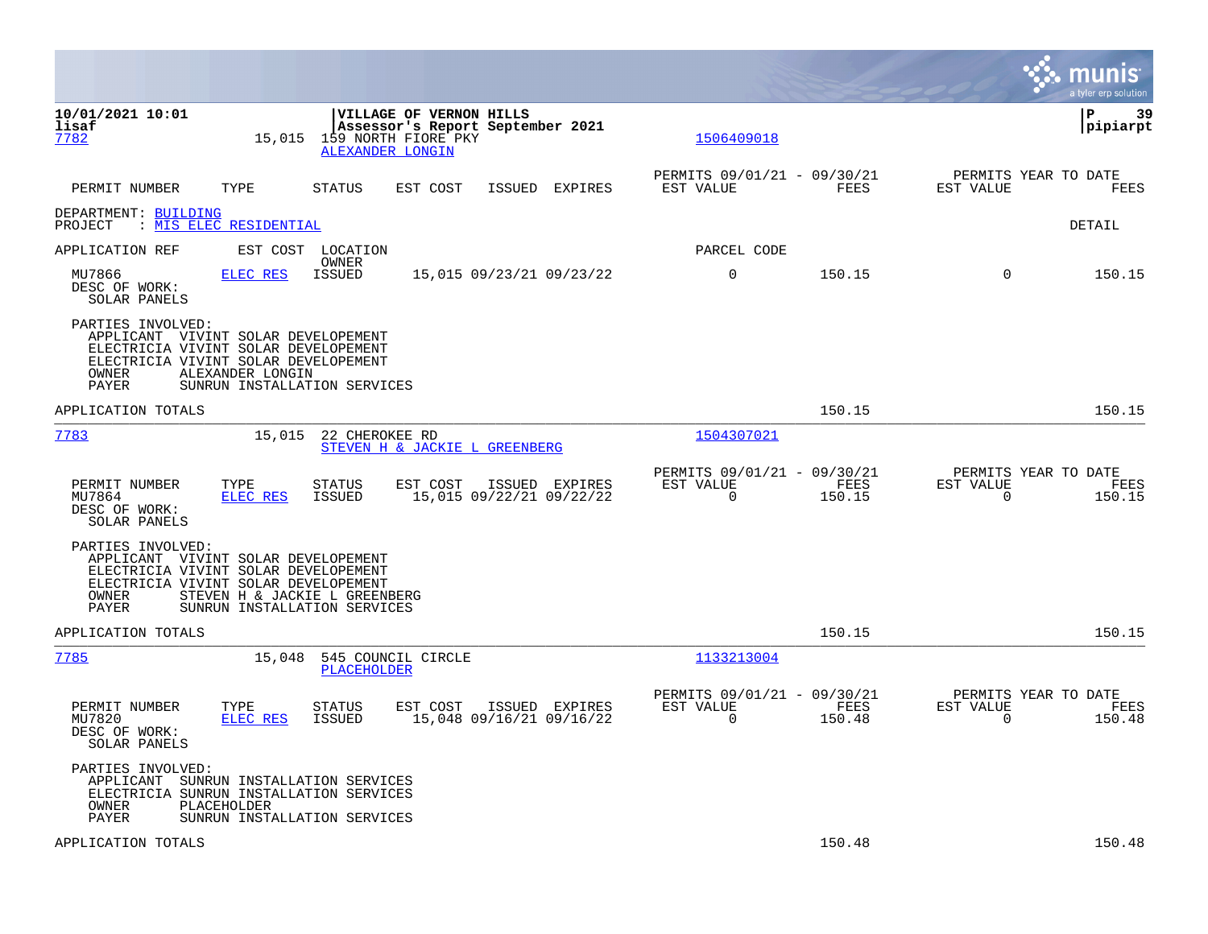**10/01/2021 10:01**
**lisaf**

**VILLAGE OF VERNON HILLS**
**Assessor's Report September 2021**

**pipiarpt**

7782 | 15,015 | 159 NORTH FIORE PKY | ALEXANDER LONGIN | 1506409018

| PERMIT NUMBER | TYPE | STATUS | EST COST | ISSUED | EXPIRES | PERMITS 09/01/21 - 09/30/21 EST VALUE | FEES | PERMITS YEAR TO DATE EST VALUE | FEES |
|---|---|---|---|---|---|---|---|---|---|

DEPARTMENT: BUILDING
PROJECT : MIS ELEC RESIDENTIAL

DETAIL

| APPLICATION REF | EST COST | LOCATION / OWNER | | | | PARCEL CODE | | | |
|---|---|---|---|---|---|---|---|---|---|
| MU7866 | ELEC RES | ISSUED | 15,015 | 09/23/21 | 09/23/22 | 0 | 150.15 | 0 | 150.15 |

DESC OF WORK:
SOLAR PANELS

PARTIES INVOLVED:
- APPLICANT VIVINT SOLAR DEVELOPEMENT
- ELECTRICIA VIVINT SOLAR DEVELOPEMENT
- ELECTRICIA VIVINT SOLAR DEVELOPEMENT
- OWNER ALEXANDER LONGIN
- PAYER SUNRUN INSTALLATION SERVICES

APPLICATION TOTALS: 150.15 | 150.15

---

7783 | 15,015 | 22 CHEROKEE RD | STEVEN H & JACKIE L GREENBERG | 1504307021

| PERMIT NUMBER | TYPE | STATUS | EST COST | ISSUED | EXPIRES | PERMITS 09/01/21 - 09/30/21 EST VALUE | FEES | PERMITS YEAR TO DATE EST VALUE | FEES |
|---|---|---|---|---|---|---|---|---|---|
| MU7864 | ELEC RES | ISSUED | 15,015 | 09/22/21 | 09/22/22 | 0 | 150.15 | 0 | 150.15 |

DESC OF WORK:
SOLAR PANELS

PARTIES INVOLVED:
- APPLICANT VIVINT SOLAR DEVELOPEMENT
- ELECTRICIA VIVINT SOLAR DEVELOPEMENT
- ELECTRICIA VIVINT SOLAR DEVELOPEMENT
- OWNER STEVEN H & JACKIE L GREENBERG
- PAYER SUNRUN INSTALLATION SERVICES

APPLICATION TOTALS: 150.15 | 150.15

---

7785 | 15,048 | 545 COUNCIL CIRCLE | PLACEHOLDER | 1133213004

| PERMIT NUMBER | TYPE | STATUS | EST COST | ISSUED | EXPIRES | PERMITS 09/01/21 - 09/30/21 EST VALUE | FEES | PERMITS YEAR TO DATE EST VALUE | FEES |
|---|---|---|---|---|---|---|---|---|---|
| MU7820 | ELEC RES | ISSUED | 15,048 | 09/16/21 | 09/16/22 | 0 | 150.48 | 0 | 150.48 |

DESC OF WORK:
SOLAR PANELS

PARTIES INVOLVED:
- APPLICANT SUNRUN INSTALLATION SERVICES
- ELECTRICIA SUNRUN INSTALLATION SERVICES
- OWNER PLACEHOLDER
- PAYER SUNRUN INSTALLATION SERVICES

APPLICATION TOTALS: 150.48 | 150.48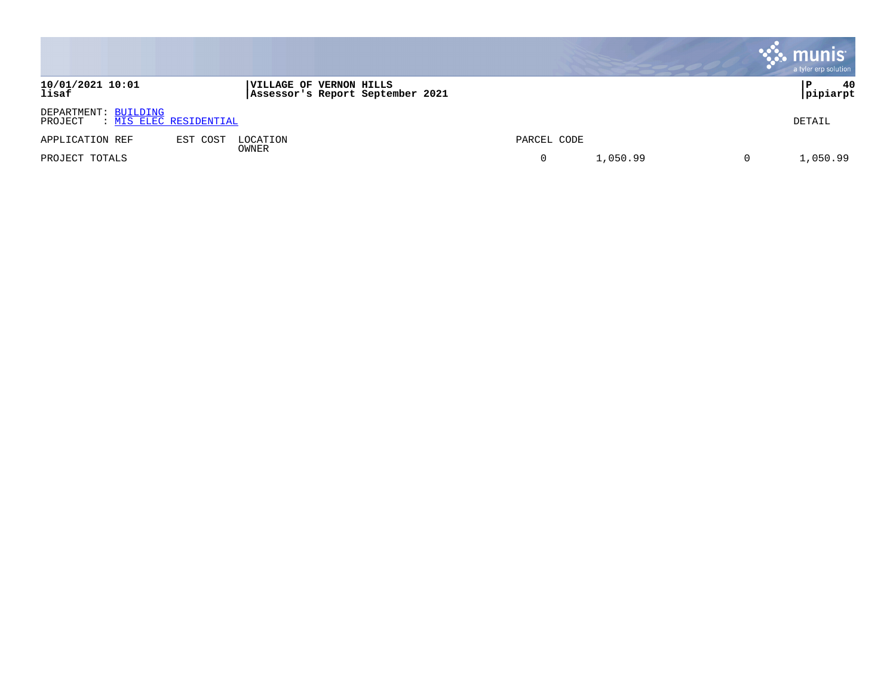**10/01/2021 10:01**
**lisaf**

**VILLAGE OF VERNON HILLS**
**Assessor's Report September 2021**

DEPARTMENT: BUILDING
PROJECT : MIS ELEC RESIDENTIAL

DETAIL

| APPLICATION REF | EST COST | LOCATION / OWNER | PARCEL CODE | | | |
|---|---|---|---|---|---|---|
| PROJECT TOTALS | | | 0 | 1,050.99 | 0 | 1,050.99 |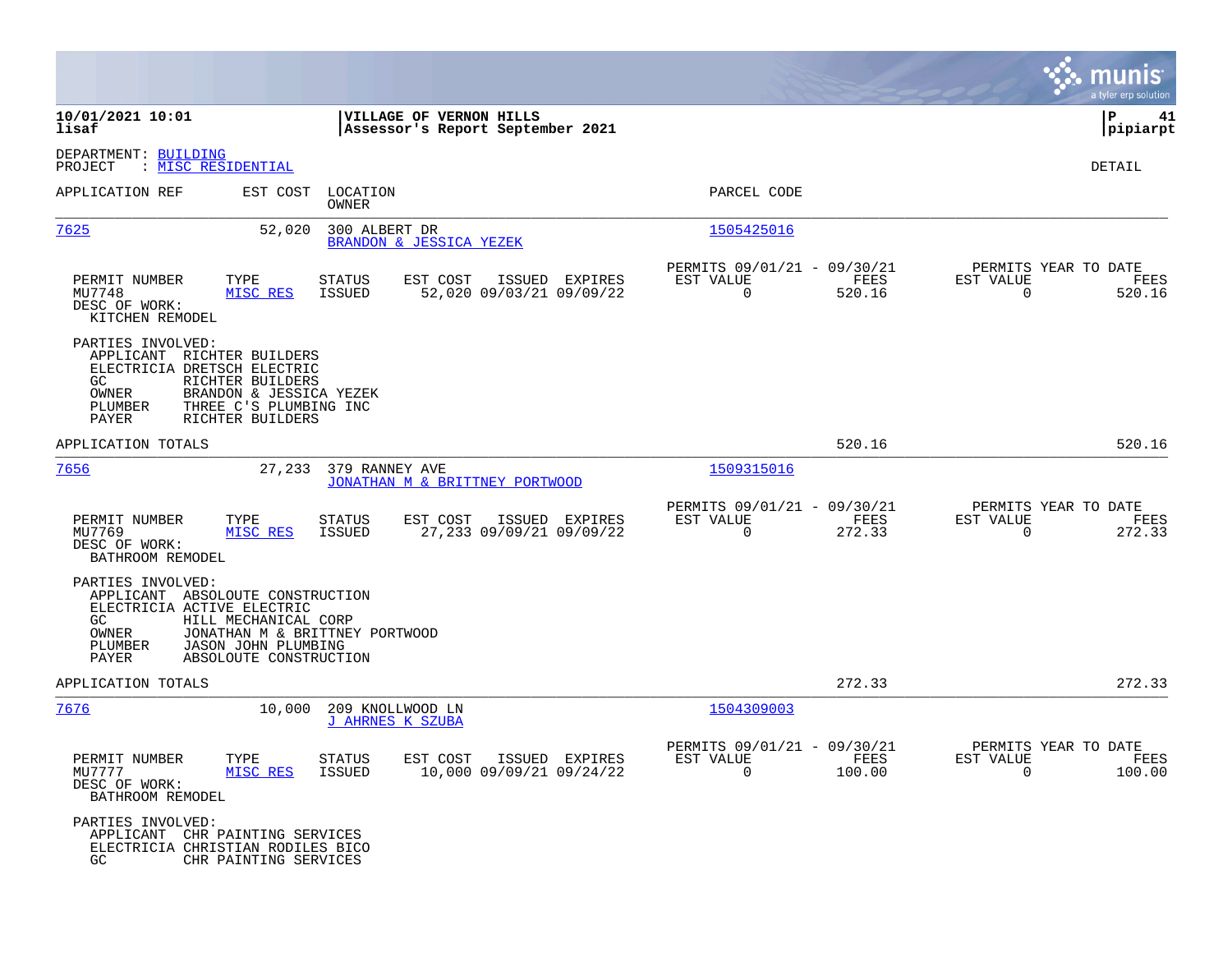**10/01/2021 10:01** | **VILLAGE OF VERNON HILLS** | **P 41**
**lisaf** | **Assessor's Report September 2021** | **pipiarpt**

DEPARTMENT: BUILDING
PROJECT : MISC RESIDENTIAL

DETAIL

| APPLICATION REF | EST COST | LOCATION / OWNER | PARCEL CODE |
|---|---|---|---|
| 7625 | 52,020 | 300 ALBERT DR / BRANDON & JESSICA YEZEK | 1505425016 |

| PERMIT NUMBER | TYPE | STATUS | EST COST | ISSUED | EXPIRES | PERMITS 09/01/21 - 09/30/21 EST VALUE | FEES | PERMITS YEAR TO DATE EST VALUE | FEES |
|---|---|---|---|---|---|---|---|---|---|
| MU7748 | MISC RES | ISSUED | 52,020 | 09/03/21 | 09/09/22 | 0 | 520.16 | 0 | 520.16 |

DESC OF WORK:
KITCHEN REMODEL

PARTIES INVOLVED:
- APPLICANT RICHTER BUILDERS
- ELECTRICIA DRETSCH ELECTRIC
- GC RICHTER BUILDERS
- OWNER BRANDON & JESSICA YEZEK
- PLUMBER THREE C'S PLUMBING INC
- PAYER RICHTER BUILDERS

APPLICATION TOTALS: 520.16 | 520.16

| APPLICATION REF | EST COST | LOCATION / OWNER | PARCEL CODE |
|---|---|---|---|
| 7656 | 27,233 | 379 RANNEY AVE / JONATHAN M & BRITTNEY PORTWOOD | 1509315016 |

| PERMIT NUMBER | TYPE | STATUS | EST COST | ISSUED | EXPIRES | PERMITS 09/01/21 - 09/30/21 EST VALUE | FEES | PERMITS YEAR TO DATE EST VALUE | FEES |
|---|---|---|---|---|---|---|---|---|---|
| MU7769 | MISC RES | ISSUED | 27,233 | 09/09/21 | 09/09/22 | 0 | 272.33 | 0 | 272.33 |

DESC OF WORK:
BATHROOM REMODEL

PARTIES INVOLVED:
- APPLICANT ABSOLOUTE CONSTRUCTION
- ELECTRICIA ACTIVE ELECTRIC
- GC HILL MECHANICAL CORP
- OWNER JONATHAN M & BRITTNEY PORTWOOD
- PLUMBER JASON JOHN PLUMBING
- PAYER ABSOLOUTE CONSTRUCTION

APPLICATION TOTALS: 272.33 | 272.33

| APPLICATION REF | EST COST | LOCATION / OWNER | PARCEL CODE |
|---|---|---|---|
| 7676 | 10,000 | 209 KNOLLWOOD LN / J AHRNES K SZUBA | 1504309003 |

| PERMIT NUMBER | TYPE | STATUS | EST COST | ISSUED | EXPIRES | PERMITS 09/01/21 - 09/30/21 EST VALUE | FEES | PERMITS YEAR TO DATE EST VALUE | FEES |
|---|---|---|---|---|---|---|---|---|---|
| MU7777 | MISC RES | ISSUED | 10,000 | 09/09/21 | 09/24/22 | 0 | 100.00 | 0 | 100.00 |

DESC OF WORK:
BATHROOM REMODEL

PARTIES INVOLVED:
- APPLICANT CHR PAINTING SERVICES
- ELECTRICIA CHRISTIAN RODILES BICO
- GC CHR PAINTING SERVICES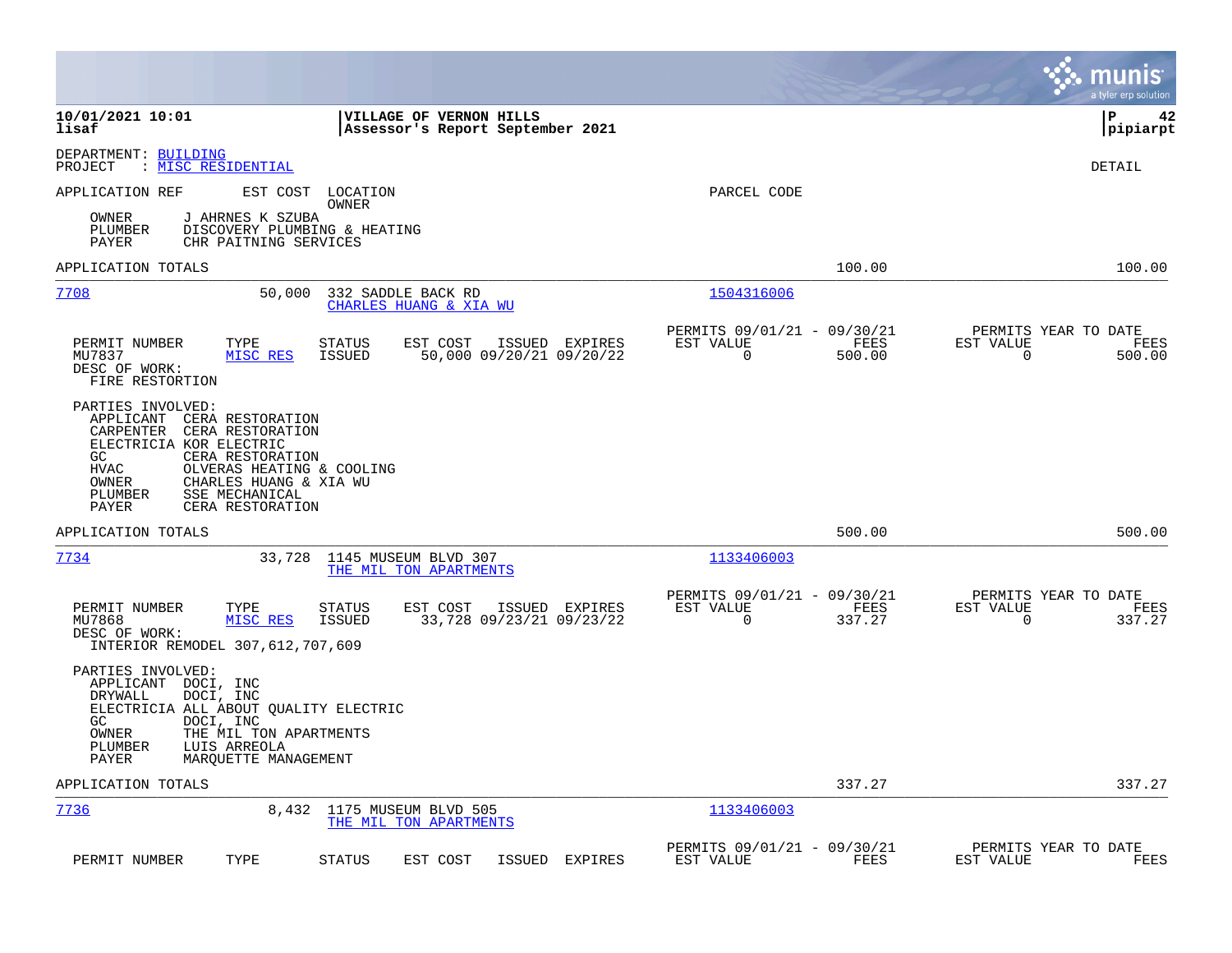**10/01/2021 10:01** | **VILLAGE OF VERNON HILLS** | **P 42**
**lisaf** | **Assessor's Report September 2021** | **pipiarpt**

DEPARTMENT: BUILDING
PROJECT : MISC RESIDENTIAL

DETAIL

APPLICATION REF | EST COST | LOCATION / OWNER | PARCEL CODE

OWNER J AHRNES K SZUBA
PLUMBER DISCOVERY PLUMBING & HEATING
PAYER CHR PAITNING SERVICES

APPLICATION TOTALS 100.00 100.00

---

**7708** | 50,000 | 332 SADDLE BACK RD / CHARLES HUANG & XIA WU | 1504316006

| PERMIT NUMBER | TYPE | STATUS | EST COST | ISSUED | EXPIRES | PERMITS 09/01/21 - 09/30/21 EST VALUE | FEES | PERMITS YEAR TO DATE EST VALUE | FEES |
|---|---|---|---|---|---|---|---|---|---|
| MU7837 | MISC RES | ISSUED | 50,000 | 09/20/21 | 09/20/22 | 0 | 500.00 | 0 | 500.00 |

DESC OF WORK:
FIRE RESTORTION

PARTIES INVOLVED:
APPLICANT CERA RESTORATION
CARPENTER CERA RESTORATION
ELECTRICIA KOR ELECTRIC
GC CERA RESTORATION
HVAC OLVERAS HEATING & COOLING
OWNER CHARLES HUANG & XIA WU
PLUMBER SSE MECHANICAL
PAYER CERA RESTORATION

APPLICATION TOTALS 500.00 500.00

---

**7734** | 33,728 | 1145 MUSEUM BLVD 307 / THE MIL TON APARTMENTS | 1133406003

| PERMIT NUMBER | TYPE | STATUS | EST COST | ISSUED | EXPIRES | PERMITS 09/01/21 - 09/30/21 EST VALUE | FEES | PERMITS YEAR TO DATE EST VALUE | FEES |
|---|---|---|---|---|---|---|---|---|---|
| MU7868 | MISC RES | ISSUED | 33,728 | 09/23/21 | 09/23/22 | 0 | 337.27 | 0 | 337.27 |

DESC OF WORK:
INTERIOR REMODEL 307,612,707,609

PARTIES INVOLVED:
APPLICANT DOCI, INC
DRYWALL DOCI, INC
ELECTRICIA ALL ABOUT QUALITY ELECTRIC
GC DOCI, INC
OWNER THE MIL TON APARTMENTS
PLUMBER LUIS ARREOLA
PAYER MARQUETTE MANAGEMENT

APPLICATION TOTALS 337.27 337.27

---

**7736** | 8,432 | 1175 MUSEUM BLVD 505 / THE MIL TON APARTMENTS | 1133406003

| PERMIT NUMBER | TYPE | STATUS | EST COST | ISSUED | EXPIRES | PERMITS 09/01/21 - 09/30/21 EST VALUE | FEES | PERMITS YEAR TO DATE EST VALUE | FEES |
|---|---|---|---|---|---|---|---|---|---|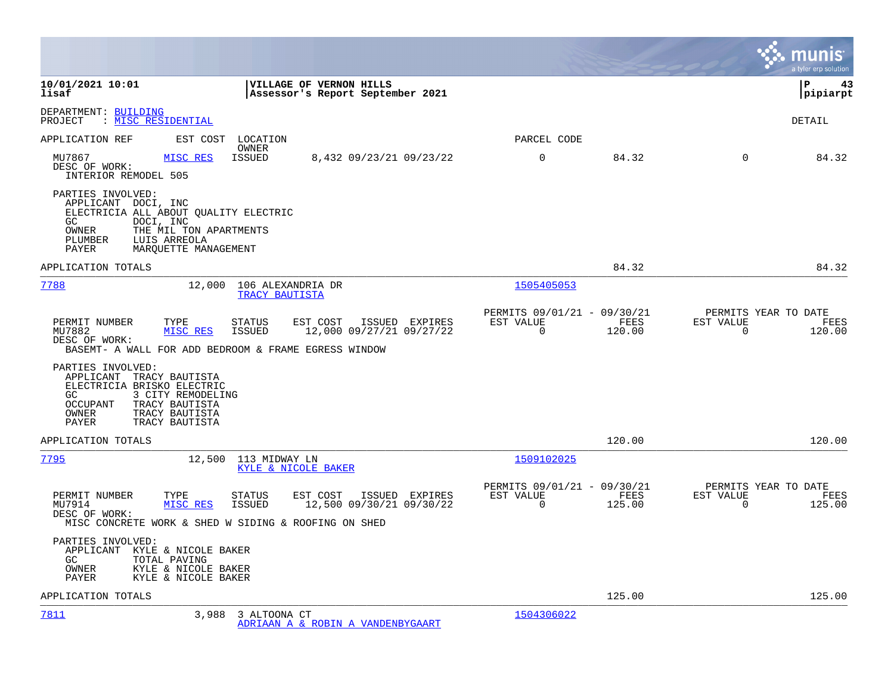**10/01/2021 10:01** | **VILLAGE OF VERNON HILLS** | **P 43**
**lisaf** | **Assessor's Report September 2021** | **pipiarpt**

DEPARTMENT: BUILDING
PROJECT : MISC RESIDENTIAL

DETAIL

| APPLICATION REF | EST COST | LOCATION / OWNER | | PARCEL CODE | | | |
|---|---|---|---|---|---|---|---|
| MU7867 | MISC RES | ISSUED | 8,432 09/23/21 09/23/22 | 0 | 84.32 | 0 | 84.32 |

DESC OF WORK:
INTERIOR REMODEL 505

PARTIES INVOLVED:
- APPLICANT DOCI, INC
- ELECTRICIA ALL ABOUT QUALITY ELECTRIC
- GC DOCI, INC
- OWNER THE MIL TON APARTMENTS
- PLUMBER LUIS ARREOLA
- PAYER MARQUETTE MANAGEMENT

APPLICATION TOTALS | | 84.32 | | 84.32

---

**7788** | 12,000 | 106 ALEXANDRIA DR | TRACY BAUTISTA | 1505405053

| PERMIT NUMBER | TYPE | STATUS | EST COST | ISSUED | EXPIRES | PERMITS 09/01/21 - 09/30/21 EST VALUE | FEES | PERMITS YEAR TO DATE EST VALUE | FEES |
|---|---|---|---|---|---|---|---|---|---|
| MU7882 | MISC RES | ISSUED | 12,000 | 09/27/21 | 09/27/22 | 0 | 120.00 | 0 | 120.00 |

DESC OF WORK:
BASEMT- A WALL FOR ADD BEDROOM & FRAME EGRESS WINDOW

PARTIES INVOLVED:
- APPLICANT TRACY BAUTISTA
- ELECTRICIA BRISKO ELECTRIC
- GC 3 CITY REMODELING
- OCCUPANT TRACY BAUTISTA
- OWNER TRACY BAUTISTA
- PAYER TRACY BAUTISTA

APPLICATION TOTALS | | 120.00 | | 120.00

---

**7795** | 12,500 | 113 MIDWAY LN | KYLE & NICOLE BAKER | 1509102025

| PERMIT NUMBER | TYPE | STATUS | EST COST | ISSUED | EXPIRES | PERMITS 09/01/21 - 09/30/21 EST VALUE | FEES | PERMITS YEAR TO DATE EST VALUE | FEES |
|---|---|---|---|---|---|---|---|---|---|
| MU7914 | MISC RES | ISSUED | 12,500 | 09/30/21 | 09/30/22 | 0 | 125.00 | 0 | 125.00 |

DESC OF WORK:
MISC CONCRETE WORK & SHED W SIDING & ROOFING ON SHED

PARTIES INVOLVED:
- APPLICANT KYLE & NICOLE BAKER
- GC TOTAL PAVING
- OWNER KYLE & NICOLE BAKER
- PAYER KYLE & NICOLE BAKER

APPLICATION TOTALS | | 125.00 | | 125.00

---

**7811** | 3,988 | 3 ALTOONA CT | ADRIAAN A & ROBIN A VANDENBYGAART | 1504306022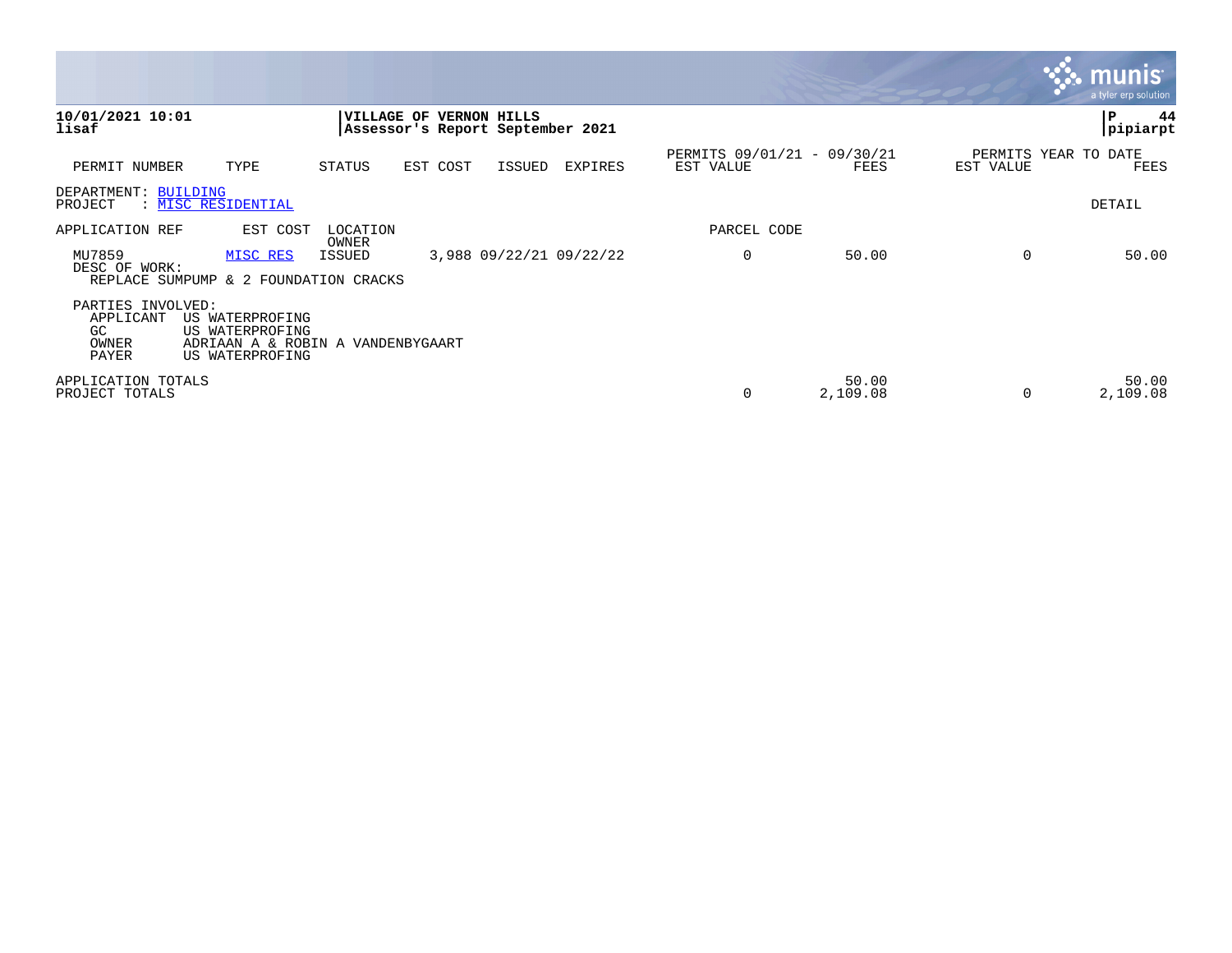**10/01/2021 10:01**
**lisaf**

**VILLAGE OF VERNON HILLS**
**Assessor's Report September 2021**

**P 44**
**pipiarpt**

| PERMIT NUMBER | TYPE | STATUS | EST COST | ISSUED | EXPIRES | PERMITS 09/01/21 - 09/30/21 EST VALUE | FEES | PERMITS YEAR TO DATE EST VALUE | FEES |
|---|---|---|---|---|---|---|---|---|---|

DEPARTMENT: BUILDING
PROJECT : MISC RESIDENTIAL

DETAIL

| APPLICATION REF | EST COST | LOCATION / OWNER | | | PARCEL CODE | | | |
|---|---|---|---|---|---|---|---|---|
| MU7859 | MISC RES | ISSUED | 3,988 09/22/21 | 09/22/22 | 0 | 50.00 | 0 | 50.00 |

DESC OF WORK:
REPLACE SUMPUMP & 2 FOUNDATION CRACKS

PARTIES INVOLVED:
APPLICANT US WATERPROFING
GC US WATERPROFING
OWNER ADRIAAN A & ROBIN A VANDENBYGAART
PAYER US WATERPROFING

| | PERMITS 09/01/21 - 09/30/21 EST VALUE | FEES | PERMITS YEAR TO DATE EST VALUE | FEES |
|---|---|---|---|---|
| APPLICATION TOTALS | | 50.00 | | 50.00 |
| PROJECT TOTALS | 0 | 2,109.08 | 0 | 2,109.08 |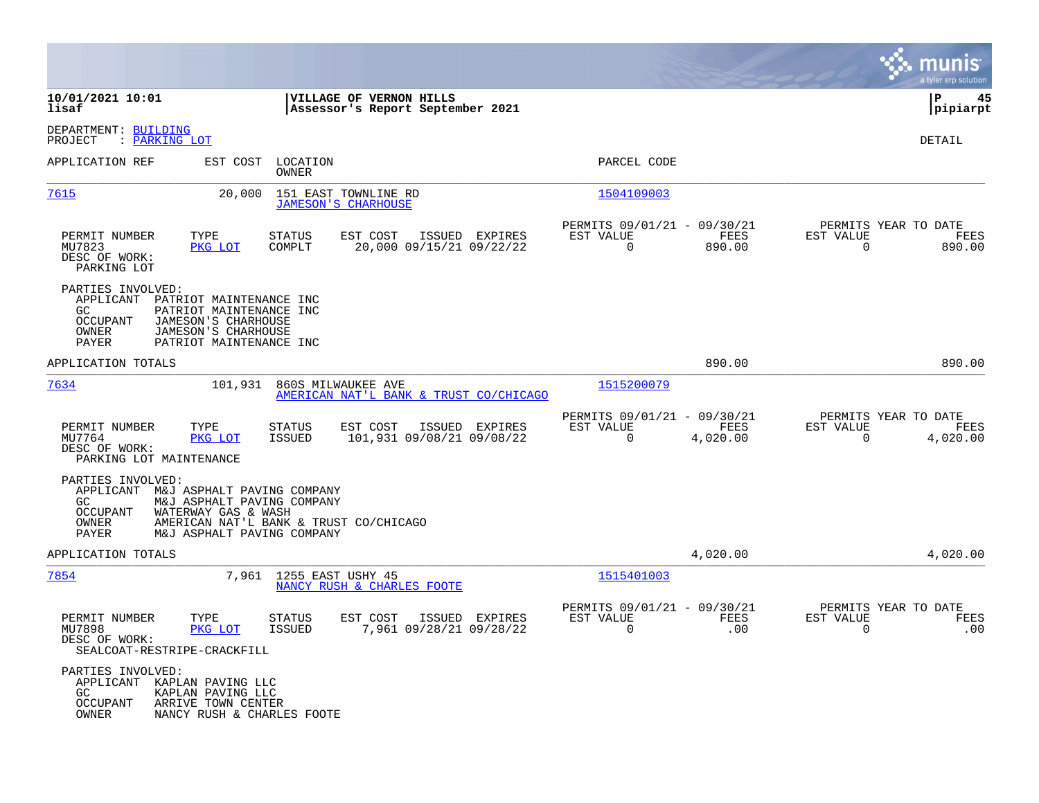**10/01/2021 10:01** | **VILLAGE OF VERNON HILLS** | **P 45**
**lisaf** | **Assessor's Report September 2021** | **pipiarpt**

DEPARTMENT: BUILDING
PROJECT : PARKING LOT

DETAIL

| APPLICATION REF | EST COST | LOCATION / OWNER | PARCEL CODE |
|---|---|---|---|
| 7615 | 20,000 | 151 EAST TOWNLINE RD / JAMESON'S CHARHOUSE | 1504109003 |

| PERMIT NUMBER | TYPE | STATUS | EST COST | ISSUED | EXPIRES | PERMITS 09/01/21 - 09/30/21 EST VALUE | FEES | PERMITS YEAR TO DATE EST VALUE | FEES |
|---|---|---|---|---|---|---|---|---|---|
| MU7823 | PKG LOT | COMPLT | 20,000 | 09/15/21 | 09/22/22 | 0 | 890.00 | 0 | 890.00 |

DESC OF WORK:
PARKING LOT

PARTIES INVOLVED:
- APPLICANT PATRIOT MAINTENANCE INC
- GC PATRIOT MAINTENANCE INC
- OCCUPANT JAMESON'S CHARHOUSE
- OWNER JAMESON'S CHARHOUSE
- PAYER PATRIOT MAINTENANCE INC

APPLICATION TOTALS 890.00 890.00

| APPLICATION REF | EST COST | LOCATION / OWNER | PARCEL CODE |
|---|---|---|---|
| 7634 | 101,931 | 860S MILWAUKEE AVE / AMERICAN NAT'L BANK & TRUST CO/CHICAGO | 1515200079 |

| PERMIT NUMBER | TYPE | STATUS | EST COST | ISSUED | EXPIRES | PERMITS 09/01/21 - 09/30/21 EST VALUE | FEES | PERMITS YEAR TO DATE EST VALUE | FEES |
|---|---|---|---|---|---|---|---|---|---|
| MU7764 | PKG LOT | ISSUED | 101,931 | 09/08/21 | 09/08/22 | 0 | 4,020.00 | 0 | 4,020.00 |

DESC OF WORK:
PARKING LOT MAINTENANCE

PARTIES INVOLVED:
- APPLICANT M&J ASPHALT PAVING COMPANY
- GC M&J ASPHALT PAVING COMPANY
- OCCUPANT WATERWAY GAS & WASH
- OWNER AMERICAN NAT'L BANK & TRUST CO/CHICAGO
- PAYER M&J ASPHALT PAVING COMPANY

APPLICATION TOTALS 4,020.00 4,020.00

| APPLICATION REF | EST COST | LOCATION / OWNER | PARCEL CODE |
|---|---|---|---|
| 7854 | 7,961 | 1255 EAST USHY 45 / NANCY RUSH & CHARLES FOOTE | 1515401003 |

| PERMIT NUMBER | TYPE | STATUS | EST COST | ISSUED | EXPIRES | PERMITS 09/01/21 - 09/30/21 EST VALUE | FEES | PERMITS YEAR TO DATE EST VALUE | FEES |
|---|---|---|---|---|---|---|---|---|---|
| MU7898 | PKG LOT | ISSUED | 7,961 | 09/28/21 | 09/28/22 | 0 | .00 | 0 | .00 |

DESC OF WORK:
SEALCOAT-RESTRIPE-CRACKFILL

PARTIES INVOLVED:
- APPLICANT KAPLAN PAVING LLC
- GC KAPLAN PAVING LLC
- OCCUPANT ARRIVE TOWN CENTER
- OWNER NANCY RUSH & CHARLES FOOTE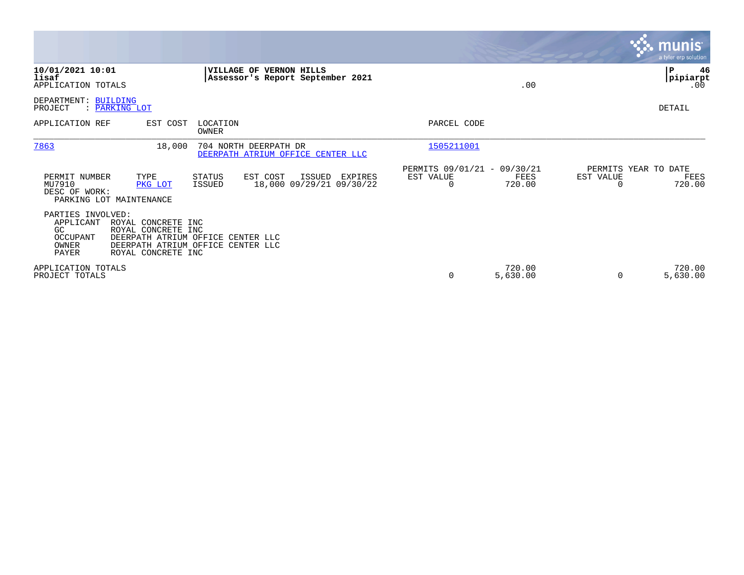**10/01/2021 10:01**
**lisaf**
APPLICATION TOTALS

**VILLAGE OF VERNON HILLS**
**Assessor's Report September 2021**

.00

P 46
pipiarpt
.00

DEPARTMENT: BUILDING
PROJECT : PARKING LOT

DETAIL

| APPLICATION REF | EST COST | LOCATION / OWNER | PARCEL CODE |
|---|---|---|---|
| 7863 | 18,000 | 704 NORTH DEERPATH DR / DEERPATH ATRIUM OFFICE CENTER LLC | 1505211001 |

| PERMIT NUMBER | TYPE | STATUS | EST COST | ISSUED | EXPIRES | PERMITS 09/01/21 - 09/30/21 EST VALUE | FEES | PERMITS YEAR TO DATE EST VALUE | FEES |
|---|---|---|---|---|---|---|---|---|---|
| MU7910 | PKG LOT | ISSUED | 18,000 | 09/29/21 | 09/30/22 | 0 | 720.00 | 0 | 720.00 |

DESC OF WORK:
PARKING LOT MAINTENANCE

PARTIES INVOLVED:

| | |
|---|---|
| APPLICANT | ROYAL CONCRETE INC |
| GC | ROYAL CONCRETE INC |
| OCCUPANT | DEERPATH ATRIUM OFFICE CENTER LLC |
| OWNER | DEERPATH ATRIUM OFFICE CENTER LLC |
| PAYER | ROYAL CONCRETE INC |

| | EST VALUE | FEES | EST VALUE (YTD) | FEES (YTD) |
|---|---|---|---|---|
| APPLICATION TOTALS | | 720.00 | | 720.00 |
| PROJECT TOTALS | 0 | 5,630.00 | 0 | 5,630.00 |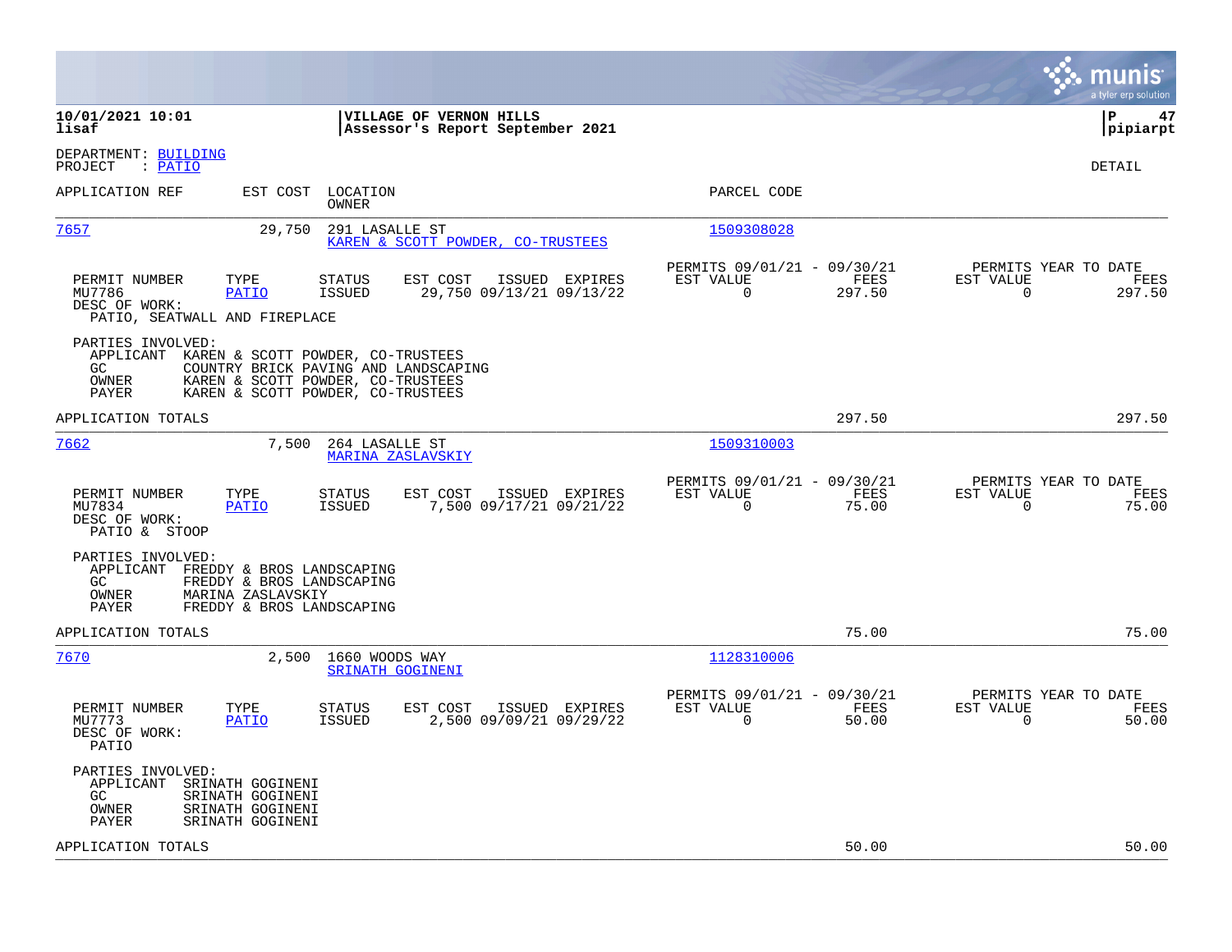**10/01/2021 10:01** | **VILLAGE OF VERNON HILLS**
**lisaf** | **Assessor's Report September 2021**

pipiarpt

DEPARTMENT: BUILDING
PROJECT : PATIO

DETAIL

| APPLICATION REF | EST COST | LOCATION / OWNER | PARCEL CODE |
|---|---|---|---|
| 7657 | 29,750 | 291 LASALLE ST / KAREN & SCOTT POWDER, CO-TRUSTEES | 1509308028 |

| PERMIT NUMBER | TYPE | STATUS | EST COST | ISSUED | EXPIRES | PERMITS 09/01/21 - 09/30/21 EST VALUE | FEES | PERMITS YEAR TO DATE EST VALUE | FEES |
|---|---|---|---|---|---|---|---|---|---|
| MU7786 | PATIO | ISSUED | 29,750 | 09/13/21 | 09/13/22 | 0 | 297.50 | 0 | 297.50 |

DESC OF WORK:
PATIO, SEATWALL AND FIREPLACE

PARTIES INVOLVED:
- APPLICANT KAREN & SCOTT POWDER, CO-TRUSTEES
- GC COUNTRY BRICK PAVING AND LANDSCAPING
- OWNER KAREN & SCOTT POWDER, CO-TRUSTEES
- PAYER KAREN & SCOTT POWDER, CO-TRUSTEES

APPLICATION TOTALS: 297.50 | 297.50

| APPLICATION REF | EST COST | LOCATION / OWNER | PARCEL CODE |
|---|---|---|---|
| 7662 | 7,500 | 264 LASALLE ST / MARINA ZASLAVSKIY | 1509310003 |

| PERMIT NUMBER | TYPE | STATUS | EST COST | ISSUED | EXPIRES | PERMITS 09/01/21 - 09/30/21 EST VALUE | FEES | PERMITS YEAR TO DATE EST VALUE | FEES |
|---|---|---|---|---|---|---|---|---|---|
| MU7834 | PATIO | ISSUED | 7,500 | 09/17/21 | 09/21/22 | 0 | 75.00 | 0 | 75.00 |

DESC OF WORK:
PATIO & STOOP

PARTIES INVOLVED:
- APPLICANT FREDDY & BROS LANDSCAPING
- GC FREDDY & BROS LANDSCAPING
- OWNER MARINA ZASLAVSKIY
- PAYER FREDDY & BROS LANDSCAPING

APPLICATION TOTALS: 75.00 | 75.00

| APPLICATION REF | EST COST | LOCATION / OWNER | PARCEL CODE |
|---|---|---|---|
| 7670 | 2,500 | 1660 WOODS WAY / SRINATH GOGINENI | 1128310006 |

| PERMIT NUMBER | TYPE | STATUS | EST COST | ISSUED | EXPIRES | PERMITS 09/01/21 - 09/30/21 EST VALUE | FEES | PERMITS YEAR TO DATE EST VALUE | FEES |
|---|---|---|---|---|---|---|---|---|---|
| MU7773 | PATIO | ISSUED | 2,500 | 09/09/21 | 09/29/22 | 0 | 50.00 | 0 | 50.00 |

DESC OF WORK:
PATIO

PARTIES INVOLVED:
- APPLICANT SRINATH GOGINENI
- GC SRINATH GOGINENI
- OWNER SRINATH GOGINENI
- PAYER SRINATH GOGINENI

APPLICATION TOTALS: 50.00 | 50.00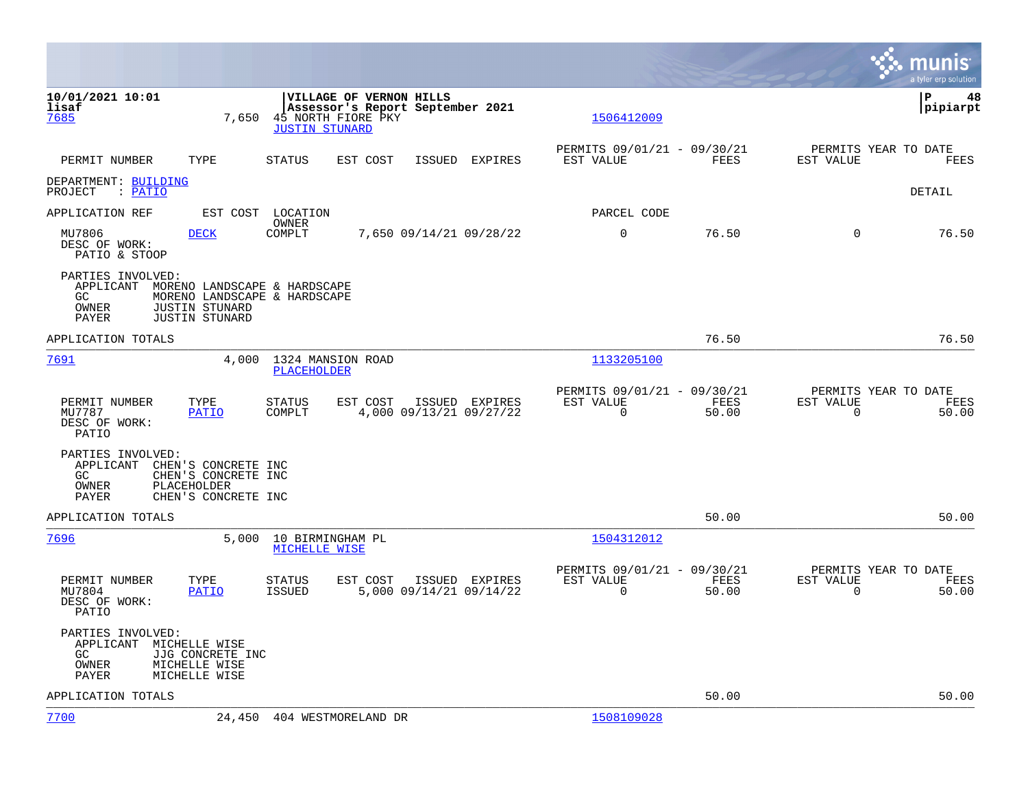10/01/2021 10:01 — lisaf — VILLAGE OF VERNON HILLS — Assessor's Report September 2021 — pipiarpt

**7685** — 7,650 — 45 NORTH FIORE PKY — JUSTIN STUNARD — 1506412009

| PERMIT NUMBER | TYPE | STATUS | EST COST | ISSUED | EXPIRES | PERMITS 09/01/21 - 09/30/21 EST VALUE | FEES | PERMITS YEAR TO DATE EST VALUE | FEES |
|---|---|---|---|---|---|---|---|---|---|

DEPARTMENT: BUILDING
PROJECT : PATIO — DETAIL

| APPLICATION REF | | EST COST | LOCATION / OWNER | | | PARCEL CODE | | | |
|---|---|---|---|---|---|---|---|---|---|
| MU7806 | DECK | COMPLT | 7,650 | 09/14/21 | 09/28/22 | 0 | 76.50 | 0 | 76.50 |

DESC OF WORK:
PATIO & STOOP

PARTIES INVOLVED:
- APPLICANT MORENO LANDSCAPE & HARDSCAPE
- GC MORENO LANDSCAPE & HARDSCAPE
- OWNER JUSTIN STUNARD
- PAYER JUSTIN STUNARD

APPLICATION TOTALS — 76.50 — 76.50

---

**7691** — 4,000 — 1324 MANSION ROAD — PLACEHOLDER — 1133205100

| PERMIT NUMBER | TYPE | STATUS | EST COST | ISSUED | EXPIRES | PERMITS 09/01/21 - 09/30/21 EST VALUE | FEES | PERMITS YEAR TO DATE EST VALUE | FEES |
|---|---|---|---|---|---|---|---|---|---|
| MU7787 | PATIO | COMPLT | 4,000 | 09/13/21 | 09/27/22 | 0 | 50.00 | 0 | 50.00 |

DESC OF WORK:
PATIO

PARTIES INVOLVED:
- APPLICANT CHEN'S CONCRETE INC
- GC CHEN'S CONCRETE INC
- OWNER PLACEHOLDER
- PAYER CHEN'S CONCRETE INC

APPLICATION TOTALS — 50.00 — 50.00

---

**7696** — 5,000 — 10 BIRMINGHAM PL — MICHELLE WISE — 1504312012

| PERMIT NUMBER | TYPE | STATUS | EST COST | ISSUED | EXPIRES | PERMITS 09/01/21 - 09/30/21 EST VALUE | FEES | PERMITS YEAR TO DATE EST VALUE | FEES |
|---|---|---|---|---|---|---|---|---|---|
| MU7804 | PATIO | ISSUED | 5,000 | 09/14/21 | 09/14/22 | 0 | 50.00 | 0 | 50.00 |

DESC OF WORK:
PATIO

PARTIES INVOLVED:
- APPLICANT MICHELLE WISE
- GC JJG CONCRETE INC
- OWNER MICHELLE WISE
- PAYER MICHELLE WISE

APPLICATION TOTALS — 50.00 — 50.00

---

**7700** — 24,450 — 404 WESTMORELAND DR — 1508109028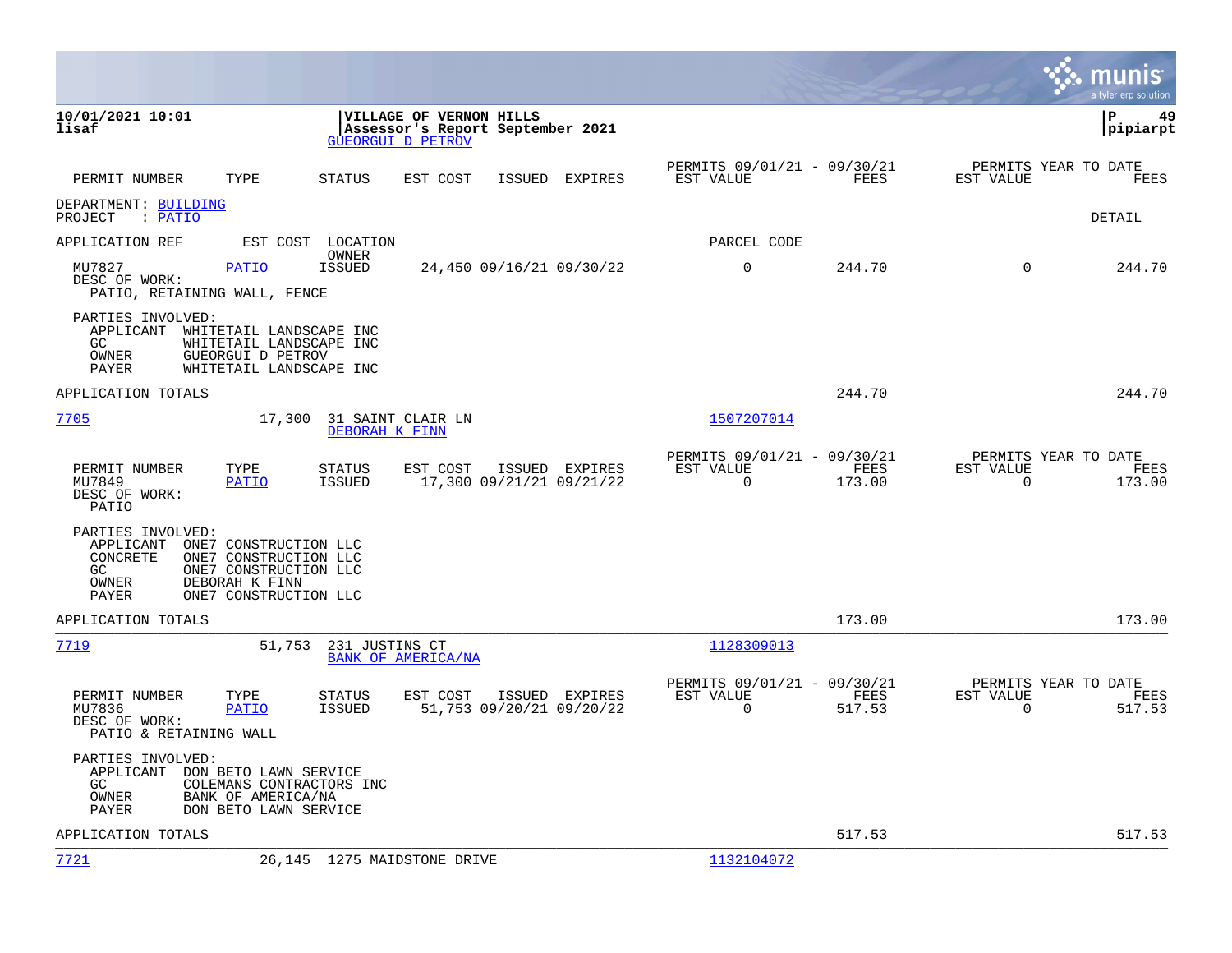**10/01/2021 10:01** | **VILLAGE OF VERNON HILLS** | **P 49**
**lisaf** | **Assessor's Report September 2021** | **pipiarpt**
GUEORGUI D PETROV

| PERMIT NUMBER | TYPE | STATUS | EST COST | ISSUED | EXPIRES | PERMITS 09/01/21 - 09/30/21 EST VALUE | FEES | PERMITS YEAR TO DATE EST VALUE | FEES |
|---|---|---|---|---|---|---|---|---|---|

DEPARTMENT: BUILDING
PROJECT : PATIO

DETAIL

| APPLICATION REF | EST COST | LOCATION / OWNER | PARCEL CODE |
|---|---|---|---|

| PERMIT NUMBER | TYPE | STATUS | EST COST | ISSUED | EXPIRES | EST VALUE | FEES | EST VALUE YTD | FEES YTD |
|---|---|---|---|---|---|---|---|---|---|
| MU7827 | PATIO | ISSUED | 24,450 | 09/16/21 | 09/30/22 | 0 | 244.70 | 0 | 244.70 |

DESC OF WORK:
PATIO, RETAINING WALL, FENCE

PARTIES INVOLVED:
- APPLICANT WHITETAIL LANDSCAPE INC
- GC WHITETAIL LANDSCAPE INC
- OWNER GUEORGUI D PETROV
- PAYER WHITETAIL LANDSCAPE INC

APPLICATION TOTALS: 244.70 | 244.70

---

**7705** — 17,300 — 31 SAINT CLAIR LN — DEBORAH K FINN — Parcel 1507207014

| PERMIT NUMBER | TYPE | STATUS | EST COST | ISSUED | EXPIRES | EST VALUE | FEES | EST VALUE YTD | FEES YTD |
|---|---|---|---|---|---|---|---|---|---|
| MU7849 | PATIO | ISSUED | 17,300 | 09/21/21 | 09/21/22 | 0 | 173.00 | 0 | 173.00 |

DESC OF WORK:
PATIO

PARTIES INVOLVED:
- APPLICANT ONE7 CONSTRUCTION LLC
- CONCRETE ONE7 CONSTRUCTION LLC
- GC ONE7 CONSTRUCTION LLC
- OWNER DEBORAH K FINN
- PAYER ONE7 CONSTRUCTION LLC

APPLICATION TOTALS: 173.00 | 173.00

---

**7719** — 51,753 — 231 JUSTINS CT — BANK OF AMERICA/NA — Parcel 1128309013

| PERMIT NUMBER | TYPE | STATUS | EST COST | ISSUED | EXPIRES | EST VALUE | FEES | EST VALUE YTD | FEES YTD |
|---|---|---|---|---|---|---|---|---|---|
| MU7836 | PATIO | ISSUED | 51,753 | 09/20/21 | 09/20/22 | 0 | 517.53 | 0 | 517.53 |

DESC OF WORK:
PATIO & RETAINING WALL

PARTIES INVOLVED:
- APPLICANT DON BETO LAWN SERVICE
- GC COLEMANS CONTRACTORS INC
- OWNER BANK OF AMERICA/NA
- PAYER DON BETO LAWN SERVICE

APPLICATION TOTALS: 517.53 | 517.53

---

**7721** — 26,145 — 1275 MAIDSTONE DRIVE — Parcel 1132104072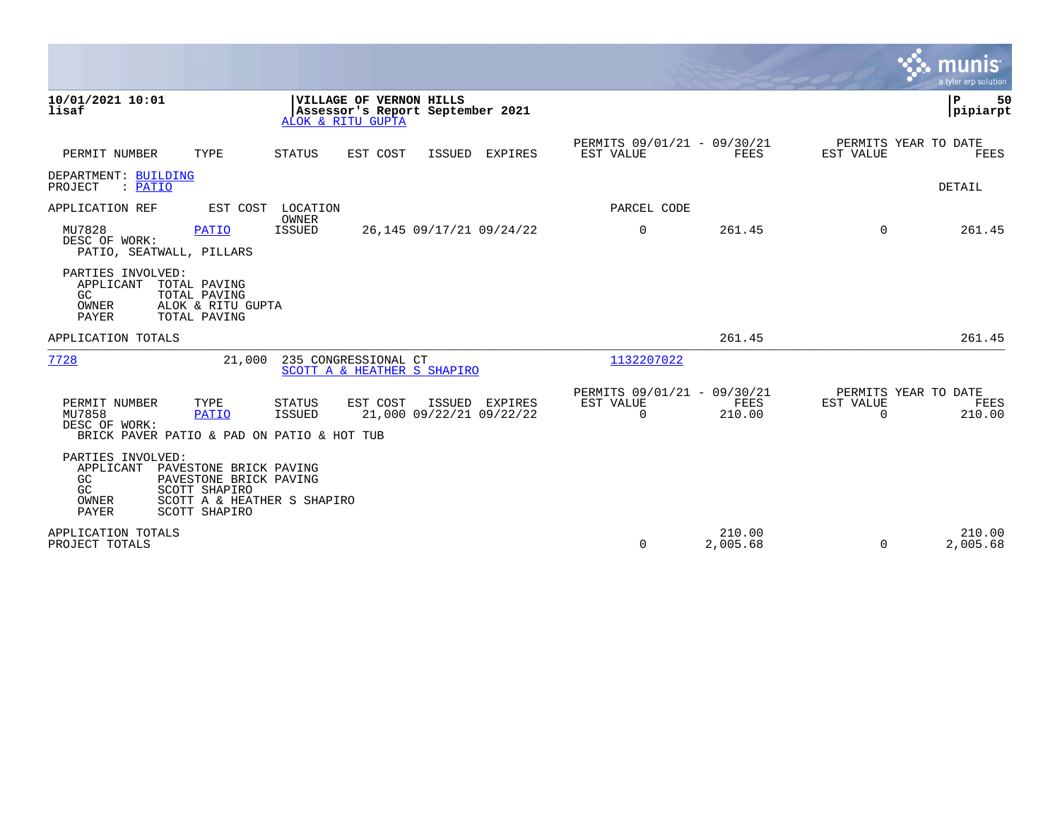**10/01/2021 10:01**
**lisaf**

**VILLAGE OF VERNON HILLS**
**Assessor's Report September 2021**
ALOK & RITU GUPTA

**P 50**
**pipiarpt**

| PERMIT NUMBER | TYPE | STATUS | EST COST | ISSUED | EXPIRES | PERMITS 09/01/21 - 09/30/21 EST VALUE | FEES | PERMITS YEAR TO DATE EST VALUE | FEES |
|---|---|---|---|---|---|---|---|---|---|

DEPARTMENT: BUILDING
PROJECT : PATIO

DETAIL

| APPLICATION REF | EST COST | LOCATION / OWNER | | | | PARCEL CODE | | | |
|---|---|---|---|---|---|---|---|---|---|
| MU7828 | PATIO | ISSUED | 26,145 | 09/17/21 | 09/24/22 | 0 | 261.45 | 0 | 261.45 |

DESC OF WORK:
PATIO, SEATWALL, PILLARS

PARTIES INVOLVED:
- APPLICANT TOTAL PAVING
- GC TOTAL PAVING
- OWNER ALOK & RITU GUPTA
- PAYER TOTAL PAVING

APPLICATION TOTALS 261.45 261.45

---

| APPLICATION REF | EST COST | LOCATION | OWNER | PARCEL CODE |
|---|---|---|---|---|
| 7728 | 21,000 | 235 CONGRESSIONAL CT | SCOTT A & HEATHER S SHAPIRO | 1132207022 |

| PERMIT NUMBER | TYPE | STATUS | EST COST | ISSUED | EXPIRES | PERMITS 09/01/21 - 09/30/21 EST VALUE | FEES | PERMITS YEAR TO DATE EST VALUE | FEES |
|---|---|---|---|---|---|---|---|---|---|
| MU7858 | PATIO | ISSUED | 21,000 | 09/22/21 | 09/22/22 | 0 | 210.00 | 0 | 210.00 |

DESC OF WORK:
BRICK PAVER PATIO & PAD ON PATIO & HOT TUB

PARTIES INVOLVED:
- APPLICANT PAVESTONE BRICK PAVING
- GC PAVESTONE BRICK PAVING
- GC SCOTT SHAPIRO
- OWNER SCOTT A & HEATHER S SHAPIRO
- PAYER SCOTT SHAPIRO

| | EST VALUE | FEES | EST VALUE | FEES |
|---|---|---|---|---|
| APPLICATION TOTALS | | 210.00 | | 210.00 |
| PROJECT TOTALS | 0 | 2,005.68 | 0 | 2,005.68 |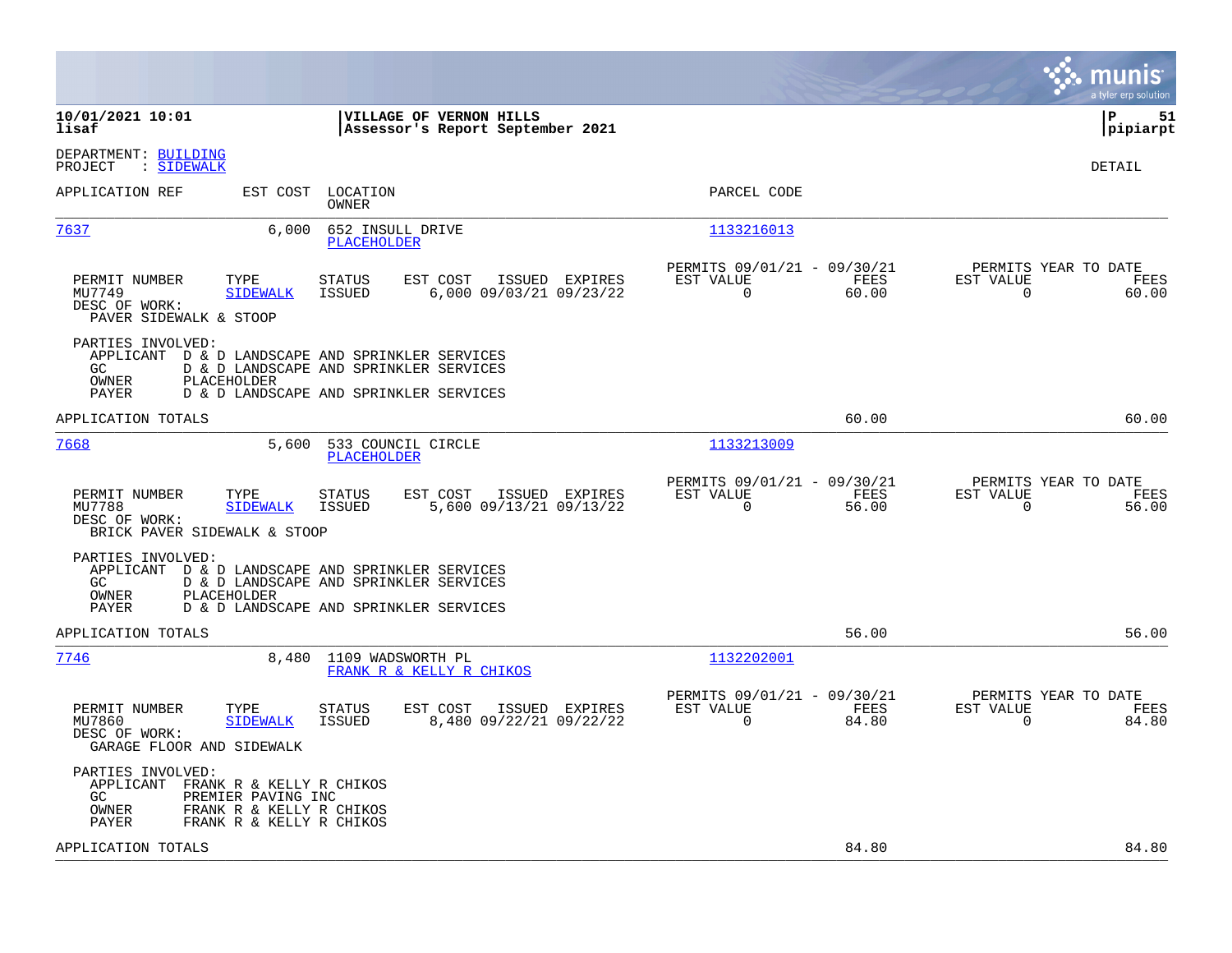**10/01/2021 10:01**
**lisaf**

**VILLAGE OF VERNON HILLS**
**Assessor's Report September 2021**

**P 51**
**pipiarpt**

DEPARTMENT: BUILDING
PROJECT : SIDEWALK

DETAIL

| APPLICATION REF | EST COST | LOCATION / OWNER | PARCEL CODE |
|---|---|---|---|
| 7637 | 6,000 | 652 INSULL DRIVE / PLACEHOLDER | 1133216013 |

| PERMIT NUMBER | TYPE | STATUS | EST COST | ISSUED | EXPIRES | PERMITS 09/01/21 - 09/30/21 EST VALUE | FEES | PERMITS YEAR TO DATE EST VALUE | FEES |
|---|---|---|---|---|---|---|---|---|---|
| MU7749 | SIDEWALK | ISSUED | 6,000 | 09/03/21 | 09/23/22 | 0 | 60.00 | 0 | 60.00 |

DESC OF WORK:
PAVER SIDEWALK & STOOP

PARTIES INVOLVED:
- APPLICANT D & D LANDSCAPE AND SPRINKLER SERVICES
- GC D & D LANDSCAPE AND SPRINKLER SERVICES
- OWNER PLACEHOLDER
- PAYER D & D LANDSCAPE AND SPRINKLER SERVICES

APPLICATION TOTALS: 60.00 | 60.00

---

| APPLICATION REF | EST COST | LOCATION / OWNER | PARCEL CODE |
|---|---|---|---|
| 7668 | 5,600 | 533 COUNCIL CIRCLE / PLACEHOLDER | 1133213009 |

| PERMIT NUMBER | TYPE | STATUS | EST COST | ISSUED | EXPIRES | PERMITS 09/01/21 - 09/30/21 EST VALUE | FEES | PERMITS YEAR TO DATE EST VALUE | FEES |
|---|---|---|---|---|---|---|---|---|---|
| MU7788 | SIDEWALK | ISSUED | 5,600 | 09/13/21 | 09/13/22 | 0 | 56.00 | 0 | 56.00 |

DESC OF WORK:
BRICK PAVER SIDEWALK & STOOP

PARTIES INVOLVED:
- APPLICANT D & D LANDSCAPE AND SPRINKLER SERVICES
- GC D & D LANDSCAPE AND SPRINKLER SERVICES
- OWNER PLACEHOLDER
- PAYER D & D LANDSCAPE AND SPRINKLER SERVICES

APPLICATION TOTALS: 56.00 | 56.00

---

| APPLICATION REF | EST COST | LOCATION / OWNER | PARCEL CODE |
|---|---|---|---|
| 7746 | 8,480 | 1109 WADSWORTH PL / FRANK R & KELLY R CHIKOS | 1132202001 |

| PERMIT NUMBER | TYPE | STATUS | EST COST | ISSUED | EXPIRES | PERMITS 09/01/21 - 09/30/21 EST VALUE | FEES | PERMITS YEAR TO DATE EST VALUE | FEES |
|---|---|---|---|---|---|---|---|---|---|
| MU7860 | SIDEWALK | ISSUED | 8,480 | 09/22/21 | 09/22/22 | 0 | 84.80 | 0 | 84.80 |

DESC OF WORK:
GARAGE FLOOR AND SIDEWALK

PARTIES INVOLVED:
- APPLICANT FRANK R & KELLY R CHIKOS
- GC PREMIER PAVING INC
- OWNER FRANK R & KELLY R CHIKOS
- PAYER FRANK R & KELLY R CHIKOS

APPLICATION TOTALS: 84.80 | 84.80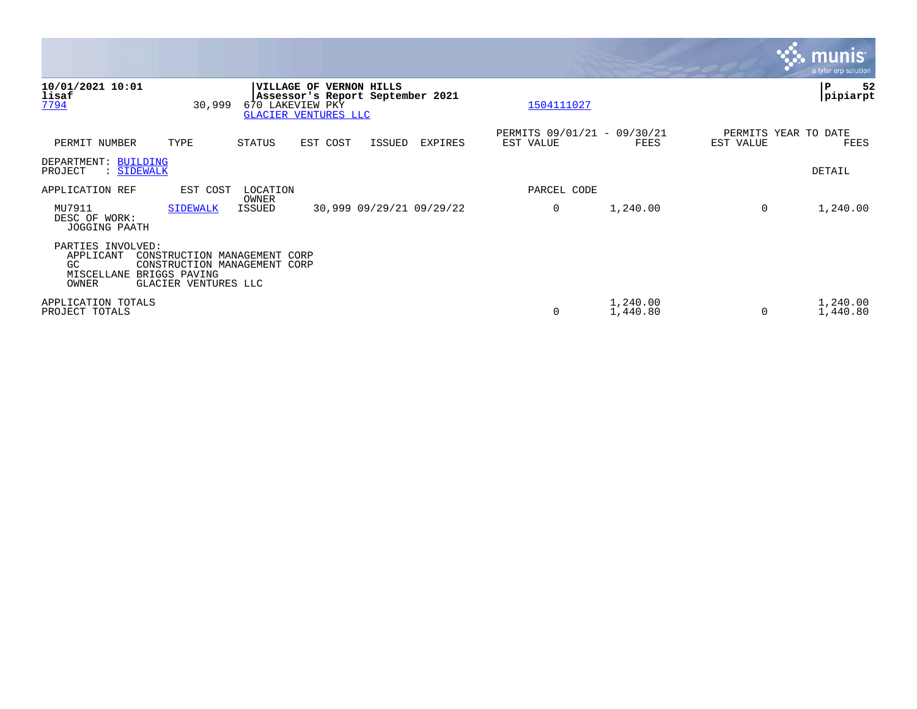**10/01/2021 10:01**
**lisaf**
7794 30,999

**VILLAGE OF VERNON HILLS**
**Assessor's Report September 2021**
670 LAKEVIEW PKY
GLACIER VENTURES LLC

1504111027

**P 52**
**pipiarpt**

| PERMIT NUMBER | TYPE | STATUS | EST COST | ISSUED | EXPIRES | PERMITS 09/01/21 - 09/30/21 EST VALUE | FEES | PERMITS YEAR TO DATE EST VALUE | FEES |
|---|---|---|---|---|---|---|---|---|---|

DEPARTMENT: BUILDING
PROJECT : SIDEWALK

DETAIL

| APPLICATION REF | EST COST | LOCATION / OWNER | | | | PARCEL CODE | | | |
|---|---|---|---|---|---|---|---|---|---|
| MU7911 | SIDEWALK | ISSUED | 30,999 | 09/29/21 | 09/29/22 | 0 | 1,240.00 | 0 | 1,240.00 |

DESC OF WORK:
JOGGING PAATH

PARTIES INVOLVED:
- APPLICANT CONSTRUCTION MANAGEMENT CORP
- GC CONSTRUCTION MANAGEMENT CORP
- MISCELLANE BRIGGS PAVING
- OWNER GLACIER VENTURES LLC

| | EST VALUE | FEES | EST VALUE | FEES |
|---|---|---|---|---|
| APPLICATION TOTALS | | 1,240.00 | | 1,240.00 |
| PROJECT TOTALS | 0 | 1,440.80 | 0 | 1,440.80 |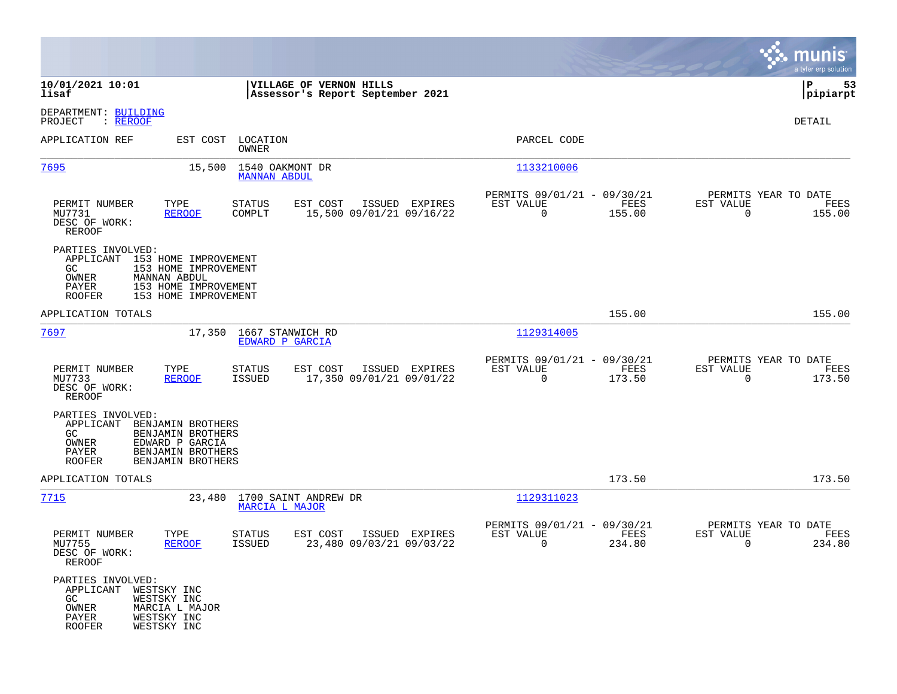**10/01/2021 10:01**
**lisaf**

**VILLAGE OF VERNON HILLS**
**Assessor's Report September 2021**

DEPARTMENT: BUILDING
PROJECT : REROOF

DETAIL

| APPLICATION REF | EST COST | LOCATION / OWNER | PARCEL CODE |
|---|---|---|---|
| 7695 | 15,500 | 1540 OAKMONT DR / MANNAN ABDUL | 1133210006 |

| PERMIT NUMBER | TYPE | STATUS | EST COST | ISSUED | EXPIRES | PERMITS 09/01/21 - 09/30/21 EST VALUE | FEES | PERMITS YEAR TO DATE EST VALUE | FEES |
|---|---|---|---|---|---|---|---|---|---|
| MU7731 | REROOF | COMPLT | 15,500 | 09/01/21 | 09/16/22 | 0 | 155.00 | 0 | 155.00 |

DESC OF WORK:
REROOF

PARTIES INVOLVED:
- APPLICANT 153 HOME IMPROVEMENT
- GC 153 HOME IMPROVEMENT
- OWNER MANNAN ABDUL
- PAYER 153 HOME IMPROVEMENT
- ROOFER 153 HOME IMPROVEMENT

APPLICATION TOTALS 155.00 155.00

| APPLICATION REF | EST COST | LOCATION / OWNER | PARCEL CODE |
|---|---|---|---|
| 7697 | 17,350 | 1667 STANWICH RD / EDWARD P GARCIA | 1129314005 |

| PERMIT NUMBER | TYPE | STATUS | EST COST | ISSUED | EXPIRES | PERMITS 09/01/21 - 09/30/21 EST VALUE | FEES | PERMITS YEAR TO DATE EST VALUE | FEES |
|---|---|---|---|---|---|---|---|---|---|
| MU7733 | REROOF | ISSUED | 17,350 | 09/01/21 | 09/01/22 | 0 | 173.50 | 0 | 173.50 |

DESC OF WORK:
REROOF

PARTIES INVOLVED:
- APPLICANT BENJAMIN BROTHERS
- GC BENJAMIN BROTHERS
- OWNER EDWARD P GARCIA
- PAYER BENJAMIN BROTHERS
- ROOFER BENJAMIN BROTHERS

APPLICATION TOTALS 173.50 173.50

| APPLICATION REF | EST COST | LOCATION / OWNER | PARCEL CODE |
|---|---|---|---|
| 7715 | 23,480 | 1700 SAINT ANDREW DR / MARCIA L MAJOR | 1129311023 |

| PERMIT NUMBER | TYPE | STATUS | EST COST | ISSUED | EXPIRES | PERMITS 09/01/21 - 09/30/21 EST VALUE | FEES | PERMITS YEAR TO DATE EST VALUE | FEES |
|---|---|---|---|---|---|---|---|---|---|
| MU7755 | REROOF | ISSUED | 23,480 | 09/03/21 | 09/03/22 | 0 | 234.80 | 0 | 234.80 |

DESC OF WORK:
REROOF

PARTIES INVOLVED:
- APPLICANT WESTSKY INC
- GC WESTSKY INC
- OWNER MARCIA L MAJOR
- PAYER WESTSKY INC
- ROOFER WESTSKY INC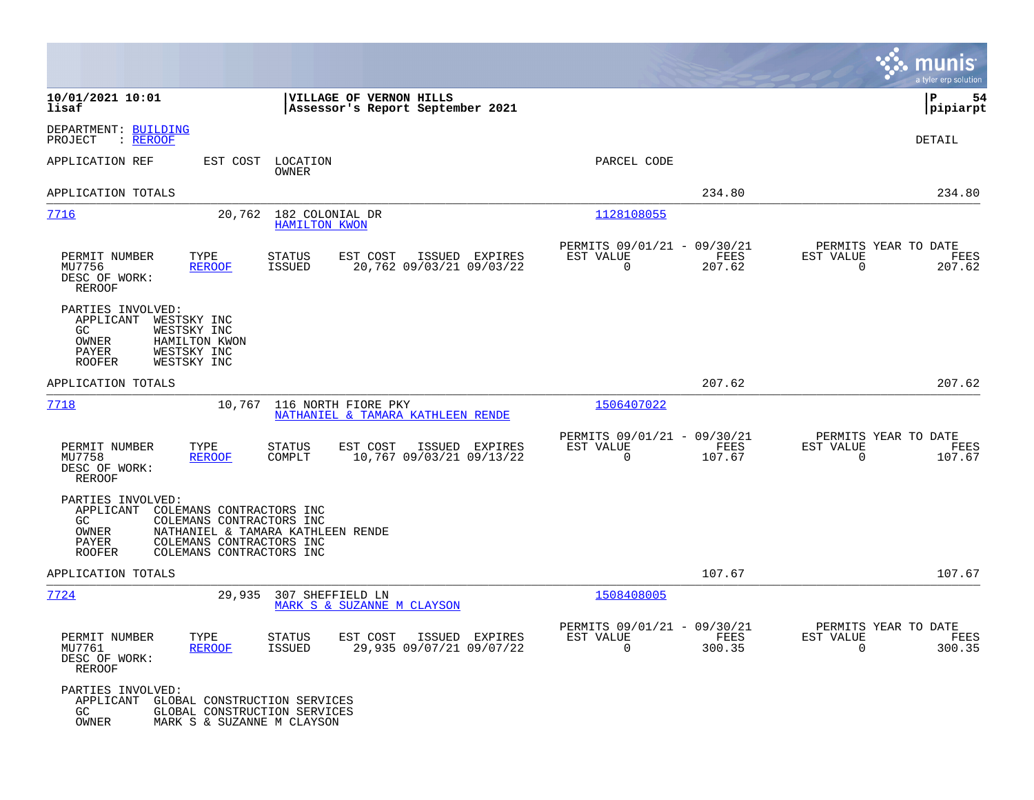**VILLAGE OF VERNON HILLS**
**Assessor's Report September 2021**

DEPARTMENT: BUILDING
PROJECT : REROOF

DETAIL

| APPLICATION REF | EST COST | LOCATION / OWNER | PARCEL CODE | | |
|---|---|---|---|---|---|
| APPLICATION TOTALS | | | | 234.80 | 234.80 |

---

**7716** — 20,762 — 182 COLONIAL DR — HAMILTON KWON — Parcel: 1128108055

| PERMIT NUMBER | TYPE | STATUS | EST COST | ISSUED | EXPIRES | PERMITS 09/01/21 - 09/30/21 EST VALUE | FEES | PERMITS YEAR TO DATE EST VALUE | FEES |
|---|---|---|---|---|---|---|---|---|---|
| MU7756 | REROOF | ISSUED | 20,762 | 09/03/21 | 09/03/22 | 0 | 207.62 | 0 | 207.62 |

DESC OF WORK: REROOF

PARTIES INVOLVED:
- APPLICANT WESTSKY INC
- GC WESTSKY INC
- OWNER HAMILTON KWON
- PAYER WESTSKY INC
- ROOFER WESTSKY INC

APPLICATION TOTALS: 207.62 — 207.62

---

**7718** — 10,767 — 116 NORTH FIORE PKY — NATHANIEL & TAMARA KATHLEEN RENDE — Parcel: 1506407022

| PERMIT NUMBER | TYPE | STATUS | EST COST | ISSUED | EXPIRES | PERMITS 09/01/21 - 09/30/21 EST VALUE | FEES | PERMITS YEAR TO DATE EST VALUE | FEES |
|---|---|---|---|---|---|---|---|---|---|
| MU7758 | REROOF | COMPLT | 10,767 | 09/03/21 | 09/13/22 | 0 | 107.67 | 0 | 107.67 |

DESC OF WORK: REROOF

PARTIES INVOLVED:
- APPLICANT COLEMANS CONTRACTORS INC
- GC COLEMANS CONTRACTORS INC
- OWNER NATHANIEL & TAMARA KATHLEEN RENDE
- PAYER COLEMANS CONTRACTORS INC
- ROOFER COLEMANS CONTRACTORS INC

APPLICATION TOTALS: 107.67 — 107.67

---

**7724** — 29,935 — 307 SHEFFIELD LN — MARK S & SUZANNE M CLAYSON — Parcel: 1508408005

| PERMIT NUMBER | TYPE | STATUS | EST COST | ISSUED | EXPIRES | PERMITS 09/01/21 - 09/30/21 EST VALUE | FEES | PERMITS YEAR TO DATE EST VALUE | FEES |
|---|---|---|---|---|---|---|---|---|---|
| MU7761 | REROOF | ISSUED | 29,935 | 09/07/21 | 09/07/22 | 0 | 300.35 | 0 | 300.35 |

DESC OF WORK: REROOF

PARTIES INVOLVED:
- APPLICANT GLOBAL CONSTRUCTION SERVICES
- GC GLOBAL CONSTRUCTION SERVICES
- OWNER MARK S & SUZANNE M CLAYSON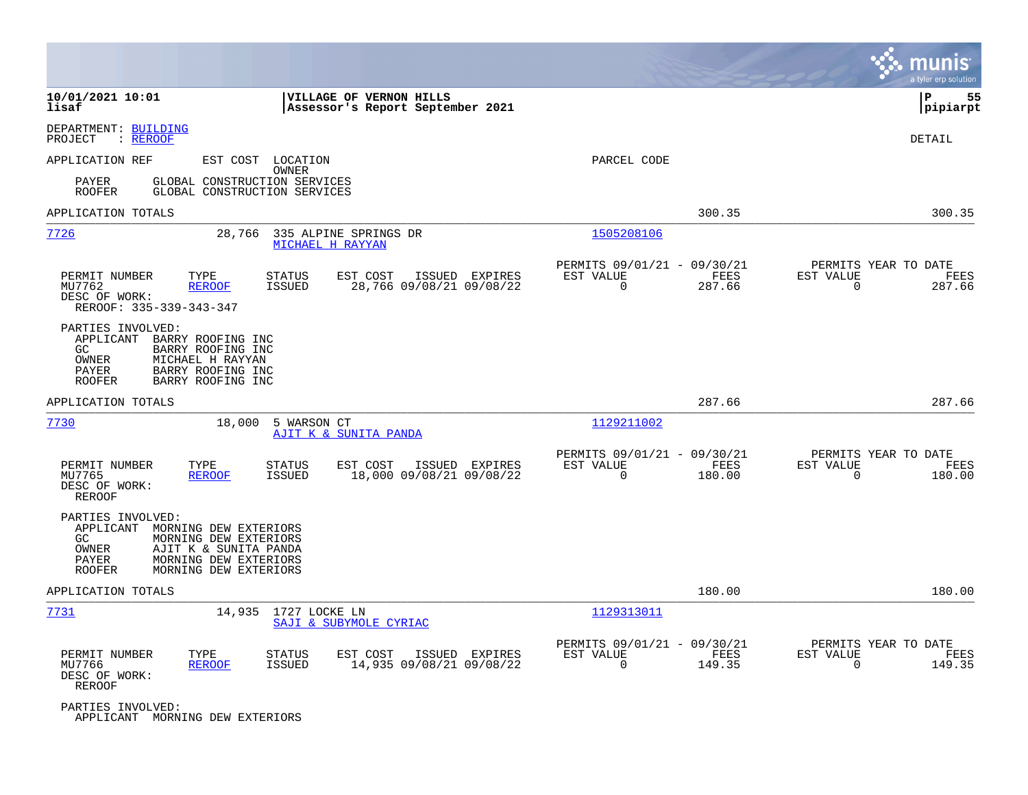**VILLAGE OF VERNON HILLS**
**Assessor's Report September 2021**

10/01/2021 10:01
lisaf

P 55
pipiarpt

DEPARTMENT: BUILDING
PROJECT : REROOF

DETAIL

APPLICATION REF | EST COST | LOCATION / OWNER | PARCEL CODE

PAYER GLOBAL CONSTRUCTION SERVICES
ROOFER GLOBAL CONSTRUCTION SERVICES

APPLICATION TOTALS 300.35 300.35

---

**7726** | 28,766 | 335 ALPINE SPRINGS DR | MICHAEL H RAYYAN | 1505208106

| PERMIT NUMBER | TYPE | STATUS | EST COST | ISSUED | EXPIRES | PERMITS 09/01/21 - 09/30/21 EST VALUE | FEES | PERMITS YEAR TO DATE EST VALUE | FEES |
|---|---|---|---|---|---|---|---|---|---|
| MU7762 | REROOF | ISSUED | 28,766 | 09/08/21 | 09/08/22 | 0 | 287.66 | 0 | 287.66 |

DESC OF WORK:
REROOF: 335-339-343-347

PARTIES INVOLVED:
APPLICANT BARRY ROOFING INC
GC BARRY ROOFING INC
OWNER MICHAEL H RAYYAN
PAYER BARRY ROOFING INC
ROOFER BARRY ROOFING INC

APPLICATION TOTALS 287.66 287.66

---

**7730** | 18,000 | 5 WARSON CT | AJIT K & SUNITA PANDA | 1129211002

| PERMIT NUMBER | TYPE | STATUS | EST COST | ISSUED | EXPIRES | PERMITS 09/01/21 - 09/30/21 EST VALUE | FEES | PERMITS YEAR TO DATE EST VALUE | FEES |
|---|---|---|---|---|---|---|---|---|---|
| MU7765 | REROOF | ISSUED | 18,000 | 09/08/21 | 09/08/22 | 0 | 180.00 | 0 | 180.00 |

DESC OF WORK:
REROOF

PARTIES INVOLVED:
APPLICANT MORNING DEW EXTERIORS
GC MORNING DEW EXTERIORS
OWNER AJIT K & SUNITA PANDA
PAYER MORNING DEW EXTERIORS
ROOFER MORNING DEW EXTERIORS

APPLICATION TOTALS 180.00 180.00

---

**7731** | 14,935 | 1727 LOCKE LN | SAJI & SUBYMOLE CYRIAC | 1129313011

| PERMIT NUMBER | TYPE | STATUS | EST COST | ISSUED | EXPIRES | PERMITS 09/01/21 - 09/30/21 EST VALUE | FEES | PERMITS YEAR TO DATE EST VALUE | FEES |
|---|---|---|---|---|---|---|---|---|---|
| MU7766 | REROOF | ISSUED | 14,935 | 09/08/21 | 09/08/22 | 0 | 149.35 | 0 | 149.35 |

DESC OF WORK:
REROOF

PARTIES INVOLVED:
APPLICANT MORNING DEW EXTERIORS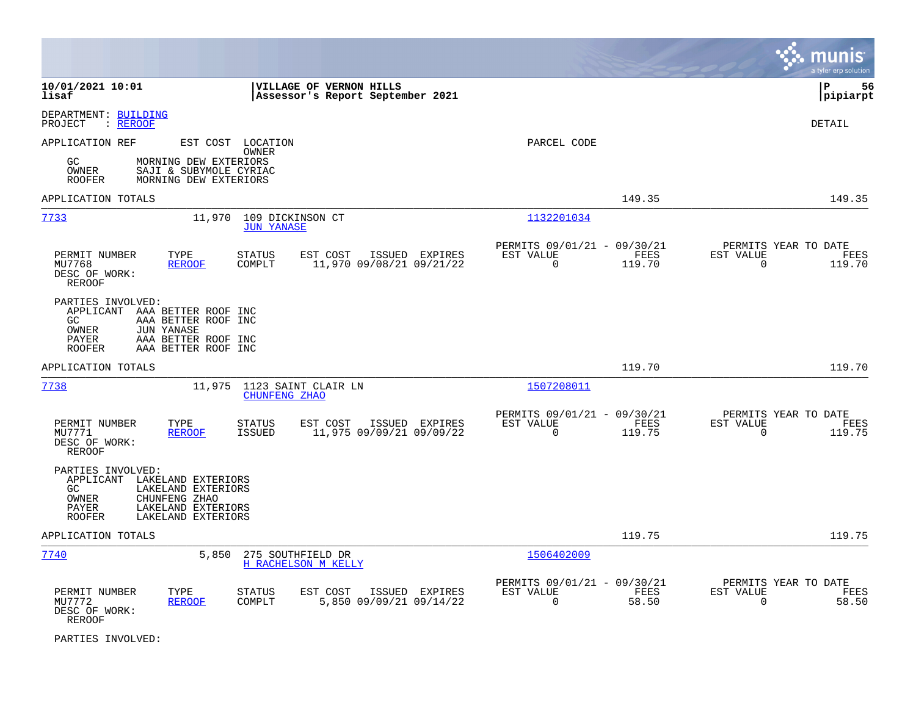**VILLAGE OF VERNON HILLS**
**Assessor's Report September 2021**

10/01/2021 10:01
lisaf

P 56
pipiarpt

DEPARTMENT: BUILDING
PROJECT : REROOF

DETAIL

APPLICATION REF    EST COST    LOCATION
                               OWNER
                                                PARCEL CODE

GC      MORNING DEW EXTERIORS
OWNER   SAJI & SUBYMOLE CYRIAC
ROOFER  MORNING DEW EXTERIORS

APPLICATION TOTALS    149.35    149.35

---

**7733**    11,970    109 DICKINSON CT
                      JUN YANASE
                                                1132201034

| PERMIT NUMBER | TYPE | STATUS | EST COST | ISSUED | EXPIRES | PERMITS 09/01/21 - 09/30/21 EST VALUE | FEES | PERMITS YEAR TO DATE EST VALUE | FEES |
|---|---|---|---|---|---|---|---|---|---|
| MU7768 | REROOF | COMPLT | 11,970 | 09/08/21 | 09/21/22 | 0 | 119.70 | 0 | 119.70 |

DESC OF WORK:
REROOF

PARTIES INVOLVED:
APPLICANT  AAA BETTER ROOF INC
GC         AAA BETTER ROOF INC
OWNER      JUN YANASE
PAYER      AAA BETTER ROOF INC
ROOFER     AAA BETTER ROOF INC

APPLICATION TOTALS    119.70    119.70

---

**7738**    11,975    1123 SAINT CLAIR LN
                      CHUNFENG ZHAO
                                                1507208011

| PERMIT NUMBER | TYPE | STATUS | EST COST | ISSUED | EXPIRES | PERMITS 09/01/21 - 09/30/21 EST VALUE | FEES | PERMITS YEAR TO DATE EST VALUE | FEES |
|---|---|---|---|---|---|---|---|---|---|
| MU7771 | REROOF | ISSUED | 11,975 | 09/09/21 | 09/09/22 | 0 | 119.75 | 0 | 119.75 |

DESC OF WORK:
REROOF

PARTIES INVOLVED:
APPLICANT  LAKELAND EXTERIORS
GC         LAKELAND EXTERIORS
OWNER      CHUNFENG ZHAO
PAYER      LAKELAND EXTERIORS
ROOFER     LAKELAND EXTERIORS

APPLICATION TOTALS    119.75    119.75

---

**7740**    5,850    275 SOUTHFIELD DR
                     H RACHELSON M KELLY
                                                1506402009

| PERMIT NUMBER | TYPE | STATUS | EST COST | ISSUED | EXPIRES | PERMITS 09/01/21 - 09/30/21 EST VALUE | FEES | PERMITS YEAR TO DATE EST VALUE | FEES |
|---|---|---|---|---|---|---|---|---|---|
| MU7772 | REROOF | COMPLT | 5,850 | 09/09/21 | 09/14/22 | 0 | 58.50 | 0 | 58.50 |

DESC OF WORK:
REROOF

PARTIES INVOLVED: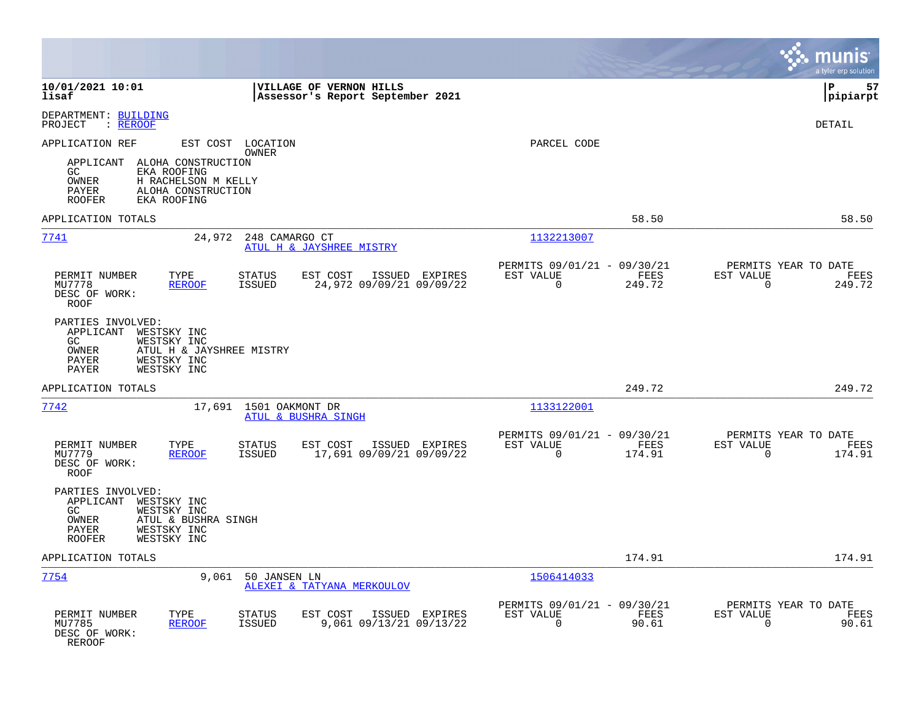10/01/2021 10:01 | VILLAGE OF VERNON HILLS
lisaf | Assessor's Report September 2021

DEPARTMENT: BUILDING
PROJECT : REROOF

DETAIL

APPLICATION REF    EST COST    LOCATION / OWNER    PARCEL CODE

APPLICANT ALOHA CONSTRUCTION
GC EKA ROOFING
OWNER H RACHELSON M KELLY
PAYER ALOHA CONSTRUCTION
ROOFER EKA ROOFING

APPLICATION TOTALS 58.50 58.50

---

**7741** 24,972 248 CAMARGO CT — ATUL H & JAYSHREE MISTRY — 1132213007

| PERMIT NUMBER | TYPE | STATUS | EST COST | ISSUED | EXPIRES | PERMITS 09/01/21 - 09/30/21 EST VALUE | FEES | PERMITS YEAR TO DATE EST VALUE | FEES |
|---|---|---|---|---|---|---|---|---|---|
| MU7778 | REROOF | ISSUED | 24,972 | 09/09/21 | 09/09/22 | 0 | 249.72 | 0 | 249.72 |

DESC OF WORK:
ROOF

PARTIES INVOLVED:
APPLICANT WESTSKY INC
GC WESTSKY INC
OWNER ATUL H & JAYSHREE MISTRY
PAYER WESTSKY INC
PAYER WESTSKY INC

APPLICATION TOTALS 249.72 249.72

---

**7742** 17,691 1501 OAKMONT DR — ATUL & BUSHRA SINGH — 1133122001

| PERMIT NUMBER | TYPE | STATUS | EST COST | ISSUED | EXPIRES | PERMITS 09/01/21 - 09/30/21 EST VALUE | FEES | PERMITS YEAR TO DATE EST VALUE | FEES |
|---|---|---|---|---|---|---|---|---|---|
| MU7779 | REROOF | ISSUED | 17,691 | 09/09/21 | 09/09/22 | 0 | 174.91 | 0 | 174.91 |

DESC OF WORK:
ROOF

PARTIES INVOLVED:
APPLICANT WESTSKY INC
GC WESTSKY INC
OWNER ATUL & BUSHRA SINGH
PAYER WESTSKY INC
ROOFER WESTSKY INC

APPLICATION TOTALS 174.91 174.91

---

**7754** 9,061 50 JANSEN LN — ALEXEI & TATYANA MERKOULOV — 1506414033

| PERMIT NUMBER | TYPE | STATUS | EST COST | ISSUED | EXPIRES | PERMITS 09/01/21 - 09/30/21 EST VALUE | FEES | PERMITS YEAR TO DATE EST VALUE | FEES |
|---|---|---|---|---|---|---|---|---|---|
| MU7785 | REROOF | ISSUED | 9,061 | 09/13/21 | 09/13/22 | 0 | 90.61 | 0 | 90.61 |

DESC OF WORK:
REROOF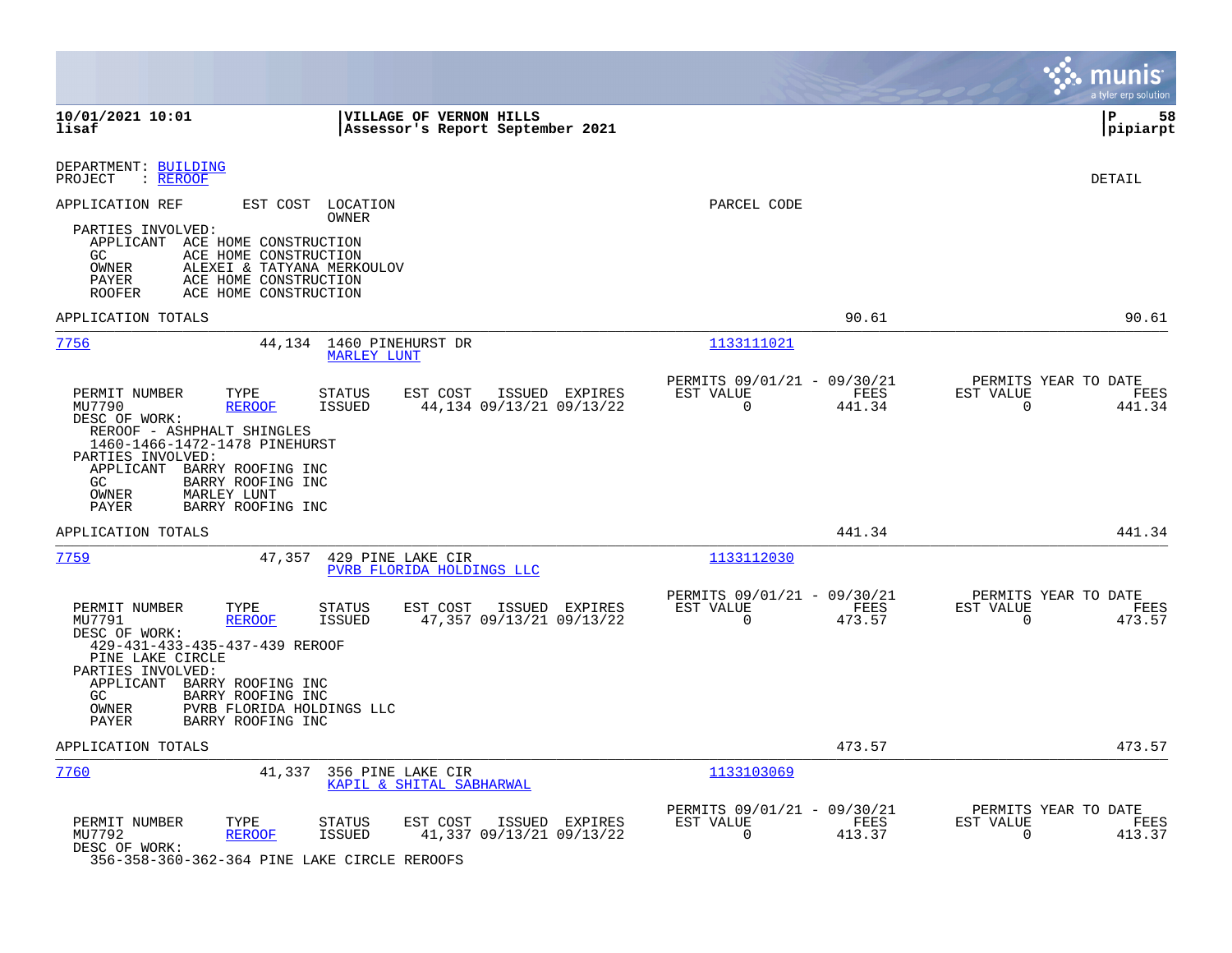DEPARTMENT: BUILDING
PROJECT : REROOF

DETAIL

| APPLICATION REF | EST COST | LOCATION / OWNER | PARCEL CODE | | |
|---|---|---|---|---|---|

PARTIES INVOLVED:
- APPLICANT ACE HOME CONSTRUCTION
- GC ACE HOME CONSTRUCTION
- OWNER ALEXEI & TATYANA MERKOULOV
- PAYER ACE HOME CONSTRUCTION
- ROOFER ACE HOME CONSTRUCTION

APPLICATION TOTALS 90.61 90.61

---

**7756** 44,134 1460 PINEHURST DR — MARLEY LUNT — 1133111021

| PERMIT NUMBER | TYPE | STATUS | EST COST | ISSUED | EXPIRES | PERMITS 09/01/21 - 09/30/21 EST VALUE | FEES | PERMITS YEAR TO DATE EST VALUE | FEES |
|---|---|---|---|---|---|---|---|---|---|
| MU7790 | REROOF | ISSUED | 44,134 | 09/13/21 | 09/13/22 | 0 | 441.34 | 0 | 441.34 |

DESC OF WORK:
REROOF - ASHPHALT SHINGLES
1460-1466-1472-1478 PINEHURST

PARTIES INVOLVED:
- APPLICANT BARRY ROOFING INC
- GC BARRY ROOFING INC
- OWNER MARLEY LUNT
- PAYER BARRY ROOFING INC

APPLICATION TOTALS 441.34 441.34

---

**7759** 47,357 429 PINE LAKE CIR — PVRB FLORIDA HOLDINGS LLC — 1133112030

| PERMIT NUMBER | TYPE | STATUS | EST COST | ISSUED | EXPIRES | PERMITS 09/01/21 - 09/30/21 EST VALUE | FEES | PERMITS YEAR TO DATE EST VALUE | FEES |
|---|---|---|---|---|---|---|---|---|---|
| MU7791 | REROOF | ISSUED | 47,357 | 09/13/21 | 09/13/22 | 0 | 473.57 | 0 | 473.57 |

DESC OF WORK:
429-431-433-435-437-439 REROOF
PINE LAKE CIRCLE

PARTIES INVOLVED:
- APPLICANT BARRY ROOFING INC
- GC BARRY ROOFING INC
- OWNER PVRB FLORIDA HOLDINGS LLC
- PAYER BARRY ROOFING INC

APPLICATION TOTALS 473.57 473.57

---

**7760** 41,337 356 PINE LAKE CIR — KAPIL & SHITAL SABHARWAL — 1133103069

| PERMIT NUMBER | TYPE | STATUS | EST COST | ISSUED | EXPIRES | PERMITS 09/01/21 - 09/30/21 EST VALUE | FEES | PERMITS YEAR TO DATE EST VALUE | FEES |
|---|---|---|---|---|---|---|---|---|---|
| MU7792 | REROOF | ISSUED | 41,337 | 09/13/21 | 09/13/22 | 0 | 413.37 | 0 | 413.37 |

DESC OF WORK:
356-358-360-362-364 PINE LAKE CIRCLE REROOFS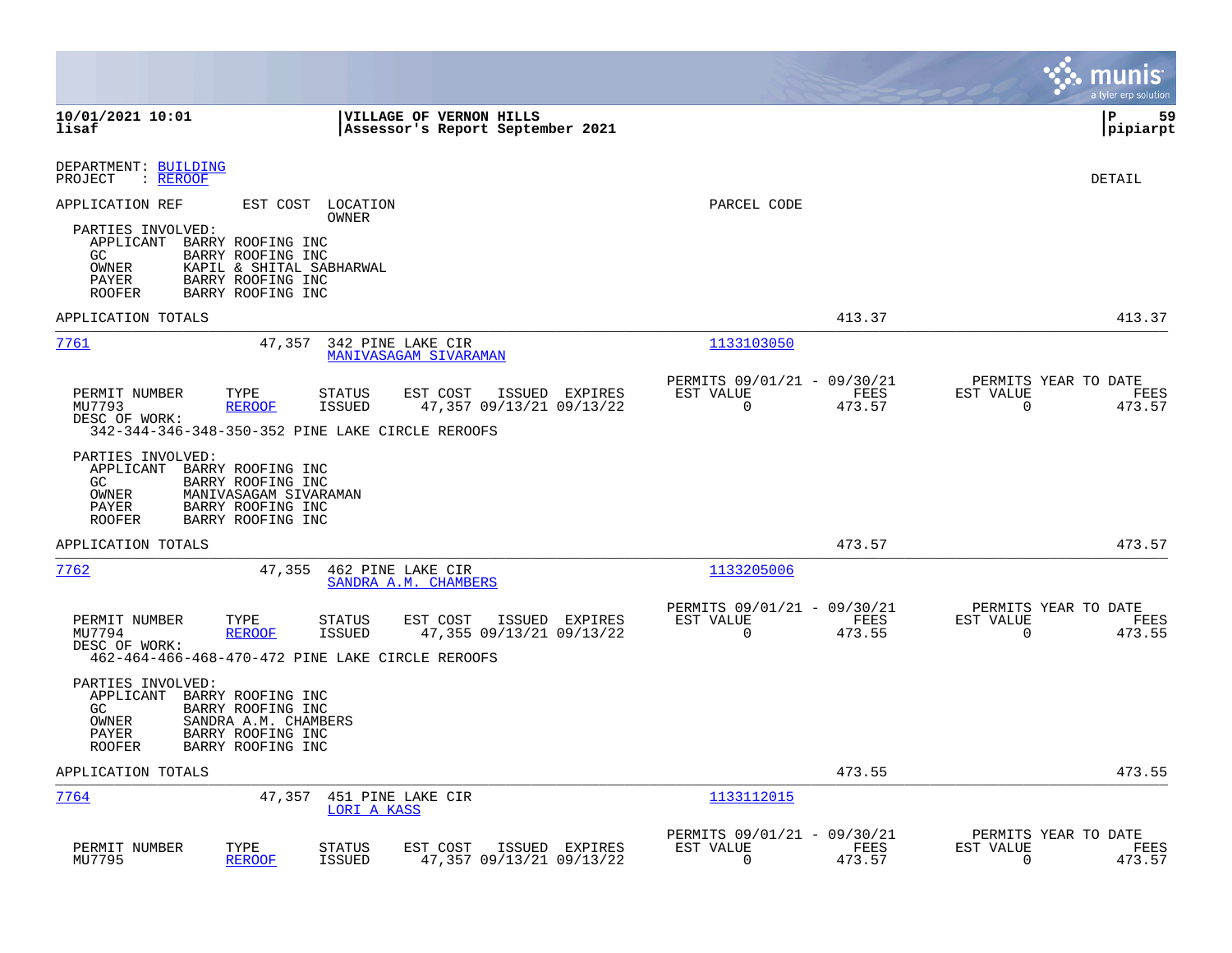10/01/2021 10:01 | VILLAGE OF VERNON HILLS
lisaf | Assessor's Report September 2021

pipiarpt

DEPARTMENT: BUILDING
PROJECT : REROOF

DETAIL

APPLICATION REF | EST COST | LOCATION / OWNER | PARCEL CODE

PARTIES INVOLVED:
- APPLICANT BARRY ROOFING INC
- GC BARRY ROOFING INC
- OWNER KAPIL & SHITAL SABHARWAL
- PAYER BARRY ROOFING INC
- ROOFER BARRY ROOFING INC

APPLICATION TOTALS 413.37 413.37

---

**7761** 47,357 342 PINE LAKE CIR — MANIVASAGAM SIVARAMAN — 1133103050

| PERMIT NUMBER | TYPE | STATUS | EST COST | ISSUED | EXPIRES | PERMITS 09/01/21 - 09/30/21 EST VALUE | FEES | PERMITS YEAR TO DATE EST VALUE | FEES |
|---|---|---|---|---|---|---|---|---|---|
| MU7793 | REROOF | ISSUED | 47,357 | 09/13/21 | 09/13/22 | 0 | 473.57 | 0 | 473.57 |

DESC OF WORK:
342-344-346-348-350-352 PINE LAKE CIRCLE REROOFS

PARTIES INVOLVED:
- APPLICANT BARRY ROOFING INC
- GC BARRY ROOFING INC
- OWNER MANIVASAGAM SIVARAMAN
- PAYER BARRY ROOFING INC
- ROOFER BARRY ROOFING INC

APPLICATION TOTALS 473.57 473.57

---

**7762** 47,355 462 PINE LAKE CIR — SANDRA A.M. CHAMBERS — 1133205006

| PERMIT NUMBER | TYPE | STATUS | EST COST | ISSUED | EXPIRES | PERMITS 09/01/21 - 09/30/21 EST VALUE | FEES | PERMITS YEAR TO DATE EST VALUE | FEES |
|---|---|---|---|---|---|---|---|---|---|
| MU7794 | REROOF | ISSUED | 47,355 | 09/13/21 | 09/13/22 | 0 | 473.55 | 0 | 473.55 |

DESC OF WORK:
462-464-466-468-470-472 PINE LAKE CIRCLE REROOFS

PARTIES INVOLVED:
- APPLICANT BARRY ROOFING INC
- GC BARRY ROOFING INC
- OWNER SANDRA A.M. CHAMBERS
- PAYER BARRY ROOFING INC
- ROOFER BARRY ROOFING INC

APPLICATION TOTALS 473.55 473.55

---

**7764** 47,357 451 PINE LAKE CIR — LORI A KASS — 1133112015

| PERMIT NUMBER | TYPE | STATUS | EST COST | ISSUED | EXPIRES | PERMITS 09/01/21 - 09/30/21 EST VALUE | FEES | PERMITS YEAR TO DATE EST VALUE | FEES |
|---|---|---|---|---|---|---|---|---|---|
| MU7795 | REROOF | ISSUED | 47,357 | 09/13/21 | 09/13/22 | 0 | 473.57 | 0 | 473.57 |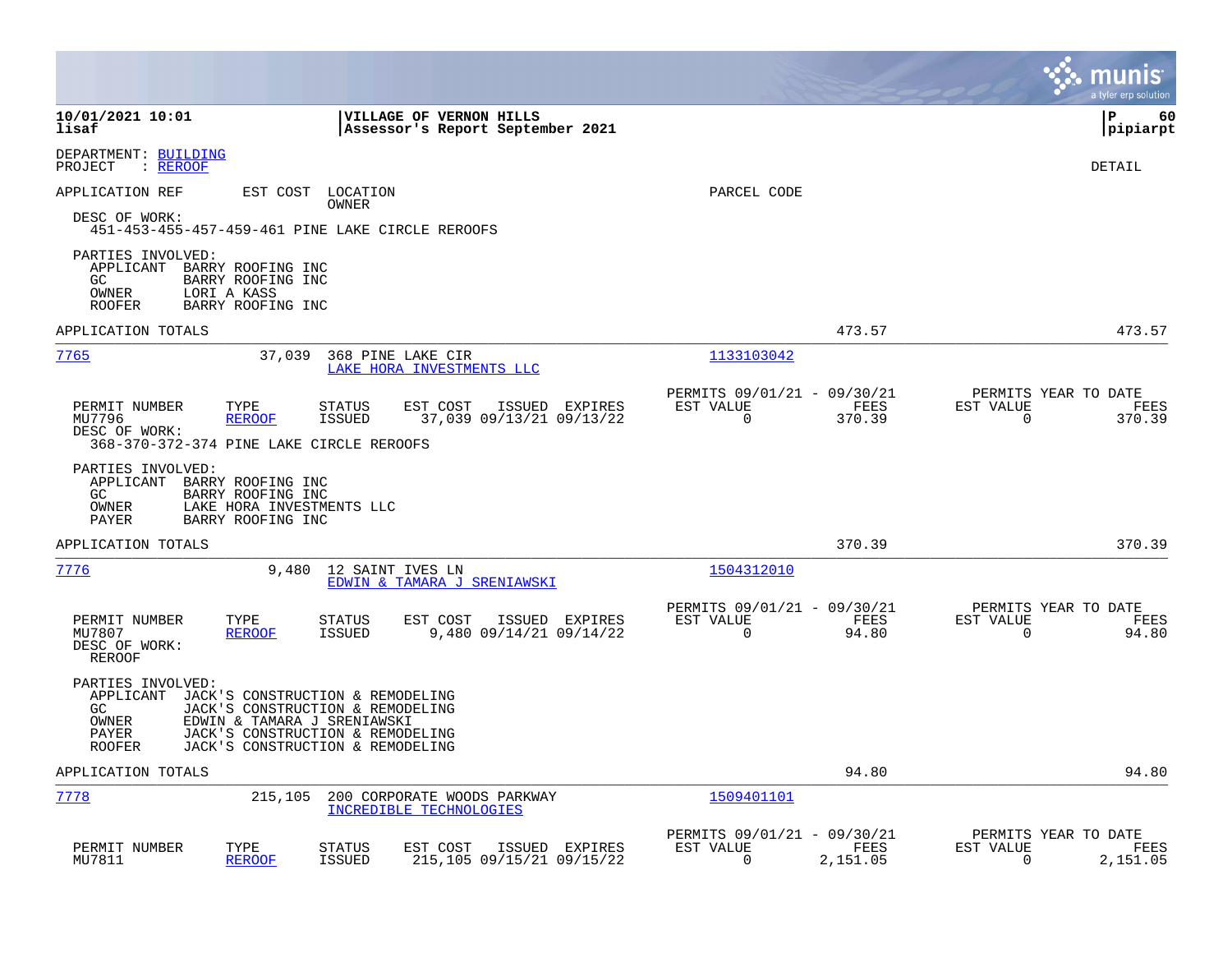10/01/2021 10:01 | VILLAGE OF VERNON HILLS | P 60
lisaf | Assessor's Report September 2021 | pipiarpt

DEPARTMENT: BUILDING
PROJECT : REROOF

DETAIL

APPLICATION REF    EST COST    LOCATION / OWNER    PARCEL CODE

DESC OF WORK:
451-453-455-457-459-461 PINE LAKE CIRCLE REROOFS

PARTIES INVOLVED:
- APPLICANT BARRY ROOFING INC
- GC BARRY ROOFING INC
- OWNER LORI A KASS
- ROOFER BARRY ROOFING INC

APPLICATION TOTALS 473.57 473.57

---

**7765** 37,039 368 PINE LAKE CIR — LAKE HORA INVESTMENTS LLC — 1133103042

| PERMIT NUMBER | TYPE | STATUS | EST COST | ISSUED | EXPIRES | PERMITS 09/01/21 - 09/30/21 EST VALUE | FEES | PERMITS YEAR TO DATE EST VALUE | FEES |
|---|---|---|---|---|---|---|---|---|---|
| MU7796 | REROOF | ISSUED | 37,039 | 09/13/21 | 09/13/22 | 0 | 370.39 | 0 | 370.39 |

DESC OF WORK:
368-370-372-374 PINE LAKE CIRCLE REROOFS

PARTIES INVOLVED:
- APPLICANT BARRY ROOFING INC
- GC BARRY ROOFING INC
- OWNER LAKE HORA INVESTMENTS LLC
- PAYER BARRY ROOFING INC

APPLICATION TOTALS 370.39 370.39

---

**7776** 9,480 12 SAINT IVES LN — EDWIN & TAMARA J SRENIAWSKI — 1504312010

| PERMIT NUMBER | TYPE | STATUS | EST COST | ISSUED | EXPIRES | PERMITS 09/01/21 - 09/30/21 EST VALUE | FEES | PERMITS YEAR TO DATE EST VALUE | FEES |
|---|---|---|---|---|---|---|---|---|---|
| MU7807 | REROOF | ISSUED | 9,480 | 09/14/21 | 09/14/22 | 0 | 94.80 | 0 | 94.80 |

DESC OF WORK:
REROOF

PARTIES INVOLVED:
- APPLICANT JACK'S CONSTRUCTION & REMODELING
- GC JACK'S CONSTRUCTION & REMODELING
- OWNER EDWIN & TAMARA J SRENIAWSKI
- PAYER JACK'S CONSTRUCTION & REMODELING
- ROOFER JACK'S CONSTRUCTION & REMODELING

APPLICATION TOTALS 94.80 94.80

---

**7778** 215,105 200 CORPORATE WOODS PARKWAY — INCREDIBLE TECHNOLOGIES — 1509401101

| PERMIT NUMBER | TYPE | STATUS | EST COST | ISSUED | EXPIRES | PERMITS 09/01/21 - 09/30/21 EST VALUE | FEES | PERMITS YEAR TO DATE EST VALUE | FEES |
|---|---|---|---|---|---|---|---|---|---|
| MU7811 | REROOF | ISSUED | 215,105 | 09/15/21 | 09/15/22 | 0 | 2,151.05 | 0 | 2,151.05 |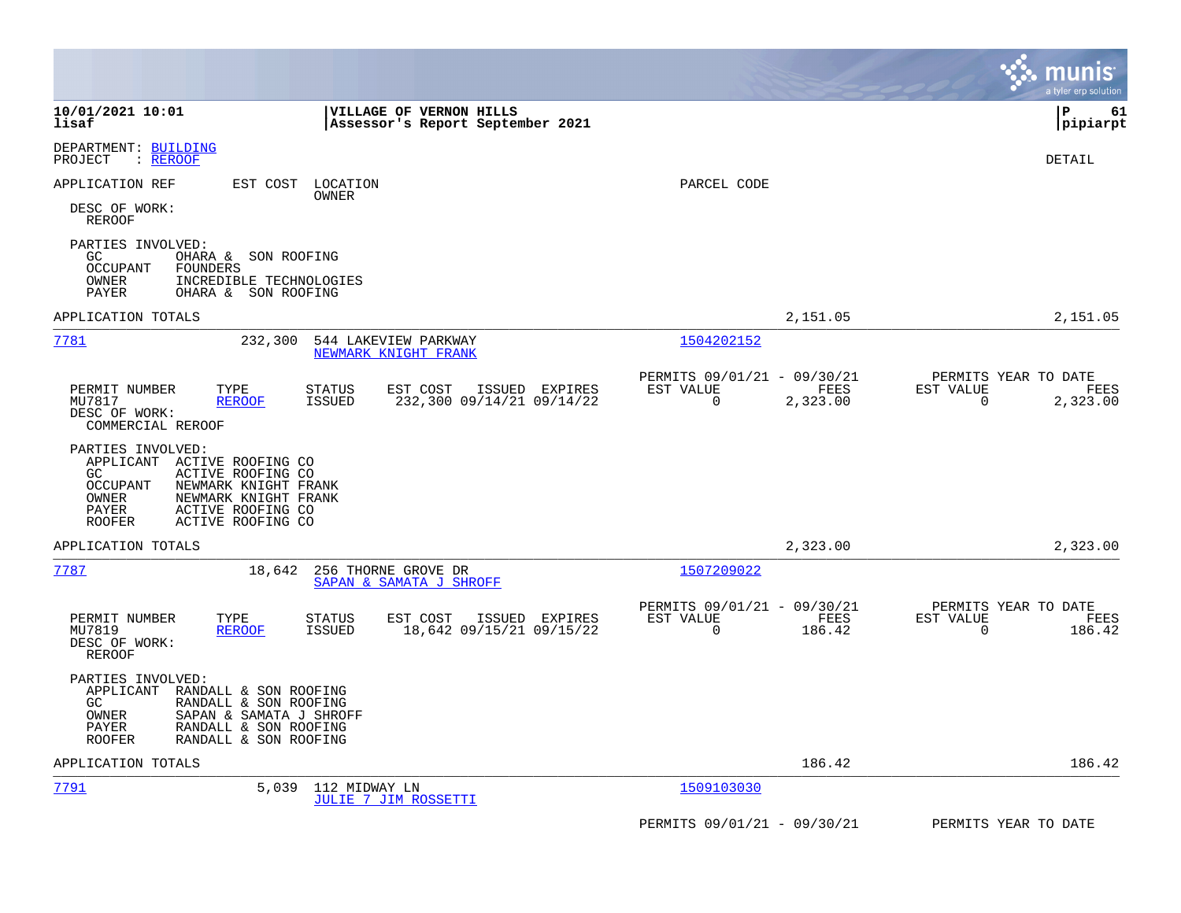**10/01/2021 10:01** | **VILLAGE OF VERNON HILLS**
**lisaf** | **Assessor's Report September 2021**

P 61
pipiarpt

DEPARTMENT: BUILDING
PROJECT : REROOF

DETAIL

APPLICATION REF | EST COST | LOCATION / OWNER | PARCEL CODE

DESC OF WORK:
REROOF

PARTIES INVOLVED:
GC OHARA & SON ROOFING
OCCUPANT FOUNDERS
OWNER INCREDIBLE TECHNOLOGIES
PAYER OHARA & SON ROOFING

APPLICATION TOTALS 2,151.05 2,151.05

---

**7781** 232,300 544 LAKEVIEW PARKWAY
NEWMARK KNIGHT FRANK
Parcel: 1504202152

| PERMIT NUMBER | TYPE | STATUS | EST COST | ISSUED | EXPIRES | PERMITS 09/01/21 - 09/30/21 EST VALUE | FEES | PERMITS YEAR TO DATE EST VALUE | FEES |
|---|---|---|---|---|---|---|---|---|---|
| MU7817 | REROOF | ISSUED | 232,300 | 09/14/21 | 09/14/22 | 0 | 2,323.00 | 0 | 2,323.00 |

DESC OF WORK:
COMMERCIAL REROOF

PARTIES INVOLVED:
APPLICANT ACTIVE ROOFING CO
GC ACTIVE ROOFING CO
OCCUPANT NEWMARK KNIGHT FRANK
OWNER NEWMARK KNIGHT FRANK
PAYER ACTIVE ROOFING CO
ROOFER ACTIVE ROOFING CO

APPLICATION TOTALS 2,323.00 2,323.00

---

**7787** 18,642 256 THORNE GROVE DR
SAPAN & SAMATA J SHROFF
Parcel: 1507209022

| PERMIT NUMBER | TYPE | STATUS | EST COST | ISSUED | EXPIRES | PERMITS 09/01/21 - 09/30/21 EST VALUE | FEES | PERMITS YEAR TO DATE EST VALUE | FEES |
|---|---|---|---|---|---|---|---|---|---|
| MU7819 | REROOF | ISSUED | 18,642 | 09/15/21 | 09/15/22 | 0 | 186.42 | 0 | 186.42 |

DESC OF WORK:
REROOF

PARTIES INVOLVED:
APPLICANT RANDALL & SON ROOFING
GC RANDALL & SON ROOFING
OWNER SAPAN & SAMATA J SHROFF
PAYER RANDALL & SON ROOFING
ROOFER RANDALL & SON ROOFING

APPLICATION TOTALS 186.42 186.42

---

**7791** 5,039 112 MIDWAY LN
JULIE 7 JIM ROSSETTI
Parcel: 1509103030

PERMITS 09/01/21 - 09/30/21 PERMITS YEAR TO DATE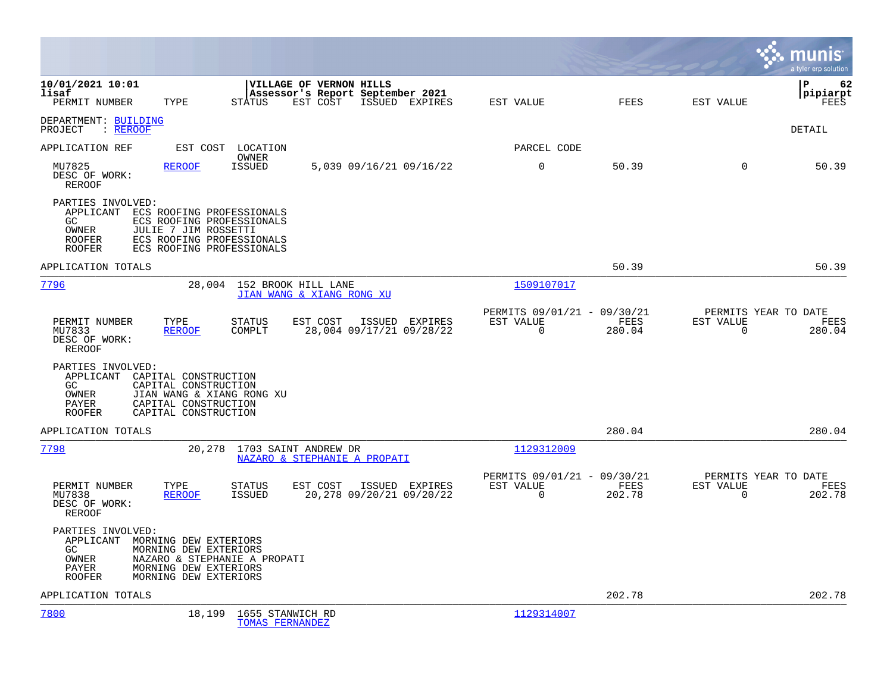10/01/2021 10:01 | VILLAGE OF VERNON HILLS | P 62
lisaf | Assessor's Report September 2021 | pipiarpt

PERMIT NUMBER TYPE STATUS EST COST ISSUED EXPIRES EST VALUE FEES EST VALUE FEES

DEPARTMENT: BUILDING
PROJECT : REROOF

DETAIL

APPLICATION REF EST COST LOCATION PARCEL CODE
OWNER

| PERMIT NUMBER | TYPE | STATUS | EST COST | ISSUED | EXPIRES | EST VALUE | FEES | EST VALUE | FEES |
|---|---|---|---|---|---|---|---|---|---|
| MU7825 | REROOF | ISSUED | 5,039 | 09/16/21 | 09/16/22 | 0 | 50.39 | 0 | 50.39 |

DESC OF WORK:
REROOF

PARTIES INVOLVED:
- APPLICANT ECS ROOFING PROFESSIONALS
- GC ECS ROOFING PROFESSIONALS
- OWNER JULIE 7 JIM ROSSETTI
- ROOFER ECS ROOFING PROFESSIONALS
- ROOFER ECS ROOFING PROFESSIONALS

APPLICATION TOTALS 50.39 50.39

---

**7796** 28,004 152 BROOK HILL LANE — JIAN WANG & XIANG RONG XU — Parcel 1509107017

| PERMIT NUMBER | TYPE | STATUS | EST COST | ISSUED | EXPIRES | PERMITS 09/01/21 - 09/30/21 EST VALUE | FEES | PERMITS YEAR TO DATE EST VALUE | FEES |
|---|---|---|---|---|---|---|---|---|---|
| MU7833 | REROOF | COMPLT | 28,004 | 09/17/21 | 09/28/22 | 0 | 280.04 | 0 | 280.04 |

DESC OF WORK:
REROOF

PARTIES INVOLVED:
- APPLICANT CAPITAL CONSTRUCTION
- GC CAPITAL CONSTRUCTION
- OWNER JIAN WANG & XIANG RONG XU
- PAYER CAPITAL CONSTRUCTION
- ROOFER CAPITAL CONSTRUCTION

APPLICATION TOTALS 280.04 280.04

---

**7798** 20,278 1703 SAINT ANDREW DR — NAZARO & STEPHANIE A PROPATI — Parcel 1129312009

| PERMIT NUMBER | TYPE | STATUS | EST COST | ISSUED | EXPIRES | PERMITS 09/01/21 - 09/30/21 EST VALUE | FEES | PERMITS YEAR TO DATE EST VALUE | FEES |
|---|---|---|---|---|---|---|---|---|---|
| MU7838 | REROOF | ISSUED | 20,278 | 09/20/21 | 09/20/22 | 0 | 202.78 | 0 | 202.78 |

DESC OF WORK:
REROOF

PARTIES INVOLVED:
- APPLICANT MORNING DEW EXTERIORS
- GC MORNING DEW EXTERIORS
- OWNER NAZARO & STEPHANIE A PROPATI
- PAYER MORNING DEW EXTERIORS
- ROOFER MORNING DEW EXTERIORS

APPLICATION TOTALS 202.78 202.78

---

**7800** 18,199 1655 STANWICH RD — TOMAS FERNANDEZ — Parcel 1129314007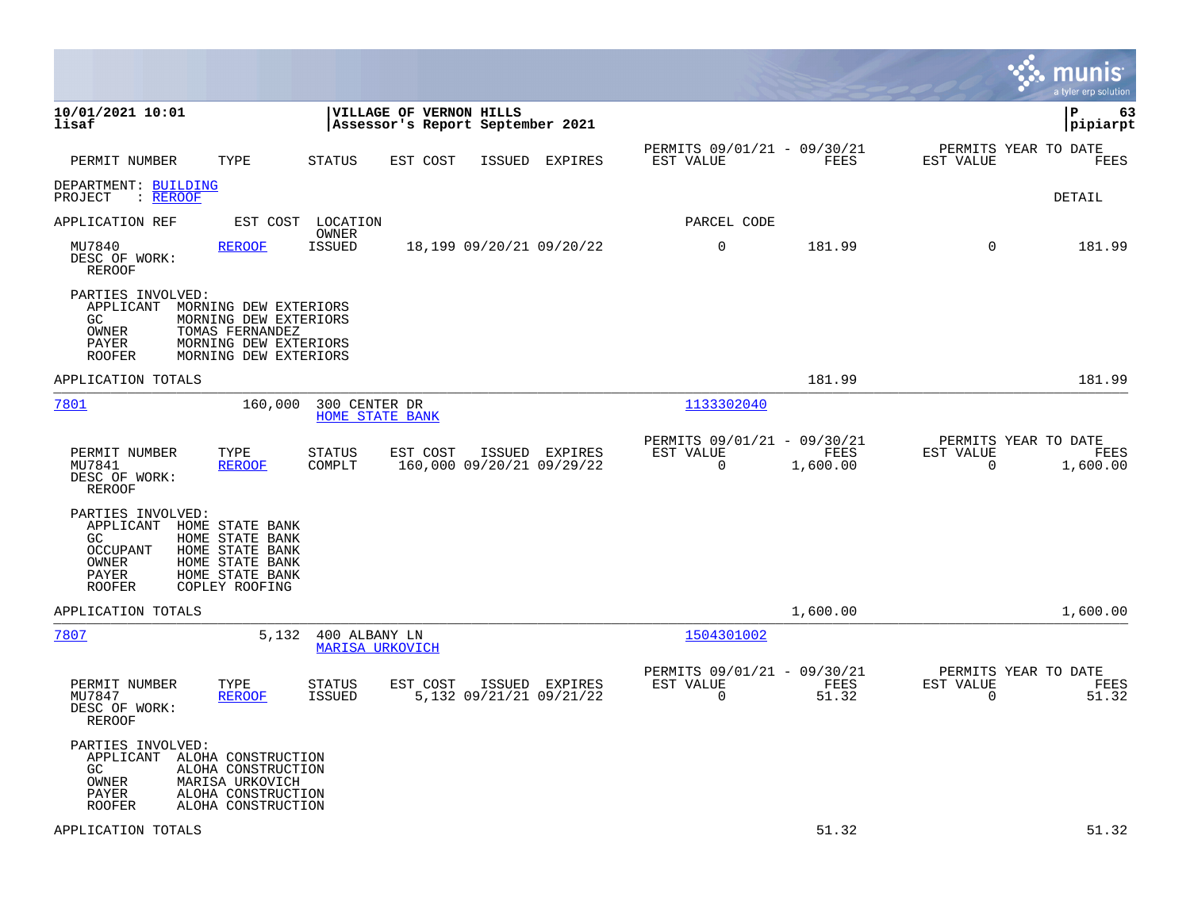**10/01/2021 10:01** | **VILLAGE OF VERNON HILLS**
**lisaf** | **Assessor's Report September 2021** | **P 63** | **pipiarpt**

| PERMIT NUMBER | TYPE | STATUS | EST COST | ISSUED | EXPIRES | PERMITS 09/01/21 - 09/30/21 EST VALUE | FEES | PERMITS YEAR TO DATE EST VALUE | FEES |
|---|---|---|---|---|---|---|---|---|---|

DEPARTMENT: BUILDING
PROJECT : REROOF

DETAIL

APPLICATION REF | EST COST | LOCATION / OWNER | PARCEL CODE

| PERMIT NUMBER | TYPE | STATUS | EST COST | ISSUED | EXPIRES | EST VALUE | FEES | EST VALUE (YTD) | FEES (YTD) |
|---|---|---|---|---|---|---|---|---|---|
| MU7840 | REROOF | ISSUED | 18,199 | 09/20/21 | 09/20/22 | 0 | 181.99 | 0 | 181.99 |

DESC OF WORK:
REROOF

PARTIES INVOLVED:
- APPLICANT MORNING DEW EXTERIORS
- GC MORNING DEW EXTERIORS
- OWNER TOMAS FERNANDEZ
- PAYER MORNING DEW EXTERIORS
- ROOFER MORNING DEW EXTERIORS

APPLICATION TOTALS — 181.99 — 181.99

---

**7801** — 160,000 — 300 CENTER DR — HOME STATE BANK — 1133302040

| PERMIT NUMBER | TYPE | STATUS | EST COST | ISSUED | EXPIRES | PERMITS 09/01/21 - 09/30/21 EST VALUE | FEES | PERMITS YEAR TO DATE EST VALUE | FEES |
|---|---|---|---|---|---|---|---|---|---|
| MU7841 | REROOF | COMPLT | 160,000 | 09/20/21 | 09/29/22 | 0 | 1,600.00 | 0 | 1,600.00 |

DESC OF WORK:
REROOF

PARTIES INVOLVED:
- APPLICANT HOME STATE BANK
- GC HOME STATE BANK
- OCCUPANT HOME STATE BANK
- OWNER HOME STATE BANK
- PAYER HOME STATE BANK
- ROOFER COPLEY ROOFING

APPLICATION TOTALS — 1,600.00 — 1,600.00

---

**7807** — 5,132 — 400 ALBANY LN — MARISA URKOVICH — 1504301002

| PERMIT NUMBER | TYPE | STATUS | EST COST | ISSUED | EXPIRES | PERMITS 09/01/21 - 09/30/21 EST VALUE | FEES | PERMITS YEAR TO DATE EST VALUE | FEES |
|---|---|---|---|---|---|---|---|---|---|
| MU7847 | REROOF | ISSUED | 5,132 | 09/21/21 | 09/21/22 | 0 | 51.32 | 0 | 51.32 |

DESC OF WORK:
REROOF

PARTIES INVOLVED:
- APPLICANT ALOHA CONSTRUCTION
- GC ALOHA CONSTRUCTION
- OWNER MARISA URKOVICH
- PAYER ALOHA CONSTRUCTION
- ROOFER ALOHA CONSTRUCTION

APPLICATION TOTALS — 51.32 — 51.32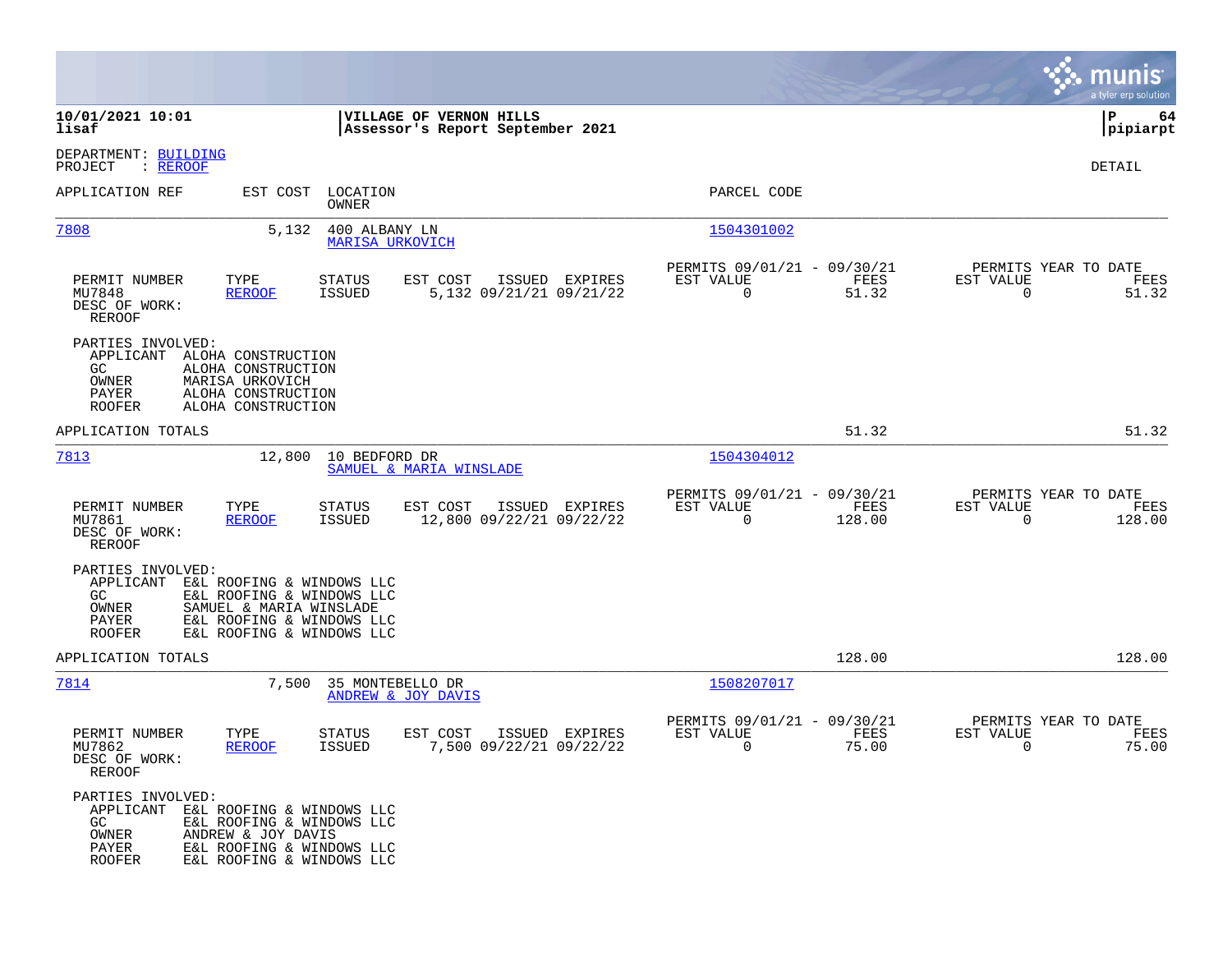**10/01/2021 10:01** | **VILLAGE OF VERNON HILLS** | **P 64**
**lisaf** | **Assessor's Report September 2021** | **pipiarpt**

DEPARTMENT: BUILDING
PROJECT : REROOF

DETAIL

| APPLICATION REF | EST COST | LOCATION / OWNER | PARCEL CODE |
|---|---|---|---|
| 7808 | 5,132 | 400 ALBANY LN / MARISA URKOVICH | 1504301002 |

| PERMIT NUMBER | TYPE | STATUS | EST COST | ISSUED | EXPIRES | PERMITS 09/01/21 - 09/30/21 EST VALUE | FEES | PERMITS YEAR TO DATE EST VALUE | FEES |
|---|---|---|---|---|---|---|---|---|---|
| MU7848 | REROOF | ISSUED | 5,132 | 09/21/21 | 09/21/22 | 0 | 51.32 | 0 | 51.32 |

DESC OF WORK:
REROOF

PARTIES INVOLVED:
APPLICANT ALOHA CONSTRUCTION
GC ALOHA CONSTRUCTION
OWNER MARISA URKOVICH
PAYER ALOHA CONSTRUCTION
ROOFER ALOHA CONSTRUCTION

APPLICATION TOTALS 51.32 51.32

| APPLICATION REF | EST COST | LOCATION / OWNER | PARCEL CODE |
|---|---|---|---|
| 7813 | 12,800 | 10 BEDFORD DR / SAMUEL & MARIA WINSLADE | 1504304012 |

| PERMIT NUMBER | TYPE | STATUS | EST COST | ISSUED | EXPIRES | PERMITS 09/01/21 - 09/30/21 EST VALUE | FEES | PERMITS YEAR TO DATE EST VALUE | FEES |
|---|---|---|---|---|---|---|---|---|---|
| MU7861 | REROOF | ISSUED | 12,800 | 09/22/21 | 09/22/22 | 0 | 128.00 | 0 | 128.00 |

DESC OF WORK:
REROOF

PARTIES INVOLVED:
APPLICANT E&L ROOFING & WINDOWS LLC
GC E&L ROOFING & WINDOWS LLC
OWNER SAMUEL & MARIA WINSLADE
PAYER E&L ROOFING & WINDOWS LLC
ROOFER E&L ROOFING & WINDOWS LLC

APPLICATION TOTALS 128.00 128.00

| APPLICATION REF | EST COST | LOCATION / OWNER | PARCEL CODE |
|---|---|---|---|
| 7814 | 7,500 | 35 MONTEBELLO DR / ANDREW & JOY DAVIS | 1508207017 |

| PERMIT NUMBER | TYPE | STATUS | EST COST | ISSUED | EXPIRES | PERMITS 09/01/21 - 09/30/21 EST VALUE | FEES | PERMITS YEAR TO DATE EST VALUE | FEES |
|---|---|---|---|---|---|---|---|---|---|
| MU7862 | REROOF | ISSUED | 7,500 | 09/22/21 | 09/22/22 | 0 | 75.00 | 0 | 75.00 |

DESC OF WORK:
REROOF

PARTIES INVOLVED:
APPLICANT E&L ROOFING & WINDOWS LLC
GC E&L ROOFING & WINDOWS LLC
OWNER ANDREW & JOY DAVIS
PAYER E&L ROOFING & WINDOWS LLC
ROOFER E&L ROOFING & WINDOWS LLC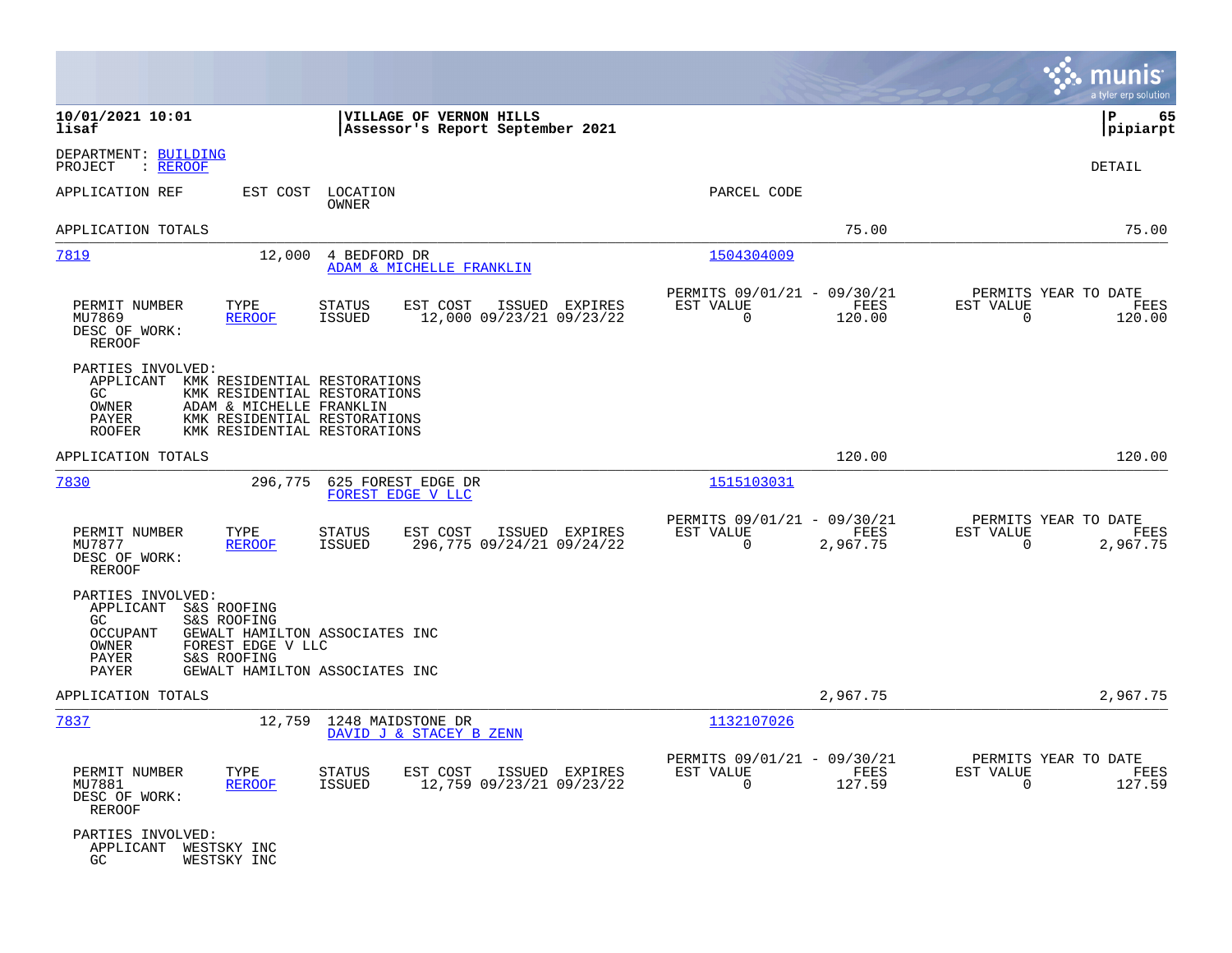**10/01/2021 10:01** | **VILLAGE OF VERNON HILLS** | **P 65**
**lisaf** | **Assessor's Report September 2021** | **pipiarpt**

DEPARTMENT: BUILDING
PROJECT : REROOF

DETAIL

| APPLICATION REF | EST COST | LOCATION / OWNER | PARCEL CODE | | |
|---|---|---|---|---|---|
| APPLICATION TOTALS | | | | 75.00 | 75.00 |

---

**7819** | 12,000 | 4 BEDFORD DR / ADAM & MICHELLE FRANKLIN | 1504304009

| PERMIT NUMBER | TYPE | STATUS | EST COST | ISSUED | EXPIRES | PERMITS 09/01/21 - 09/30/21 EST VALUE | FEES | PERMITS YEAR TO DATE EST VALUE | FEES |
|---|---|---|---|---|---|---|---|---|---|
| MU7869 | REROOF | ISSUED | 12,000 | 09/23/21 | 09/23/22 | 0 | 120.00 | 0 | 120.00 |

DESC OF WORK:
REROOF

PARTIES INVOLVED:
- APPLICANT KMK RESIDENTIAL RESTORATIONS
- GC KMK RESIDENTIAL RESTORATIONS
- OWNER ADAM & MICHELLE FRANKLIN
- PAYER KMK RESIDENTIAL RESTORATIONS
- ROOFER KMK RESIDENTIAL RESTORATIONS

APPLICATION TOTALS: 120.00 | 120.00

---

**7830** | 296,775 | 625 FOREST EDGE DR / FOREST EDGE V LLC | 1515103031

| PERMIT NUMBER | TYPE | STATUS | EST COST | ISSUED | EXPIRES | PERMITS 09/01/21 - 09/30/21 EST VALUE | FEES | PERMITS YEAR TO DATE EST VALUE | FEES |
|---|---|---|---|---|---|---|---|---|---|
| MU7877 | REROOF | ISSUED | 296,775 | 09/24/21 | 09/24/22 | 0 | 2,967.75 | 0 | 2,967.75 |

DESC OF WORK:
REROOF

PARTIES INVOLVED:
- APPLICANT S&S ROOFING
- GC S&S ROOFING
- OCCUPANT GEWALT HAMILTON ASSOCIATES INC
- OWNER FOREST EDGE V LLC
- PAYER S&S ROOFING
- PAYER GEWALT HAMILTON ASSOCIATES INC

APPLICATION TOTALS: 2,967.75 | 2,967.75

---

**7837** | 12,759 | 1248 MAIDSTONE DR / DAVID J & STACEY B ZENN | 1132107026

| PERMIT NUMBER | TYPE | STATUS | EST COST | ISSUED | EXPIRES | PERMITS 09/01/21 - 09/30/21 EST VALUE | FEES | PERMITS YEAR TO DATE EST VALUE | FEES |
|---|---|---|---|---|---|---|---|---|---|
| MU7881 | REROOF | ISSUED | 12,759 | 09/23/21 | 09/23/22 | 0 | 127.59 | 0 | 127.59 |

DESC OF WORK:
REROOF

PARTIES INVOLVED:
- APPLICANT WESTSKY INC
- GC WESTSKY INC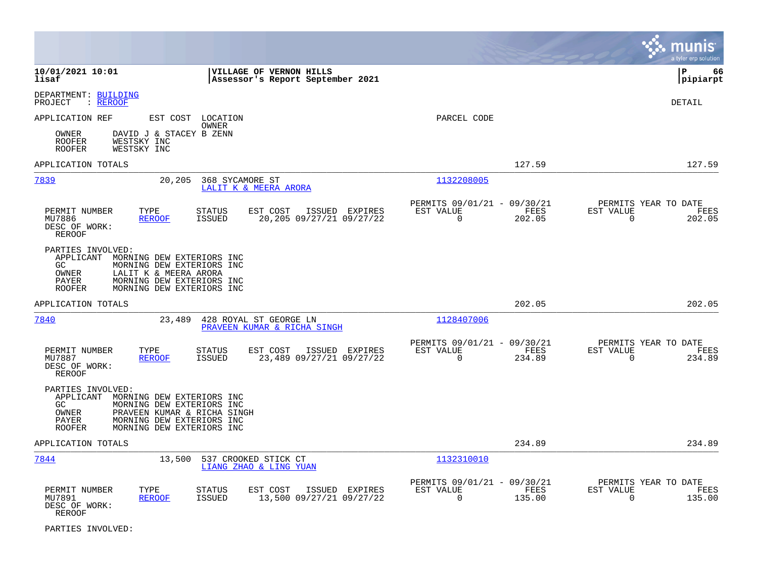**10/01/2021 10:01** | **VILLAGE OF VERNON HILLS** | **P 66**
**lisaf** | **Assessor's Report September 2021** | **pipiarpt**

DEPARTMENT: BUILDING
PROJECT : REROOF

DETAIL

APPLICATION REF    EST COST    LOCATION / OWNER    PARCEL CODE

| | |
|---|---|
| OWNER | DAVID J & STACEY B ZENN |
| ROOFER | WESTSKY INC |
| ROOFER | WESTSKY INC |

APPLICATION TOTALS: 127.59 | 127.59

---

**7839** | 20,205 | 368 SYCAMORE ST | LALIT K & MEERA ARORA | 1132208005

| PERMIT NUMBER | TYPE | STATUS | EST COST | ISSUED | EXPIRES | PERMITS 09/01/21 - 09/30/21 EST VALUE | FEES | PERMITS YEAR TO DATE EST VALUE | FEES |
|---|---|---|---|---|---|---|---|---|---|
| MU7886 | REROOF | ISSUED | 20,205 | 09/27/21 | 09/27/22 | 0 | 202.05 | 0 | 202.05 |

DESC OF WORK:
REROOF

PARTIES INVOLVED:

| | |
|---|---|
| APPLICANT | MORNING DEW EXTERIORS INC |
| GC | MORNING DEW EXTERIORS INC |
| OWNER | LALIT K & MEERA ARORA |
| PAYER | MORNING DEW EXTERIORS INC |
| ROOFER | MORNING DEW EXTERIORS INC |

APPLICATION TOTALS: 202.05 | 202.05

---

**7840** | 23,489 | 428 ROYAL ST GEORGE LN | PRAVEEN KUMAR & RICHA SINGH | 1128407006

| PERMIT NUMBER | TYPE | STATUS | EST COST | ISSUED | EXPIRES | PERMITS 09/01/21 - 09/30/21 EST VALUE | FEES | PERMITS YEAR TO DATE EST VALUE | FEES |
|---|---|---|---|---|---|---|---|---|---|
| MU7887 | REROOF | ISSUED | 23,489 | 09/27/21 | 09/27/22 | 0 | 234.89 | 0 | 234.89 |

DESC OF WORK:
REROOF

PARTIES INVOLVED:

| | |
|---|---|
| APPLICANT | MORNING DEW EXTERIORS INC |
| GC | MORNING DEW EXTERIORS INC |
| OWNER | PRAVEEN KUMAR & RICHA SINGH |
| PAYER | MORNING DEW EXTERIORS INC |
| ROOFER | MORNING DEW EXTERIORS INC |

APPLICATION TOTALS: 234.89 | 234.89

---

**7844** | 13,500 | 537 CROOKED STICK CT | LIANG ZHAO & LING YUAN | 1132310010

| PERMIT NUMBER | TYPE | STATUS | EST COST | ISSUED | EXPIRES | PERMITS 09/01/21 - 09/30/21 EST VALUE | FEES | PERMITS YEAR TO DATE EST VALUE | FEES |
|---|---|---|---|---|---|---|---|---|---|
| MU7891 | REROOF | ISSUED | 13,500 | 09/27/21 | 09/27/22 | 0 | 135.00 | 0 | 135.00 |

DESC OF WORK:
REROOF

PARTIES INVOLVED: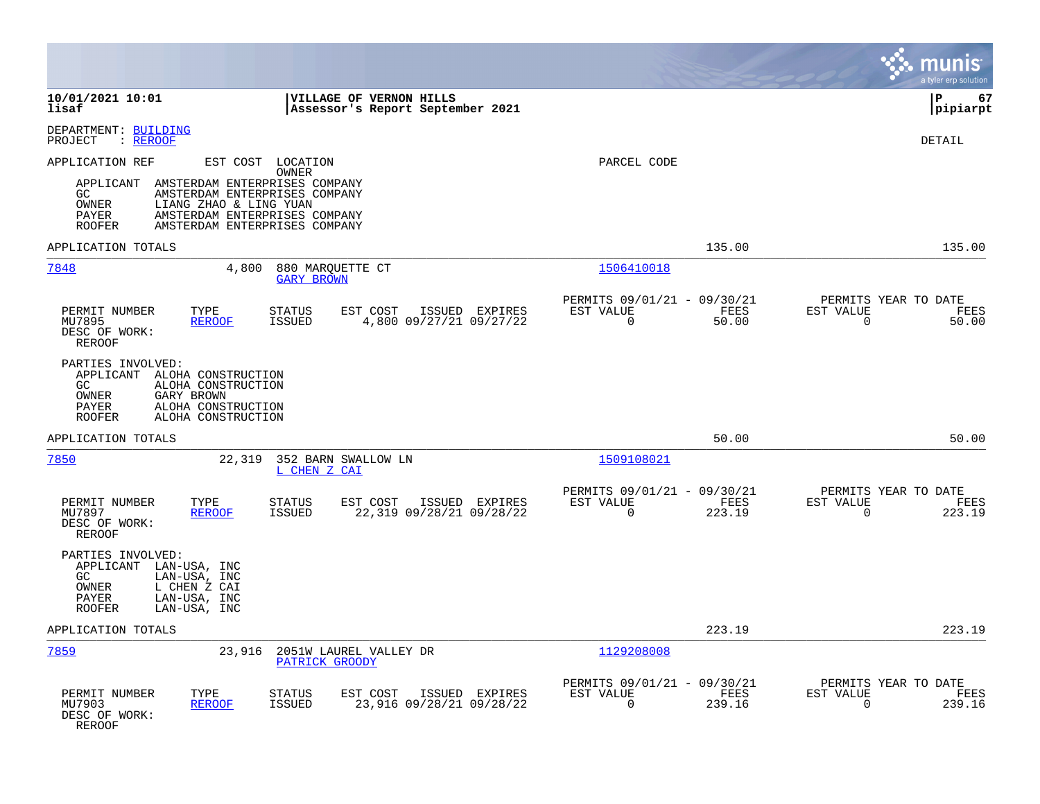DEPARTMENT: BUILDING
PROJECT : REROOF

DETAIL

APPLICATION REF | EST COST | LOCATION / OWNER | PARCEL CODE

APPLICANT AMSTERDAM ENTERPRISES COMPANY
GC AMSTERDAM ENTERPRISES COMPANY
OWNER LIANG ZHAO & LING YUAN
PAYER AMSTERDAM ENTERPRISES COMPANY
ROOFER AMSTERDAM ENTERPRISES COMPANY

APPLICATION TOTALS 135.00 135.00

---

**7848** 4,800 880 MARQUETTE CT — GARY BROWN — 1506410018

| PERMIT NUMBER | TYPE | STATUS | EST COST | ISSUED | EXPIRES | PERMITS 09/01/21 - 09/30/21 EST VALUE | FEES | PERMITS YEAR TO DATE EST VALUE | FEES |
|---|---|---|---|---|---|---|---|---|---|
| MU7895 | REROOF | ISSUED | 4,800 | 09/27/21 | 09/27/22 | 0 | 50.00 | 0 | 50.00 |

DESC OF WORK:
REROOF

PARTIES INVOLVED:
APPLICANT ALOHA CONSTRUCTION
GC ALOHA CONSTRUCTION
OWNER GARY BROWN
PAYER ALOHA CONSTRUCTION
ROOFER ALOHA CONSTRUCTION

APPLICATION TOTALS 50.00 50.00

---

**7850** 22,319 352 BARN SWALLOW LN — L CHEN Z CAI — 1509108021

| PERMIT NUMBER | TYPE | STATUS | EST COST | ISSUED | EXPIRES | PERMITS 09/01/21 - 09/30/21 EST VALUE | FEES | PERMITS YEAR TO DATE EST VALUE | FEES |
|---|---|---|---|---|---|---|---|---|---|
| MU7897 | REROOF | ISSUED | 22,319 | 09/28/21 | 09/28/22 | 0 | 223.19 | 0 | 223.19 |

DESC OF WORK:
REROOF

PARTIES INVOLVED:
APPLICANT LAN-USA, INC
GC LAN-USA, INC
OWNER L CHEN Z CAI
PAYER LAN-USA, INC
ROOFER LAN-USA, INC

APPLICATION TOTALS 223.19 223.19

---

**7859** 23,916 2051W LAUREL VALLEY DR — PATRICK GROODY — 1129208008

| PERMIT NUMBER | TYPE | STATUS | EST COST | ISSUED | EXPIRES | PERMITS 09/01/21 - 09/30/21 EST VALUE | FEES | PERMITS YEAR TO DATE EST VALUE | FEES |
|---|---|---|---|---|---|---|---|---|---|
| MU7903 | REROOF | ISSUED | 23,916 | 09/28/21 | 09/28/22 | 0 | 239.16 | 0 | 239.16 |

DESC OF WORK:
REROOF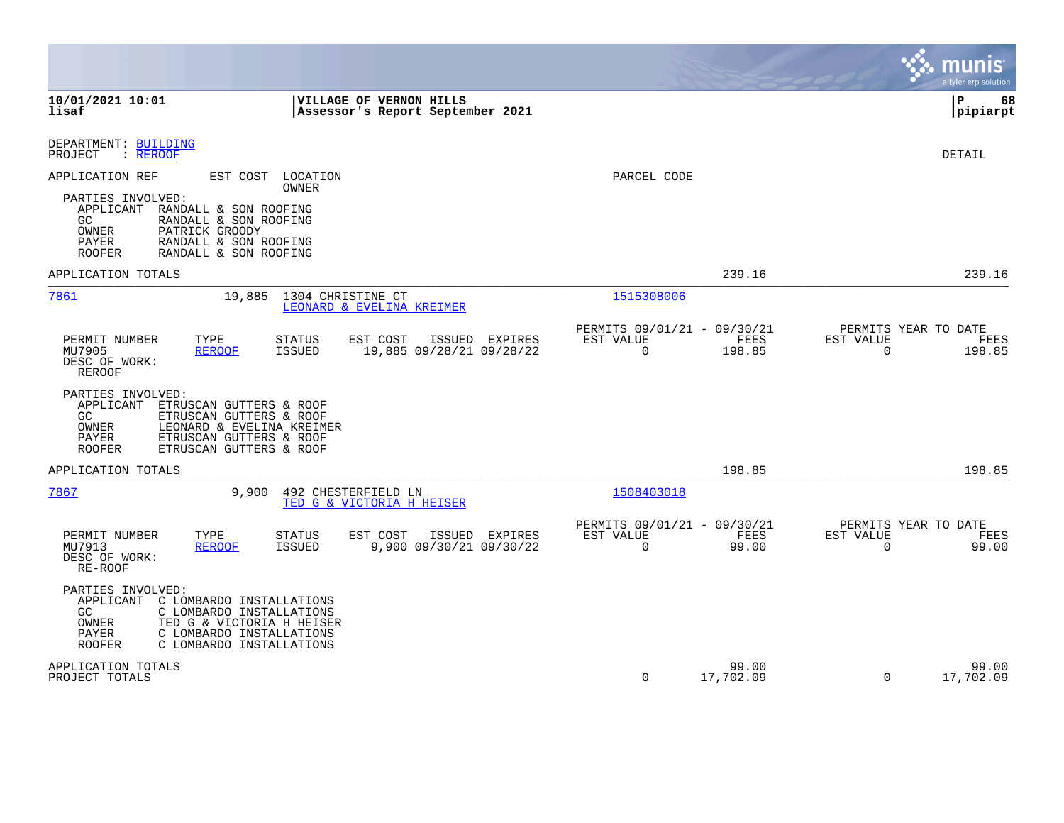DEPARTMENT: BUILDING
PROJECT : REROOF

DETAIL

APPLICATION REF | EST COST | LOCATION OWNER | PARCEL CODE

PARTIES INVOLVED:

| | |
|---|---|
| APPLICANT | RANDALL & SON ROOFING |
| GC | RANDALL & SON ROOFING |
| OWNER | PATRICK GROODY |
| PAYER | RANDALL & SON ROOFING |
| ROOFER | RANDALL & SON ROOFING |

APPLICATION TOTALS 239.16 239.16

---

**7861** | 19,885 | 1304 CHRISTINE CT | 1515308006
LEONARD & EVELINA KREIMER

| PERMIT NUMBER | TYPE | STATUS | EST COST | ISSUED | EXPIRES | PERMITS 09/01/21 - 09/30/21 EST VALUE | FEES | PERMITS YEAR TO DATE EST VALUE | FEES |
|---|---|---|---|---|---|---|---|---|---|
| MU7905 | REROOF | ISSUED | 19,885 | 09/28/21 | 09/28/22 | 0 | 198.85 | 0 | 198.85 |

DESC OF WORK:
REROOF

PARTIES INVOLVED:

| | |
|---|---|
| APPLICANT | ETRUSCAN GUTTERS & ROOF |
| GC | ETRUSCAN GUTTERS & ROOF |
| OWNER | LEONARD & EVELINA KREIMER |
| PAYER | ETRUSCAN GUTTERS & ROOF |
| ROOFER | ETRUSCAN GUTTERS & ROOF |

APPLICATION TOTALS 198.85 198.85

---

**7867** | 9,900 | 492 CHESTERFIELD LN | 1508403018
TED G & VICTORIA H HEISER

| PERMIT NUMBER | TYPE | STATUS | EST COST | ISSUED | EXPIRES | PERMITS 09/01/21 - 09/30/21 EST VALUE | FEES | PERMITS YEAR TO DATE EST VALUE | FEES |
|---|---|---|---|---|---|---|---|---|---|
| MU7913 | REROOF | ISSUED | 9,900 | 09/30/21 | 09/30/22 | 0 | 99.00 | 0 | 99.00 |

DESC OF WORK:
RE-ROOF

PARTIES INVOLVED:

| | |
|---|---|
| APPLICANT | C LOMBARDO INSTALLATIONS |
| GC | C LOMBARDO INSTALLATIONS |
| OWNER | TED G & VICTORIA H HEISER |
| PAYER | C LOMBARDO INSTALLATIONS |
| ROOFER | C LOMBARDO INSTALLATIONS |

| | EST VALUE | FEES | EST VALUE | FEES |
|---|---|---|---|---|
| APPLICATION TOTALS | | 99.00 | | 99.00 |
| PROJECT TOTALS | 0 | 17,702.09 | 0 | 17,702.09 |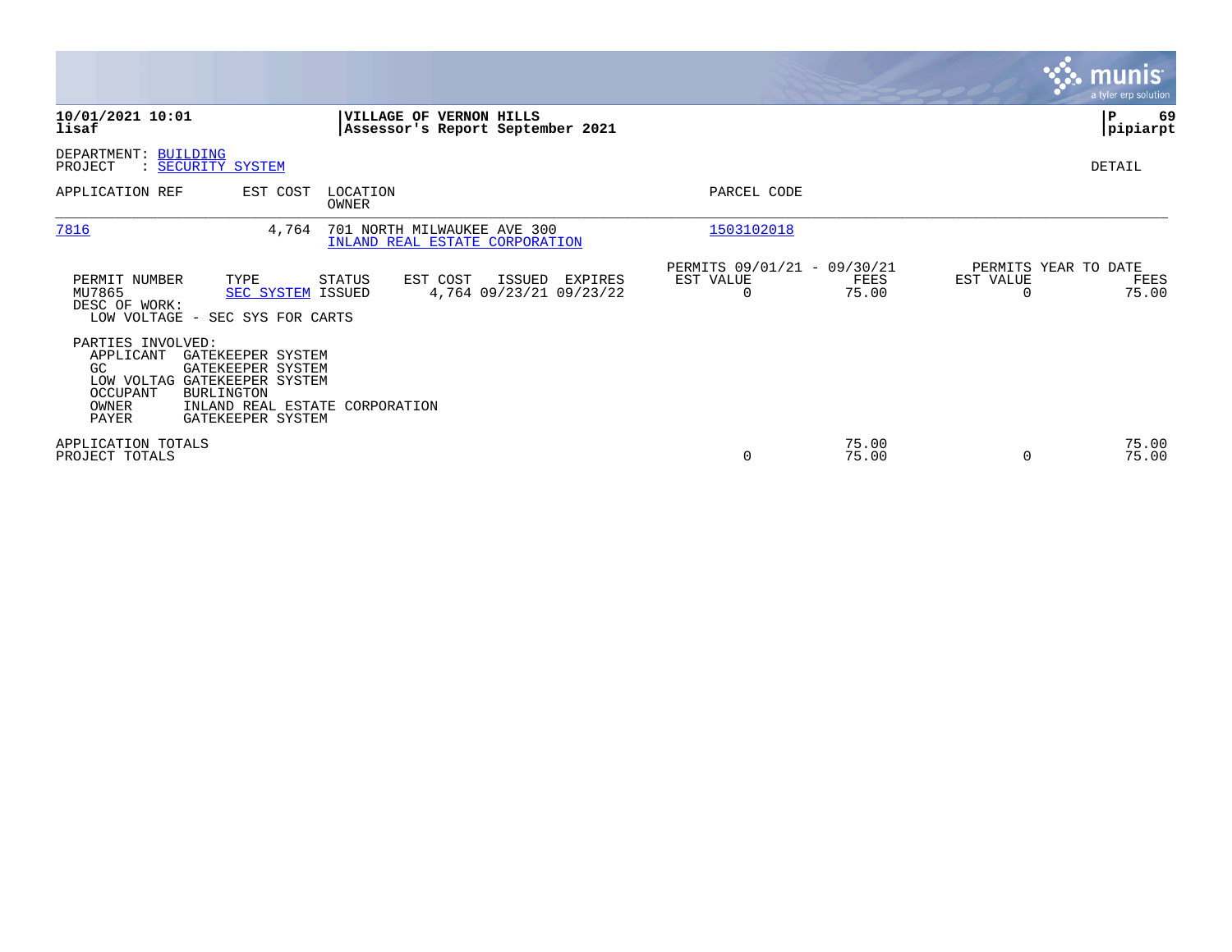**10/01/2021 10:01** | **VILLAGE OF VERNON HILLS** | **P 69**
**lisaf** | **Assessor's Report September 2021** | **pipiarpt**

DEPARTMENT: BUILDING
PROJECT : SECURITY SYSTEM

DETAIL

| APPLICATION REF | EST COST | LOCATION / OWNER | PARCEL CODE |
|---|---|---|---|
| 7816 | 4,764 | 701 NORTH MILWAUKEE AVE 300 / INLAND REAL ESTATE CORPORATION | 1503102018 |

| PERMIT NUMBER | TYPE | STATUS | EST COST | ISSUED | EXPIRES | PERMITS 09/01/21 - 09/30/21 EST VALUE | FEES | PERMITS YEAR TO DATE EST VALUE | FEES |
|---|---|---|---|---|---|---|---|---|---|
| MU7865 | SEC SYSTEM | ISSUED | 4,764 | 09/23/21 | 09/23/22 | 0 | 75.00 | 0 | 75.00 |

DESC OF WORK:
LOW VOLTAGE - SEC SYS FOR CARTS

PARTIES INVOLVED:

| | |
|---|---|
| APPLICANT | GATEKEEPER SYSTEM |
| GC | GATEKEEPER SYSTEM |
| LOW VOLTAG | GATEKEEPER SYSTEM |
| OCCUPANT | BURLINGTON |
| OWNER | INLAND REAL ESTATE CORPORATION |
| PAYER | GATEKEEPER SYSTEM |

| | EST VALUE | FEES | EST VALUE | FEES |
|---|---|---|---|---|
| APPLICATION TOTALS | | 75.00 | | 75.00 |
| PROJECT TOTALS | 0 | 75.00 | 0 | 75.00 |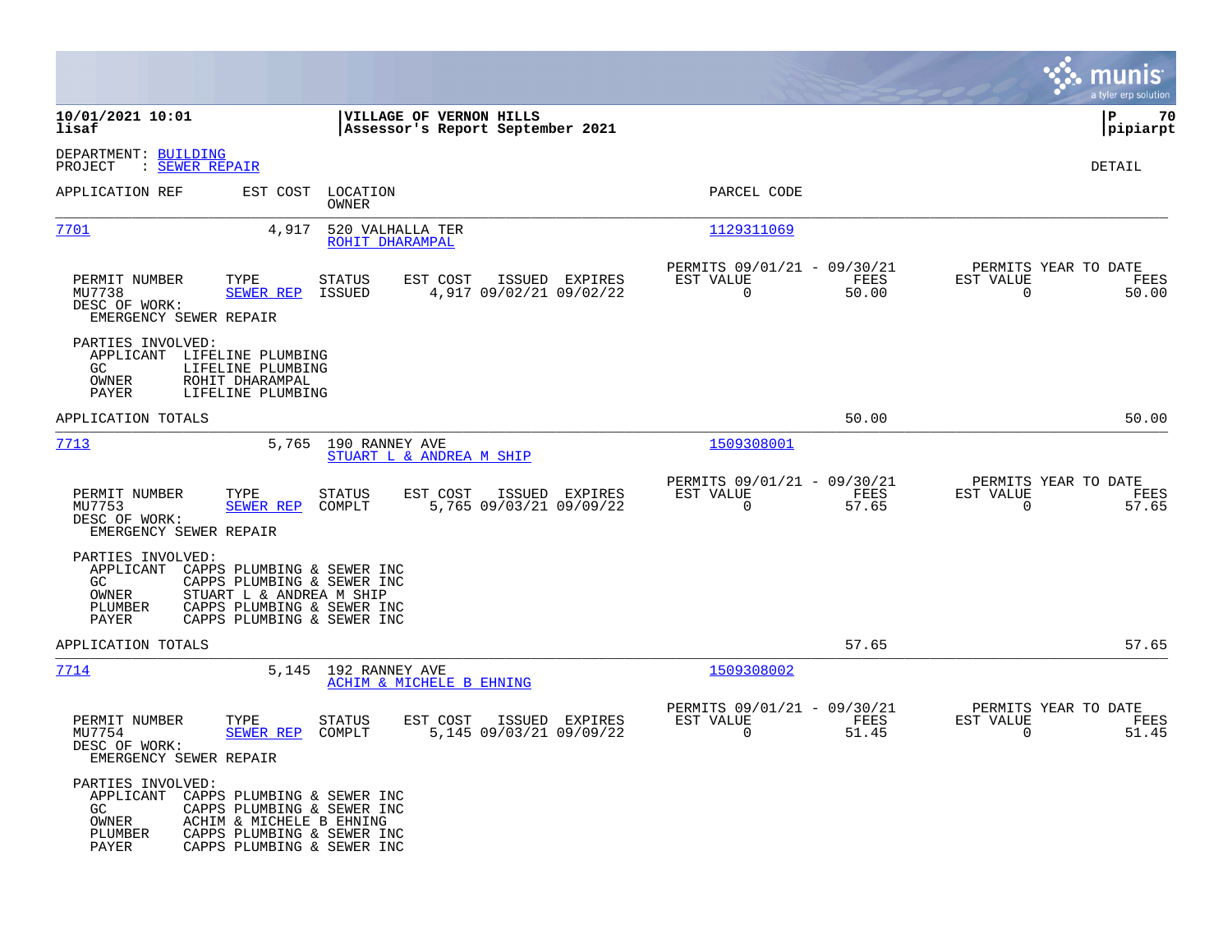**10/01/2021 10:01** | **VILLAGE OF VERNON HILLS**
**lisaf** | **Assessor's Report September 2021**

**P 70**
**pipiarpt**

DEPARTMENT: BUILDING
PROJECT : SEWER REPAIR

DETAIL

| APPLICATION REF | EST COST | LOCATION / OWNER | PARCEL CODE |
|---|---|---|---|
| 7701 | 4,917 | 520 VALHALLA TER / ROHIT DHARAMPAL | 1129311069 |

| PERMIT NUMBER | TYPE | STATUS | EST COST | ISSUED | EXPIRES | PERMITS 09/01/21 - 09/30/21 EST VALUE | FEES | PERMITS YEAR TO DATE EST VALUE | FEES |
|---|---|---|---|---|---|---|---|---|---|
| MU7738 | SEWER REP | ISSUED | 4,917 | 09/02/21 | 09/02/22 | 0 | 50.00 | 0 | 50.00 |

DESC OF WORK:
EMERGENCY SEWER REPAIR

PARTIES INVOLVED:
- APPLICANT LIFELINE PLUMBING
- GC LIFELINE PLUMBING
- OWNER ROHIT DHARAMPAL
- PAYER LIFELINE PLUMBING

APPLICATION TOTALS 50.00 50.00

| APPLICATION REF | EST COST | LOCATION / OWNER | PARCEL CODE |
|---|---|---|---|
| 7713 | 5,765 | 190 RANNEY AVE / STUART L & ANDREA M SHIP | 1509308001 |

| PERMIT NUMBER | TYPE | STATUS | EST COST | ISSUED | EXPIRES | PERMITS 09/01/21 - 09/30/21 EST VALUE | FEES | PERMITS YEAR TO DATE EST VALUE | FEES |
|---|---|---|---|---|---|---|---|---|---|
| MU7753 | SEWER REP | COMPLT | 5,765 | 09/03/21 | 09/09/22 | 0 | 57.65 | 0 | 57.65 |

DESC OF WORK:
EMERGENCY SEWER REPAIR

PARTIES INVOLVED:
- APPLICANT CAPPS PLUMBING & SEWER INC
- GC CAPPS PLUMBING & SEWER INC
- OWNER STUART L & ANDREA M SHIP
- PLUMBER CAPPS PLUMBING & SEWER INC
- PAYER CAPPS PLUMBING & SEWER INC

APPLICATION TOTALS 57.65 57.65

| APPLICATION REF | EST COST | LOCATION / OWNER | PARCEL CODE |
|---|---|---|---|
| 7714 | 5,145 | 192 RANNEY AVE / ACHIM & MICHELE B EHNING | 1509308002 |

| PERMIT NUMBER | TYPE | STATUS | EST COST | ISSUED | EXPIRES | PERMITS 09/01/21 - 09/30/21 EST VALUE | FEES | PERMITS YEAR TO DATE EST VALUE | FEES |
|---|---|---|---|---|---|---|---|---|---|
| MU7754 | SEWER REP | COMPLT | 5,145 | 09/03/21 | 09/09/22 | 0 | 51.45 | 0 | 51.45 |

DESC OF WORK:
EMERGENCY SEWER REPAIR

PARTIES INVOLVED:
- APPLICANT CAPPS PLUMBING & SEWER INC
- GC CAPPS PLUMBING & SEWER INC
- OWNER ACHIM & MICHELE B EHNING
- PLUMBER CAPPS PLUMBING & SEWER INC
- PAYER CAPPS PLUMBING & SEWER INC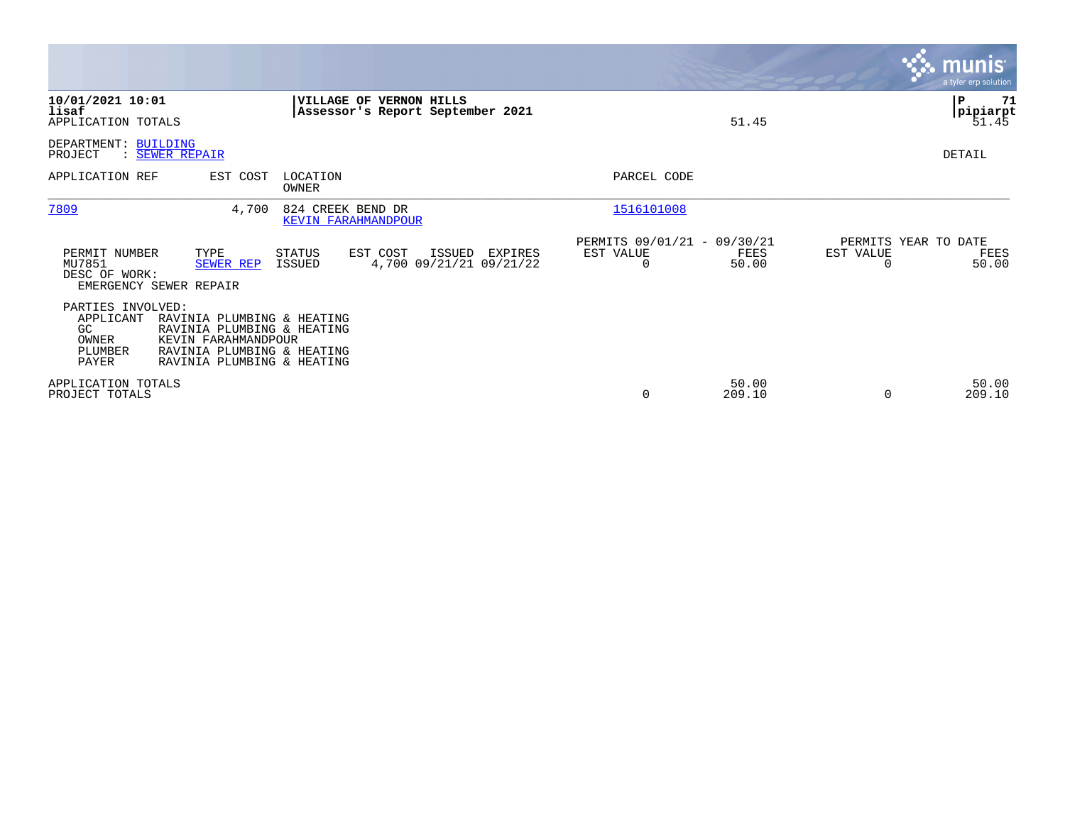**10/01/2021 10:01**
**lisaf**
APPLICATION TOTALS

**VILLAGE OF VERNON HILLS**
**Assessor's Report September 2021**

51.45

**P 71**
**pipiarpt**
51.45

DEPARTMENT: BUILDING
PROJECT : SEWER REPAIR

DETAIL

| APPLICATION REF | EST COST | LOCATION / OWNER | PARCEL CODE |
|---|---|---|---|
| 7809 | 4,700 | 824 CREEK BEND DR / KEVIN FARAHMANDPOUR | 1516101008 |

| PERMIT NUMBER | TYPE | STATUS | EST COST | ISSUED | EXPIRES | PERMITS 09/01/21 - 09/30/21 EST VALUE | FEES | PERMITS YEAR TO DATE EST VALUE | FEES |
|---|---|---|---|---|---|---|---|---|---|
| MU7851 | SEWER REP | ISSUED | 4,700 | 09/21/21 | 09/21/22 | 0 | 50.00 | 0 | 50.00 |

DESC OF WORK:
EMERGENCY SEWER REPAIR

PARTIES INVOLVED:

| | |
|---|---|
| APPLICANT | RAVINIA PLUMBING & HEATING |
| GC | RAVINIA PLUMBING & HEATING |
| OWNER | KEVIN FARAHMANDPOUR |
| PLUMBER | RAVINIA PLUMBING & HEATING |
| PAYER | RAVINIA PLUMBING & HEATING |

| | EST VALUE | FEES | YTD EST VALUE | YTD FEES |
|---|---|---|---|---|
| APPLICATION TOTALS | | 50.00 | | 50.00 |
| PROJECT TOTALS | 0 | 209.10 | 0 | 209.10 |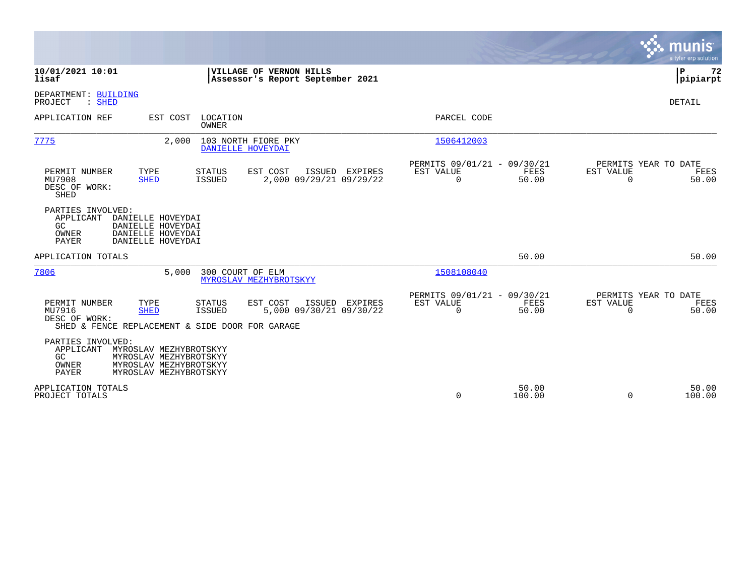**10/01/2021 10:01**
**lisaf**

**VILLAGE OF VERNON HILLS**
**Assessor's Report September 2021**

**P 72**
**pipiarpt**

DEPARTMENT: BUILDING
PROJECT : SHED

DETAIL

| APPLICATION REF | EST COST | LOCATION / OWNER | PARCEL CODE |
|---|---|---|---|
| 7775 | 2,000 | 103 NORTH FIORE PKY / DANIELLE HOVEYDAI | 1506412003 |

| PERMIT NUMBER | TYPE | STATUS | EST COST | ISSUED | EXPIRES | PERMITS 09/01/21 - 09/30/21 EST VALUE | FEES | PERMITS YEAR TO DATE EST VALUE | FEES |
|---|---|---|---|---|---|---|---|---|---|
| MU7908 | SHED | ISSUED | 2,000 | 09/29/21 | 09/29/22 | 0 | 50.00 | 0 | 50.00 |

DESC OF WORK:
SHED

PARTIES INVOLVED:
- APPLICANT DANIELLE HOVEYDAI
- GC DANIELLE HOVEYDAI
- OWNER DANIELLE HOVEYDAI
- PAYER DANIELLE HOVEYDAI

APPLICATION TOTALS — 50.00 — 50.00

| APPLICATION REF | EST COST | LOCATION / OWNER | PARCEL CODE |
|---|---|---|---|
| 7806 | 5,000 | 300 COURT OF ELM / MYROSLAV MEZHYBROTSKYY | 1508108040 |

| PERMIT NUMBER | TYPE | STATUS | EST COST | ISSUED | EXPIRES | PERMITS 09/01/21 - 09/30/21 EST VALUE | FEES | PERMITS YEAR TO DATE EST VALUE | FEES |
|---|---|---|---|---|---|---|---|---|---|
| MU7916 | SHED | ISSUED | 5,000 | 09/30/21 | 09/30/22 | 0 | 50.00 | 0 | 50.00 |

DESC OF WORK:
SHED & FENCE REPLACEMENT & SIDE DOOR FOR GARAGE

PARTIES INVOLVED:
- APPLICANT MYROSLAV MEZHYBROTSKYY
- GC MYROSLAV MEZHYBROTSKYY
- OWNER MYROSLAV MEZHYBROTSKYY
- PAYER MYROSLAV MEZHYBROTSKYY

| | EST VALUE | FEES | YTD EST VALUE | YTD FEES |
|---|---|---|---|---|
| APPLICATION TOTALS | | 50.00 | | 50.00 |
| PROJECT TOTALS | 0 | 100.00 | 0 | 100.00 |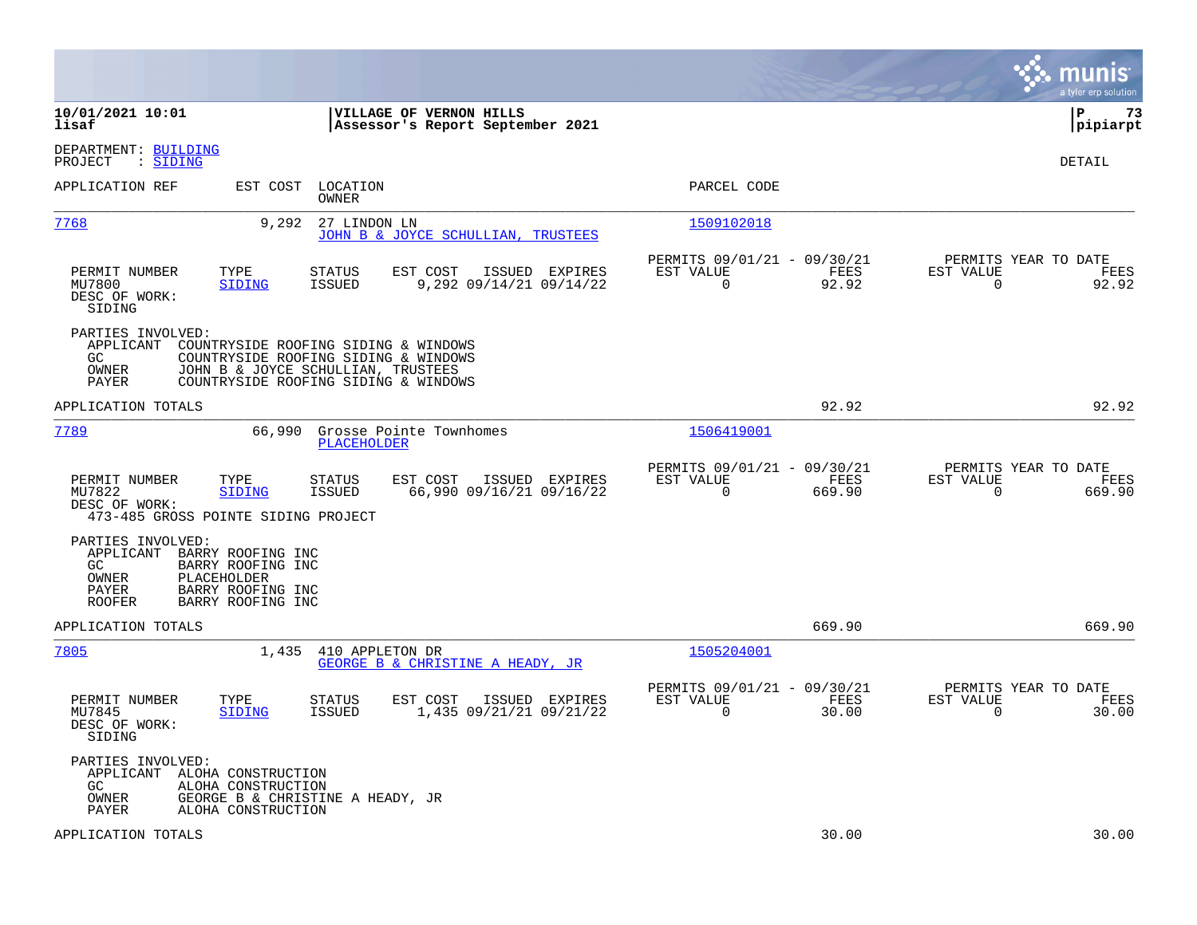**10/01/2021 10:01** | **VILLAGE OF VERNON HILLS** | **P 73**
**lisaf** | **Assessor's Report September 2021** | **pipiarpt**

DEPARTMENT: BUILDING
PROJECT : SIDING

DETAIL

| APPLICATION REF | EST COST | LOCATION / OWNER | PARCEL CODE |
|---|---|---|---|
| 7768 | 9,292 | 27 LINDON LN / JOHN B & JOYCE SCHULLIAN, TRUSTEES | 1509102018 |

| PERMIT NUMBER | TYPE | STATUS | EST COST | ISSUED | EXPIRES | PERMITS 09/01/21 - 09/30/21 EST VALUE | FEES | PERMITS YEAR TO DATE EST VALUE | FEES |
|---|---|---|---|---|---|---|---|---|---|
| MU7800 | SIDING | ISSUED | 9,292 | 09/14/21 | 09/14/22 | 0 | 92.92 | 0 | 92.92 |

DESC OF WORK:
SIDING

PARTIES INVOLVED:
- APPLICANT COUNTRYSIDE ROOFING SIDING & WINDOWS
- GC COUNTRYSIDE ROOFING SIDING & WINDOWS
- OWNER JOHN B & JOYCE SCHULLIAN, TRUSTEES
- PAYER COUNTRYSIDE ROOFING SIDING & WINDOWS

APPLICATION TOTALS 92.92 92.92

| APPLICATION REF | EST COST | LOCATION / OWNER | PARCEL CODE |
|---|---|---|---|
| 7789 | 66,990 | Grosse Pointe Townhomes / PLACEHOLDER | 1506419001 |

| PERMIT NUMBER | TYPE | STATUS | EST COST | ISSUED | EXPIRES | PERMITS 09/01/21 - 09/30/21 EST VALUE | FEES | PERMITS YEAR TO DATE EST VALUE | FEES |
|---|---|---|---|---|---|---|---|---|---|
| MU7822 | SIDING | ISSUED | 66,990 | 09/16/21 | 09/16/22 | 0 | 669.90 | 0 | 669.90 |

DESC OF WORK:
473-485 GROSS POINTE SIDING PROJECT

PARTIES INVOLVED:
- APPLICANT BARRY ROOFING INC
- GC BARRY ROOFING INC
- OWNER PLACEHOLDER
- PAYER BARRY ROOFING INC
- ROOFER BARRY ROOFING INC

APPLICATION TOTALS 669.90 669.90

| APPLICATION REF | EST COST | LOCATION / OWNER | PARCEL CODE |
|---|---|---|---|
| 7805 | 1,435 | 410 APPLETON DR / GEORGE B & CHRISTINE A HEADY, JR | 1505204001 |

| PERMIT NUMBER | TYPE | STATUS | EST COST | ISSUED | EXPIRES | PERMITS 09/01/21 - 09/30/21 EST VALUE | FEES | PERMITS YEAR TO DATE EST VALUE | FEES |
|---|---|---|---|---|---|---|---|---|---|
| MU7845 | SIDING | ISSUED | 1,435 | 09/21/21 | 09/21/22 | 0 | 30.00 | 0 | 30.00 |

DESC OF WORK:
SIDING

PARTIES INVOLVED:
- APPLICANT ALOHA CONSTRUCTION
- GC ALOHA CONSTRUCTION
- OWNER GEORGE B & CHRISTINE A HEADY, JR
- PAYER ALOHA CONSTRUCTION

APPLICATION TOTALS 30.00 30.00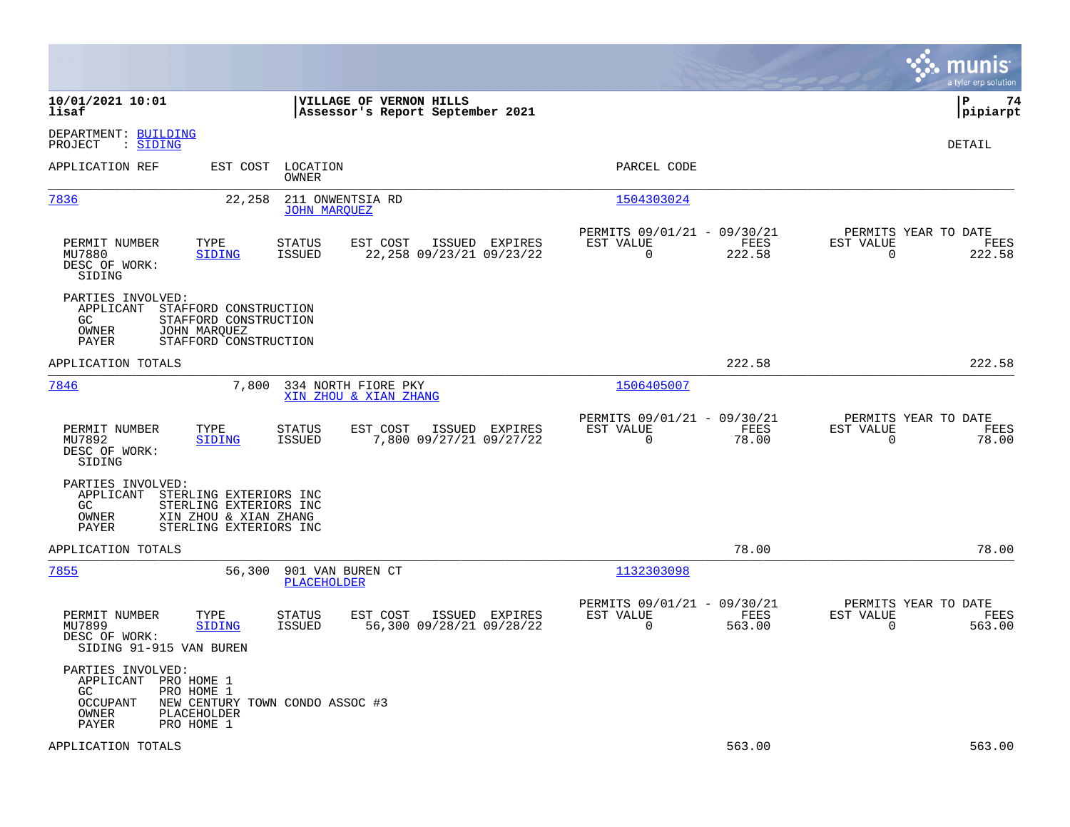10/01/2021 10:01 | VILLAGE OF VERNON HILLS | P 74
lisaf | Assessor's Report September 2021 | pipiarpt

DEPARTMENT: BUILDING
PROJECT : SIDING

DETAIL

| APPLICATION REF | EST COST | LOCATION / OWNER | PARCEL CODE |
|---|---|---|---|
| 7836 | 22,258 | 211 ONWENTSIA RD / JOHN MARQUEZ | 1504303024 |

| PERMIT NUMBER | TYPE | STATUS | EST COST | ISSUED | EXPIRES | PERMITS 09/01/21 - 09/30/21 EST VALUE | FEES | PERMITS YEAR TO DATE EST VALUE | FEES |
|---|---|---|---|---|---|---|---|---|---|
| MU7880 | SIDING | ISSUED | 22,258 | 09/23/21 | 09/23/22 | 0 | 222.58 | 0 | 222.58 |

DESC OF WORK:
SIDING

PARTIES INVOLVED:
- APPLICANT STAFFORD CONSTRUCTION
- GC STAFFORD CONSTRUCTION
- OWNER JOHN MARQUEZ
- PAYER STAFFORD CONSTRUCTION

APPLICATION TOTALS 222.58 222.58

| APPLICATION REF | EST COST | LOCATION / OWNER | PARCEL CODE |
|---|---|---|---|
| 7846 | 7,800 | 334 NORTH FIORE PKY / XIN ZHOU & XIAN ZHANG | 1506405007 |

| PERMIT NUMBER | TYPE | STATUS | EST COST | ISSUED | EXPIRES | PERMITS 09/01/21 - 09/30/21 EST VALUE | FEES | PERMITS YEAR TO DATE EST VALUE | FEES |
|---|---|---|---|---|---|---|---|---|---|
| MU7892 | SIDING | ISSUED | 7,800 | 09/27/21 | 09/27/22 | 0 | 78.00 | 0 | 78.00 |

DESC OF WORK:
SIDING

PARTIES INVOLVED:
- APPLICANT STERLING EXTERIORS INC
- GC STERLING EXTERIORS INC
- OWNER XIN ZHOU & XIAN ZHANG
- PAYER STERLING EXTERIORS INC

APPLICATION TOTALS 78.00 78.00

| APPLICATION REF | EST COST | LOCATION / OWNER | PARCEL CODE |
|---|---|---|---|
| 7855 | 56,300 | 901 VAN BUREN CT / PLACEHOLDER | 1132303098 |

| PERMIT NUMBER | TYPE | STATUS | EST COST | ISSUED | EXPIRES | PERMITS 09/01/21 - 09/30/21 EST VALUE | FEES | PERMITS YEAR TO DATE EST VALUE | FEES |
|---|---|---|---|---|---|---|---|---|---|
| MU7899 | SIDING | ISSUED | 56,300 | 09/28/21 | 09/28/22 | 0 | 563.00 | 0 | 563.00 |

DESC OF WORK:
SIDING 91-915 VAN BUREN

PARTIES INVOLVED:
- APPLICANT PRO HOME 1
- GC PRO HOME 1
- OCCUPANT NEW CENTURY TOWN CONDO ASSOC #3
- OWNER PLACEHOLDER
- PAYER PRO HOME 1

APPLICATION TOTALS 563.00 563.00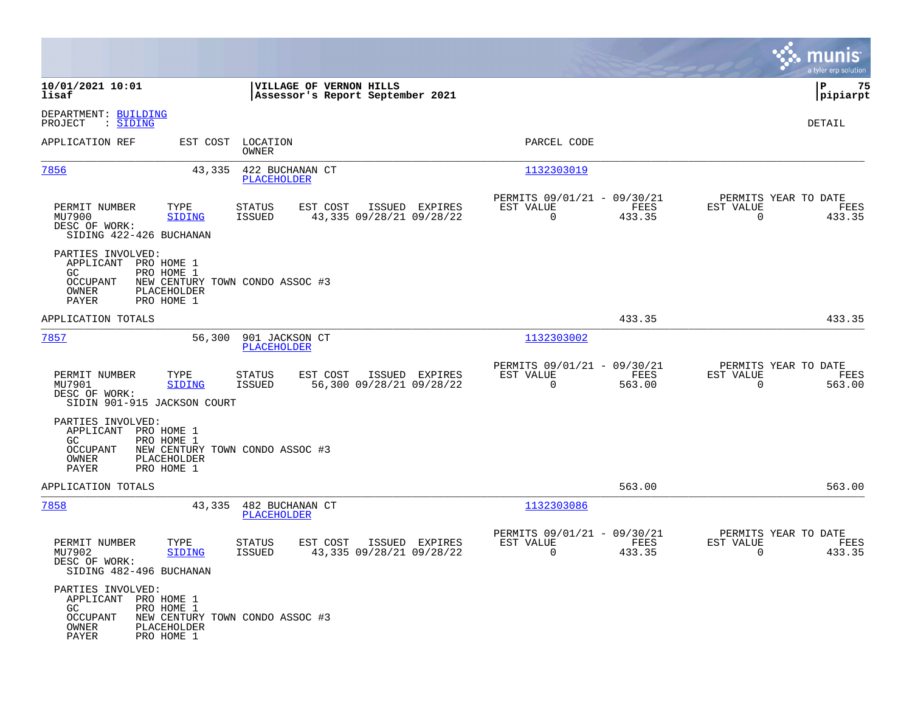**10/01/2021 10:01** | **VILLAGE OF VERNON HILLS** | **P 75**
**lisaf** | **Assessor's Report September 2021** | **pipiarpt**

DEPARTMENT: BUILDING
PROJECT : SIDING

DETAIL

| APPLICATION REF | EST COST | LOCATION / OWNER | PARCEL CODE |
|---|---|---|---|
| 7856 | 43,335 | 422 BUCHANAN CT / PLACEHOLDER | 1132303019 |

| PERMIT NUMBER | TYPE | STATUS | EST COST | ISSUED | EXPIRES | PERMITS 09/01/21 - 09/30/21 EST VALUE | FEES | PERMITS YEAR TO DATE EST VALUE | FEES |
|---|---|---|---|---|---|---|---|---|---|
| MU7900 | SIDING | ISSUED | 43,335 | 09/28/21 | 09/28/22 | 0 | 433.35 | 0 | 433.35 |

DESC OF WORK:
SIDING 422-426 BUCHANAN

PARTIES INVOLVED:
- APPLICANT PRO HOME 1
- GC PRO HOME 1
- OCCUPANT NEW CENTURY TOWN CONDO ASSOC #3
- OWNER PLACEHOLDER
- PAYER PRO HOME 1

APPLICATION TOTALS 433.35 433.35

| APPLICATION REF | EST COST | LOCATION / OWNER | PARCEL CODE |
|---|---|---|---|
| 7857 | 56,300 | 901 JACKSON CT / PLACEHOLDER | 1132303002 |

| PERMIT NUMBER | TYPE | STATUS | EST COST | ISSUED | EXPIRES | PERMITS 09/01/21 - 09/30/21 EST VALUE | FEES | PERMITS YEAR TO DATE EST VALUE | FEES |
|---|---|---|---|---|---|---|---|---|---|
| MU7901 | SIDING | ISSUED | 56,300 | 09/28/21 | 09/28/22 | 0 | 563.00 | 0 | 563.00 |

DESC OF WORK:
SIDIN 901-915 JACKSON COURT

PARTIES INVOLVED:
- APPLICANT PRO HOME 1
- GC PRO HOME 1
- OCCUPANT NEW CENTURY TOWN CONDO ASSOC #3
- OWNER PLACEHOLDER
- PAYER PRO HOME 1

APPLICATION TOTALS 563.00 563.00

| APPLICATION REF | EST COST | LOCATION / OWNER | PARCEL CODE |
|---|---|---|---|
| 7858 | 43,335 | 482 BUCHANAN CT / PLACEHOLDER | 1132303086 |

| PERMIT NUMBER | TYPE | STATUS | EST COST | ISSUED | EXPIRES | PERMITS 09/01/21 - 09/30/21 EST VALUE | FEES | PERMITS YEAR TO DATE EST VALUE | FEES |
|---|---|---|---|---|---|---|---|---|---|
| MU7902 | SIDING | ISSUED | 43,335 | 09/28/21 | 09/28/22 | 0 | 433.35 | 0 | 433.35 |

DESC OF WORK:
SIDING 482-496 BUCHANAN

PARTIES INVOLVED:
- APPLICANT PRO HOME 1
- GC PRO HOME 1
- OCCUPANT NEW CENTURY TOWN CONDO ASSOC #3
- OWNER PLACEHOLDER
- PAYER PRO HOME 1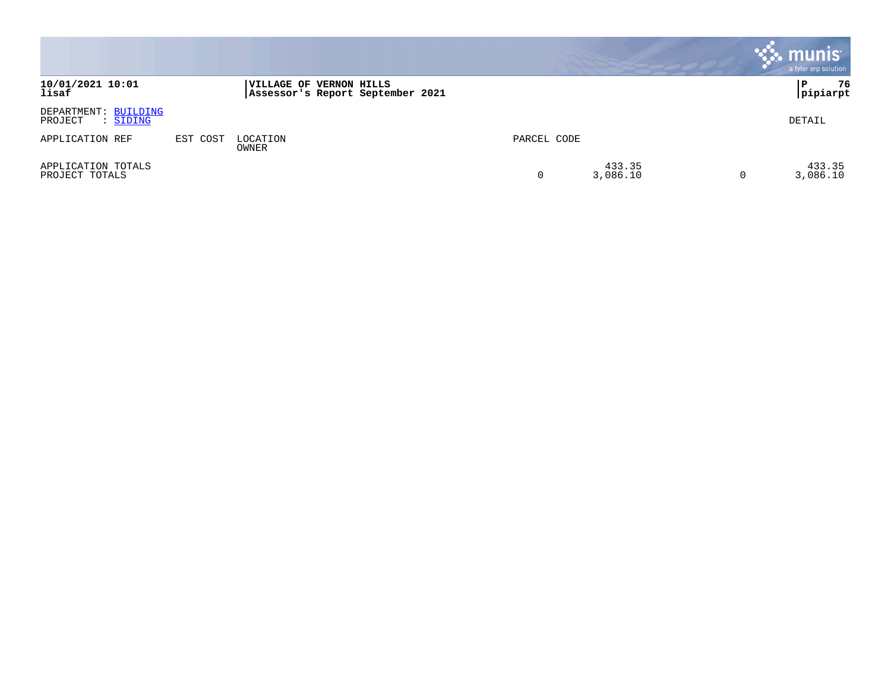**10/01/2021 10:01**
**lisaf**

**VILLAGE OF VERNON HILLS**
**Assessor's Report September 2021**

**P 76**
**pipiarpt**

DEPARTMENT: BUILDING
PROJECT : SIDING

DETAIL

| APPLICATION REF | EST COST | LOCATION / OWNER | PARCEL CODE | | | |
|---|---|---|---|---|---|---|
| APPLICATION TOTALS | | | | 433.35 | | 433.35 |
| PROJECT TOTALS | | | 0 | 3,086.10 | 0 | 3,086.10 |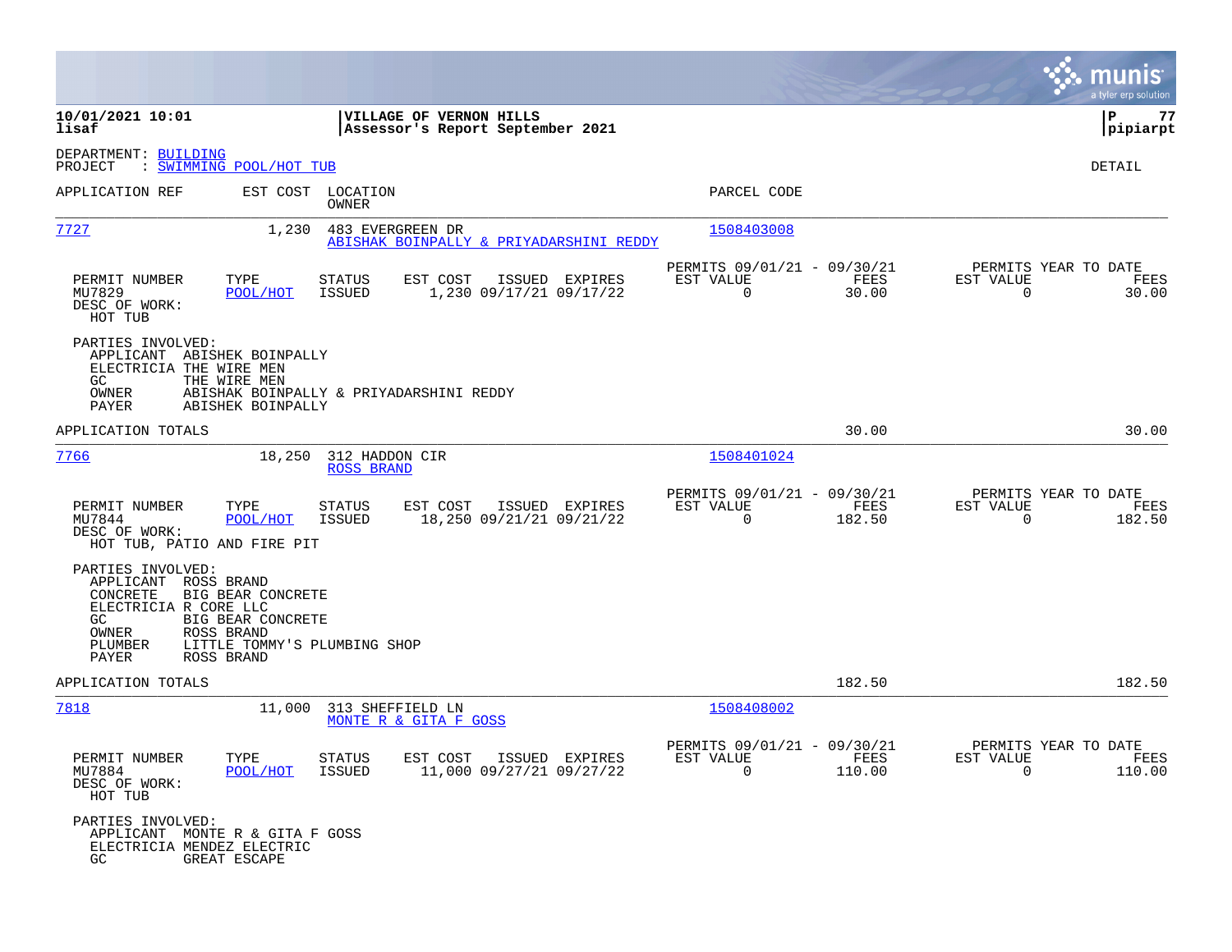**10/01/2021 10:01** | **VILLAGE OF VERNON HILLS** | **P 77**
**lisaf** | **Assessor's Report September 2021** | **pipiarpt**

DEPARTMENT: BUILDING
PROJECT : SWIMMING POOL/HOT TUB

DETAIL

| APPLICATION REF | EST COST | LOCATION / OWNER | PARCEL CODE |
|---|---|---|---|
| 7727 | 1,230 | 483 EVERGREEN DR / ABISHAK BOINPALLY & PRIYADARSHINI REDDY | 1508403008 |

| PERMIT NUMBER | TYPE | STATUS | EST COST | ISSUED | EXPIRES | PERMITS 09/01/21 - 09/30/21 EST VALUE | FEES | PERMITS YEAR TO DATE EST VALUE | FEES |
|---|---|---|---|---|---|---|---|---|---|
| MU7829 | POOL/HOT | ISSUED | 1,230 | 09/17/21 | 09/17/22 | 0 | 30.00 | 0 | 30.00 |

DESC OF WORK:
HOT TUB

PARTIES INVOLVED:
- APPLICANT ABISHEK BOINPALLY
- ELECTRICIA THE WIRE MEN
- GC THE WIRE MEN
- OWNER ABISHAK BOINPALLY & PRIYADARSHINI REDDY
- PAYER ABISHEK BOINPALLY

APPLICATION TOTALS 30.00 30.00

| APPLICATION REF | EST COST | LOCATION / OWNER | PARCEL CODE |
|---|---|---|---|
| 7766 | 18,250 | 312 HADDON CIR / ROSS BRAND | 1508401024 |

| PERMIT NUMBER | TYPE | STATUS | EST COST | ISSUED | EXPIRES | PERMITS 09/01/21 - 09/30/21 EST VALUE | FEES | PERMITS YEAR TO DATE EST VALUE | FEES |
|---|---|---|---|---|---|---|---|---|---|
| MU7844 | POOL/HOT | ISSUED | 18,250 | 09/21/21 | 09/21/22 | 0 | 182.50 | 0 | 182.50 |

DESC OF WORK:
HOT TUB, PATIO AND FIRE PIT

PARTIES INVOLVED:
- APPLICANT ROSS BRAND
- CONCRETE BIG BEAR CONCRETE
- ELECTRICIA R CORE LLC
- GC BIG BEAR CONCRETE
- OWNER ROSS BRAND
- PLUMBER LITTLE TOMMY'S PLUMBING SHOP
- PAYER ROSS BRAND

APPLICATION TOTALS 182.50 182.50

| APPLICATION REF | EST COST | LOCATION / OWNER | PARCEL CODE |
|---|---|---|---|
| 7818 | 11,000 | 313 SHEFFIELD LN / MONTE R & GITA F GOSS | 1508408002 |

| PERMIT NUMBER | TYPE | STATUS | EST COST | ISSUED | EXPIRES | PERMITS 09/01/21 - 09/30/21 EST VALUE | FEES | PERMITS YEAR TO DATE EST VALUE | FEES |
|---|---|---|---|---|---|---|---|---|---|
| MU7884 | POOL/HOT | ISSUED | 11,000 | 09/27/21 | 09/27/22 | 0 | 110.00 | 0 | 110.00 |

DESC OF WORK:
HOT TUB

PARTIES INVOLVED:
- APPLICANT MONTE R & GITA F GOSS
- ELECTRICIA MENDEZ ELECTRIC
- GC GREAT ESCAPE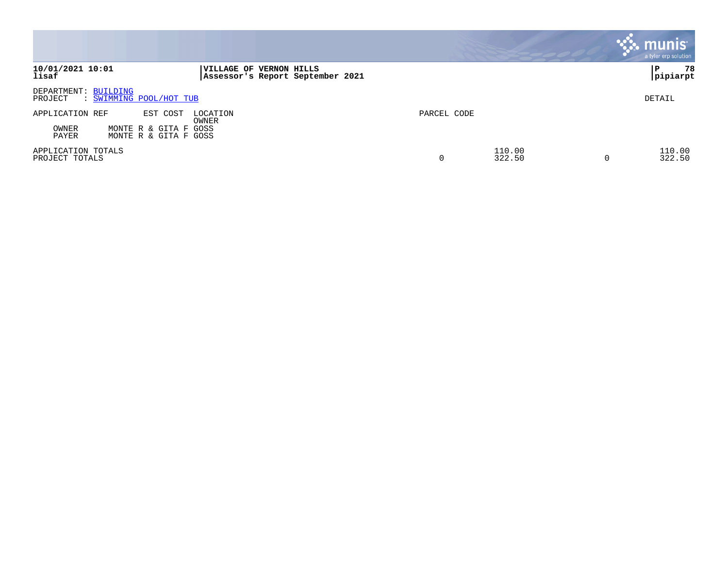**10/01/2021 10:01** | **VILLAGE OF VERNON HILLS**
**lisaf** | **Assessor's Report September 2021**
**pipiarpt**

DEPARTMENT: BUILDING
PROJECT : SWIMMING POOL/HOT TUB

DETAIL

| APPLICATION REF | EST COST | LOCATION<br>OWNER | PARCEL CODE | | | |
|---|---|---|---|---|---|---|
| OWNER | MONTE R & GITA F GOSS | | | | | |
| PAYER | MONTE R & GITA F GOSS | | | | | |
| APPLICATION TOTALS | | | | 110.00 | | 110.00 |
| PROJECT TOTALS | | | 0 | 322.50 | 0 | 322.50 |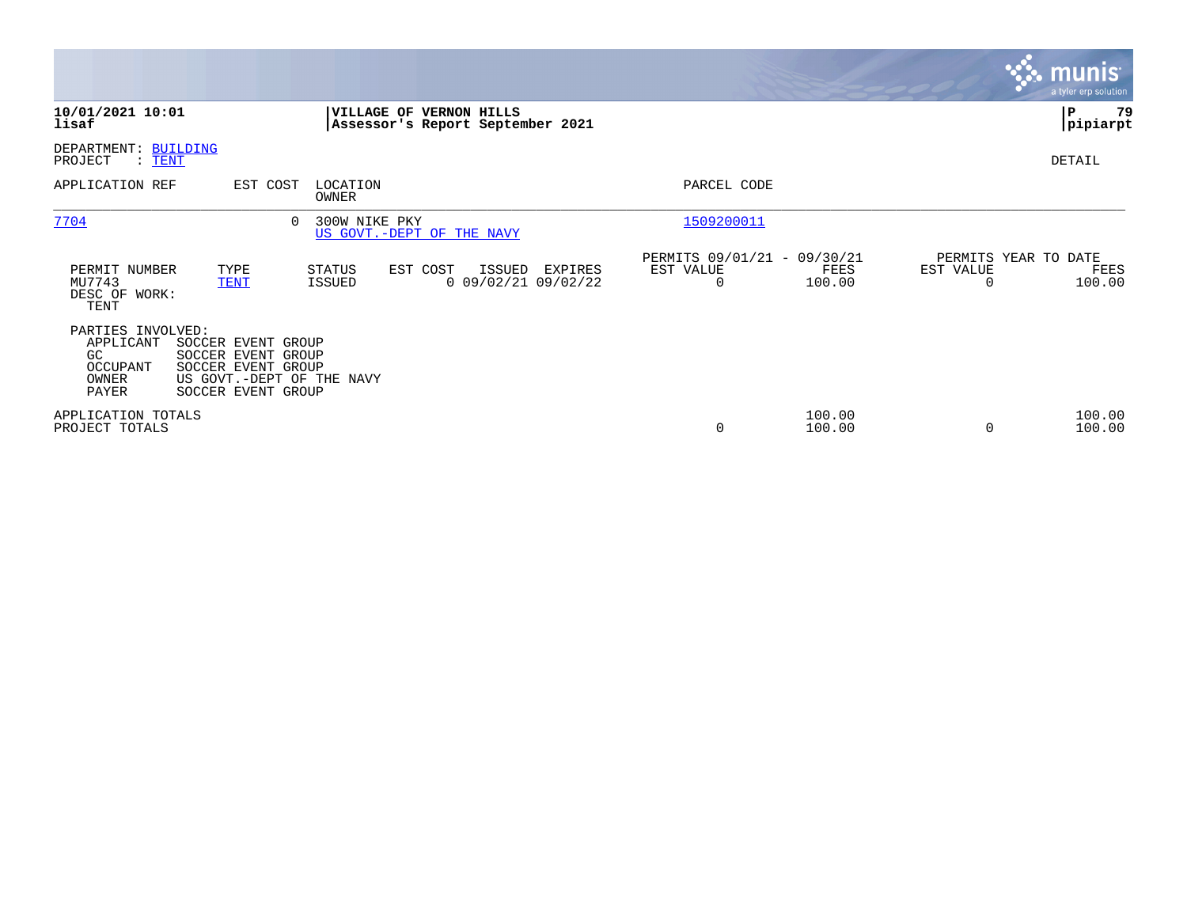**10/01/2021 10:01** **VILLAGE OF VERNON HILLS**
**lisaf** **Assessor's Report September 2021**
**pipiarpt**

DEPARTMENT: BUILDING
PROJECT : TENT

DETAIL

| APPLICATION REF | EST COST | LOCATION / OWNER | PARCEL CODE |
|---|---|---|---|
| 7704 | 0 | 300W NIKE PKY / US GOVT.-DEPT OF THE NAVY | 1509200011 |

| PERMIT NUMBER | TYPE | STATUS | EST COST | ISSUED | EXPIRES | PERMITS 09/01/21 - 09/30/21 EST VALUE | FEES | PERMITS YEAR TO DATE EST VALUE | FEES |
|---|---|---|---|---|---|---|---|---|---|
| MU7743 | TENT | ISSUED | 0 | 09/02/21 | 09/02/22 | 0 | 100.00 | 0 | 100.00 |

DESC OF WORK:
TENT

PARTIES INVOLVED:

| | |
|---|---|
| APPLICANT | SOCCER EVENT GROUP |
| GC | SOCCER EVENT GROUP |
| OCCUPANT | SOCCER EVENT GROUP |
| OWNER | US GOVT.-DEPT OF THE NAVY |
| PAYER | SOCCER EVENT GROUP |

| | EST VALUE | FEES | YTD EST VALUE | YTD FEES |
|---|---|---|---|---|
| APPLICATION TOTALS | | 100.00 | | 100.00 |
| PROJECT TOTALS | 0 | 100.00 | 0 | 100.00 |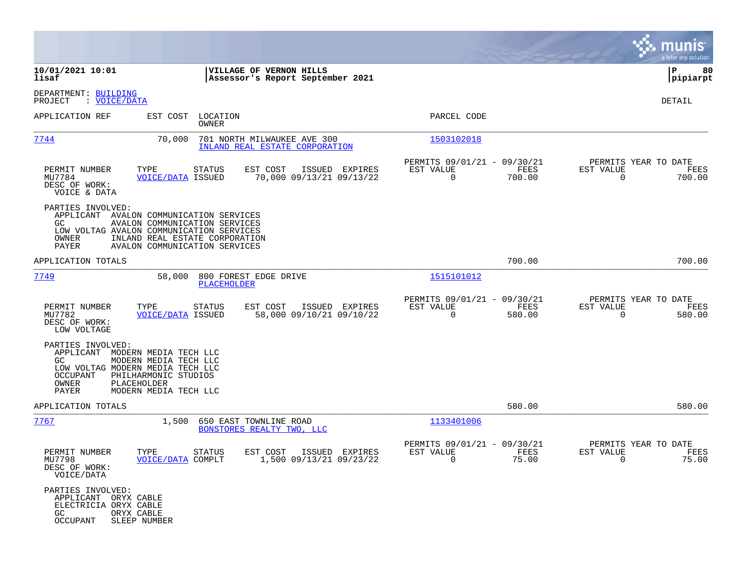**10/01/2021 10:01** | **VILLAGE OF VERNON HILLS** | **P 80**
**lisaf** | **Assessor's Report September 2021** | **pipiarpt**

DEPARTMENT: BUILDING
PROJECT : VOICE/DATA

DETAIL

| APPLICATION REF | EST COST | LOCATION / OWNER | PARCEL CODE |
|---|---|---|---|
| 7744 | 70,000 | 701 NORTH MILWAUKEE AVE 300 / INLAND REAL ESTATE CORPORATION | 1503102018 |

| PERMIT NUMBER | TYPE | STATUS | EST COST | ISSUED | EXPIRES | PERMITS 09/01/21 - 09/30/21 EST VALUE | FEES | PERMITS YEAR TO DATE EST VALUE | FEES |
|---|---|---|---|---|---|---|---|---|---|
| MU7784 | VOICE/DATA | ISSUED | 70,000 | 09/13/21 | 09/13/22 | 0 | 700.00 | 0 | 700.00 |

DESC OF WORK:
VOICE & DATA

PARTIES INVOLVED:
APPLICANT AVALON COMMUNICATION SERVICES
GC AVALON COMMUNICATION SERVICES
LOW VOLTAG AVALON COMMUNICATION SERVICES
OWNER INLAND REAL ESTATE CORPORATION
PAYER AVALON COMMUNICATION SERVICES

APPLICATION TOTALS 700.00 700.00

| APPLICATION REF | EST COST | LOCATION / OWNER | PARCEL CODE |
|---|---|---|---|
| 7749 | 58,000 | 800 FOREST EDGE DRIVE / PLACEHOLDER | 1515101012 |

| PERMIT NUMBER | TYPE | STATUS | EST COST | ISSUED | EXPIRES | PERMITS 09/01/21 - 09/30/21 EST VALUE | FEES | PERMITS YEAR TO DATE EST VALUE | FEES |
|---|---|---|---|---|---|---|---|---|---|
| MU7782 | VOICE/DATA | ISSUED | 58,000 | 09/10/21 | 09/10/22 | 0 | 580.00 | 0 | 580.00 |

DESC OF WORK:
LOW VOLTAGE

PARTIES INVOLVED:
APPLICANT MODERN MEDIA TECH LLC
GC MODERN MEDIA TECH LLC
LOW VOLTAG MODERN MEDIA TECH LLC
OCCUPANT PHILHARMONIC STUDIOS
OWNER PLACEHOLDER
PAYER MODERN MEDIA TECH LLC

APPLICATION TOTALS 580.00 580.00

| APPLICATION REF | EST COST | LOCATION / OWNER | PARCEL CODE |
|---|---|---|---|
| 7767 | 1,500 | 650 EAST TOWNLINE ROAD / BONSTORES REALTY TWO, LLC | 1133401006 |

| PERMIT NUMBER | TYPE | STATUS | EST COST | ISSUED | EXPIRES | PERMITS 09/01/21 - 09/30/21 EST VALUE | FEES | PERMITS YEAR TO DATE EST VALUE | FEES |
|---|---|---|---|---|---|---|---|---|---|
| MU7798 | VOICE/DATA | COMPLT | 1,500 | 09/13/21 | 09/23/22 | 0 | 75.00 | 0 | 75.00 |

DESC OF WORK:
VOICE/DATA

PARTIES INVOLVED:
APPLICANT ORYX CABLE
ELECTRICIA ORYX CABLE
GC ORYX CABLE
OCCUPANT SLEEP NUMBER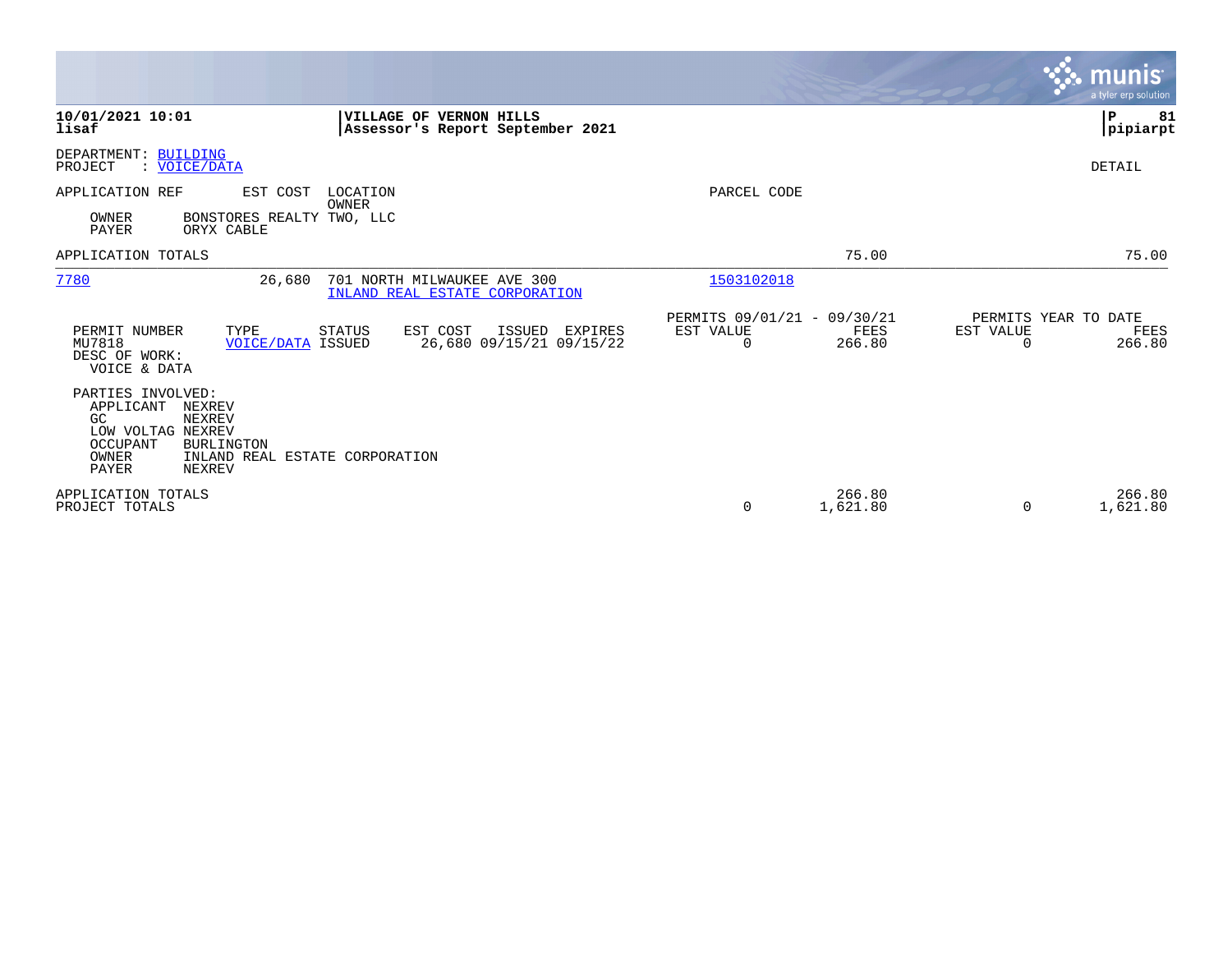**10/01/2021 10:01**
**lisaf**

**VILLAGE OF VERNON HILLS**
**Assessor's Report September 2021**

**P 81**
**pipiarpt**

DEPARTMENT: BUILDING
PROJECT : VOICE/DATA

DETAIL

APPLICATION REF EST COST LOCATION OWNER PARCEL CODE

OWNER BONSTORES REALTY TWO, LLC
PAYER ORYX CABLE

| | EST VALUE | FEES | EST VALUE | FEES |
|---|---|---|---|---|
| APPLICATION TOTALS | | 75.00 | | 75.00 |

7780 | 26,680 | 701 NORTH MILWAUKEE AVE 300 | INLAND REAL ESTATE CORPORATION | 1503102018

| PERMIT NUMBER | TYPE | STATUS | EST COST | ISSUED | EXPIRES | PERMITS 09/01/21 - 09/30/21 EST VALUE | FEES | PERMITS YEAR TO DATE EST VALUE | FEES |
|---|---|---|---|---|---|---|---|---|---|
| MU7818 | VOICE/DATA | ISSUED | 26,680 | 09/15/21 | 09/15/22 | 0 | 266.80 | 0 | 266.80 |

DESC OF WORK:
VOICE & DATA

PARTIES INVOLVED:
- APPLICANT NEXREV
- GC NEXREV
- LOW VOLTAG NEXREV
- OCCUPANT BURLINGTON
- OWNER INLAND REAL ESTATE CORPORATION
- PAYER NEXREV

| | EST VALUE | FEES | EST VALUE | FEES |
|---|---|---|---|---|
| APPLICATION TOTALS | | 266.80 | | 266.80 |
| PROJECT TOTALS | 0 | 1,621.80 | 0 | 1,621.80 |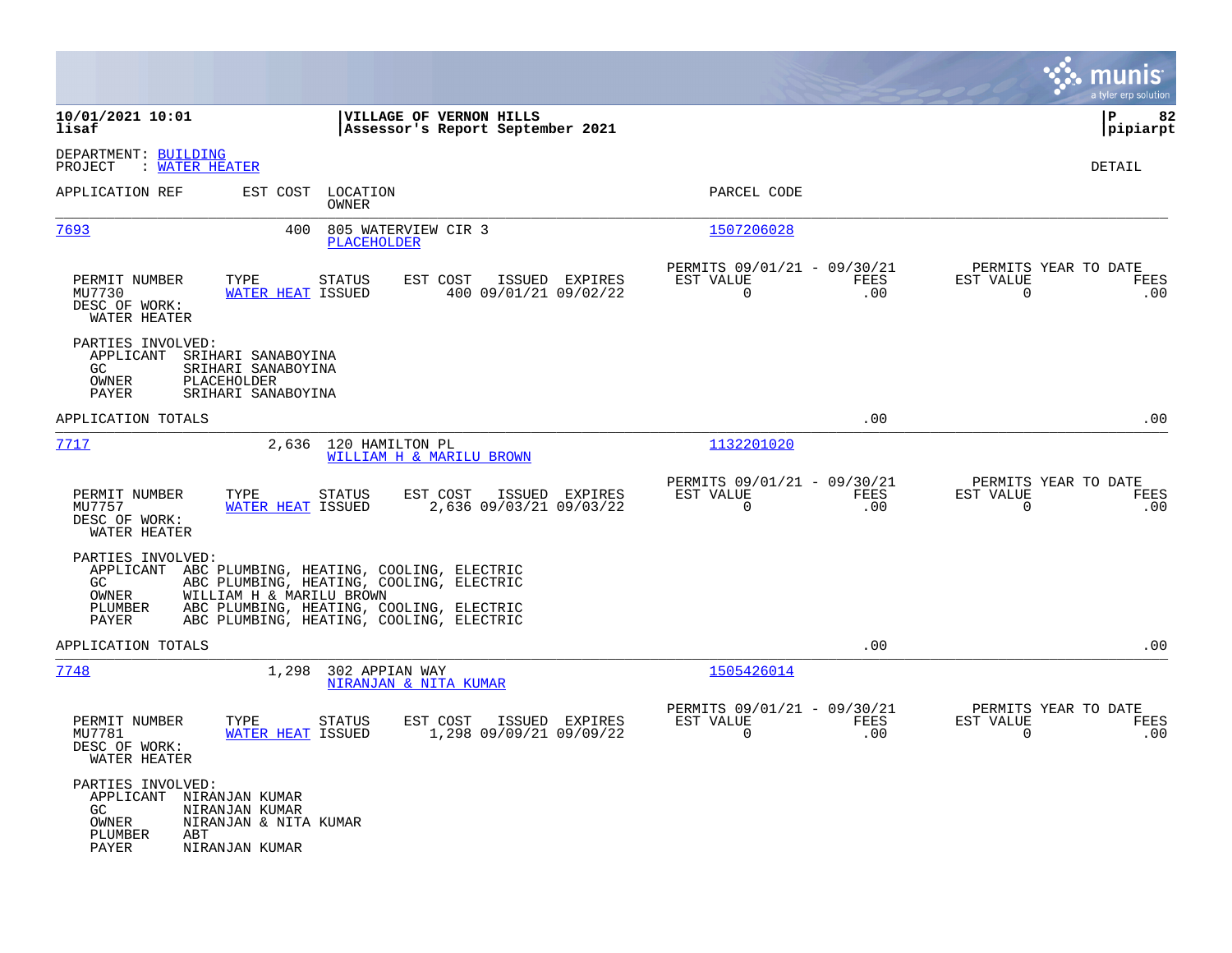**10/01/2021 10:01**
**lisaf**

**VILLAGE OF VERNON HILLS**
**Assessor's Report September 2021**

**P 82**
**pipiarpt**

DEPARTMENT: BUILDING
PROJECT : WATER HEATER

DETAIL

| APPLICATION REF | EST COST | LOCATION / OWNER | PARCEL CODE |
|---|---|---|---|
| 7693 | 400 | 805 WATERVIEW CIR 3 / PLACEHOLDER | 1507206028 |

| PERMIT NUMBER | TYPE | STATUS | EST COST | ISSUED | EXPIRES | PERMITS 09/01/21 - 09/30/21 EST VALUE | FEES | PERMITS YEAR TO DATE EST VALUE | FEES |
|---|---|---|---|---|---|---|---|---|---|
| MU7730 | WATER HEAT | ISSUED | 400 | 09/01/21 | 09/02/22 | 0 | .00 | 0 | .00 |

DESC OF WORK:
WATER HEATER

PARTIES INVOLVED:
- APPLICANT SRIHARI SANABOYINA
- GC SRIHARI SANABOYINA
- OWNER PLACEHOLDER
- PAYER SRIHARI SANABOYINA

APPLICATION TOTALS .00 .00

| APPLICATION REF | EST COST | LOCATION / OWNER | PARCEL CODE |
|---|---|---|---|
| 7717 | 2,636 | 120 HAMILTON PL / WILLIAM H & MARILU BROWN | 1132201020 |

| PERMIT NUMBER | TYPE | STATUS | EST COST | ISSUED | EXPIRES | PERMITS 09/01/21 - 09/30/21 EST VALUE | FEES | PERMITS YEAR TO DATE EST VALUE | FEES |
|---|---|---|---|---|---|---|---|---|---|
| MU7757 | WATER HEAT | ISSUED | 2,636 | 09/03/21 | 09/03/22 | 0 | .00 | 0 | .00 |

DESC OF WORK:
WATER HEATER

PARTIES INVOLVED:
- APPLICANT ABC PLUMBING, HEATING, COOLING, ELECTRIC
- GC ABC PLUMBING, HEATING, COOLING, ELECTRIC
- OWNER WILLIAM H & MARILU BROWN
- PLUMBER ABC PLUMBING, HEATING, COOLING, ELECTRIC
- PAYER ABC PLUMBING, HEATING, COOLING, ELECTRIC

APPLICATION TOTALS .00 .00

| APPLICATION REF | EST COST | LOCATION / OWNER | PARCEL CODE |
|---|---|---|---|
| 7748 | 1,298 | 302 APPIAN WAY / NIRANJAN & NITA KUMAR | 1505426014 |

| PERMIT NUMBER | TYPE | STATUS | EST COST | ISSUED | EXPIRES | PERMITS 09/01/21 - 09/30/21 EST VALUE | FEES | PERMITS YEAR TO DATE EST VALUE | FEES |
|---|---|---|---|---|---|---|---|---|---|
| MU7781 | WATER HEAT | ISSUED | 1,298 | 09/09/21 | 09/09/22 | 0 | .00 | 0 | .00 |

DESC OF WORK:
WATER HEATER

PARTIES INVOLVED:
- APPLICANT NIRANJAN KUMAR
- GC NIRANJAN KUMAR
- OWNER NIRANJAN & NITA KUMAR
- PLUMBER ABT
- PAYER NIRANJAN KUMAR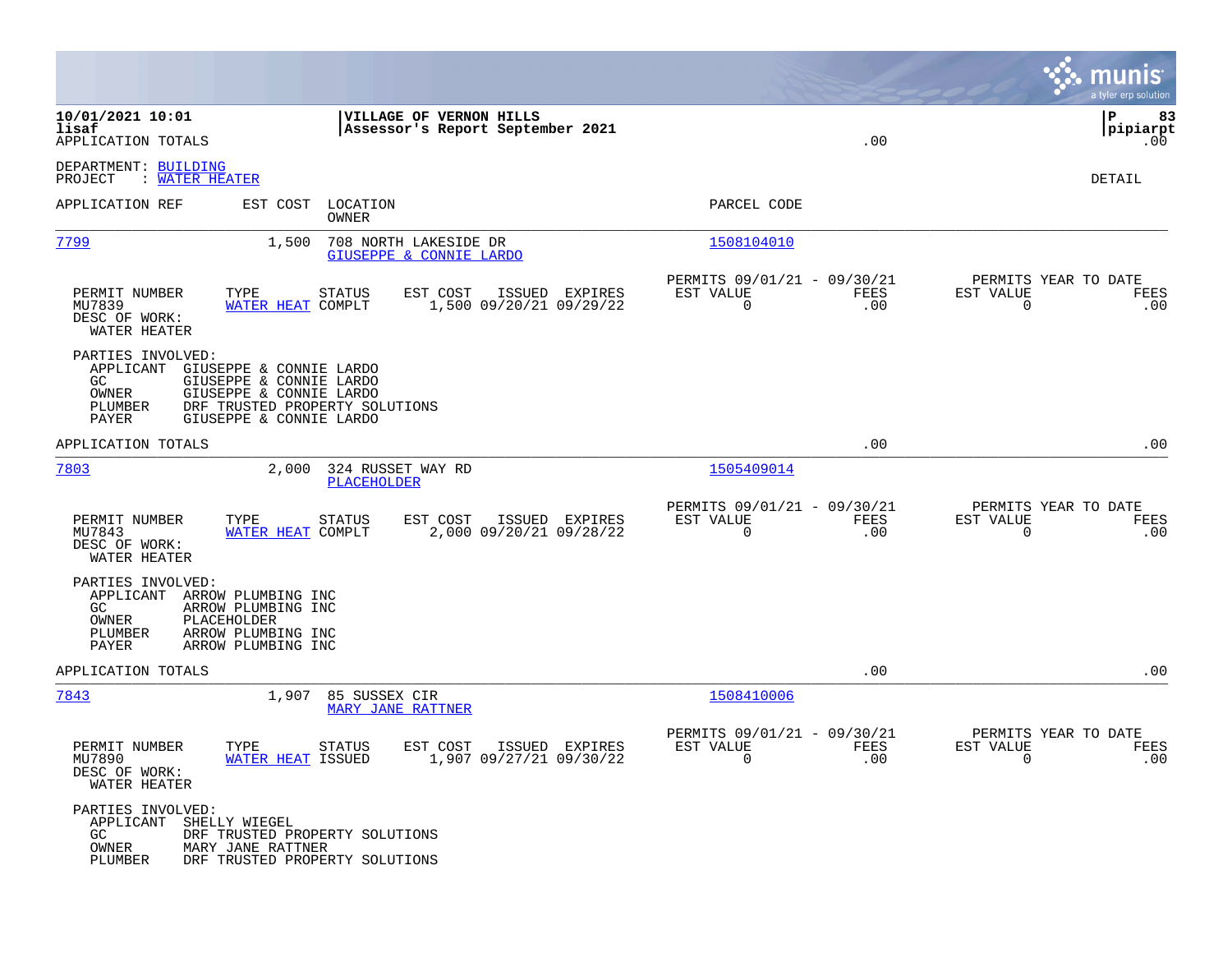10/01/2021 10:01 | VILLAGE OF VERNON HILLS | P 83
lisaf | Assessor's Report September 2021 | pipiarpt
APPLICATION TOTALS .00 .00

DEPARTMENT: BUILDING
PROJECT : WATER HEATER

DETAIL

| APPLICATION REF | EST COST | LOCATION / OWNER | PARCEL CODE |
|---|---|---|---|
| 7799 | 1,500 | 708 NORTH LAKESIDE DR / GIUSEPPE & CONNIE LARDO | 1508104010 |

| PERMIT NUMBER | TYPE | STATUS | EST COST | ISSUED | EXPIRES | PERMITS 09/01/21 - 09/30/21 EST VALUE | FEES | PERMITS YEAR TO DATE EST VALUE | FEES |
|---|---|---|---|---|---|---|---|---|---|
| MU7839 | WATER HEAT | COMPLT | 1,500 | 09/20/21 | 09/29/22 | 0 | .00 | 0 | .00 |

DESC OF WORK:
WATER HEATER

PARTIES INVOLVED:
- APPLICANT GIUSEPPE & CONNIE LARDO
- GC GIUSEPPE & CONNIE LARDO
- OWNER GIUSEPPE & CONNIE LARDO
- PLUMBER DRF TRUSTED PROPERTY SOLUTIONS
- PAYER GIUSEPPE & CONNIE LARDO

APPLICATION TOTALS .00 .00

| APPLICATION REF | EST COST | LOCATION / OWNER | PARCEL CODE |
|---|---|---|---|
| 7803 | 2,000 | 324 RUSSET WAY RD / PLACEHOLDER | 1505409014 |

| PERMIT NUMBER | TYPE | STATUS | EST COST | ISSUED | EXPIRES | PERMITS 09/01/21 - 09/30/21 EST VALUE | FEES | PERMITS YEAR TO DATE EST VALUE | FEES |
|---|---|---|---|---|---|---|---|---|---|
| MU7843 | WATER HEAT | COMPLT | 2,000 | 09/20/21 | 09/28/22 | 0 | .00 | 0 | .00 |

DESC OF WORK:
WATER HEATER

PARTIES INVOLVED:
- APPLICANT ARROW PLUMBING INC
- GC ARROW PLUMBING INC
- OWNER PLACEHOLDER
- PLUMBER ARROW PLUMBING INC
- PAYER ARROW PLUMBING INC

APPLICATION TOTALS .00 .00

| APPLICATION REF | EST COST | LOCATION / OWNER | PARCEL CODE |
|---|---|---|---|
| 7843 | 1,907 | 85 SUSSEX CIR / MARY JANE RATTNER | 1508410006 |

| PERMIT NUMBER | TYPE | STATUS | EST COST | ISSUED | EXPIRES | PERMITS 09/01/21 - 09/30/21 EST VALUE | FEES | PERMITS YEAR TO DATE EST VALUE | FEES |
|---|---|---|---|---|---|---|---|---|---|
| MU7890 | WATER HEAT | ISSUED | 1,907 | 09/27/21 | 09/30/22 | 0 | .00 | 0 | .00 |

DESC OF WORK:
WATER HEATER

PARTIES INVOLVED:
- APPLICANT SHELLY WIEGEL
- GC DRF TRUSTED PROPERTY SOLUTIONS
- OWNER MARY JANE RATTNER
- PLUMBER DRF TRUSTED PROPERTY SOLUTIONS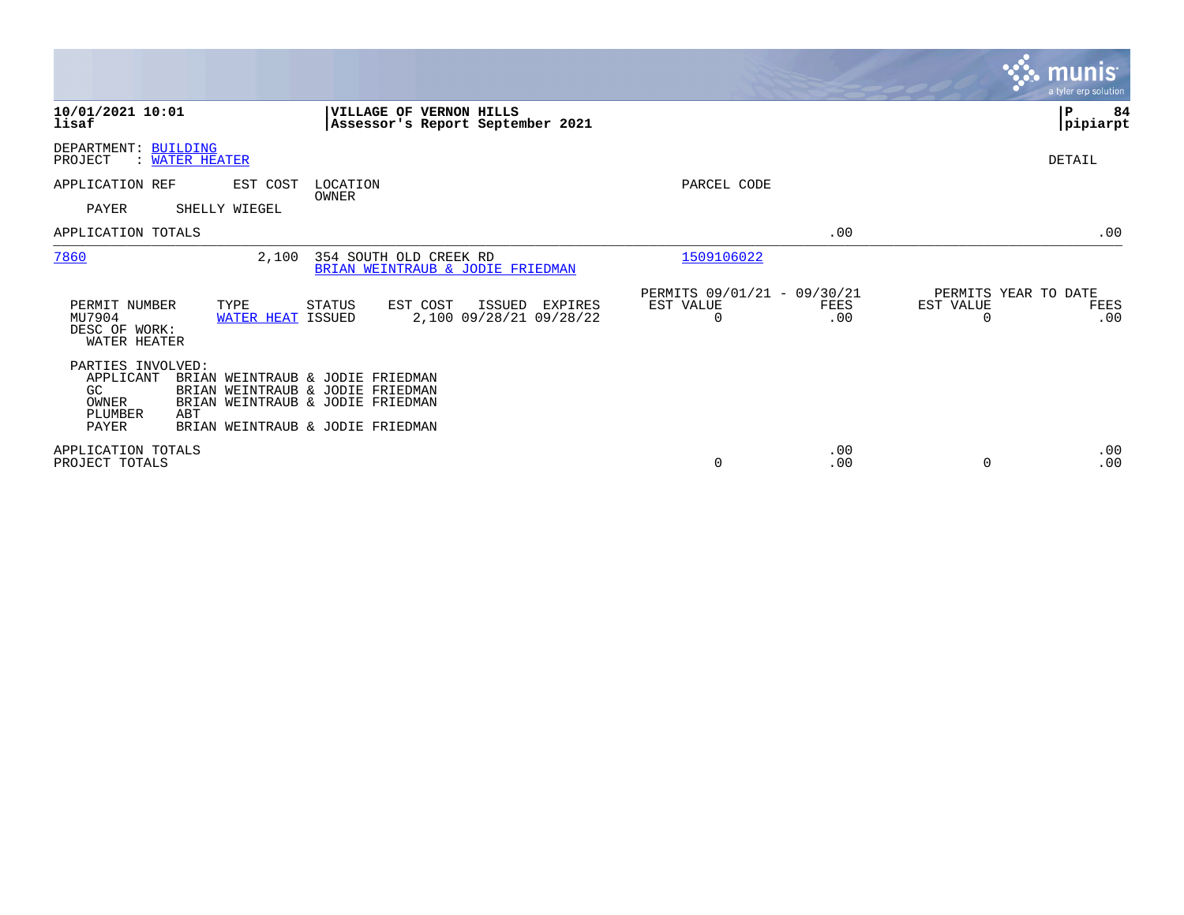**10/01/2021 10:01**
**lisaf**

**VILLAGE OF VERNON HILLS**
**Assessor's Report September 2021**

**P 84**
**pipiarpt**

DEPARTMENT: BUILDING
PROJECT : WATER HEATER

DETAIL

| APPLICATION REF | EST COST | LOCATION / OWNER | PARCEL CODE | | |
|---|---|---|---|---|---|
| PAYER | SHELLY WIEGEL | | | | |
| APPLICATION TOTALS | | | | .00 | .00 |
| 7860 | 2,100 | 354 SOUTH OLD CREEK RD / BRIAN WEINTRAUB & JODIE FRIEDMAN | 1509106022 | | |

| PERMIT NUMBER | TYPE | STATUS | EST COST | ISSUED | EXPIRES | PERMITS 09/01/21 - 09/30/21 EST VALUE | FEES | PERMITS YEAR TO DATE EST VALUE | FEES |
|---|---|---|---|---|---|---|---|---|---|
| MU7904 | WATER HEAT | ISSUED | 2,100 | 09/28/21 | 09/28/22 | 0 | .00 | 0 | .00 |

DESC OF WORK:
WATER HEATER

PARTIES INVOLVED:

| | |
|---|---|
| APPLICANT | BRIAN WEINTRAUB & JODIE FRIEDMAN |
| GC | BRIAN WEINTRAUB & JODIE FRIEDMAN |
| OWNER | BRIAN WEINTRAUB & JODIE FRIEDMAN |
| PLUMBER | ABT |
| PAYER | BRIAN WEINTRAUB & JODIE FRIEDMAN |

| | EST VALUE | FEES | EST VALUE | FEES |
|---|---|---|---|---|
| APPLICATION TOTALS | | .00 | | .00 |
| PROJECT TOTALS | 0 | .00 | 0 | .00 |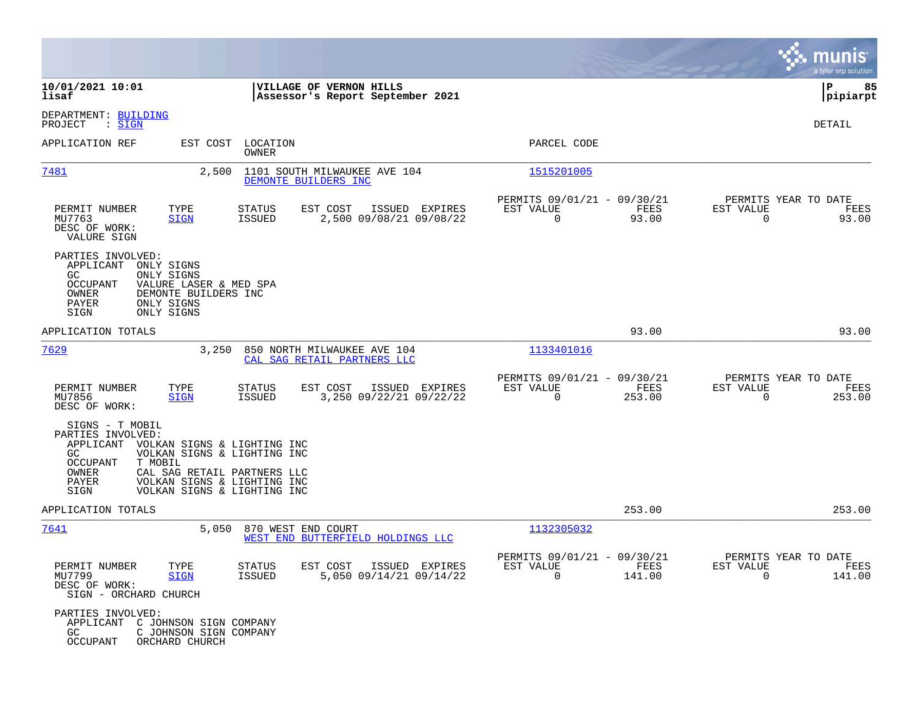10/01/2021 10:01 lisaf | VILLAGE OF VERNON HILLS Assessor's Report September 2021 | P 85 pipiarpt

DEPARTMENT: BUILDING
PROJECT : SIGN

DETAIL

| APPLICATION REF | EST COST | LOCATION / OWNER | PARCEL CODE |
|---|---|---|---|
| 7481 | 2,500 | 1101 SOUTH MILWAUKEE AVE 104 / DEMONTE BUILDERS INC | 1515201005 |

| PERMIT NUMBER | TYPE | STATUS | EST COST | ISSUED | EXPIRES | PERMITS 09/01/21 - 09/30/21 EST VALUE | FEES | PERMITS YEAR TO DATE EST VALUE | FEES |
|---|---|---|---|---|---|---|---|---|---|
| MU7763 | SIGN | ISSUED | 2,500 | 09/08/21 | 09/08/22 | 0 | 93.00 | 0 | 93.00 |

DESC OF WORK:
VALURE SIGN

PARTIES INVOLVED:
- APPLICANT ONLY SIGNS
- GC ONLY SIGNS
- OCCUPANT VALURE LASER & MED SPA
- OWNER DEMONTE BUILDERS INC
- PAYER ONLY SIGNS
- SIGN ONLY SIGNS

APPLICATION TOTALS: 93.00 | 93.00

| APPLICATION REF | EST COST | LOCATION / OWNER | PARCEL CODE |
|---|---|---|---|
| 7629 | 3,250 | 850 NORTH MILWAUKEE AVE 104 / CAL SAG RETAIL PARTNERS LLC | 1133401016 |

| PERMIT NUMBER | TYPE | STATUS | EST COST | ISSUED | EXPIRES | PERMITS 09/01/21 - 09/30/21 EST VALUE | FEES | PERMITS YEAR TO DATE EST VALUE | FEES |
|---|---|---|---|---|---|---|---|---|---|
| MU7856 | SIGN | ISSUED | 3,250 | 09/22/21 | 09/22/22 | 0 | 253.00 | 0 | 253.00 |

DESC OF WORK:
SIGNS - T MOBIL

PARTIES INVOLVED:
- APPLICANT VOLKAN SIGNS & LIGHTING INC
- GC VOLKAN SIGNS & LIGHTING INC
- OCCUPANT T MOBIL
- OWNER CAL SAG RETAIL PARTNERS LLC
- PAYER VOLKAN SIGNS & LIGHTING INC
- SIGN VOLKAN SIGNS & LIGHTING INC

APPLICATION TOTALS: 253.00 | 253.00

| APPLICATION REF | EST COST | LOCATION / OWNER | PARCEL CODE |
|---|---|---|---|
| 7641 | 5,050 | 870 WEST END COURT / WEST END BUTTERFIELD HOLDINGS LLC | 1132305032 |

| PERMIT NUMBER | TYPE | STATUS | EST COST | ISSUED | EXPIRES | PERMITS 09/01/21 - 09/30/21 EST VALUE | FEES | PERMITS YEAR TO DATE EST VALUE | FEES |
|---|---|---|---|---|---|---|---|---|---|
| MU7799 | SIGN | ISSUED | 5,050 | 09/14/21 | 09/14/22 | 0 | 141.00 | 0 | 141.00 |

DESC OF WORK:
SIGN - ORCHARD CHURCH

PARTIES INVOLVED:
- APPLICANT C JOHNSON SIGN COMPANY
- GC C JOHNSON SIGN COMPANY
- OCCUPANT ORCHARD CHURCH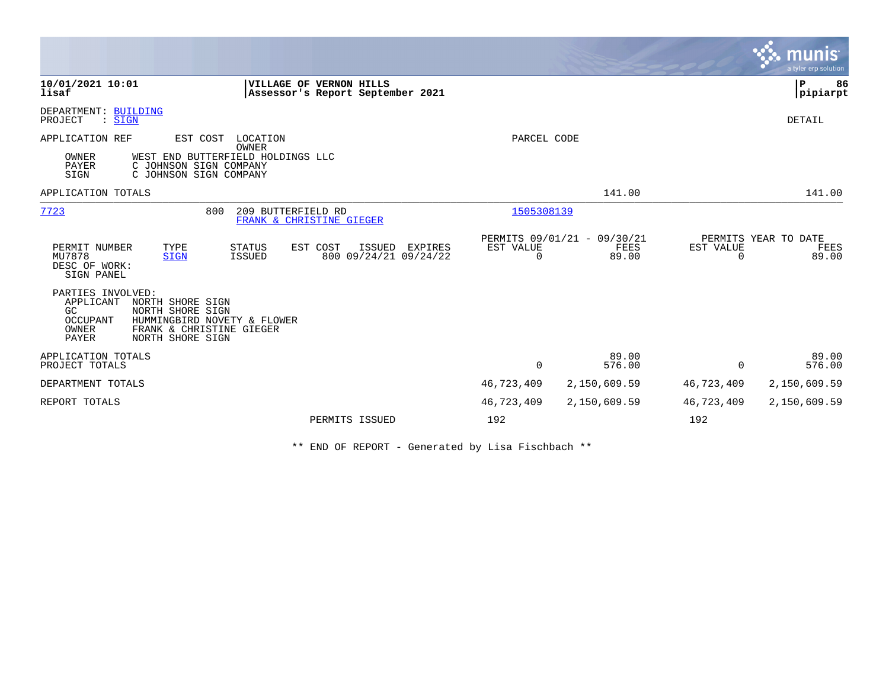10/01/2021 10:01 | VILLAGE OF VERNON HILLS | P 86
lisaf | Assessor's Report September 2021 | pipiarpt

DEPARTMENT: BUILDING
PROJECT : SIGN

DETAIL

APPLICATION REF    EST COST    LOCATION    PARCEL CODE
OWNER

OWNER    WEST END BUTTERFIELD HOLDINGS LLC
PAYER    C JOHNSON SIGN COMPANY
SIGN    C JOHNSON SIGN COMPANY

| | | | | |
|---|---|---|---|---|
| APPLICATION TOTALS | | 141.00 | | 141.00 |

7723    800    209 BUTTERFIELD RD    1505308139
FRANK & CHRISTINE GIEGER

| PERMIT NUMBER | TYPE | STATUS | EST COST | ISSUED | EXPIRES | PERMITS 09/01/21 - 09/30/21 EST VALUE | FEES | PERMITS YEAR TO DATE EST VALUE | FEES |
|---|---|---|---|---|---|---|---|---|---|
| MU7878 | SIGN | ISSUED | 800 | 09/24/21 | 09/24/22 | 0 | 89.00 | 0 | 89.00 |

DESC OF WORK:
SIGN PANEL

PARTIES INVOLVED:
APPLICANT    NORTH SHORE SIGN
GC    NORTH SHORE SIGN
OCCUPANT    HUMMINGBIRD NOVETY & FLOWER
OWNER    FRANK & CHRISTINE GIEGER
PAYER    NORTH SHORE SIGN

| | EST VALUE | FEES | EST VALUE | FEES |
|---|---|---|---|---|
| APPLICATION TOTALS | | 89.00 | | 89.00 |
| PROJECT TOTALS | 0 | 576.00 | 0 | 576.00 |
| DEPARTMENT TOTALS | 46,723,409 | 2,150,609.59 | 46,723,409 | 2,150,609.59 |
| REPORT TOTALS | 46,723,409 | 2,150,609.59 | 46,723,409 | 2,150,609.59 |
| PERMITS ISSUED | 192 | | 192 | |

** END OF REPORT - Generated by Lisa Fischbach **